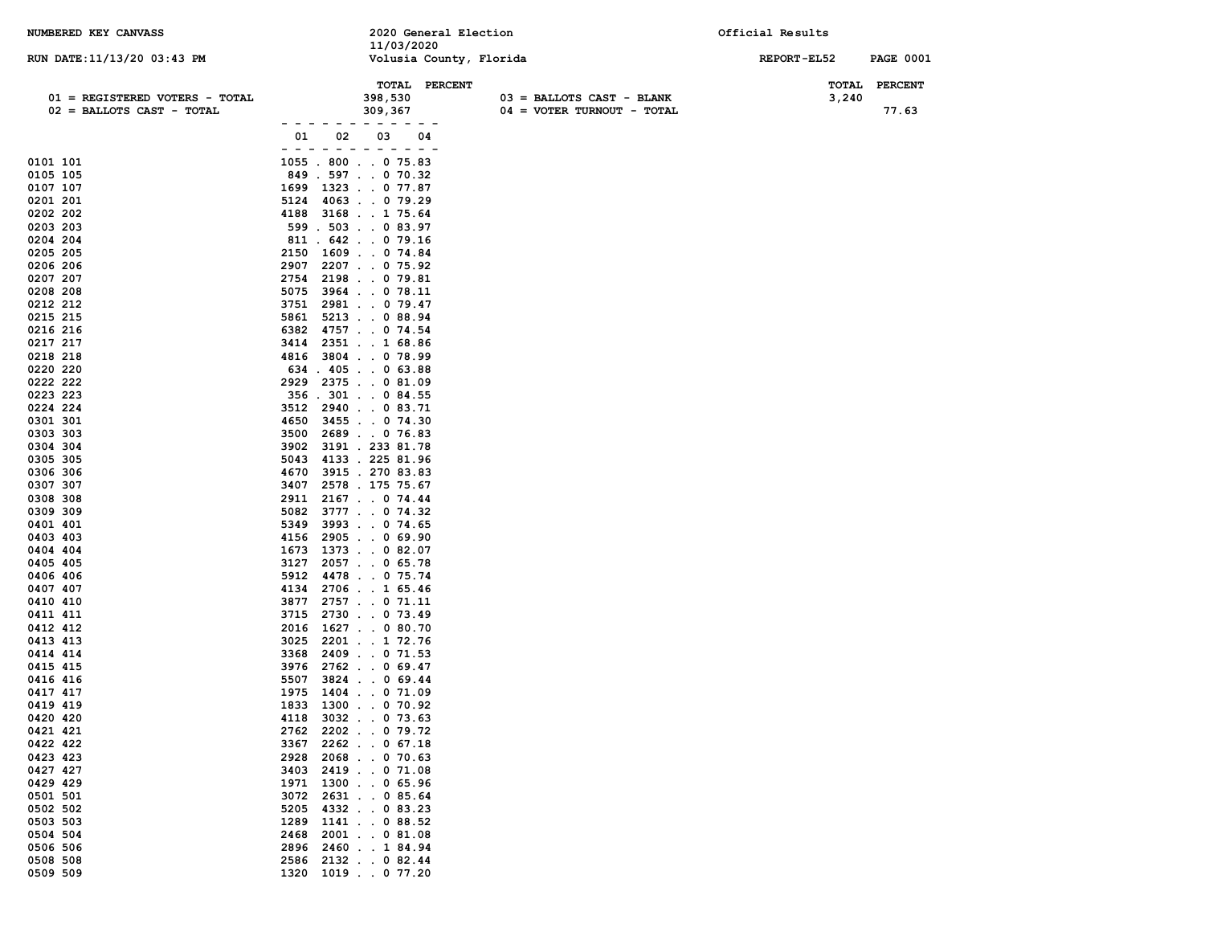NUMBERED KEY CANVASS

2020 General Election
11/03/2020
Volusia County, Florida

Official Results

RUN DATE:11/13/20 03:43 PM

REPORT-EL52

| | TOTAL | PERCENT | | TOTAL | PERCENT |
|---|---|---|---|---|---|
| 01 = REGISTERED VOTERS - TOTAL | 398,530 | | 03 = BALLOTS CAST - BLANK | 3,240 | |
| 02 = BALLOTS CAST - TOTAL | 309,367 | | 04 = VOTER TURNOUT - TOTAL | | 77.63 |

| Precinct | 01 | 02 | 03 | 04 |
|---|---|---|---|---|
| 0101 101 | 1055 | 800 | 0 | 75.83 |
| 0105 105 | 849 | 597 | 0 | 70.32 |
| 0107 107 | 1699 | 1323 | 0 | 77.87 |
| 0201 201 | 5124 | 4063 | 0 | 79.29 |
| 0202 202 | 4188 | 3168 | 1 | 75.64 |
| 0203 203 | 599 | 503 | 0 | 83.97 |
| 0204 204 | 811 | 642 | 0 | 79.16 |
| 0205 205 | 2150 | 1609 | 0 | 74.84 |
| 0206 206 | 2907 | 2207 | 0 | 75.92 |
| 0207 207 | 2754 | 2198 | 0 | 79.81 |
| 0208 208 | 5075 | 3964 | 0 | 78.11 |
| 0212 212 | 3751 | 2981 | 0 | 79.47 |
| 0215 215 | 5861 | 5213 | 0 | 88.94 |
| 0216 216 | 6382 | 4757 | 0 | 74.54 |
| 0217 217 | 3414 | 2351 | 1 | 68.86 |
| 0218 218 | 4816 | 3804 | 0 | 78.99 |
| 0220 220 | 634 | 405 | 0 | 63.88 |
| 0222 222 | 2929 | 2375 | 0 | 81.09 |
| 0223 223 | 356 | 301 | 0 | 84.55 |
| 0224 224 | 3512 | 2940 | 0 | 83.71 |
| 0301 301 | 4650 | 3455 | 0 | 74.30 |
| 0303 303 | 3500 | 2689 | 0 | 76.83 |
| 0304 304 | 3902 | 3191 | 233 | 81.78 |
| 0305 305 | 5043 | 4133 | 225 | 81.96 |
| 0306 306 | 4670 | 3915 | 270 | 83.83 |
| 0307 307 | 3407 | 2578 | 175 | 75.67 |
| 0308 308 | 2911 | 2167 | 0 | 74.44 |
| 0309 309 | 5082 | 3777 | 0 | 74.32 |
| 0401 401 | 5349 | 3993 | 0 | 74.65 |
| 0403 403 | 4156 | 2905 | 0 | 69.90 |
| 0404 404 | 1673 | 1373 | 0 | 82.07 |
| 0405 405 | 3127 | 2057 | 0 | 65.78 |
| 0406 406 | 5912 | 4478 | 0 | 75.74 |
| 0407 407 | 4134 | 2706 | 1 | 65.46 |
| 0410 410 | 3877 | 2757 | 0 | 71.11 |
| 0411 411 | 3715 | 2730 | 0 | 73.49 |
| 0412 412 | 2016 | 1627 | 0 | 80.70 |
| 0413 413 | 3025 | 2201 | 1 | 72.76 |
| 0414 414 | 3368 | 2409 | 0 | 71.53 |
| 0415 415 | 3976 | 2762 | 0 | 69.47 |
| 0416 416 | 5507 | 3824 | 0 | 69.44 |
| 0417 417 | 1975 | 1404 | 0 | 71.09 |
| 0419 419 | 1833 | 1300 | 0 | 70.92 |
| 0420 420 | 4118 | 3032 | 0 | 73.63 |
| 0421 421 | 2762 | 2202 | 0 | 79.72 |
| 0422 422 | 3367 | 2262 | 0 | 67.18 |
| 0423 423 | 2928 | 2068 | 0 | 70.63 |
| 0427 427 | 3403 | 2419 | 0 | 71.08 |
| 0429 429 | 1971 | 1300 | 0 | 65.96 |
| 0501 501 | 3072 | 2631 | 0 | 85.64 |
| 0502 502 | 5205 | 4332 | 0 | 83.23 |
| 0503 503 | 1289 | 1141 | 0 | 88.52 |
| 0504 504 | 2468 | 2001 | 0 | 81.08 |
| 0506 506 | 2896 | 2460 | 1 | 84.94 |
| 0508 508 | 2586 | 2132 | 0 | 82.44 |
| 0509 509 | 1320 | 1019 | 0 | 77.20 |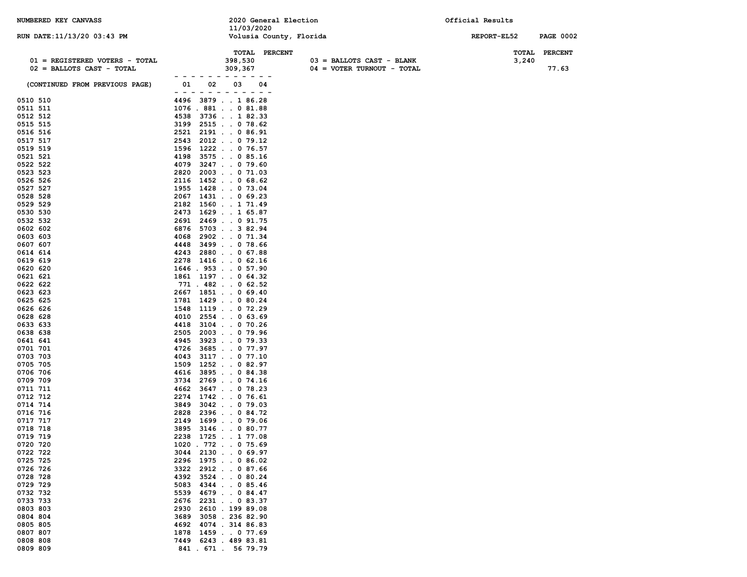NUMBERED KEY CANVASS

2020 General Election
11/03/2020
Volusia County, Florida

Official Results

RUN DATE:11/13/20 03:43 PM

REPORT-EL52

| | TOTAL | PERCENT | | TOTAL | PERCENT |
|---|---|---|---|---|---|
| 01 = REGISTERED VOTERS - TOTAL | 398,530 | | 03 = BALLOTS CAST - BLANK | 3,240 | |
| 02 = BALLOTS CAST - TOTAL | 309,367 | | 04 = VOTER TURNOUT - TOTAL | | 77.63 |

(CONTINUED FROM PREVIOUS PAGE)

| Precinct | 01 | 02 | 03 | 04 |
|---|---|---|---|---|
| 0510 510 | 4496 | 3879 | 1 | 86.28 |
| 0511 511 | 1076 | 881 | 0 | 81.88 |
| 0512 512 | 4538 | 3736 | 1 | 82.33 |
| 0515 515 | 3199 | 2515 | 0 | 78.62 |
| 0516 516 | 2521 | 2191 | 0 | 86.91 |
| 0517 517 | 2543 | 2012 | 0 | 79.12 |
| 0519 519 | 1596 | 1222 | 0 | 76.57 |
| 0521 521 | 4198 | 3575 | 0 | 85.16 |
| 0522 522 | 4079 | 3247 | 0 | 79.60 |
| 0523 523 | 2820 | 2003 | 0 | 71.03 |
| 0526 526 | 2116 | 1452 | 0 | 68.62 |
| 0527 527 | 1955 | 1428 | 0 | 73.04 |
| 0528 528 | 2067 | 1431 | 0 | 69.23 |
| 0529 529 | 2182 | 1560 | 1 | 71.49 |
| 0530 530 | 2473 | 1629 | 1 | 65.87 |
| 0532 532 | 2691 | 2469 | 0 | 91.75 |
| 0602 602 | 6876 | 5703 | 3 | 82.94 |
| 0603 603 | 4068 | 2902 | 0 | 71.34 |
| 0607 607 | 4448 | 3499 | 0 | 78.66 |
| 0614 614 | 4243 | 2880 | 0 | 67.88 |
| 0619 619 | 2278 | 1416 | 0 | 62.16 |
| 0620 620 | 1646 | 953 | 0 | 57.90 |
| 0621 621 | 1861 | 1197 | 0 | 64.32 |
| 0622 622 | 771 | 482 | 0 | 62.52 |
| 0623 623 | 2667 | 1851 | 0 | 69.40 |
| 0625 625 | 1781 | 1429 | 0 | 80.24 |
| 0626 626 | 1548 | 1119 | 0 | 72.29 |
| 0628 628 | 4010 | 2554 | 0 | 63.69 |
| 0633 633 | 4418 | 3104 | 0 | 70.26 |
| 0638 638 | 2505 | 2003 | 0 | 79.96 |
| 0641 641 | 4945 | 3923 | 0 | 79.33 |
| 0701 701 | 4726 | 3685 | 0 | 77.97 |
| 0703 703 | 4043 | 3117 | 0 | 77.10 |
| 0705 705 | 1509 | 1252 | 0 | 82.97 |
| 0706 706 | 4616 | 3895 | 0 | 84.38 |
| 0709 709 | 3734 | 2769 | 0 | 74.16 |
| 0711 711 | 4662 | 3647 | 0 | 78.23 |
| 0712 712 | 2274 | 1742 | 0 | 76.61 |
| 0714 714 | 3849 | 3042 | 0 | 79.03 |
| 0716 716 | 2828 | 2396 | 0 | 84.72 |
| 0717 717 | 2149 | 1699 | 0 | 79.06 |
| 0718 718 | 3895 | 3146 | 0 | 80.77 |
| 0719 719 | 2238 | 1725 | 1 | 77.08 |
| 0720 720 | 1020 | 772 | 0 | 75.69 |
| 0722 722 | 3044 | 2130 | 0 | 69.97 |
| 0725 725 | 2296 | 1975 | 0 | 86.02 |
| 0726 726 | 3322 | 2912 | 0 | 87.66 |
| 0728 728 | 4392 | 3524 | 0 | 80.24 |
| 0729 729 | 5083 | 4344 | 0 | 85.46 |
| 0732 732 | 5539 | 4679 | 0 | 84.47 |
| 0733 733 | 2676 | 2231 | 0 | 83.37 |
| 0803 803 | 2930 | 2610 | 199 | 89.08 |
| 0804 804 | 3689 | 3058 | 236 | 82.90 |
| 0805 805 | 4692 | 4074 | 314 | 86.83 |
| 0807 807 | 1878 | 1459 | 0 | 77.69 |
| 0808 808 | 7449 | 6243 | 489 | 83.81 |
| 0809 809 | 841 | 671 | 56 | 79.79 |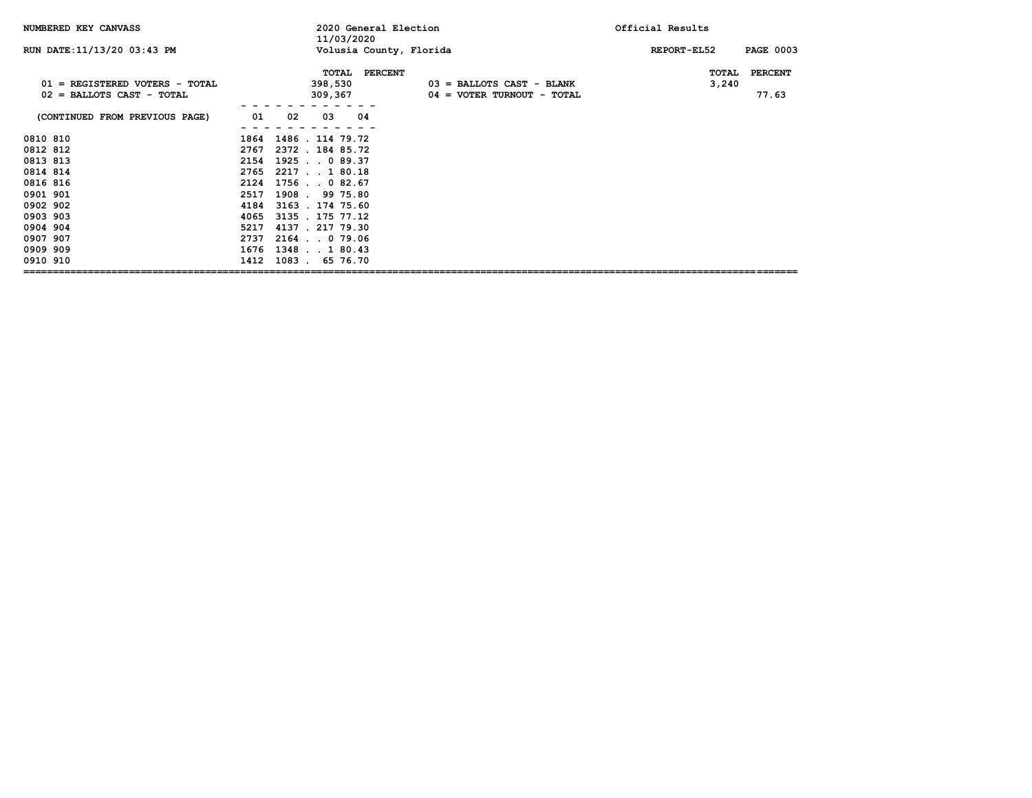NUMBERED KEY CANVASS — 2020 General Election — 11/03/2020 — Official Results

RUN DATE:11/13/20 03:43 PM — Volusia County, Florida — REPORT-EL52

| | TOTAL | PERCENT |
|---|---|---|
| 01 = REGISTERED VOTERS - TOTAL | 398,530 | |
| 02 = BALLOTS CAST - TOTAL | 309,367 | |
| 03 = BALLOTS CAST - BLANK | 3,240 | |
| 04 = VOTER TURNOUT - TOTAL | | 77.63 |

(CONTINUED FROM PREVIOUS PAGE)

| | 01 | 02 | 03 | 04 |
|---|---|---|---|---|
| 0810 810 | 1864 | 1486 | . | 114 79.72 |
| 0812 812 | 2767 | 2372 | . | 184 85.72 |
| 0813 813 | 2154 | 1925 | . | . 0 89.37 |
| 0814 814 | 2765 | 2217 | . | . 1 80.18 |
| 0816 816 | 2124 | 1756 | . | . 0 82.67 |
| 0901 901 | 2517 | 1908 | . | 99 75.80 |
| 0902 902 | 4184 | 3163 | . | 174 75.60 |
| 0903 903 | 4065 | 3135 | . | 175 77.12 |
| 0904 904 | 5217 | 4137 | . | 217 79.30 |
| 0907 907 | 2737 | 2164 | . | . 0 79.06 |
| 0909 909 | 1676 | 1348 | . | . 1 80.43 |
| 0910 910 | 1412 | 1083 | . | 65 76.70 |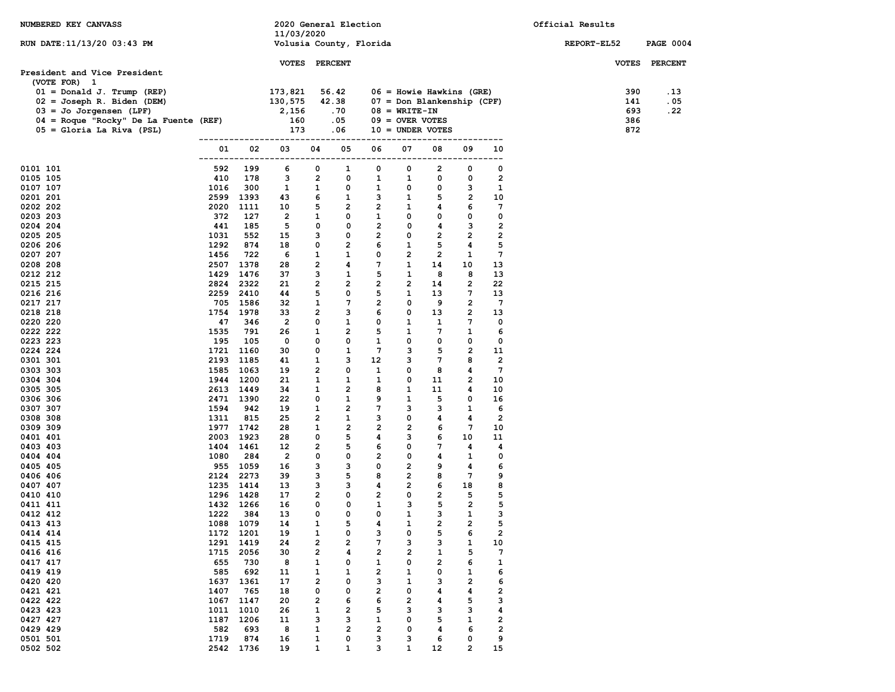NUMBERED KEY CANVASS

2020 General Election
11/03/2020
Volusia County, Florida

Official Results

RUN DATE:11/13/20 03:43 PM

REPORT-EL52

## President and Vice President

(VOTE FOR) 1

| Code | Candidate | VOTES | PERCENT |
|---|---|---|---|
| 01 | Donald J. Trump (REP) | 173,821 | 56.42 |
| 02 | Joseph R. Biden (DEM) | 130,575 | 42.38 |
| 03 | Jo Jorgensen (LPF) | 2,156 | .70 |
| 04 | Roque "Rocky" De La Fuente (REF) | 160 | .05 |
| 05 | Gloria La Riva (PSL) | 173 | .06 |
| 06 | Howie Hawkins (GRE) | 390 | .13 |
| 07 | Don Blankenship (CPF) | 141 | .05 |
| 08 | WRITE-IN | 693 | .22 |
| 09 | OVER VOTES | 386 | |
| 10 | UNDER VOTES | 872 | |

| Precinct | 01 | 02 | 03 | 04 | 05 | 06 | 07 | 08 | 09 | 10 |
|---|---|---|---|---|---|---|---|---|---|---|
| 0101 101 | 592 | 199 | 6 | 0 | 1 | 0 | 0 | 2 | 0 | 0 |
| 0105 105 | 410 | 178 | 3 | 2 | 0 | 1 | 1 | 0 | 0 | 2 |
| 0107 107 | 1016 | 300 | 1 | 1 | 0 | 1 | 0 | 0 | 3 | 1 |
| 0201 201 | 2599 | 1393 | 43 | 6 | 1 | 3 | 1 | 5 | 2 | 10 |
| 0202 202 | 2020 | 1111 | 10 | 5 | 2 | 2 | 1 | 4 | 6 | 7 |
| 0203 203 | 372 | 127 | 2 | 1 | 0 | 1 | 0 | 0 | 0 | 0 |
| 0204 204 | 441 | 185 | 5 | 0 | 0 | 2 | 0 | 4 | 3 | 2 |
| 0205 205 | 1031 | 552 | 15 | 3 | 0 | 2 | 0 | 2 | 2 | 2 |
| 0206 206 | 1292 | 874 | 18 | 0 | 2 | 6 | 1 | 5 | 4 | 5 |
| 0207 207 | 1456 | 722 | 6 | 1 | 1 | 0 | 2 | 2 | 1 | 7 |
| 0208 208 | 2507 | 1378 | 28 | 2 | 4 | 7 | 1 | 14 | 10 | 13 |
| 0212 212 | 1429 | 1476 | 37 | 3 | 1 | 5 | 1 | 8 | 8 | 13 |
| 0215 215 | 2824 | 2322 | 21 | 2 | 2 | 2 | 2 | 14 | 2 | 22 |
| 0216 216 | 2259 | 2410 | 44 | 5 | 0 | 5 | 1 | 13 | 7 | 13 |
| 0217 217 | 705 | 1586 | 32 | 1 | 7 | 2 | 0 | 9 | 2 | 7 |
| 0218 218 | 1754 | 1978 | 33 | 2 | 3 | 6 | 0 | 13 | 2 | 13 |
| 0220 220 | 47 | 346 | 2 | 0 | 1 | 0 | 1 | 1 | 7 | 0 |
| 0222 222 | 1535 | 791 | 26 | 1 | 2 | 5 | 1 | 7 | 1 | 6 |
| 0223 223 | 195 | 105 | 0 | 0 | 0 | 1 | 0 | 0 | 0 | 0 |
| 0224 224 | 1721 | 1160 | 30 | 0 | 1 | 7 | 3 | 5 | 2 | 11 |
| 0301 301 | 2193 | 1185 | 41 | 1 | 3 | 12 | 3 | 7 | 8 | 2 |
| 0303 303 | 1585 | 1063 | 19 | 2 | 0 | 1 | 0 | 8 | 4 | 7 |
| 0304 304 | 1944 | 1200 | 21 | 1 | 1 | 1 | 0 | 11 | 2 | 10 |
| 0305 305 | 2613 | 1449 | 34 | 1 | 2 | 8 | 1 | 11 | 4 | 10 |
| 0306 306 | 2471 | 1390 | 22 | 0 | 1 | 9 | 1 | 5 | 0 | 16 |
| 0307 307 | 1594 | 942 | 19 | 1 | 2 | 7 | 3 | 3 | 1 | 6 |
| 0308 308 | 1311 | 815 | 25 | 2 | 1 | 3 | 0 | 4 | 4 | 2 |
| 0309 309 | 1977 | 1742 | 28 | 1 | 2 | 2 | 2 | 6 | 7 | 10 |
| 0401 401 | 2003 | 1923 | 28 | 0 | 5 | 4 | 3 | 6 | 10 | 11 |
| 0403 403 | 1404 | 1461 | 12 | 2 | 5 | 6 | 0 | 7 | 4 | 4 |
| 0404 404 | 1080 | 284 | 2 | 0 | 0 | 2 | 0 | 4 | 1 | 0 |
| 0405 405 | 955 | 1059 | 16 | 3 | 3 | 0 | 2 | 9 | 4 | 6 |
| 0406 406 | 2124 | 2273 | 39 | 3 | 5 | 8 | 2 | 8 | 7 | 9 |
| 0407 407 | 1235 | 1414 | 13 | 3 | 3 | 4 | 2 | 6 | 18 | 8 |
| 0410 410 | 1296 | 1428 | 17 | 2 | 0 | 2 | 0 | 2 | 5 | 5 |
| 0411 411 | 1432 | 1266 | 16 | 0 | 0 | 1 | 3 | 5 | 2 | 5 |
| 0412 412 | 1222 | 384 | 13 | 0 | 0 | 0 | 1 | 3 | 1 | 3 |
| 0413 413 | 1088 | 1079 | 14 | 1 | 5 | 4 | 1 | 2 | 2 | 5 |
| 0414 414 | 1172 | 1201 | 19 | 1 | 0 | 3 | 0 | 5 | 6 | 2 |
| 0415 415 | 1291 | 1419 | 24 | 2 | 2 | 7 | 3 | 3 | 1 | 10 |
| 0416 416 | 1715 | 2056 | 30 | 2 | 4 | 2 | 2 | 1 | 5 | 7 |
| 0417 417 | 655 | 730 | 8 | 1 | 0 | 1 | 0 | 2 | 6 | 1 |
| 0419 419 | 585 | 692 | 11 | 1 | 1 | 2 | 1 | 0 | 1 | 6 |
| 0420 420 | 1637 | 1361 | 17 | 2 | 0 | 3 | 1 | 3 | 2 | 6 |
| 0421 421 | 1407 | 765 | 18 | 0 | 0 | 2 | 0 | 4 | 4 | 2 |
| 0422 422 | 1067 | 1147 | 20 | 2 | 6 | 6 | 2 | 4 | 5 | 3 |
| 0423 423 | 1011 | 1010 | 26 | 1 | 2 | 5 | 3 | 3 | 3 | 4 |
| 0427 427 | 1187 | 1206 | 11 | 3 | 3 | 1 | 0 | 5 | 1 | 2 |
| 0429 429 | 582 | 693 | 8 | 1 | 2 | 2 | 0 | 4 | 6 | 2 |
| 0501 501 | 1719 | 874 | 16 | 1 | 0 | 3 | 3 | 6 | 0 | 9 |
| 0502 502 | 2542 | 1736 | 19 | 1 | 1 | 3 | 1 | 12 | 2 | 15 |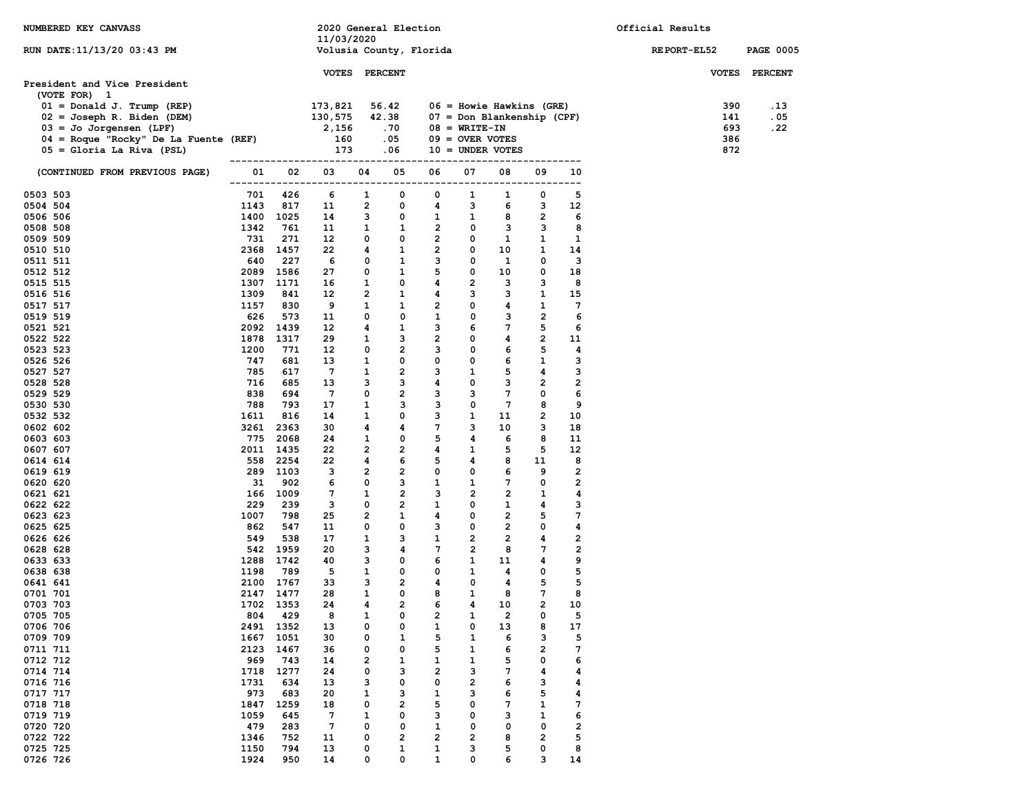NUMBERED KEY CANVASS — 2020 General Election, 11/03/2020, Volusia County, Florida — Official Results

RUN DATE:11/13/20 03:43 PM — REPORT-EL52

## President and Vice President

(VOTE FOR) 1

| Key | Candidate | VOTES | PERCENT |
|---|---|---|---|
| 01 | Donald J. Trump (REP) | 173,821 | 56.42 |
| 02 | Joseph R. Biden (DEM) | 130,575 | 42.38 |
| 03 | Jo Jorgensen (LPF) | 2,156 | .70 |
| 04 | Roque "Rocky" De La Fuente (REF) | 160 | .05 |
| 05 | Gloria La Riva (PSL) | 173 | .06 |
| 06 | Howie Hawkins (GRE) | 390 | .13 |
| 07 | Don Blankenship (CPF) | 141 | .05 |
| 08 | WRITE-IN | 693 | .22 |
| 09 | OVER VOTES | 386 | |
| 10 | UNDER VOTES | 872 | |

(CONTINUED FROM PREVIOUS PAGE)

| Precinct | 01 | 02 | 03 | 04 | 05 | 06 | 07 | 08 | 09 | 10 |
|---|---|---|---|---|---|---|---|---|---|---|
| 0503 503 | 701 | 426 | 6 | 1 | 0 | 0 | 1 | 1 | 0 | 5 |
| 0504 504 | 1143 | 817 | 11 | 2 | 0 | 4 | 3 | 6 | 3 | 12 |
| 0506 506 | 1400 | 1025 | 14 | 3 | 0 | 1 | 1 | 8 | 2 | 6 |
| 0508 508 | 1342 | 761 | 11 | 1 | 1 | 2 | 0 | 3 | 3 | 8 |
| 0509 509 | 731 | 271 | 12 | 0 | 0 | 2 | 0 | 1 | 1 | 1 |
| 0510 510 | 2368 | 1457 | 22 | 4 | 1 | 2 | 0 | 10 | 1 | 14 |
| 0511 511 | 640 | 227 | 6 | 0 | 1 | 3 | 0 | 1 | 0 | 3 |
| 0512 512 | 2089 | 1586 | 27 | 0 | 1 | 5 | 0 | 10 | 0 | 18 |
| 0515 515 | 1307 | 1171 | 16 | 1 | 0 | 4 | 2 | 3 | 3 | 8 |
| 0516 516 | 1309 | 841 | 12 | 2 | 1 | 4 | 3 | 3 | 1 | 15 |
| 0517 517 | 1157 | 830 | 9 | 1 | 1 | 2 | 0 | 4 | 1 | 7 |
| 0519 519 | 626 | 573 | 11 | 0 | 0 | 1 | 0 | 3 | 2 | 6 |
| 0521 521 | 2092 | 1439 | 12 | 4 | 1 | 3 | 6 | 7 | 5 | 6 |
| 0522 522 | 1878 | 1317 | 29 | 1 | 3 | 2 | 0 | 4 | 2 | 11 |
| 0523 523 | 1200 | 771 | 12 | 0 | 2 | 3 | 0 | 6 | 5 | 4 |
| 0526 526 | 747 | 681 | 13 | 1 | 0 | 0 | 0 | 6 | 1 | 3 |
| 0527 527 | 785 | 617 | 7 | 1 | 2 | 3 | 1 | 5 | 4 | 3 |
| 0528 528 | 716 | 685 | 13 | 3 | 3 | 4 | 0 | 3 | 2 | 2 |
| 0529 529 | 838 | 694 | 7 | 0 | 2 | 3 | 3 | 7 | 0 | 6 |
| 0530 530 | 788 | 793 | 17 | 1 | 3 | 3 | 0 | 7 | 8 | 9 |
| 0532 532 | 1611 | 816 | 14 | 1 | 0 | 3 | 1 | 11 | 2 | 10 |
| 0602 602 | 3261 | 2363 | 30 | 4 | 4 | 7 | 3 | 10 | 3 | 18 |
| 0603 603 | 775 | 2068 | 24 | 1 | 0 | 5 | 4 | 6 | 8 | 11 |
| 0607 607 | 2011 | 1435 | 22 | 2 | 2 | 4 | 1 | 5 | 5 | 12 |
| 0614 614 | 558 | 2254 | 22 | 4 | 6 | 5 | 4 | 8 | 11 | 8 |
| 0619 619 | 289 | 1103 | 3 | 2 | 2 | 0 | 0 | 6 | 9 | 2 |
| 0620 620 | 31 | 902 | 6 | 0 | 3 | 1 | 1 | 7 | 0 | 2 |
| 0621 621 | 166 | 1009 | 7 | 1 | 2 | 3 | 2 | 2 | 1 | 4 |
| 0622 622 | 229 | 239 | 3 | 0 | 2 | 1 | 0 | 1 | 4 | 3 |
| 0623 623 | 1007 | 798 | 25 | 2 | 1 | 4 | 0 | 2 | 5 | 7 |
| 0625 625 | 862 | 547 | 11 | 0 | 0 | 3 | 0 | 2 | 0 | 4 |
| 0626 626 | 549 | 538 | 17 | 1 | 3 | 1 | 2 | 2 | 4 | 2 |
| 0628 628 | 542 | 1959 | 20 | 3 | 4 | 7 | 2 | 8 | 7 | 2 |
| 0633 633 | 1288 | 1742 | 40 | 3 | 0 | 6 | 1 | 11 | 4 | 9 |
| 0638 638 | 1198 | 789 | 5 | 1 | 0 | 0 | 1 | 4 | 0 | 5 |
| 0641 641 | 2100 | 1767 | 33 | 3 | 2 | 4 | 0 | 4 | 5 | 5 |
| 0701 701 | 2147 | 1477 | 28 | 1 | 0 | 8 | 1 | 8 | 7 | 8 |
| 0703 703 | 1702 | 1353 | 24 | 4 | 2 | 6 | 4 | 10 | 2 | 10 |
| 0705 705 | 804 | 429 | 8 | 1 | 0 | 2 | 1 | 2 | 0 | 5 |
| 0706 706 | 2491 | 1352 | 13 | 0 | 0 | 1 | 0 | 13 | 8 | 17 |
| 0709 709 | 1667 | 1051 | 30 | 0 | 1 | 5 | 1 | 6 | 3 | 5 |
| 0711 711 | 2123 | 1467 | 36 | 0 | 0 | 5 | 1 | 6 | 2 | 7 |
| 0712 712 | 969 | 743 | 14 | 2 | 1 | 1 | 1 | 5 | 0 | 6 |
| 0714 714 | 1718 | 1277 | 24 | 0 | 3 | 2 | 3 | 7 | 4 | 4 |
| 0716 716 | 1731 | 634 | 13 | 3 | 0 | 0 | 2 | 6 | 3 | 4 |
| 0717 717 | 973 | 683 | 20 | 1 | 3 | 1 | 3 | 6 | 5 | 4 |
| 0718 718 | 1847 | 1259 | 18 | 0 | 2 | 5 | 0 | 7 | 1 | 7 |
| 0719 719 | 1059 | 645 | 7 | 1 | 0 | 3 | 0 | 3 | 1 | 6 |
| 0720 720 | 479 | 283 | 7 | 0 | 0 | 1 | 0 | 0 | 0 | 2 |
| 0722 722 | 1346 | 752 | 11 | 0 | 2 | 2 | 2 | 8 | 2 | 5 |
| 0725 725 | 1150 | 794 | 13 | 0 | 1 | 1 | 3 | 5 | 0 | 8 |
| 0726 726 | 1924 | 950 | 14 | 0 | 0 | 1 | 0 | 6 | 3 | 14 |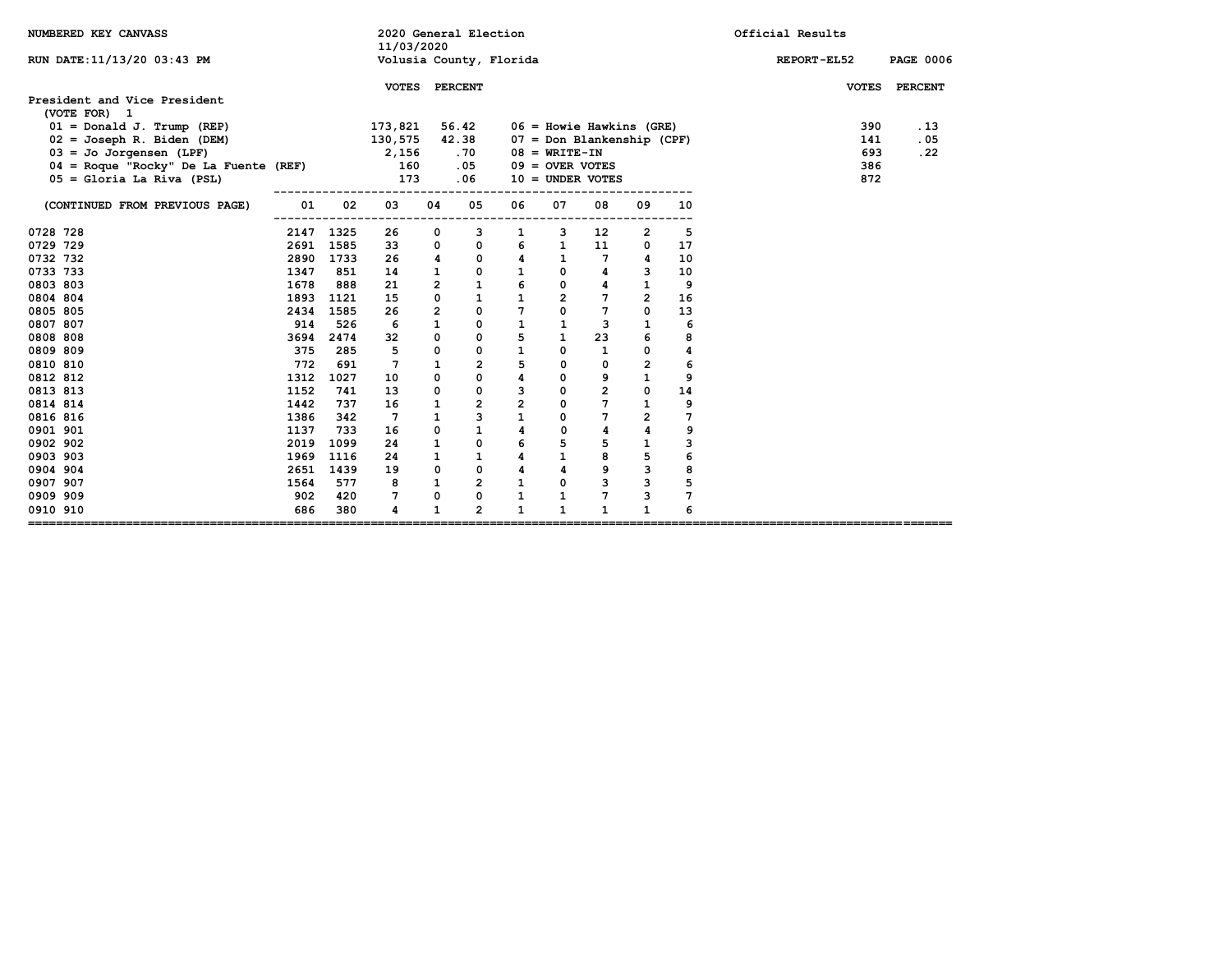NUMBERED KEY CANVASS

2020 General Election
11/03/2020
Volusia County, Florida

Official Results

RUN DATE:11/13/20 03:43 PM

REPORT-EL52

## President and Vice President

(VOTE FOR) 1

| Key | Candidate | VOTES | PERCENT |
|---|---|---|---|
| 01 | Donald J. Trump (REP) | 173,821 | 56.42 |
| 02 | Joseph R. Biden (DEM) | 130,575 | 42.38 |
| 03 | Jo Jorgensen (LPF) | 2,156 | .70 |
| 04 | Roque "Rocky" De La Fuente (REF) | 160 | .05 |
| 05 | Gloria La Riva (PSL) | 173 | .06 |
| 06 | Howie Hawkins (GRE) | 390 | .13 |
| 07 | Don Blankenship (CPF) | 141 | .05 |
| 08 | WRITE-IN | 693 | .22 |
| 09 | OVER VOTES | 386 | |
| 10 | UNDER VOTES | 872 | |

(CONTINUED FROM PREVIOUS PAGE)

| Precinct | 01 | 02 | 03 | 04 | 05 | 06 | 07 | 08 | 09 | 10 |
|---|---|---|---|---|---|---|---|---|---|---|
| 0728 728 | 2147 | 1325 | 26 | 0 | 3 | 1 | 3 | 12 | 2 | 5 |
| 0729 729 | 2691 | 1585 | 33 | 0 | 0 | 6 | 1 | 11 | 0 | 17 |
| 0732 732 | 2890 | 1733 | 26 | 4 | 0 | 4 | 1 | 7 | 4 | 10 |
| 0733 733 | 1347 | 851 | 14 | 1 | 0 | 1 | 0 | 4 | 3 | 10 |
| 0803 803 | 1678 | 888 | 21 | 2 | 1 | 6 | 0 | 4 | 1 | 9 |
| 0804 804 | 1893 | 1121 | 15 | 0 | 1 | 1 | 2 | 7 | 2 | 16 |
| 0805 805 | 2434 | 1585 | 26 | 2 | 0 | 7 | 0 | 7 | 0 | 13 |
| 0807 807 | 914 | 526 | 6 | 1 | 0 | 1 | 1 | 3 | 1 | 6 |
| 0808 808 | 3694 | 2474 | 32 | 0 | 0 | 5 | 1 | 23 | 6 | 8 |
| 0809 809 | 375 | 285 | 5 | 0 | 0 | 1 | 0 | 1 | 0 | 4 |
| 0810 810 | 772 | 691 | 7 | 1 | 2 | 5 | 0 | 0 | 2 | 6 |
| 0812 812 | 1312 | 1027 | 10 | 0 | 0 | 4 | 0 | 9 | 1 | 9 |
| 0813 813 | 1152 | 741 | 13 | 0 | 0 | 3 | 0 | 2 | 0 | 14 |
| 0814 814 | 1442 | 737 | 16 | 1 | 2 | 2 | 0 | 7 | 1 | 9 |
| 0816 816 | 1386 | 342 | 7 | 1 | 3 | 1 | 0 | 7 | 2 | 7 |
| 0901 901 | 1137 | 733 | 16 | 0 | 1 | 4 | 0 | 4 | 4 | 9 |
| 0902 902 | 2019 | 1099 | 24 | 1 | 0 | 6 | 5 | 5 | 1 | 3 |
| 0903 903 | 1969 | 1116 | 24 | 1 | 1 | 4 | 1 | 8 | 5 | 6 |
| 0904 904 | 2651 | 1439 | 19 | 0 | 0 | 4 | 4 | 9 | 3 | 8 |
| 0907 907 | 1564 | 577 | 8 | 1 | 2 | 1 | 0 | 3 | 3 | 5 |
| 0909 909 | 902 | 420 | 7 | 0 | 0 | 1 | 1 | 7 | 3 | 7 |
| 0910 910 | 686 | 380 | 4 | 1 | 2 | 1 | 1 | 1 | 1 | 6 |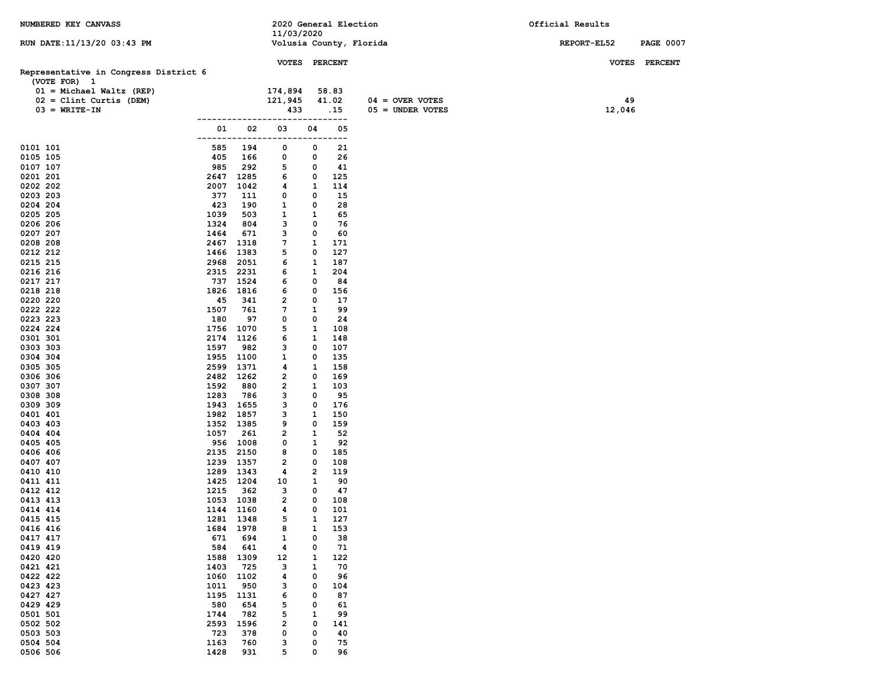NUMBERED KEY CANVASS

RUN DATE:11/13/20 03:43 PM

2020 General Election
11/03/2020
Volusia County, Florida

Official Results

REPORT-EL52

## Representative in Congress District 6

(VOTE FOR) 1

| | VOTES | PERCENT |
|---|---|---|
| 01 = Michael Waltz (REP) | 174,894 | 58.83 |
| 02 = Clint Curtis (DEM) | 121,945 | 41.02 |
| 03 = WRITE-IN | 433 | .15 |

| | VOTES | PERCENT |
|---|---|---|
| 04 = OVER VOTES | 49 | |
| 05 = UNDER VOTES | 12,046 | |

| Precinct | 01 | 02 | 03 | 04 | 05 |
|---|---|---|---|---|---|
| 0101 101 | 585 | 194 | 0 | 0 | 21 |
| 0105 105 | 405 | 166 | 0 | 0 | 26 |
| 0107 107 | 985 | 292 | 5 | 0 | 41 |
| 0201 201 | 2647 | 1285 | 6 | 0 | 125 |
| 0202 202 | 2007 | 1042 | 4 | 1 | 114 |
| 0203 203 | 377 | 111 | 0 | 0 | 15 |
| 0204 204 | 423 | 190 | 1 | 0 | 28 |
| 0205 205 | 1039 | 503 | 1 | 1 | 65 |
| 0206 206 | 1324 | 804 | 3 | 0 | 76 |
| 0207 207 | 1464 | 671 | 3 | 0 | 60 |
| 0208 208 | 2467 | 1318 | 7 | 1 | 171 |
| 0212 212 | 1466 | 1383 | 5 | 0 | 127 |
| 0215 215 | 2968 | 2051 | 6 | 1 | 187 |
| 0216 216 | 2315 | 2231 | 6 | 1 | 204 |
| 0217 217 | 737 | 1524 | 6 | 0 | 84 |
| 0218 218 | 1826 | 1816 | 6 | 0 | 156 |
| 0220 220 | 45 | 341 | 2 | 0 | 17 |
| 0222 222 | 1507 | 761 | 7 | 1 | 99 |
| 0223 223 | 180 | 97 | 0 | 0 | 24 |
| 0224 224 | 1756 | 1070 | 5 | 1 | 108 |
| 0301 301 | 2174 | 1126 | 6 | 1 | 148 |
| 0303 303 | 1597 | 982 | 3 | 0 | 107 |
| 0304 304 | 1955 | 1100 | 1 | 0 | 135 |
| 0305 305 | 2599 | 1371 | 4 | 1 | 158 |
| 0306 306 | 2482 | 1262 | 2 | 0 | 169 |
| 0307 307 | 1592 | 880 | 2 | 1 | 103 |
| 0308 308 | 1283 | 786 | 3 | 0 | 95 |
| 0309 309 | 1943 | 1655 | 3 | 0 | 176 |
| 0401 401 | 1982 | 1857 | 3 | 1 | 150 |
| 0403 403 | 1352 | 1385 | 9 | 0 | 159 |
| 0404 404 | 1057 | 261 | 2 | 1 | 52 |
| 0405 405 | 956 | 1008 | 0 | 1 | 92 |
| 0406 406 | 2135 | 2150 | 8 | 0 | 185 |
| 0407 407 | 1239 | 1357 | 2 | 0 | 108 |
| 0410 410 | 1289 | 1343 | 4 | 2 | 119 |
| 0411 411 | 1425 | 1204 | 10 | 1 | 90 |
| 0412 412 | 1215 | 362 | 3 | 0 | 47 |
| 0413 413 | 1053 | 1038 | 2 | 0 | 108 |
| 0414 414 | 1144 | 1160 | 4 | 0 | 101 |
| 0415 415 | 1281 | 1348 | 5 | 1 | 127 |
| 0416 416 | 1684 | 1978 | 8 | 1 | 153 |
| 0417 417 | 671 | 694 | 1 | 0 | 38 |
| 0419 419 | 584 | 641 | 4 | 0 | 71 |
| 0420 420 | 1588 | 1309 | 12 | 1 | 122 |
| 0421 421 | 1403 | 725 | 3 | 1 | 70 |
| 0422 422 | 1060 | 1102 | 4 | 0 | 96 |
| 0423 423 | 1011 | 950 | 3 | 0 | 104 |
| 0427 427 | 1195 | 1131 | 6 | 0 | 87 |
| 0429 429 | 580 | 654 | 5 | 0 | 61 |
| 0501 501 | 1744 | 782 | 5 | 1 | 99 |
| 0502 502 | 2593 | 1596 | 2 | 0 | 141 |
| 0503 503 | 723 | 378 | 0 | 0 | 40 |
| 0504 504 | 1163 | 760 | 3 | 0 | 75 |
| 0506 506 | 1428 | 931 | 5 | 0 | 96 |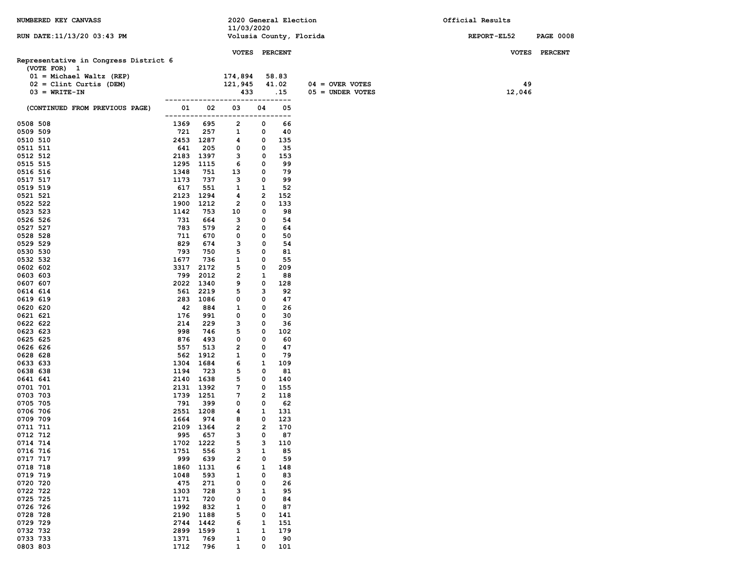NUMBERED KEY CANVASS — 2020 General Election 11/03/2020 — Volusia County, Florida — Official Results

RUN DATE:11/13/20 03:43 PM — REPORT-EL52

## Representative in Congress District 6

(VOTE FOR) 1

| | VOTES | PERCENT |
|---|---|---|
| 01 = Michael Waltz (REP) | 174,894 | 58.83 |
| 02 = Clint Curtis (DEM) | 121,945 | 41.02 |
| 03 = WRITE-IN | 433 | .15 |

| | VOTES | PERCENT |
|---|---|---|
| 04 = OVER VOTES | 49 | |
| 05 = UNDER VOTES | 12,046 | |

(CONTINUED FROM PREVIOUS PAGE)

| Precinct | 01 | 02 | 03 | 04 | 05 |
|---|---|---|---|---|---|
| 0508 508 | 1369 | 695 | 2 | 0 | 66 |
| 0509 509 | 721 | 257 | 1 | 0 | 40 |
| 0510 510 | 2453 | 1287 | 4 | 0 | 135 |
| 0511 511 | 641 | 205 | 0 | 0 | 35 |
| 0512 512 | 2183 | 1397 | 3 | 0 | 153 |
| 0515 515 | 1295 | 1115 | 6 | 0 | 99 |
| 0516 516 | 1348 | 751 | 13 | 0 | 79 |
| 0517 517 | 1173 | 737 | 3 | 0 | 99 |
| 0519 519 | 617 | 551 | 1 | 1 | 52 |
| 0521 521 | 2123 | 1294 | 4 | 2 | 152 |
| 0522 522 | 1900 | 1212 | 2 | 0 | 133 |
| 0523 523 | 1142 | 753 | 10 | 0 | 98 |
| 0526 526 | 731 | 664 | 3 | 0 | 54 |
| 0527 527 | 783 | 579 | 2 | 0 | 64 |
| 0528 528 | 711 | 670 | 0 | 0 | 50 |
| 0529 529 | 829 | 674 | 3 | 0 | 54 |
| 0530 530 | 793 | 750 | 5 | 0 | 81 |
| 0532 532 | 1677 | 736 | 1 | 0 | 55 |
| 0602 602 | 3317 | 2172 | 5 | 0 | 209 |
| 0603 603 | 799 | 2012 | 2 | 1 | 88 |
| 0607 607 | 2022 | 1340 | 9 | 0 | 128 |
| 0614 614 | 561 | 2219 | 5 | 3 | 92 |
| 0619 619 | 283 | 1086 | 0 | 0 | 47 |
| 0620 620 | 42 | 884 | 1 | 0 | 26 |
| 0621 621 | 176 | 991 | 0 | 0 | 30 |
| 0622 622 | 214 | 229 | 3 | 0 | 36 |
| 0623 623 | 998 | 746 | 5 | 0 | 102 |
| 0625 625 | 876 | 493 | 0 | 0 | 60 |
| 0626 626 | 557 | 513 | 2 | 0 | 47 |
| 0628 628 | 562 | 1912 | 1 | 0 | 79 |
| 0633 633 | 1304 | 1684 | 6 | 1 | 109 |
| 0638 638 | 1194 | 723 | 5 | 0 | 81 |
| 0641 641 | 2140 | 1638 | 5 | 0 | 140 |
| 0701 701 | 2131 | 1392 | 7 | 0 | 155 |
| 0703 703 | 1739 | 1251 | 7 | 2 | 118 |
| 0705 705 | 791 | 399 | 0 | 0 | 62 |
| 0706 706 | 2551 | 1208 | 4 | 1 | 131 |
| 0709 709 | 1664 | 974 | 8 | 0 | 123 |
| 0711 711 | 2109 | 1364 | 2 | 2 | 170 |
| 0712 712 | 995 | 657 | 3 | 0 | 87 |
| 0714 714 | 1702 | 1222 | 5 | 3 | 110 |
| 0716 716 | 1751 | 556 | 3 | 1 | 85 |
| 0717 717 | 999 | 639 | 2 | 0 | 59 |
| 0718 718 | 1860 | 1131 | 6 | 1 | 148 |
| 0719 719 | 1048 | 593 | 1 | 0 | 83 |
| 0720 720 | 475 | 271 | 0 | 0 | 26 |
| 0722 722 | 1303 | 728 | 3 | 1 | 95 |
| 0725 725 | 1171 | 720 | 0 | 0 | 84 |
| 0726 726 | 1992 | 832 | 1 | 0 | 87 |
| 0728 728 | 2190 | 1188 | 5 | 0 | 141 |
| 0729 729 | 2744 | 1442 | 6 | 1 | 151 |
| 0732 732 | 2899 | 1599 | 1 | 1 | 179 |
| 0733 733 | 1371 | 769 | 1 | 0 | 90 |
| 0803 803 | 1712 | 796 | 1 | 0 | 101 |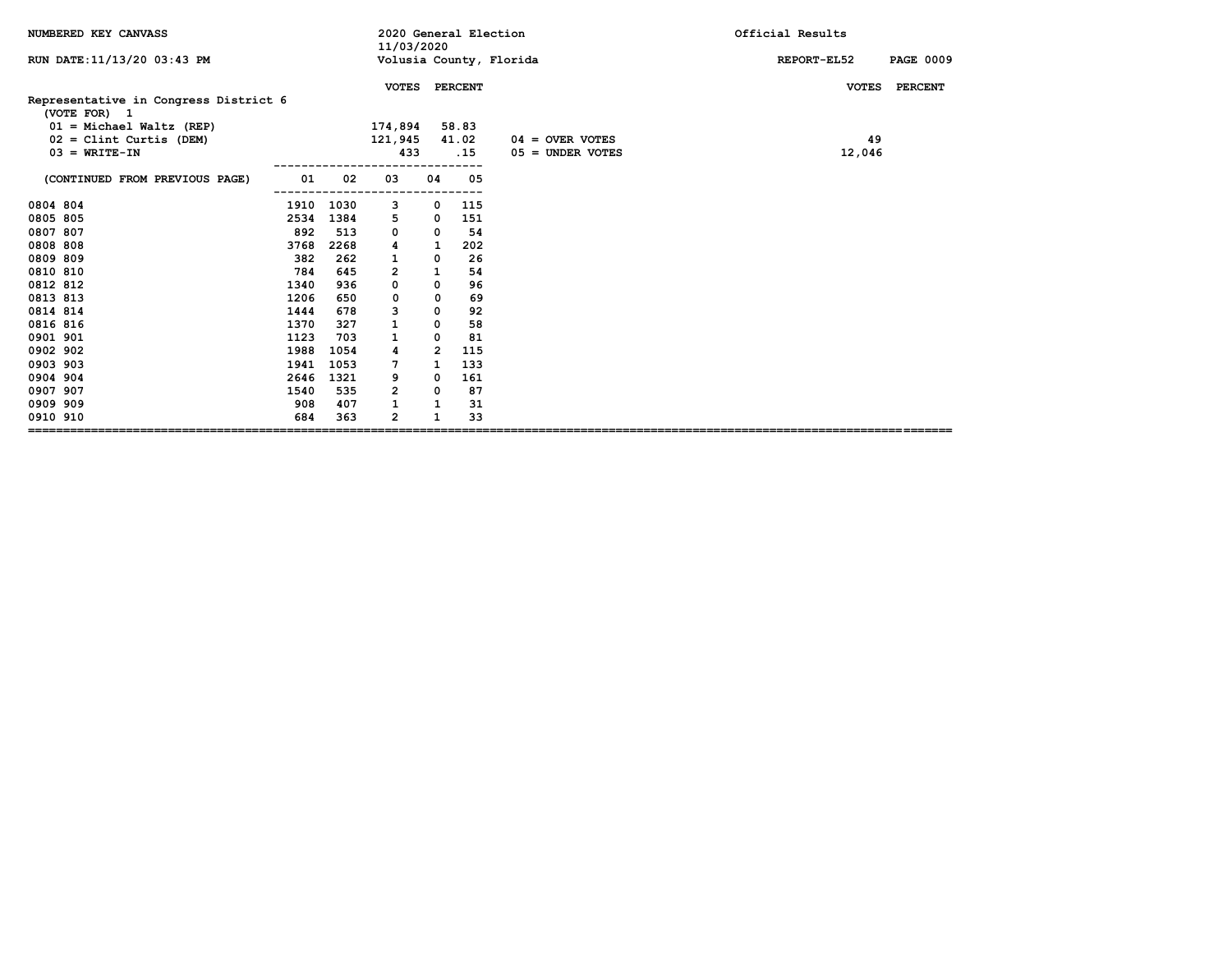NUMBERED KEY CANVASS — 2020 General Election 11/03/2020 — Volusia County, Florida — Official Results

RUN DATE:11/13/20 03:43 PM — REPORT-EL52

## Representative in Congress District 6

(VOTE FOR) 1

| | VOTES | PERCENT |
|---|---|---|
| 01 = Michael Waltz (REP) | 174,894 | 58.83 |
| 02 = Clint Curtis (DEM) | 121,945 | 41.02 |
| 03 = WRITE-IN | 433 | .15 |

| | VOTES | PERCENT |
|---|---|---|
| 04 = OVER VOTES | 49 | |
| 05 = UNDER VOTES | 12,046 | |

(CONTINUED FROM PREVIOUS PAGE)

| | 01 | 02 | 03 | 04 | 05 |
|---|---|---|---|---|---|
| 0804 804 | 1910 | 1030 | 3 | 0 | 115 |
| 0805 805 | 2534 | 1384 | 5 | 0 | 151 |
| 0807 807 | 892 | 513 | 0 | 0 | 54 |
| 0808 808 | 3768 | 2268 | 4 | 1 | 202 |
| 0809 809 | 382 | 262 | 1 | 0 | 26 |
| 0810 810 | 784 | 645 | 2 | 1 | 54 |
| 0812 812 | 1340 | 936 | 0 | 0 | 96 |
| 0813 813 | 1206 | 650 | 0 | 0 | 69 |
| 0814 814 | 1444 | 678 | 3 | 0 | 92 |
| 0816 816 | 1370 | 327 | 1 | 0 | 58 |
| 0901 901 | 1123 | 703 | 1 | 0 | 81 |
| 0902 902 | 1988 | 1054 | 4 | 2 | 115 |
| 0903 903 | 1941 | 1053 | 7 | 1 | 133 |
| 0904 904 | 2646 | 1321 | 9 | 0 | 161 |
| 0907 907 | 1540 | 535 | 2 | 0 | 87 |
| 0909 909 | 908 | 407 | 1 | 1 | 31 |
| 0910 910 | 684 | 363 | 2 | 1 | 33 |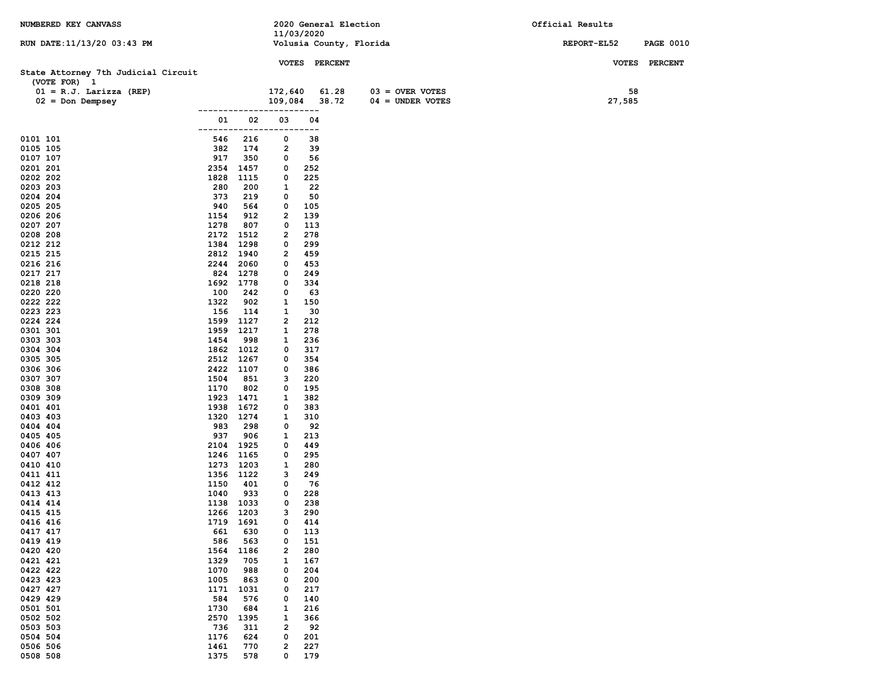NUMBERED KEY CANVASS

RUN DATE:11/13/20 03:43 PM

2020 General Election
11/03/2020
Volusia County, Florida

Official Results

REPORT-EL52

## State Attorney 7th Judicial Circuit

(VOTE FOR) 1

| | VOTES | PERCENT | | VOTES |
|---|---|---|---|---|
| 01 = R.J. Larizza (REP) | 172,640 | 61.28 | 03 = OVER VOTES | 58 |
| 02 = Don Dempsey | 109,084 | 38.72 | 04 = UNDER VOTES | 27,585 |

| Precinct | 01 | 02 | 03 | 04 |
|---|---|---|---|---|
| 0101 101 | 546 | 216 | 0 | 38 |
| 0105 105 | 382 | 174 | 2 | 39 |
| 0107 107 | 917 | 350 | 0 | 56 |
| 0201 201 | 2354 | 1457 | 0 | 252 |
| 0202 202 | 1828 | 1115 | 0 | 225 |
| 0203 203 | 280 | 200 | 1 | 22 |
| 0204 204 | 373 | 219 | 0 | 50 |
| 0205 205 | 940 | 564 | 0 | 105 |
| 0206 206 | 1154 | 912 | 2 | 139 |
| 0207 207 | 1278 | 807 | 0 | 113 |
| 0208 208 | 2172 | 1512 | 2 | 278 |
| 0212 212 | 1384 | 1298 | 0 | 299 |
| 0215 215 | 2812 | 1940 | 2 | 459 |
| 0216 216 | 2244 | 2060 | 0 | 453 |
| 0217 217 | 824 | 1278 | 0 | 249 |
| 0218 218 | 1692 | 1778 | 0 | 334 |
| 0220 220 | 100 | 242 | 0 | 63 |
| 0222 222 | 1322 | 902 | 1 | 150 |
| 0223 223 | 156 | 114 | 1 | 30 |
| 0224 224 | 1599 | 1127 | 2 | 212 |
| 0301 301 | 1959 | 1217 | 1 | 278 |
| 0303 303 | 1454 | 998 | 1 | 236 |
| 0304 304 | 1862 | 1012 | 0 | 317 |
| 0305 305 | 2512 | 1267 | 0 | 354 |
| 0306 306 | 2422 | 1107 | 0 | 386 |
| 0307 307 | 1504 | 851 | 3 | 220 |
| 0308 308 | 1170 | 802 | 0 | 195 |
| 0309 309 | 1923 | 1471 | 1 | 382 |
| 0401 401 | 1938 | 1672 | 0 | 383 |
| 0403 403 | 1320 | 1274 | 1 | 310 |
| 0404 404 | 983 | 298 | 0 | 92 |
| 0405 405 | 937 | 906 | 1 | 213 |
| 0406 406 | 2104 | 1925 | 0 | 449 |
| 0407 407 | 1246 | 1165 | 0 | 295 |
| 0410 410 | 1273 | 1203 | 1 | 280 |
| 0411 411 | 1356 | 1122 | 3 | 249 |
| 0412 412 | 1150 | 401 | 0 | 76 |
| 0413 413 | 1040 | 933 | 0 | 228 |
| 0414 414 | 1138 | 1033 | 0 | 238 |
| 0415 415 | 1266 | 1203 | 3 | 290 |
| 0416 416 | 1719 | 1691 | 0 | 414 |
| 0417 417 | 661 | 630 | 0 | 113 |
| 0419 419 | 586 | 563 | 0 | 151 |
| 0420 420 | 1564 | 1186 | 2 | 280 |
| 0421 421 | 1329 | 705 | 1 | 167 |
| 0422 422 | 1070 | 988 | 0 | 204 |
| 0423 423 | 1005 | 863 | 0 | 200 |
| 0427 427 | 1171 | 1031 | 0 | 217 |
| 0429 429 | 584 | 576 | 0 | 140 |
| 0501 501 | 1730 | 684 | 1 | 216 |
| 0502 502 | 2570 | 1395 | 1 | 366 |
| 0503 503 | 736 | 311 | 2 | 92 |
| 0504 504 | 1176 | 624 | 0 | 201 |
| 0506 506 | 1461 | 770 | 2 | 227 |
| 0508 508 | 1375 | 578 | 0 | 179 |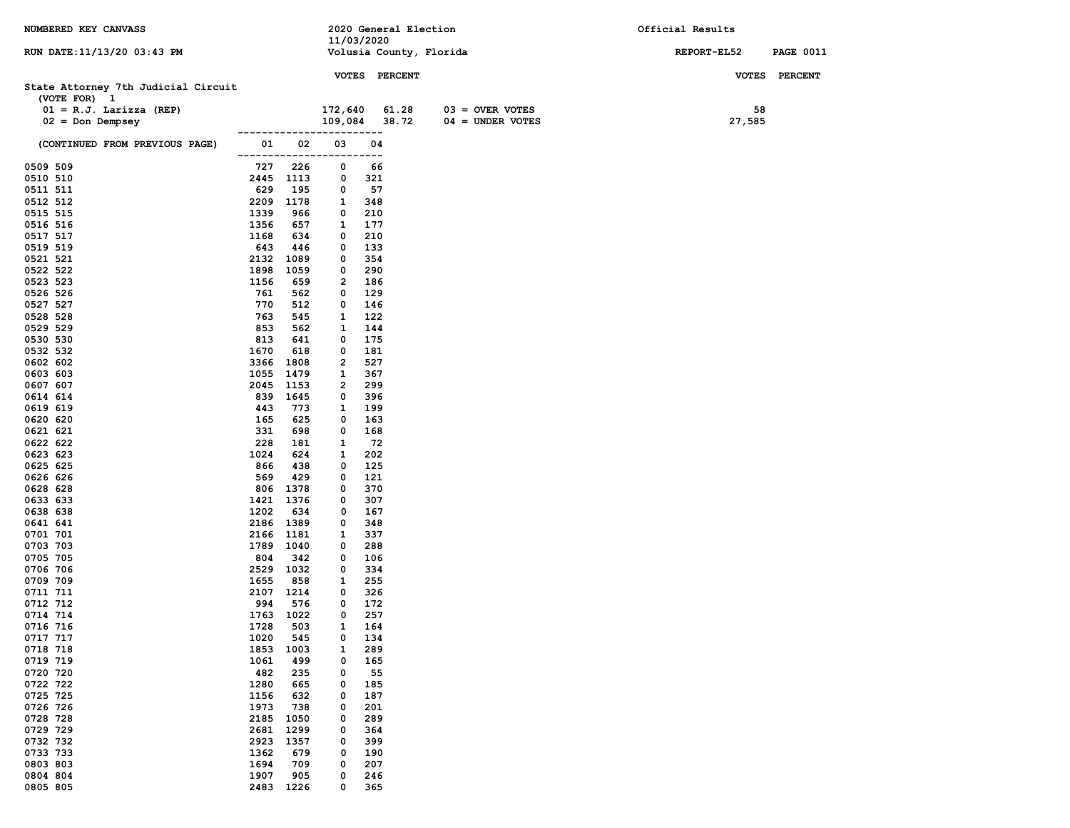NUMBERED KEY CANVASS — 2020 General Election 11/03/2020 — Official Results

RUN DATE:11/13/20 03:43 PM — Volusia County, Florida — REPORT-EL52

## State Attorney 7th Judicial Circuit

(VOTE FOR) 1

| | VOTES | PERCENT |
|---|---|---|
| 01 = R.J. Larizza (REP) | 172,640 | 61.28 |
| 02 = Don Dempsey | 109,084 | 38.72 |
| 03 = OVER VOTES | 58 | |
| 04 = UNDER VOTES | 27,585 | |

(CONTINUED FROM PREVIOUS PAGE)

| Precinct | 01 | 02 | 03 | 04 |
|---|---|---|---|---|
| 0509 509 | 727 | 226 | 0 | 66 |
| 0510 510 | 2445 | 1113 | 0 | 321 |
| 0511 511 | 629 | 195 | 0 | 57 |
| 0512 512 | 2209 | 1178 | 1 | 348 |
| 0515 515 | 1339 | 966 | 0 | 210 |
| 0516 516 | 1356 | 657 | 1 | 177 |
| 0517 517 | 1168 | 634 | 0 | 210 |
| 0519 519 | 643 | 446 | 0 | 133 |
| 0521 521 | 2132 | 1089 | 0 | 354 |
| 0522 522 | 1898 | 1059 | 0 | 290 |
| 0523 523 | 1156 | 659 | 2 | 186 |
| 0526 526 | 761 | 562 | 0 | 129 |
| 0527 527 | 770 | 512 | 0 | 146 |
| 0528 528 | 763 | 545 | 1 | 122 |
| 0529 529 | 853 | 562 | 1 | 144 |
| 0530 530 | 813 | 641 | 0 | 175 |
| 0532 532 | 1670 | 618 | 0 | 181 |
| 0602 602 | 3366 | 1808 | 2 | 527 |
| 0603 603 | 1055 | 1479 | 1 | 367 |
| 0607 607 | 2045 | 1153 | 2 | 299 |
| 0614 614 | 839 | 1645 | 0 | 396 |
| 0619 619 | 443 | 773 | 1 | 199 |
| 0620 620 | 165 | 625 | 0 | 163 |
| 0621 621 | 331 | 698 | 0 | 168 |
| 0622 622 | 228 | 181 | 1 | 72 |
| 0623 623 | 1024 | 624 | 1 | 202 |
| 0625 625 | 866 | 438 | 0 | 125 |
| 0626 626 | 569 | 429 | 0 | 121 |
| 0628 628 | 806 | 1378 | 0 | 370 |
| 0633 633 | 1421 | 1376 | 0 | 307 |
| 0638 638 | 1202 | 634 | 0 | 167 |
| 0641 641 | 2186 | 1389 | 0 | 348 |
| 0701 701 | 2166 | 1181 | 1 | 337 |
| 0703 703 | 1789 | 1040 | 0 | 288 |
| 0705 705 | 804 | 342 | 0 | 106 |
| 0706 706 | 2529 | 1032 | 0 | 334 |
| 0709 709 | 1655 | 858 | 1 | 255 |
| 0711 711 | 2107 | 1214 | 0 | 326 |
| 0712 712 | 994 | 576 | 0 | 172 |
| 0714 714 | 1763 | 1022 | 0 | 257 |
| 0716 716 | 1728 | 503 | 1 | 164 |
| 0717 717 | 1020 | 545 | 0 | 134 |
| 0718 718 | 1853 | 1003 | 1 | 289 |
| 0719 719 | 1061 | 499 | 0 | 165 |
| 0720 720 | 482 | 235 | 0 | 55 |
| 0722 722 | 1280 | 665 | 0 | 185 |
| 0725 725 | 1156 | 632 | 0 | 187 |
| 0726 726 | 1973 | 738 | 0 | 201 |
| 0728 728 | 2185 | 1050 | 0 | 289 |
| 0729 729 | 2681 | 1299 | 0 | 364 |
| 0732 732 | 2923 | 1357 | 0 | 399 |
| 0733 733 | 1362 | 679 | 0 | 190 |
| 0803 803 | 1694 | 709 | 0 | 207 |
| 0804 804 | 1907 | 905 | 0 | 246 |
| 0805 805 | 2483 | 1226 | 0 | 365 |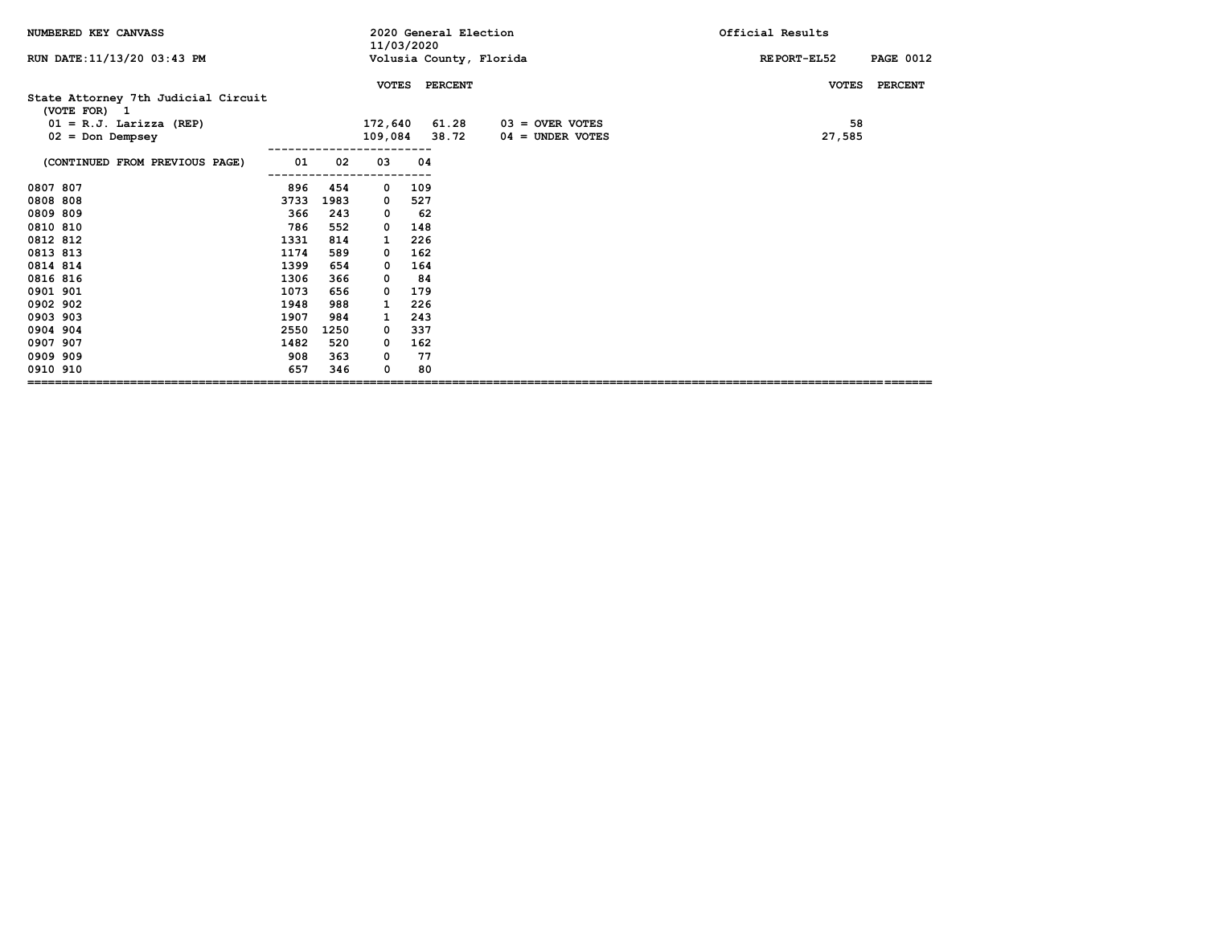NUMBERED KEY CANVASS — 2020 General Election 11/03/2020 — Official Results

RUN DATE:11/13/20 03:43 PM — Volusia County, Florida — REPORT-EL52

## State Attorney 7th Judicial Circuit

(VOTE FOR) 1

| Candidate | VOTES | PERCENT |
|---|---|---|
| 01 = R.J. Larizza (REP) | 172,640 | 61.28 |
| 02 = Don Dempsey | 109,084 | 38.72 |

| | VOTES | PERCENT |
|---|---|---|
| 03 = OVER VOTES | 58 | |
| 04 = UNDER VOTES | 27,585 | |

(CONTINUED FROM PREVIOUS PAGE)

| Precinct | 01 | 02 | 03 | 04 |
|---|---|---|---|---|
| 0807 807 | 896 | 454 | 0 | 109 |
| 0808 808 | 3733 | 1983 | 0 | 527 |
| 0809 809 | 366 | 243 | 0 | 62 |
| 0810 810 | 786 | 552 | 0 | 148 |
| 0812 812 | 1331 | 814 | 1 | 226 |
| 0813 813 | 1174 | 589 | 0 | 162 |
| 0814 814 | 1399 | 654 | 0 | 164 |
| 0816 816 | 1306 | 366 | 0 | 84 |
| 0901 901 | 1073 | 656 | 0 | 179 |
| 0902 902 | 1948 | 988 | 1 | 226 |
| 0903 903 | 1907 | 984 | 1 | 243 |
| 0904 904 | 2550 | 1250 | 0 | 337 |
| 0907 907 | 1482 | 520 | 0 | 162 |
| 0909 909 | 908 | 363 | 0 | 77 |
| 0910 910 | 657 | 346 | 0 | 80 |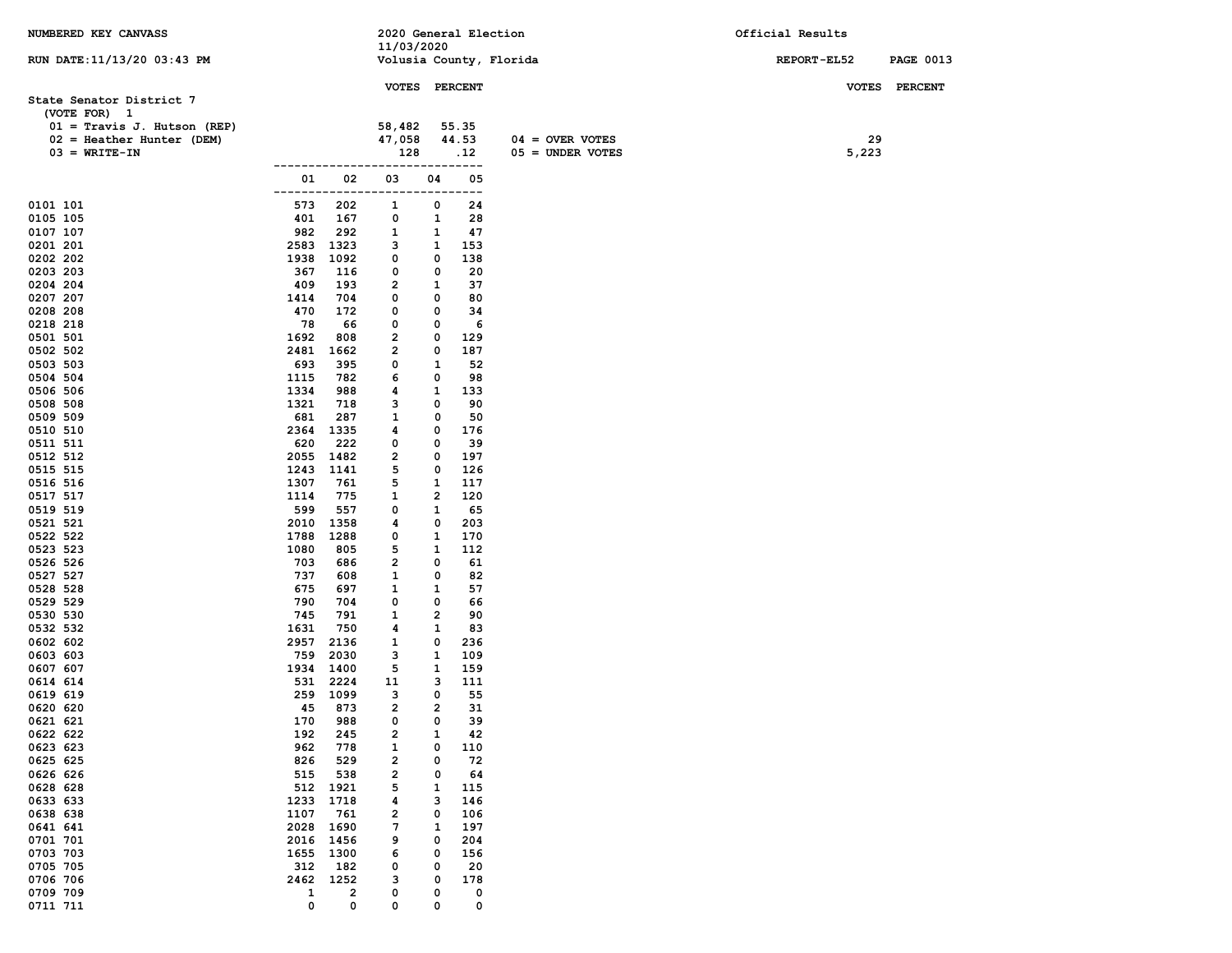NUMBERED KEY CANVASS

RUN DATE:11/13/20 03:43 PM

2020 General Election
11/03/2020
Volusia County, Florida

Official Results

REPORT-EL52

## State Senator District 7

(VOTE FOR) 1

| | VOTES | PERCENT |
|---|---|---|
| 01 = Travis J. Hutson (REP) | 58,482 | 55.35 |
| 02 = Heather Hunter (DEM) | 47,058 | 44.53 |
| 03 = WRITE-IN | 128 | .12 |

| | VOTES | PERCENT |
|---|---|---|
| 04 = OVER VOTES | 29 | |
| 05 = UNDER VOTES | 5,223 | |

| Precinct | 01 | 02 | 03 | 04 | 05 |
|---|---|---|---|---|---|
| 0101 101 | 573 | 202 | 1 | 0 | 24 |
| 0105 105 | 401 | 167 | 0 | 1 | 28 |
| 0107 107 | 982 | 292 | 1 | 1 | 47 |
| 0201 201 | 2583 | 1323 | 3 | 1 | 153 |
| 0202 202 | 1938 | 1092 | 0 | 0 | 138 |
| 0203 203 | 367 | 116 | 0 | 0 | 20 |
| 0204 204 | 409 | 193 | 2 | 1 | 37 |
| 0207 207 | 1414 | 704 | 0 | 0 | 80 |
| 0208 208 | 470 | 172 | 0 | 0 | 34 |
| 0218 218 | 78 | 66 | 0 | 0 | 6 |
| 0501 501 | 1692 | 808 | 2 | 0 | 129 |
| 0502 502 | 2481 | 1662 | 2 | 0 | 187 |
| 0503 503 | 693 | 395 | 0 | 1 | 52 |
| 0504 504 | 1115 | 782 | 6 | 0 | 98 |
| 0506 506 | 1334 | 988 | 4 | 1 | 133 |
| 0508 508 | 1321 | 718 | 3 | 0 | 90 |
| 0509 509 | 681 | 287 | 1 | 0 | 50 |
| 0510 510 | 2364 | 1335 | 4 | 0 | 176 |
| 0511 511 | 620 | 222 | 0 | 0 | 39 |
| 0512 512 | 2055 | 1482 | 2 | 0 | 197 |
| 0515 515 | 1243 | 1141 | 5 | 0 | 126 |
| 0516 516 | 1307 | 761 | 5 | 1 | 117 |
| 0517 517 | 1114 | 775 | 1 | 2 | 120 |
| 0519 519 | 599 | 557 | 0 | 1 | 65 |
| 0521 521 | 2010 | 1358 | 4 | 0 | 203 |
| 0522 522 | 1788 | 1288 | 0 | 1 | 170 |
| 0523 523 | 1080 | 805 | 5 | 1 | 112 |
| 0526 526 | 703 | 686 | 2 | 0 | 61 |
| 0527 527 | 737 | 608 | 1 | 0 | 82 |
| 0528 528 | 675 | 697 | 1 | 1 | 57 |
| 0529 529 | 790 | 704 | 0 | 0 | 66 |
| 0530 530 | 745 | 791 | 1 | 2 | 90 |
| 0532 532 | 1631 | 750 | 4 | 1 | 83 |
| 0602 602 | 2957 | 2136 | 1 | 0 | 236 |
| 0603 603 | 759 | 2030 | 3 | 1 | 109 |
| 0607 607 | 1934 | 1400 | 5 | 1 | 159 |
| 0614 614 | 531 | 2224 | 11 | 3 | 111 |
| 0619 619 | 259 | 1099 | 3 | 0 | 55 |
| 0620 620 | 45 | 873 | 2 | 2 | 31 |
| 0621 621 | 170 | 988 | 0 | 0 | 39 |
| 0622 622 | 192 | 245 | 2 | 1 | 42 |
| 0623 623 | 962 | 778 | 1 | 0 | 110 |
| 0625 625 | 826 | 529 | 2 | 0 | 72 |
| 0626 626 | 515 | 538 | 2 | 0 | 64 |
| 0628 628 | 512 | 1921 | 5 | 1 | 115 |
| 0633 633 | 1233 | 1718 | 4 | 3 | 146 |
| 0638 638 | 1107 | 761 | 2 | 0 | 106 |
| 0641 641 | 2028 | 1690 | 7 | 1 | 197 |
| 0701 701 | 2016 | 1456 | 9 | 0 | 204 |
| 0703 703 | 1655 | 1300 | 6 | 0 | 156 |
| 0705 705 | 312 | 182 | 0 | 0 | 20 |
| 0706 706 | 2462 | 1252 | 3 | 0 | 178 |
| 0709 709 | 1 | 2 | 0 | 0 | 0 |
| 0711 711 | 0 | 0 | 0 | 0 | 0 |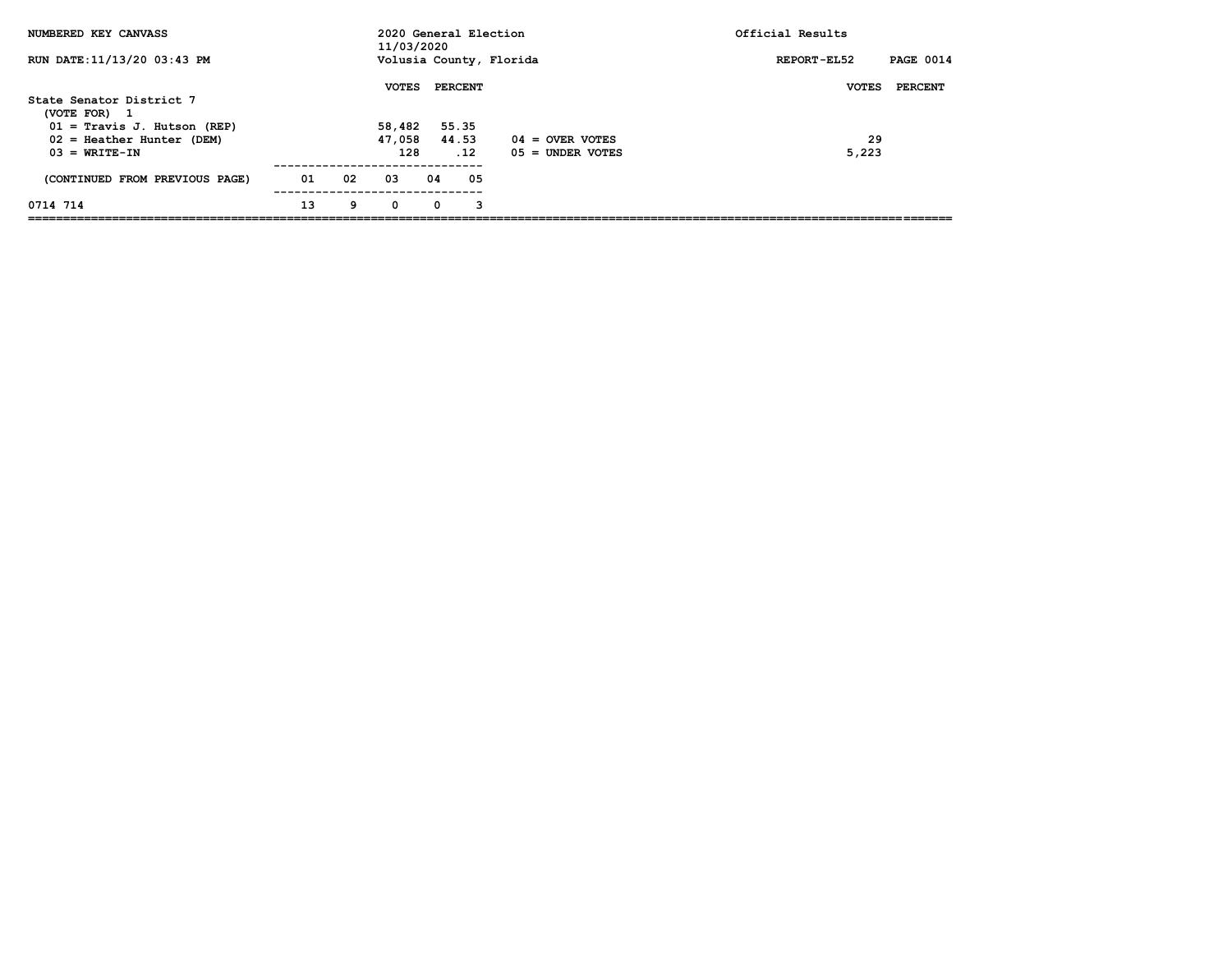NUMBERED KEY CANVASS — 2020 General Election 11/03/2020 — Volusia County, Florida — Official Results

RUN DATE:11/13/20 03:43 PM — REPORT-EL52

## State Senator District 7

(VOTE FOR) 1

| | VOTES | PERCENT |
|---|---|---|
| 01 = Travis J. Hutson (REP) | 58,482 | 55.35 |
| 02 = Heather Hunter (DEM) | 47,058 | 44.53 |
| 03 = WRITE-IN | 128 | .12 |
| 04 = OVER VOTES | 29 | |
| 05 = UNDER VOTES | 5,223 | |

(CONTINUED FROM PREVIOUS PAGE)

| | 01 | 02 | 03 | 04 | 05 |
|---|---|---|---|---|---|
| 0714 714 | 13 | 9 | 0 | 0 | 3 |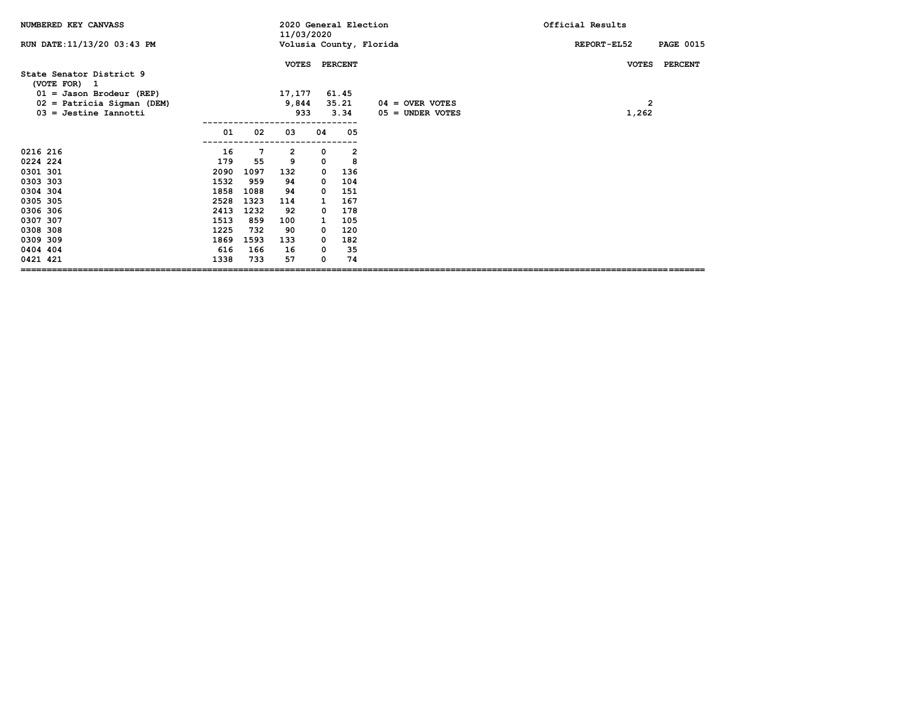NUMBERED KEY CANVASS

RUN DATE:11/13/20 03:43 PM

2020 General Election
11/03/2020
Volusia County, Florida

Official Results

REPORT-EL52

## State Senator District 9

(VOTE FOR) 1

| | VOTES | PERCENT |
|---|---|---|
| 01 = Jason Brodeur (REP) | 17,177 | 61.45 |
| 02 = Patricia Sigman (DEM) | 9,844 | 35.21 |
| 03 = Jestine Iannotti | 933 | 3.34 |
| 04 = OVER VOTES | 2 | |
| 05 = UNDER VOTES | 1,262 | |

| | 01 | 02 | 03 | 04 | 05 |
|---|---|---|---|---|---|
| 0216 216 | 16 | 7 | 2 | 0 | 2 |
| 0224 224 | 179 | 55 | 9 | 0 | 8 |
| 0301 301 | 2090 | 1097 | 132 | 0 | 136 |
| 0303 303 | 1532 | 959 | 94 | 0 | 104 |
| 0304 304 | 1858 | 1088 | 94 | 0 | 151 |
| 0305 305 | 2528 | 1323 | 114 | 1 | 167 |
| 0306 306 | 2413 | 1232 | 92 | 0 | 178 |
| 0307 307 | 1513 | 859 | 100 | 1 | 105 |
| 0308 308 | 1225 | 732 | 90 | 0 | 120 |
| 0309 309 | 1869 | 1593 | 133 | 0 | 182 |
| 0404 404 | 616 | 166 | 16 | 0 | 35 |
| 0421 421 | 1338 | 733 | 57 | 0 | 74 |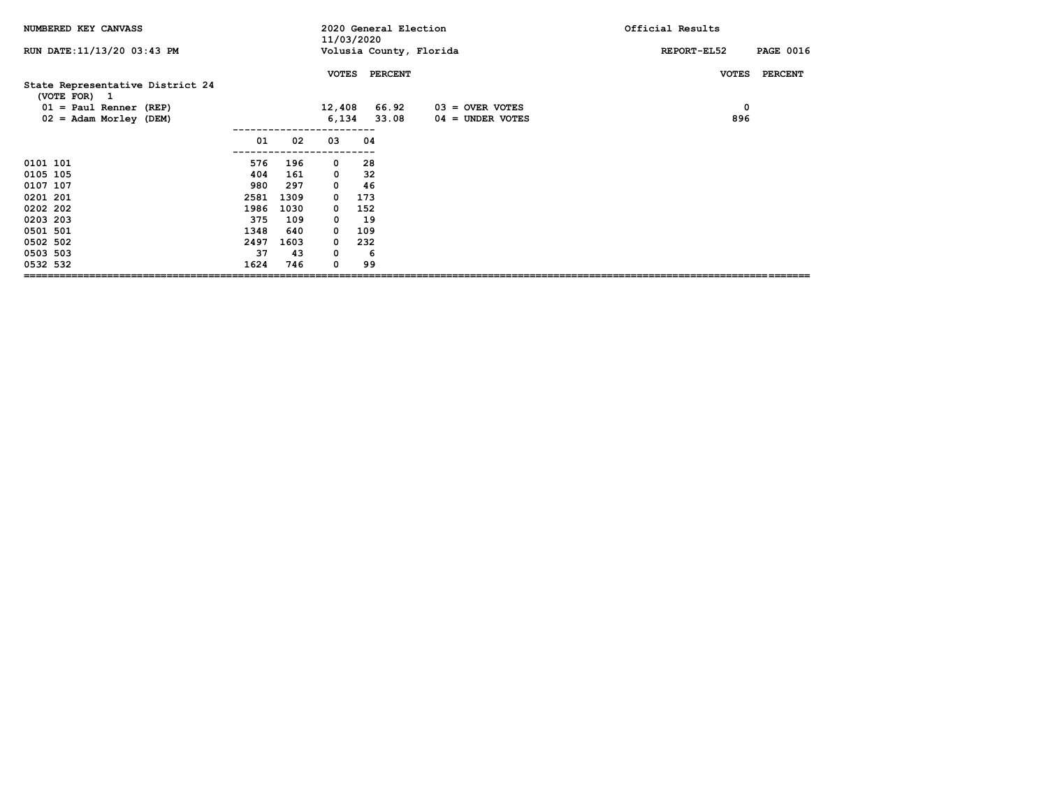NUMBERED KEY CANVASS | 2020 General Election 11/03/2020 | Official Results

RUN DATE:11/13/20 03:43 PM | Volusia County, Florida | REPORT-EL52

## State Representative District 24

(VOTE FOR) 1

| | VOTES | PERCENT |
|---|---|---|
| 01 = Paul Renner (REP) | 12,408 | 66.92 |
| 02 = Adam Morley (DEM) | 6,134 | 33.08 |

| | VOTES | PERCENT |
|---|---|---|
| 03 = OVER VOTES | 0 | |
| 04 = UNDER VOTES | 896 | |

| Precinct | 01 | 02 | 03 | 04 |
|---|---|---|---|---|
| 0101 101 | 576 | 196 | 0 | 28 |
| 0105 105 | 404 | 161 | 0 | 32 |
| 0107 107 | 980 | 297 | 0 | 46 |
| 0201 201 | 2581 | 1309 | 0 | 173 |
| 0202 202 | 1986 | 1030 | 0 | 152 |
| 0203 203 | 375 | 109 | 0 | 19 |
| 0501 501 | 1348 | 640 | 0 | 109 |
| 0502 502 | 2497 | 1603 | 0 | 232 |
| 0503 503 | 37 | 43 | 0 | 6 |
| 0532 532 | 1624 | 746 | 0 | 99 |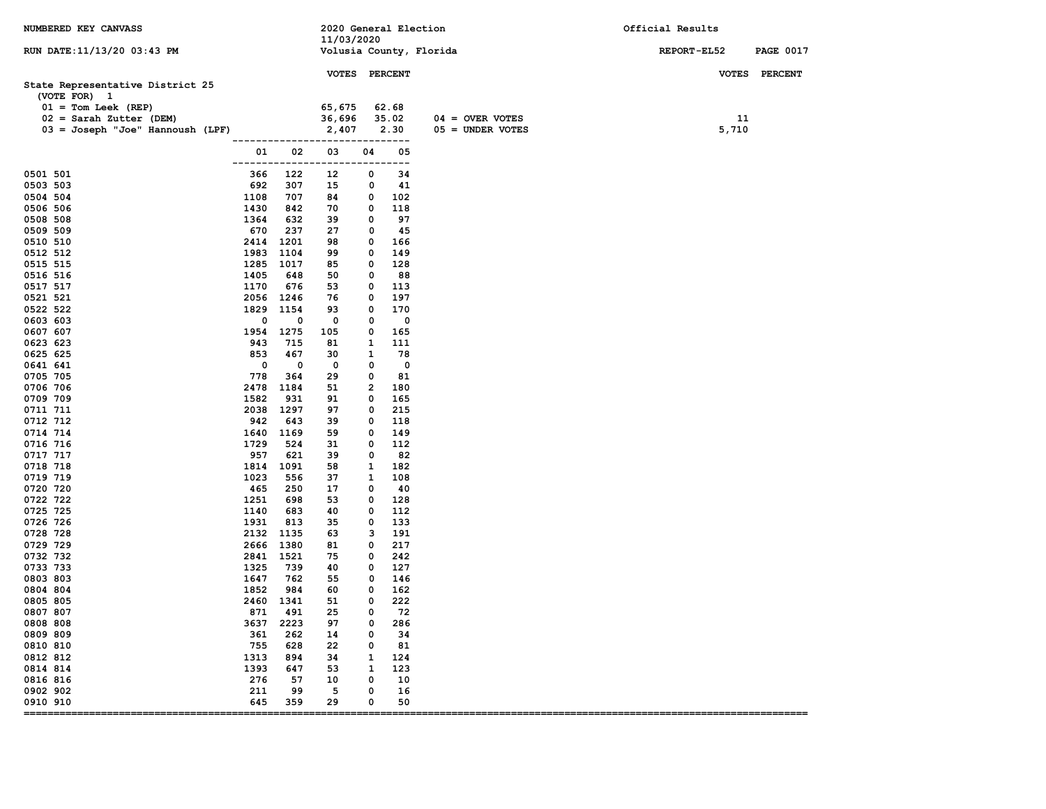NUMBERED KEY CANVASS

2020 General Election
11/03/2020
Volusia County, Florida

Official Results

RUN DATE:11/13/20 03:43 PM

REPORT-EL52

## State Representative District 25

(VOTE FOR) 1

| | VOTES | PERCENT |
|---|---|---|
| 01 = Tom Leek (REP) | 65,675 | 62.68 |
| 02 = Sarah Zutter (DEM) | 36,696 | 35.02 |
| 03 = Joseph "Joe" Hannoush (LPF) | 2,407 | 2.30 |

| | VOTES | PERCENT |
|---|---|---|
| 04 = OVER VOTES | 11 | |
| 05 = UNDER VOTES | 5,710 | |

| Precinct | 01 | 02 | 03 | 04 | 05 |
|---|---|---|---|---|---|
| 0501 501 | 366 | 122 | 12 | 0 | 34 |
| 0503 503 | 692 | 307 | 15 | 0 | 41 |
| 0504 504 | 1108 | 707 | 84 | 0 | 102 |
| 0506 506 | 1430 | 842 | 70 | 0 | 118 |
| 0508 508 | 1364 | 632 | 39 | 0 | 97 |
| 0509 509 | 670 | 237 | 27 | 0 | 45 |
| 0510 510 | 2414 | 1201 | 98 | 0 | 166 |
| 0512 512 | 1983 | 1104 | 99 | 0 | 149 |
| 0515 515 | 1285 | 1017 | 85 | 0 | 128 |
| 0516 516 | 1405 | 648 | 50 | 0 | 88 |
| 0517 517 | 1170 | 676 | 53 | 0 | 113 |
| 0521 521 | 2056 | 1246 | 76 | 0 | 197 |
| 0522 522 | 1829 | 1154 | 93 | 0 | 170 |
| 0603 603 | 0 | 0 | 0 | 0 | 0 |
| 0607 607 | 1954 | 1275 | 105 | 0 | 165 |
| 0623 623 | 943 | 715 | 81 | 1 | 111 |
| 0625 625 | 853 | 467 | 30 | 1 | 78 |
| 0641 641 | 0 | 0 | 0 | 0 | 0 |
| 0705 705 | 778 | 364 | 29 | 0 | 81 |
| 0706 706 | 2478 | 1184 | 51 | 2 | 180 |
| 0709 709 | 1582 | 931 | 91 | 0 | 165 |
| 0711 711 | 2038 | 1297 | 97 | 0 | 215 |
| 0712 712 | 942 | 643 | 39 | 0 | 118 |
| 0714 714 | 1640 | 1169 | 59 | 0 | 149 |
| 0716 716 | 1729 | 524 | 31 | 0 | 112 |
| 0717 717 | 957 | 621 | 39 | 0 | 82 |
| 0718 718 | 1814 | 1091 | 58 | 1 | 182 |
| 0719 719 | 1023 | 556 | 37 | 1 | 108 |
| 0720 720 | 465 | 250 | 17 | 0 | 40 |
| 0722 722 | 1251 | 698 | 53 | 0 | 128 |
| 0725 725 | 1140 | 683 | 40 | 0 | 112 |
| 0726 726 | 1931 | 813 | 35 | 0 | 133 |
| 0728 728 | 2132 | 1135 | 63 | 3 | 191 |
| 0729 729 | 2666 | 1380 | 81 | 0 | 217 |
| 0732 732 | 2841 | 1521 | 75 | 0 | 242 |
| 0733 733 | 1325 | 739 | 40 | 0 | 127 |
| 0803 803 | 1647 | 762 | 55 | 0 | 146 |
| 0804 804 | 1852 | 984 | 60 | 0 | 162 |
| 0805 805 | 2460 | 1341 | 51 | 0 | 222 |
| 0807 807 | 871 | 491 | 25 | 0 | 72 |
| 0808 808 | 3637 | 2223 | 97 | 0 | 286 |
| 0809 809 | 361 | 262 | 14 | 0 | 34 |
| 0810 810 | 755 | 628 | 22 | 0 | 81 |
| 0812 812 | 1313 | 894 | 34 | 1 | 124 |
| 0814 814 | 1393 | 647 | 53 | 1 | 123 |
| 0816 816 | 276 | 57 | 10 | 0 | 10 |
| 0902 902 | 211 | 99 | 5 | 0 | 16 |
| 0910 910 | 645 | 359 | 29 | 0 | 50 |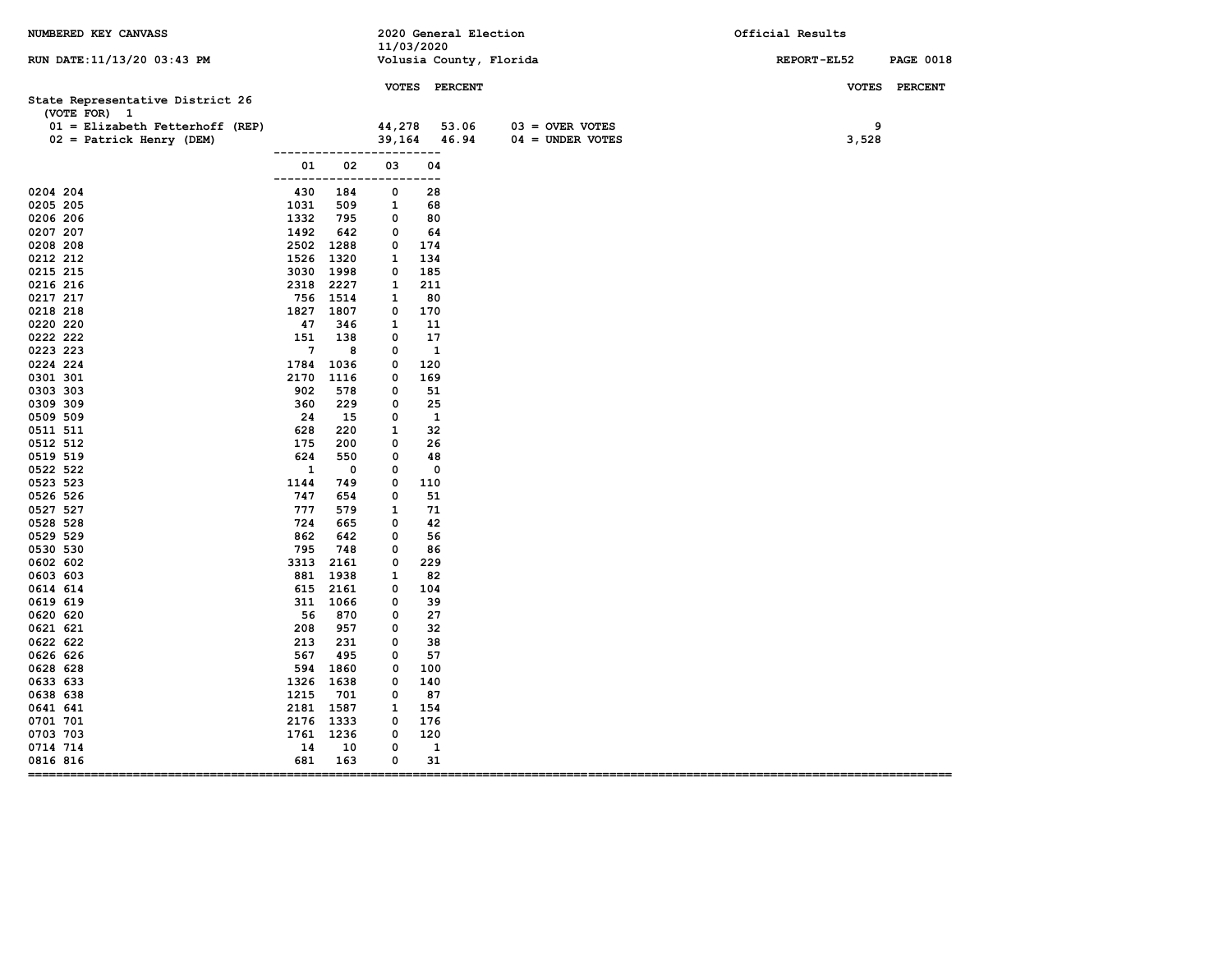NUMBERED KEY CANVASS

RUN DATE:11/13/20 03:43 PM

2020 General Election
11/03/2020
Volusia County, Florida

Official Results

REPORT-EL52

## State Representative District 26

(VOTE FOR) 1

| | VOTES | PERCENT |
|---|---|---|
| 01 = Elizabeth Fetterhoff (REP) | 44,278 | 53.06 |
| 02 = Patrick Henry (DEM) | 39,164 | 46.94 |

| | VOTES | PERCENT |
|---|---|---|
| 03 = OVER VOTES | 9 | |
| 04 = UNDER VOTES | 3,528 | |

| Precinct | 01 | 02 | 03 | 04 |
|---|---|---|---|---|
| 0204 204 | 430 | 184 | 0 | 28 |
| 0205 205 | 1031 | 509 | 1 | 68 |
| 0206 206 | 1332 | 795 | 0 | 80 |
| 0207 207 | 1492 | 642 | 0 | 64 |
| 0208 208 | 2502 | 1288 | 0 | 174 |
| 0212 212 | 1526 | 1320 | 1 | 134 |
| 0215 215 | 3030 | 1998 | 0 | 185 |
| 0216 216 | 2318 | 2227 | 1 | 211 |
| 0217 217 | 756 | 1514 | 1 | 80 |
| 0218 218 | 1827 | 1807 | 0 | 170 |
| 0220 220 | 47 | 346 | 1 | 11 |
| 0222 222 | 151 | 138 | 0 | 17 |
| 0223 223 | 7 | 8 | 0 | 1 |
| 0224 224 | 1784 | 1036 | 0 | 120 |
| 0301 301 | 2170 | 1116 | 0 | 169 |
| 0303 303 | 902 | 578 | 0 | 51 |
| 0309 309 | 360 | 229 | 0 | 25 |
| 0509 509 | 24 | 15 | 0 | 1 |
| 0511 511 | 628 | 220 | 1 | 32 |
| 0512 512 | 175 | 200 | 0 | 26 |
| 0519 519 | 624 | 550 | 0 | 48 |
| 0522 522 | 1 | 0 | 0 | 0 |
| 0523 523 | 1144 | 749 | 0 | 110 |
| 0526 526 | 747 | 654 | 0 | 51 |
| 0527 527 | 777 | 579 | 1 | 71 |
| 0528 528 | 724 | 665 | 0 | 42 |
| 0529 529 | 862 | 642 | 0 | 56 |
| 0530 530 | 795 | 748 | 0 | 86 |
| 0602 602 | 3313 | 2161 | 0 | 229 |
| 0603 603 | 881 | 1938 | 1 | 82 |
| 0614 614 | 615 | 2161 | 0 | 104 |
| 0619 619 | 311 | 1066 | 0 | 39 |
| 0620 620 | 56 | 870 | 0 | 27 |
| 0621 621 | 208 | 957 | 0 | 32 |
| 0622 622 | 213 | 231 | 0 | 38 |
| 0626 626 | 567 | 495 | 0 | 57 |
| 0628 628 | 594 | 1860 | 0 | 100 |
| 0633 633 | 1326 | 1638 | 0 | 140 |
| 0638 638 | 1215 | 701 | 0 | 87 |
| 0641 641 | 2181 | 1587 | 1 | 154 |
| 0701 701 | 2176 | 1333 | 0 | 176 |
| 0703 703 | 1761 | 1236 | 0 | 120 |
| 0714 714 | 14 | 10 | 0 | 1 |
| 0816 816 | 681 | 163 | 0 | 31 |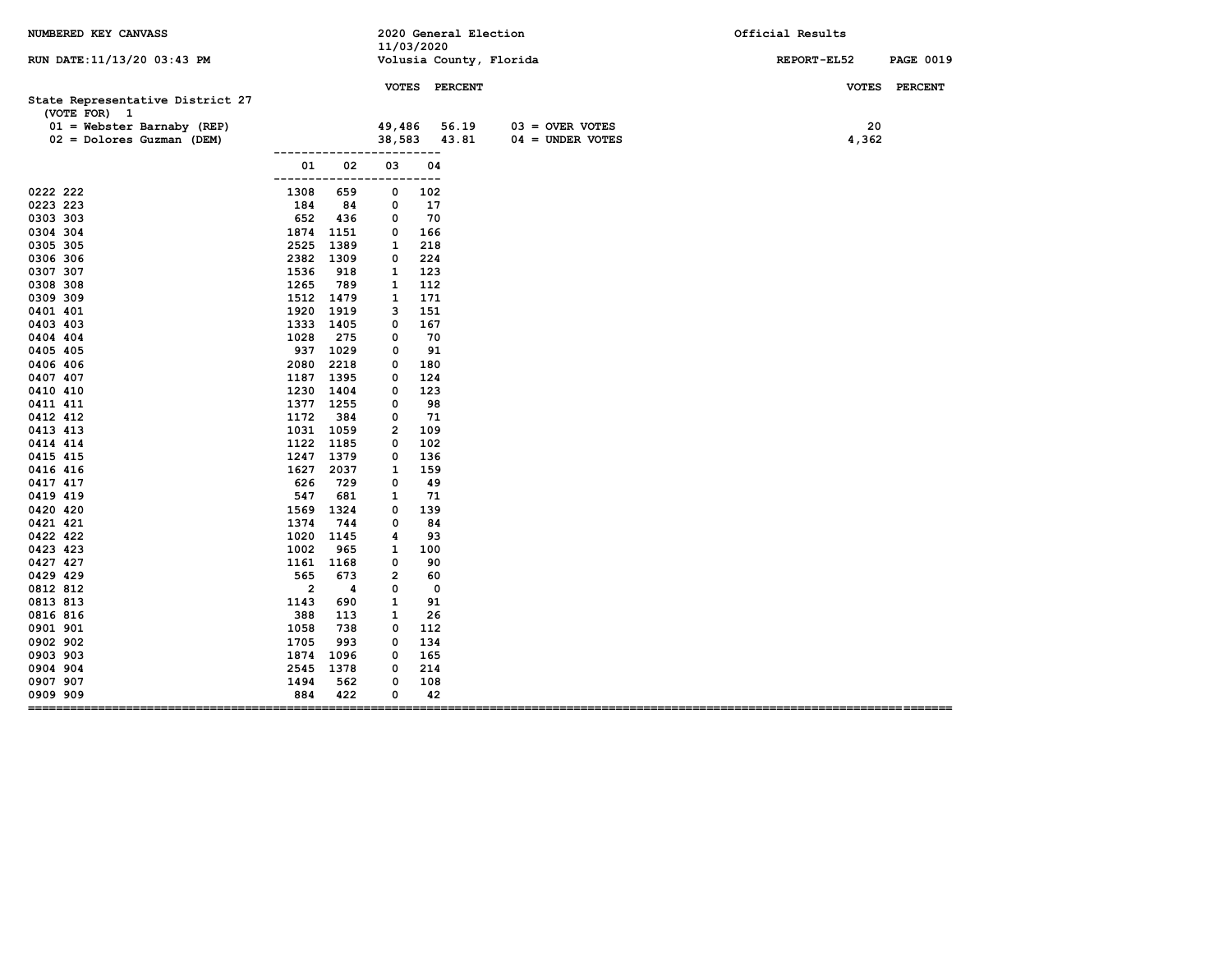NUMBERED KEY CANVASS

RUN DATE:11/13/20 03:43 PM

2020 General Election
11/03/2020
Volusia County, Florida

Official Results

REPORT-EL52

## State Representative District 27

(VOTE FOR) 1

| | VOTES | PERCENT | | VOTES | PERCENT |
|---|---|---|---|---|---|
| 01 = Webster Barnaby (REP) | 49,486 | 56.19 | 03 = OVER VOTES | 20 | |
| 02 = Dolores Guzman (DEM) | 38,583 | 43.81 | 04 = UNDER VOTES | 4,362 | |

| Precinct | 01 | 02 | 03 | 04 |
|---|---|---|---|---|
| 0222 222 | 1308 | 659 | 0 | 102 |
| 0223 223 | 184 | 84 | 0 | 17 |
| 0303 303 | 652 | 436 | 0 | 70 |
| 0304 304 | 1874 | 1151 | 0 | 166 |
| 0305 305 | 2525 | 1389 | 1 | 218 |
| 0306 306 | 2382 | 1309 | 0 | 224 |
| 0307 307 | 1536 | 918 | 1 | 123 |
| 0308 308 | 1265 | 789 | 1 | 112 |
| 0309 309 | 1512 | 1479 | 1 | 171 |
| 0401 401 | 1920 | 1919 | 3 | 151 |
| 0403 403 | 1333 | 1405 | 0 | 167 |
| 0404 404 | 1028 | 275 | 0 | 70 |
| 0405 405 | 937 | 1029 | 0 | 91 |
| 0406 406 | 2080 | 2218 | 0 | 180 |
| 0407 407 | 1187 | 1395 | 0 | 124 |
| 0410 410 | 1230 | 1404 | 0 | 123 |
| 0411 411 | 1377 | 1255 | 0 | 98 |
| 0412 412 | 1172 | 384 | 0 | 71 |
| 0413 413 | 1031 | 1059 | 2 | 109 |
| 0414 414 | 1122 | 1185 | 0 | 102 |
| 0415 415 | 1247 | 1379 | 0 | 136 |
| 0416 416 | 1627 | 2037 | 1 | 159 |
| 0417 417 | 626 | 729 | 0 | 49 |
| 0419 419 | 547 | 681 | 1 | 71 |
| 0420 420 | 1569 | 1324 | 0 | 139 |
| 0421 421 | 1374 | 744 | 0 | 84 |
| 0422 422 | 1020 | 1145 | 4 | 93 |
| 0423 423 | 1002 | 965 | 1 | 100 |
| 0427 427 | 1161 | 1168 | 0 | 90 |
| 0429 429 | 565 | 673 | 2 | 60 |
| 0812 812 | 2 | 4 | 0 | 0 |
| 0813 813 | 1143 | 690 | 1 | 91 |
| 0816 816 | 388 | 113 | 1 | 26 |
| 0901 901 | 1058 | 738 | 0 | 112 |
| 0902 902 | 1705 | 993 | 0 | 134 |
| 0903 903 | 1874 | 1096 | 0 | 165 |
| 0904 904 | 2545 | 1378 | 0 | 214 |
| 0907 907 | 1494 | 562 | 0 | 108 |
| 0909 909 | 884 | 422 | 0 | 42 |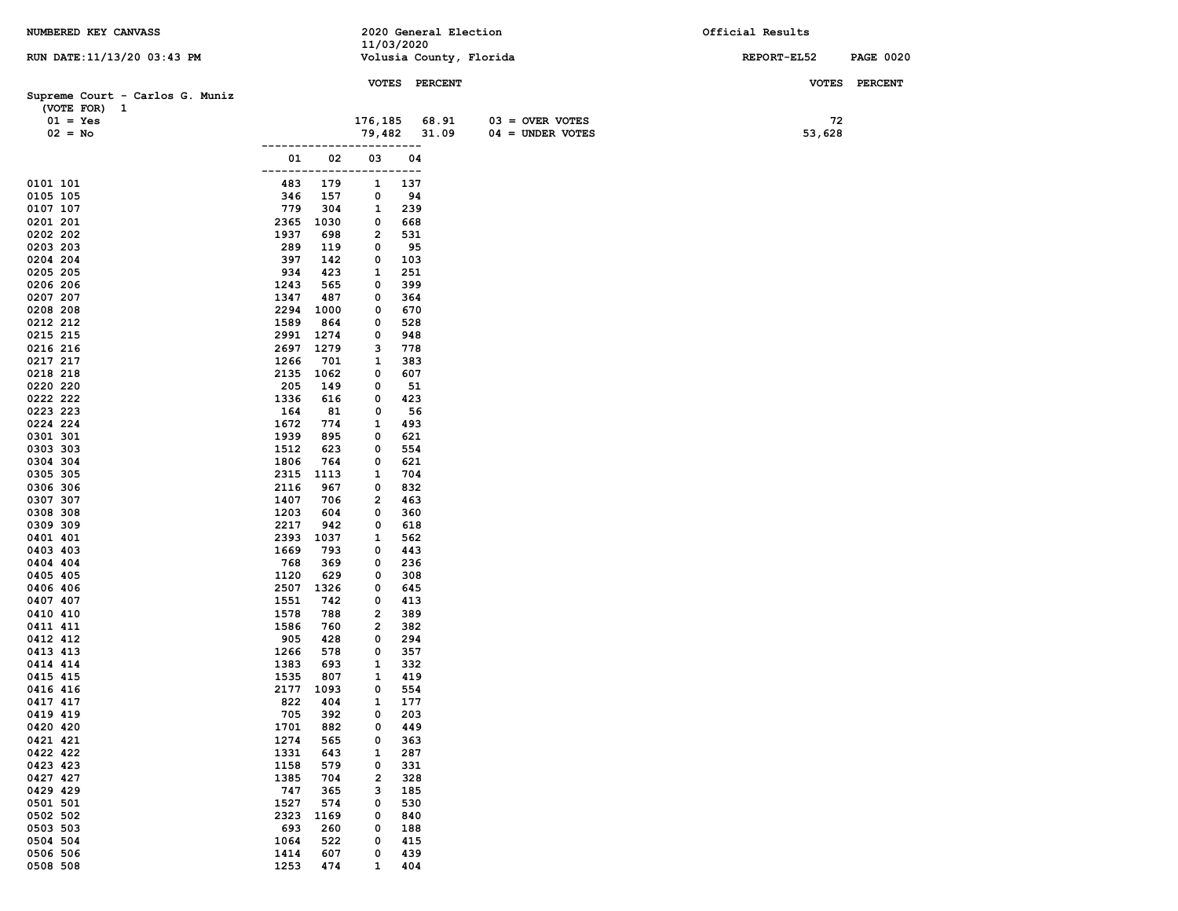NUMBERED KEY CANVASS

2020 General Election
11/03/2020
Volusia County, Florida

Official Results

RUN DATE:11/13/20 03:43 PM

REPORT-EL52 PAGE 0020

## Supreme Court - Carlos G. Muniz

(VOTE FOR) 1

| | VOTES | PERCENT |
|---|---|---|
| 01 = Yes | 176,185 | 68.91 |
| 02 = No | 79,482 | 31.09 |
| 03 = OVER VOTES | 72 | |
| 04 = UNDER VOTES | 53,628 | |

| Precinct | 01 | 02 | 03 | 04 |
|---|---|---|---|---|
| 0101 101 | 483 | 179 | 1 | 137 |
| 0105 105 | 346 | 157 | 0 | 94 |
| 0107 107 | 779 | 304 | 1 | 239 |
| 0201 201 | 2365 | 1030 | 0 | 668 |
| 0202 202 | 1937 | 698 | 2 | 531 |
| 0203 203 | 289 | 119 | 0 | 95 |
| 0204 204 | 397 | 142 | 0 | 103 |
| 0205 205 | 934 | 423 | 1 | 251 |
| 0206 206 | 1243 | 565 | 0 | 399 |
| 0207 207 | 1347 | 487 | 0 | 364 |
| 0208 208 | 2294 | 1000 | 0 | 670 |
| 0212 212 | 1589 | 864 | 0 | 528 |
| 0215 215 | 2991 | 1274 | 0 | 948 |
| 0216 216 | 2697 | 1279 | 3 | 778 |
| 0217 217 | 1266 | 701 | 1 | 383 |
| 0218 218 | 2135 | 1062 | 0 | 607 |
| 0220 220 | 205 | 149 | 0 | 51 |
| 0222 222 | 1336 | 616 | 0 | 423 |
| 0223 223 | 164 | 81 | 0 | 56 |
| 0224 224 | 1672 | 774 | 1 | 493 |
| 0301 301 | 1939 | 895 | 0 | 621 |
| 0303 303 | 1512 | 623 | 0 | 554 |
| 0304 304 | 1806 | 764 | 0 | 621 |
| 0305 305 | 2315 | 1113 | 1 | 704 |
| 0306 306 | 2116 | 967 | 0 | 832 |
| 0307 307 | 1407 | 706 | 2 | 463 |
| 0308 308 | 1203 | 604 | 0 | 360 |
| 0309 309 | 2217 | 942 | 0 | 618 |
| 0401 401 | 2393 | 1037 | 1 | 562 |
| 0403 403 | 1669 | 793 | 0 | 443 |
| 0404 404 | 768 | 369 | 0 | 236 |
| 0405 405 | 1120 | 629 | 0 | 308 |
| 0406 406 | 2507 | 1326 | 0 | 645 |
| 0407 407 | 1551 | 742 | 0 | 413 |
| 0410 410 | 1578 | 788 | 2 | 389 |
| 0411 411 | 1586 | 760 | 2 | 382 |
| 0412 412 | 905 | 428 | 0 | 294 |
| 0413 413 | 1266 | 578 | 0 | 357 |
| 0414 414 | 1383 | 693 | 1 | 332 |
| 0415 415 | 1535 | 807 | 1 | 419 |
| 0416 416 | 2177 | 1093 | 0 | 554 |
| 0417 417 | 822 | 404 | 1 | 177 |
| 0419 419 | 705 | 392 | 0 | 203 |
| 0420 420 | 1701 | 882 | 0 | 449 |
| 0421 421 | 1274 | 565 | 0 | 363 |
| 0422 422 | 1331 | 643 | 1 | 287 |
| 0423 423 | 1158 | 579 | 0 | 331 |
| 0427 427 | 1385 | 704 | 2 | 328 |
| 0429 429 | 747 | 365 | 3 | 185 |
| 0501 501 | 1527 | 574 | 0 | 530 |
| 0502 502 | 2323 | 1169 | 0 | 840 |
| 0503 503 | 693 | 260 | 0 | 188 |
| 0504 504 | 1064 | 522 | 0 | 415 |
| 0506 506 | 1414 | 607 | 0 | 439 |
| 0508 508 | 1253 | 474 | 1 | 404 |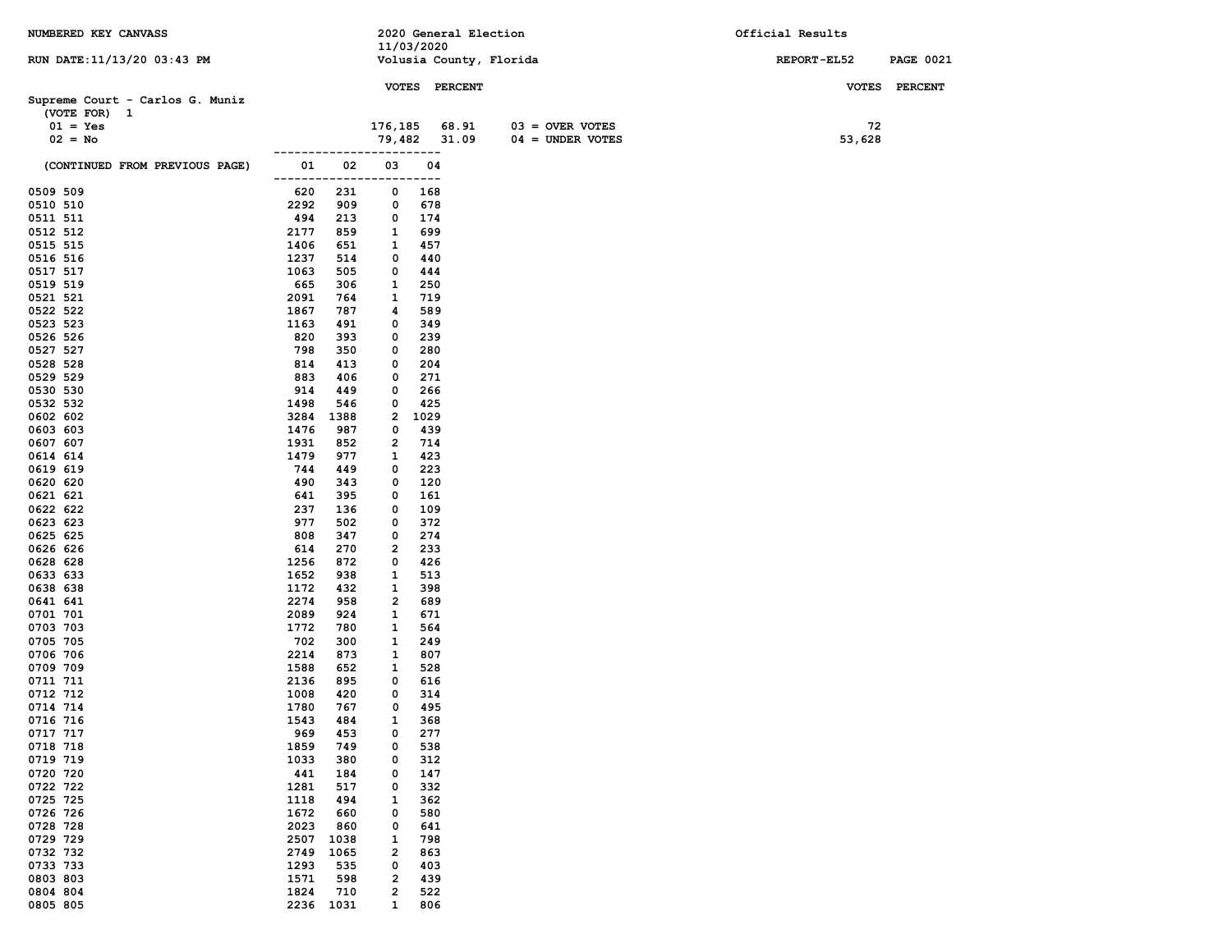NUMBERED KEY CANVASS

2020 General Election
11/03/2020
Volusia County, Florida

Official Results

RUN DATE:11/13/20 03:43 PM

REPORT-EL52

## Supreme Court - Carlos G. Muniz

(VOTE FOR) 1

| | VOTES | PERCENT | | VOTES | PERCENT |
|---|---|---|---|---|---|
| 01 = Yes | 176,185 | 68.91 | 03 = OVER VOTES | 72 | |
| 02 = No | 79,482 | 31.09 | 04 = UNDER VOTES | 53,628 | |

| (CONTINUED FROM PREVIOUS PAGE) | 01 | 02 | 03 | 04 |
|---|---|---|---|---|
| 0509 509 | 620 | 231 | 0 | 168 |
| 0510 510 | 2292 | 909 | 0 | 678 |
| 0511 511 | 494 | 213 | 0 | 174 |
| 0512 512 | 2177 | 859 | 1 | 699 |
| 0515 515 | 1406 | 651 | 1 | 457 |
| 0516 516 | 1237 | 514 | 0 | 440 |
| 0517 517 | 1063 | 505 | 0 | 444 |
| 0519 519 | 665 | 306 | 1 | 250 |
| 0521 521 | 2091 | 764 | 1 | 719 |
| 0522 522 | 1867 | 787 | 4 | 589 |
| 0523 523 | 1163 | 491 | 0 | 349 |
| 0526 526 | 820 | 393 | 0 | 239 |
| 0527 527 | 798 | 350 | 0 | 280 |
| 0528 528 | 814 | 413 | 0 | 204 |
| 0529 529 | 883 | 406 | 0 | 271 |
| 0530 530 | 914 | 449 | 0 | 266 |
| 0532 532 | 1498 | 546 | 0 | 425 |
| 0602 602 | 3284 | 1388 | 2 | 1029 |
| 0603 603 | 1476 | 987 | 0 | 439 |
| 0607 607 | 1931 | 852 | 2 | 714 |
| 0614 614 | 1479 | 977 | 1 | 423 |
| 0619 619 | 744 | 449 | 0 | 223 |
| 0620 620 | 490 | 343 | 0 | 120 |
| 0621 621 | 641 | 395 | 0 | 161 |
| 0622 622 | 237 | 136 | 0 | 109 |
| 0623 623 | 977 | 502 | 0 | 372 |
| 0625 625 | 808 | 347 | 0 | 274 |
| 0626 626 | 614 | 270 | 2 | 233 |
| 0628 628 | 1256 | 872 | 0 | 426 |
| 0633 633 | 1652 | 938 | 1 | 513 |
| 0638 638 | 1172 | 432 | 1 | 398 |
| 0641 641 | 2274 | 958 | 2 | 689 |
| 0701 701 | 2089 | 924 | 1 | 671 |
| 0703 703 | 1772 | 780 | 1 | 564 |
| 0705 705 | 702 | 300 | 1 | 249 |
| 0706 706 | 2214 | 873 | 1 | 807 |
| 0709 709 | 1588 | 652 | 1 | 528 |
| 0711 711 | 2136 | 895 | 0 | 616 |
| 0712 712 | 1008 | 420 | 0 | 314 |
| 0714 714 | 1780 | 767 | 0 | 495 |
| 0716 716 | 1543 | 484 | 1 | 368 |
| 0717 717 | 969 | 453 | 0 | 277 |
| 0718 718 | 1859 | 749 | 0 | 538 |
| 0719 719 | 1033 | 380 | 0 | 312 |
| 0720 720 | 441 | 184 | 0 | 147 |
| 0722 722 | 1281 | 517 | 0 | 332 |
| 0725 725 | 1118 | 494 | 1 | 362 |
| 0726 726 | 1672 | 660 | 0 | 580 |
| 0728 728 | 2023 | 860 | 0 | 641 |
| 0729 729 | 2507 | 1038 | 1 | 798 |
| 0732 732 | 2749 | 1065 | 2 | 863 |
| 0733 733 | 1293 | 535 | 0 | 403 |
| 0803 803 | 1571 | 598 | 2 | 439 |
| 0804 804 | 1824 | 710 | 2 | 522 |
| 0805 805 | 2236 | 1031 | 1 | 806 |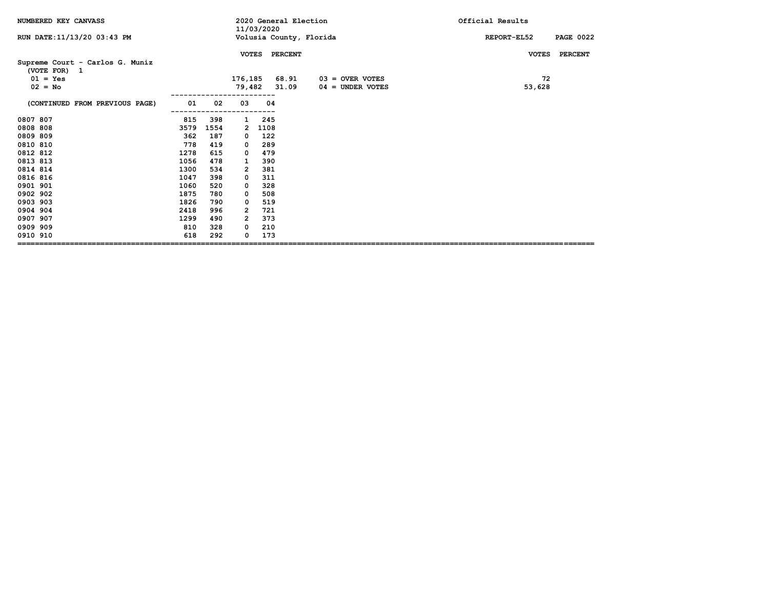NUMBERED KEY CANVASS — 2020 General Election 11/03/2020 — Volusia County, Florida — Official Results

RUN DATE:11/13/20 03:43 PM — REPORT-EL52

**Supreme Court - Carlos G. Muniz**
(VOTE FOR) 1

| | VOTES | PERCENT |
|---|---|---|
| 01 = Yes | 176,185 | 68.91 |
| 02 = No | 79,482 | 31.09 |

| | VOTES | PERCENT |
|---|---|---|
| 03 = OVER VOTES | 72 | |
| 04 = UNDER VOTES | 53,628 | |

| (CONTINUED FROM PREVIOUS PAGE) | 01 | 02 | 03 | 04 |
|---|---|---|---|---|
| 0807 807 | 815 | 398 | 1 | 245 |
| 0808 808 | 3579 | 1554 | 2 | 1108 |
| 0809 809 | 362 | 187 | 0 | 122 |
| 0810 810 | 778 | 419 | 0 | 289 |
| 0812 812 | 1278 | 615 | 0 | 479 |
| 0813 813 | 1056 | 478 | 1 | 390 |
| 0814 814 | 1300 | 534 | 2 | 381 |
| 0816 816 | 1047 | 398 | 0 | 311 |
| 0901 901 | 1060 | 520 | 0 | 328 |
| 0902 902 | 1875 | 780 | 0 | 508 |
| 0903 903 | 1826 | 790 | 0 | 519 |
| 0904 904 | 2418 | 996 | 2 | 721 |
| 0907 907 | 1299 | 490 | 2 | 373 |
| 0909 909 | 810 | 328 | 0 | 210 |
| 0910 910 | 618 | 292 | 0 | 173 |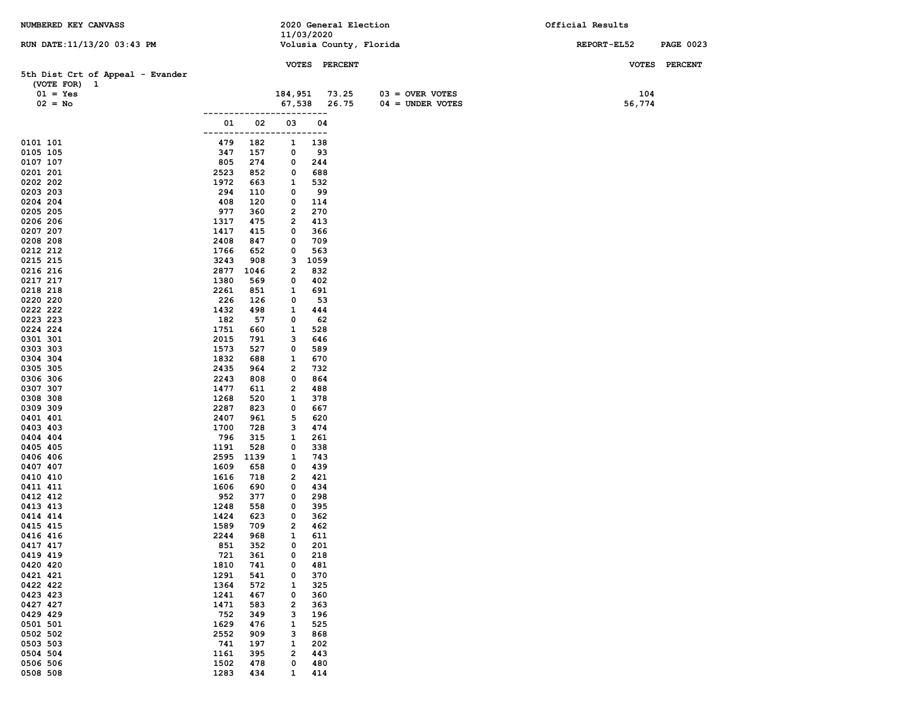NUMBERED KEY CANVASS

2020 General Election 11/03/2020 Volusia County, Florida

Official Results

RUN DATE:11/13/20 03:43 PM

REPORT-EL52

## 5th Dist Crt of Appeal - Evander

(VOTE FOR) 1

| | VOTES | PERCENT | | VOTES |
|---|---|---|---|---|
| 01 = Yes | 184,951 | 73.25 | 03 = OVER VOTES | 104 |
| 02 = No | 67,538 | 26.75 | 04 = UNDER VOTES | 56,774 |

| Precinct | 01 | 02 | 03 | 04 |
|---|---|---|---|---|
| 0101 101 | 479 | 182 | 1 | 138 |
| 0105 105 | 347 | 157 | 0 | 93 |
| 0107 107 | 805 | 274 | 0 | 244 |
| 0201 201 | 2523 | 852 | 0 | 688 |
| 0202 202 | 1972 | 663 | 1 | 532 |
| 0203 203 | 294 | 110 | 0 | 99 |
| 0204 204 | 408 | 120 | 0 | 114 |
| 0205 205 | 977 | 360 | 2 | 270 |
| 0206 206 | 1317 | 475 | 2 | 413 |
| 0207 207 | 1417 | 415 | 0 | 366 |
| 0208 208 | 2408 | 847 | 0 | 709 |
| 0212 212 | 1766 | 652 | 0 | 563 |
| 0215 215 | 3243 | 908 | 3 | 1059 |
| 0216 216 | 2877 | 1046 | 2 | 832 |
| 0217 217 | 1380 | 569 | 0 | 402 |
| 0218 218 | 2261 | 851 | 1 | 691 |
| 0220 220 | 226 | 126 | 0 | 53 |
| 0222 222 | 1432 | 498 | 1 | 444 |
| 0223 223 | 182 | 57 | 0 | 62 |
| 0224 224 | 1751 | 660 | 1 | 528 |
| 0301 301 | 2015 | 791 | 3 | 646 |
| 0303 303 | 1573 | 527 | 0 | 589 |
| 0304 304 | 1832 | 688 | 1 | 670 |
| 0305 305 | 2435 | 964 | 2 | 732 |
| 0306 306 | 2243 | 808 | 0 | 864 |
| 0307 307 | 1477 | 611 | 2 | 488 |
| 0308 308 | 1268 | 520 | 1 | 378 |
| 0309 309 | 2287 | 823 | 0 | 667 |
| 0401 401 | 2407 | 961 | 5 | 620 |
| 0403 403 | 1700 | 728 | 3 | 474 |
| 0404 404 | 796 | 315 | 1 | 261 |
| 0405 405 | 1191 | 528 | 0 | 338 |
| 0406 406 | 2595 | 1139 | 1 | 743 |
| 0407 407 | 1609 | 658 | 0 | 439 |
| 0410 410 | 1616 | 718 | 2 | 421 |
| 0411 411 | 1606 | 690 | 0 | 434 |
| 0412 412 | 952 | 377 | 0 | 298 |
| 0413 413 | 1248 | 558 | 0 | 395 |
| 0414 414 | 1424 | 623 | 0 | 362 |
| 0415 415 | 1589 | 709 | 2 | 462 |
| 0416 416 | 2244 | 968 | 1 | 611 |
| 0417 417 | 851 | 352 | 0 | 201 |
| 0419 419 | 721 | 361 | 0 | 218 |
| 0420 420 | 1810 | 741 | 0 | 481 |
| 0421 421 | 1291 | 541 | 0 | 370 |
| 0422 422 | 1364 | 572 | 1 | 325 |
| 0423 423 | 1241 | 467 | 0 | 360 |
| 0427 427 | 1471 | 583 | 2 | 363 |
| 0429 429 | 752 | 349 | 3 | 196 |
| 0501 501 | 1629 | 476 | 1 | 525 |
| 0502 502 | 2552 | 909 | 3 | 868 |
| 0503 503 | 741 | 197 | 1 | 202 |
| 0504 504 | 1161 | 395 | 2 | 443 |
| 0506 506 | 1502 | 478 | 0 | 480 |
| 0508 508 | 1283 | 434 | 1 | 414 |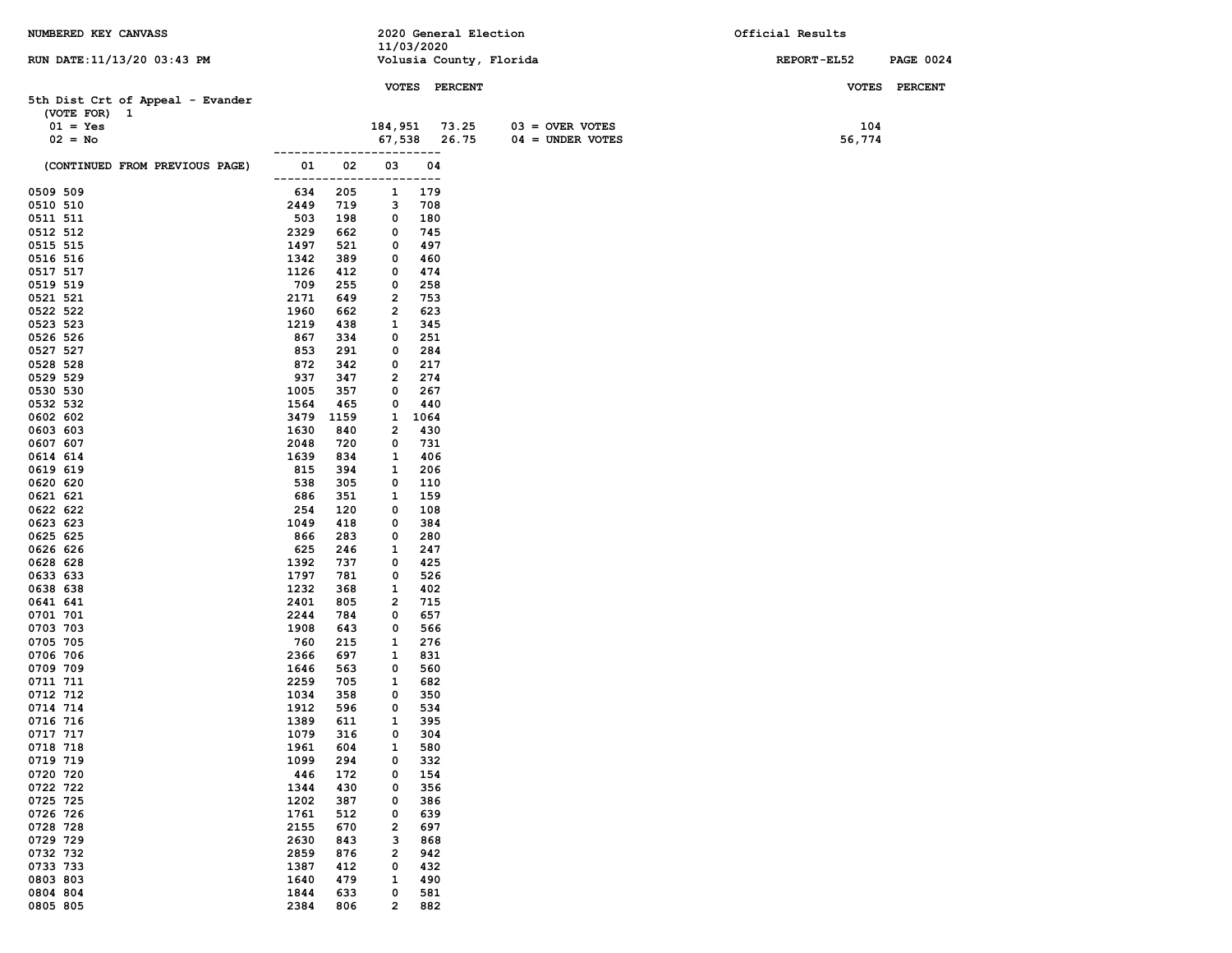NUMBERED KEY CANVASS | 2020 General Election 11/03/2020 | Official Results

RUN DATE:11/13/20 03:43 PM | Volusia County, Florida | REPORT-EL52

## 5th Dist Crt of Appeal - Evander

(VOTE FOR) 1

| | VOTES | PERCENT | | VOTES | PERCENT |
|---|---|---|---|---|---|
| 01 = Yes | 184,951 | 73.25 | 03 = OVER VOTES | 104 | |
| 02 = No | 67,538 | 26.75 | 04 = UNDER VOTES | 56,774 | |

| (CONTINUED FROM PREVIOUS PAGE) | 01 | 02 | 03 | 04 |
|---|---|---|---|---|
| 0509 509 | 634 | 205 | 1 | 179 |
| 0510 510 | 2449 | 719 | 3 | 708 |
| 0511 511 | 503 | 198 | 0 | 180 |
| 0512 512 | 2329 | 662 | 0 | 745 |
| 0515 515 | 1497 | 521 | 0 | 497 |
| 0516 516 | 1342 | 389 | 0 | 460 |
| 0517 517 | 1126 | 412 | 0 | 474 |
| 0519 519 | 709 | 255 | 0 | 258 |
| 0521 521 | 2171 | 649 | 2 | 753 |
| 0522 522 | 1960 | 662 | 2 | 623 |
| 0523 523 | 1219 | 438 | 1 | 345 |
| 0526 526 | 867 | 334 | 0 | 251 |
| 0527 527 | 853 | 291 | 0 | 284 |
| 0528 528 | 872 | 342 | 0 | 217 |
| 0529 529 | 937 | 347 | 2 | 274 |
| 0530 530 | 1005 | 357 | 0 | 267 |
| 0532 532 | 1564 | 465 | 0 | 440 |
| 0602 602 | 3479 | 1159 | 1 | 1064 |
| 0603 603 | 1630 | 840 | 2 | 430 |
| 0607 607 | 2048 | 720 | 0 | 731 |
| 0614 614 | 1639 | 834 | 1 | 406 |
| 0619 619 | 815 | 394 | 1 | 206 |
| 0620 620 | 538 | 305 | 0 | 110 |
| 0621 621 | 686 | 351 | 1 | 159 |
| 0622 622 | 254 | 120 | 0 | 108 |
| 0623 623 | 1049 | 418 | 0 | 384 |
| 0625 625 | 866 | 283 | 0 | 280 |
| 0626 626 | 625 | 246 | 1 | 247 |
| 0628 628 | 1392 | 737 | 0 | 425 |
| 0633 633 | 1797 | 781 | 0 | 526 |
| 0638 638 | 1232 | 368 | 1 | 402 |
| 0641 641 | 2401 | 805 | 2 | 715 |
| 0701 701 | 2244 | 784 | 0 | 657 |
| 0703 703 | 1908 | 643 | 0 | 566 |
| 0705 705 | 760 | 215 | 1 | 276 |
| 0706 706 | 2366 | 697 | 1 | 831 |
| 0709 709 | 1646 | 563 | 0 | 560 |
| 0711 711 | 2259 | 705 | 1 | 682 |
| 0712 712 | 1034 | 358 | 0 | 350 |
| 0714 714 | 1912 | 596 | 0 | 534 |
| 0716 716 | 1389 | 611 | 1 | 395 |
| 0717 717 | 1079 | 316 | 0 | 304 |
| 0718 718 | 1961 | 604 | 1 | 580 |
| 0719 719 | 1099 | 294 | 0 | 332 |
| 0720 720 | 446 | 172 | 0 | 154 |
| 0722 722 | 1344 | 430 | 0 | 356 |
| 0725 725 | 1202 | 387 | 0 | 386 |
| 0726 726 | 1761 | 512 | 0 | 639 |
| 0728 728 | 2155 | 670 | 2 | 697 |
| 0729 729 | 2630 | 843 | 3 | 868 |
| 0732 732 | 2859 | 876 | 2 | 942 |
| 0733 733 | 1387 | 412 | 0 | 432 |
| 0803 803 | 1640 | 479 | 1 | 490 |
| 0804 804 | 1844 | 633 | 0 | 581 |
| 0805 805 | 2384 | 806 | 2 | 882 |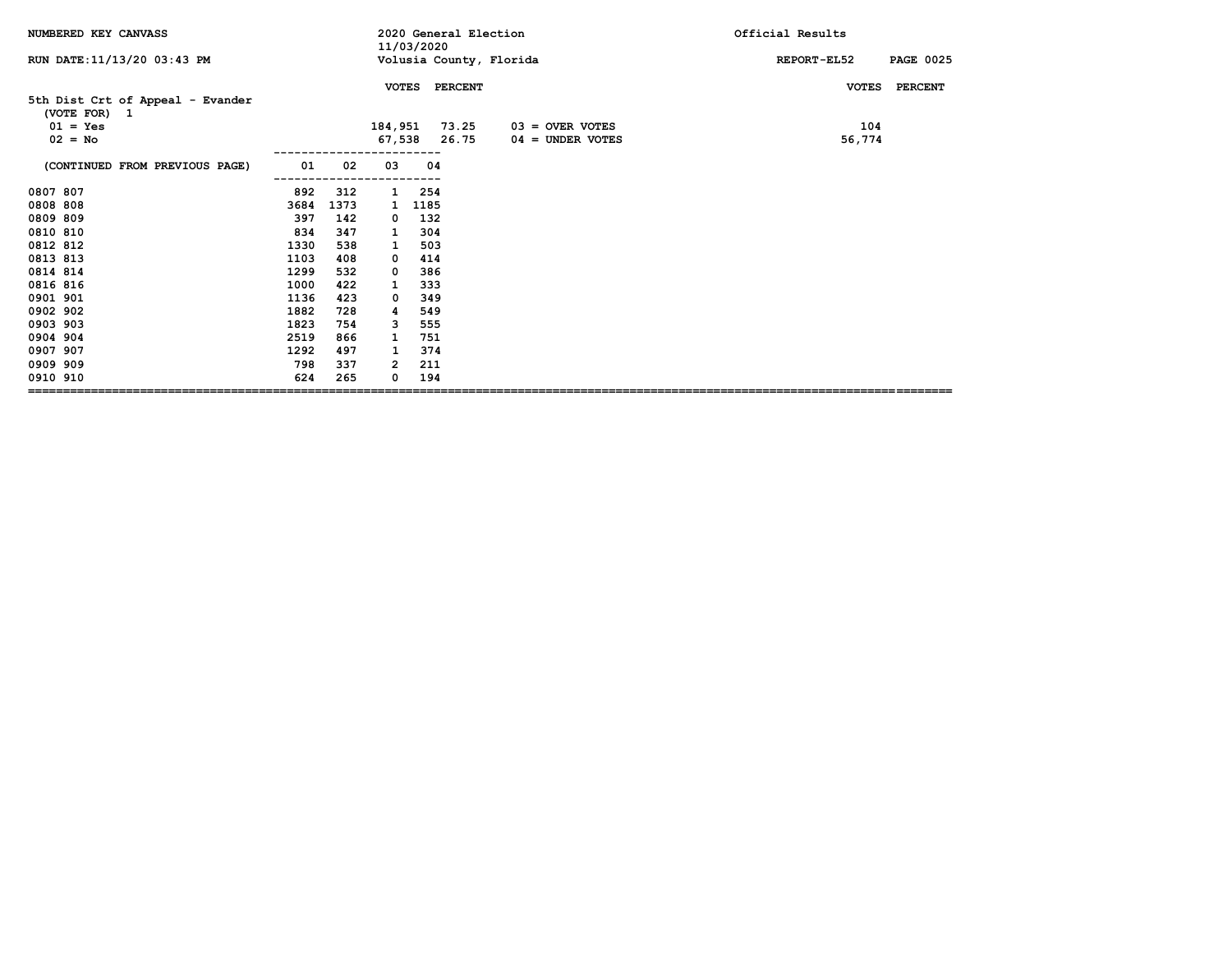NUMBERED KEY CANVASS — 2020 General Election 11/03/2020 — Volusia County, Florida — Official Results

RUN DATE:11/13/20 03:43 PM — REPORT-EL52

## 5th Dist Crt of Appeal - Evander

(VOTE FOR) 1

| | VOTES | PERCENT |
|---|---|---|
| 01 = Yes | 184,951 | 73.25 |
| 02 = No | 67,538 | 26.75 |

| | VOTES | PERCENT |
|---|---|---|
| 03 = OVER VOTES | 104 | |
| 04 = UNDER VOTES | 56,774 | |

| (CONTINUED FROM PREVIOUS PAGE) | 01 | 02 | 03 | 04 |
|---|---|---|---|---|
| 0807 807 | 892 | 312 | 1 | 254 |
| 0808 808 | 3684 | 1373 | 1 | 1185 |
| 0809 809 | 397 | 142 | 0 | 132 |
| 0810 810 | 834 | 347 | 1 | 304 |
| 0812 812 | 1330 | 538 | 1 | 503 |
| 0813 813 | 1103 | 408 | 0 | 414 |
| 0814 814 | 1299 | 532 | 0 | 386 |
| 0816 816 | 1000 | 422 | 1 | 333 |
| 0901 901 | 1136 | 423 | 0 | 349 |
| 0902 902 | 1882 | 728 | 4 | 549 |
| 0903 903 | 1823 | 754 | 3 | 555 |
| 0904 904 | 2519 | 866 | 1 | 751 |
| 0907 907 | 1292 | 497 | 1 | 374 |
| 0909 909 | 798 | 337 | 2 | 211 |
| 0910 910 | 624 | 265 | 0 | 194 |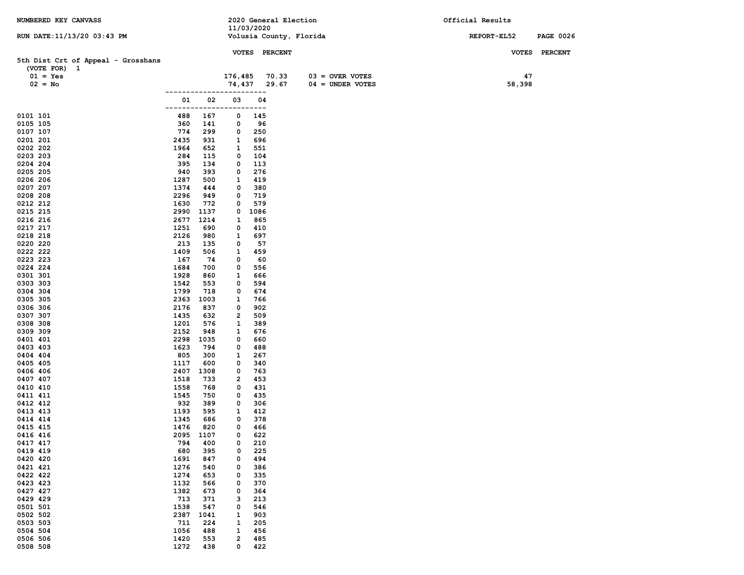NUMBERED KEY CANVASS — 2020 General Election 11/03/2020 — Official Results

RUN DATE:11/13/20 03:43 PM — Volusia County, Florida — REPORT-EL52

## 5th Dist Crt of Appeal - Grosshans

(VOTE FOR) 1

| | VOTES | PERCENT | | VOTES | PERCENT |
|---|---|---|---|---|---|
| 01 = Yes | 176,485 | 70.33 | 03 = OVER VOTES | 47 | |
| 02 = No | 74,437 | 29.67 | 04 = UNDER VOTES | 58,398 | |

| Precinct | 01 | 02 | 03 | 04 |
|---|---|---|---|---|
| 0101 101 | 488 | 167 | 0 | 145 |
| 0105 105 | 360 | 141 | 0 | 96 |
| 0107 107 | 774 | 299 | 0 | 250 |
| 0201 201 | 2435 | 931 | 1 | 696 |
| 0202 202 | 1964 | 652 | 1 | 551 |
| 0203 203 | 284 | 115 | 0 | 104 |
| 0204 204 | 395 | 134 | 0 | 113 |
| 0205 205 | 940 | 393 | 0 | 276 |
| 0206 206 | 1287 | 500 | 1 | 419 |
| 0207 207 | 1374 | 444 | 0 | 380 |
| 0208 208 | 2296 | 949 | 0 | 719 |
| 0212 212 | 1630 | 772 | 0 | 579 |
| 0215 215 | 2990 | 1137 | 0 | 1086 |
| 0216 216 | 2677 | 1214 | 1 | 865 |
| 0217 217 | 1251 | 690 | 0 | 410 |
| 0218 218 | 2126 | 980 | 1 | 697 |
| 0220 220 | 213 | 135 | 0 | 57 |
| 0222 222 | 1409 | 506 | 1 | 459 |
| 0223 223 | 167 | 74 | 0 | 60 |
| 0224 224 | 1684 | 700 | 0 | 556 |
| 0301 301 | 1928 | 860 | 1 | 666 |
| 0303 303 | 1542 | 553 | 0 | 594 |
| 0304 304 | 1799 | 718 | 0 | 674 |
| 0305 305 | 2363 | 1003 | 1 | 766 |
| 0306 306 | 2176 | 837 | 0 | 902 |
| 0307 307 | 1435 | 632 | 2 | 509 |
| 0308 308 | 1201 | 576 | 1 | 389 |
| 0309 309 | 2152 | 948 | 1 | 676 |
| 0401 401 | 2298 | 1035 | 0 | 660 |
| 0403 403 | 1623 | 794 | 0 | 488 |
| 0404 404 | 805 | 300 | 1 | 267 |
| 0405 405 | 1117 | 600 | 0 | 340 |
| 0406 406 | 2407 | 1308 | 0 | 763 |
| 0407 407 | 1518 | 733 | 2 | 453 |
| 0410 410 | 1558 | 768 | 0 | 431 |
| 0411 411 | 1545 | 750 | 0 | 435 |
| 0412 412 | 932 | 389 | 0 | 306 |
| 0413 413 | 1193 | 595 | 1 | 412 |
| 0414 414 | 1345 | 686 | 0 | 378 |
| 0415 415 | 1476 | 820 | 0 | 466 |
| 0416 416 | 2095 | 1107 | 0 | 622 |
| 0417 417 | 794 | 400 | 0 | 210 |
| 0419 419 | 680 | 395 | 0 | 225 |
| 0420 420 | 1691 | 847 | 0 | 494 |
| 0421 421 | 1276 | 540 | 0 | 386 |
| 0422 422 | 1274 | 653 | 0 | 335 |
| 0423 423 | 1132 | 566 | 0 | 370 |
| 0427 427 | 1382 | 673 | 0 | 364 |
| 0429 429 | 713 | 371 | 3 | 213 |
| 0501 501 | 1538 | 547 | 0 | 546 |
| 0502 502 | 2387 | 1041 | 1 | 903 |
| 0503 503 | 711 | 224 | 1 | 205 |
| 0504 504 | 1056 | 488 | 1 | 456 |
| 0506 506 | 1420 | 553 | 2 | 485 |
| 0508 508 | 1272 | 438 | 0 | 422 |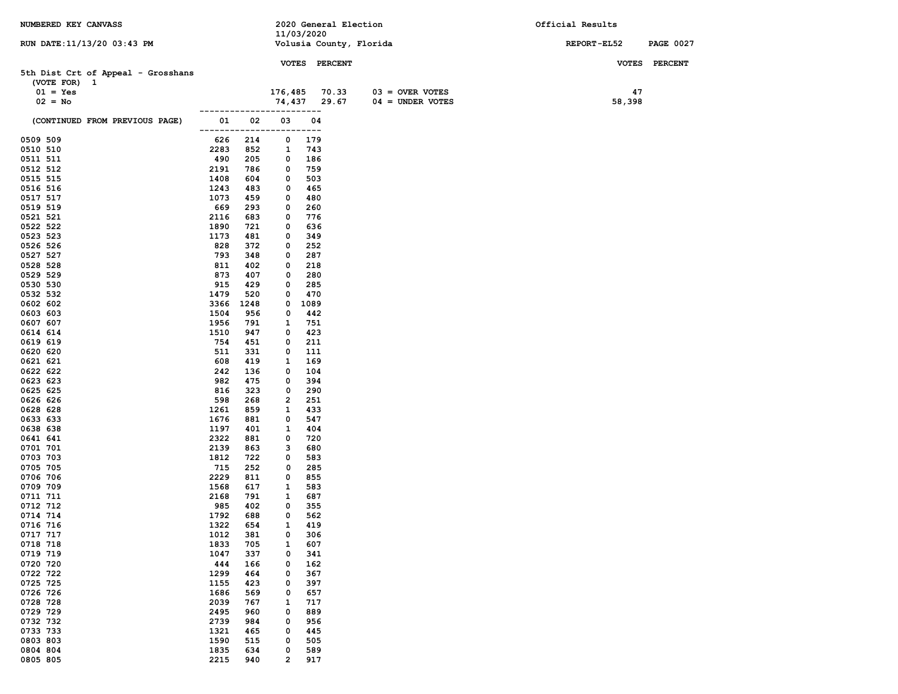NUMBERED KEY CANVASS — 2020 General Election — 11/03/2020 — Official Results

RUN DATE:11/13/20 03:43 PM — Volusia County, Florida — REPORT-EL52

## 5th Dist Crt of Appeal - Grosshans

(VOTE FOR) 1

| | VOTES | PERCENT | | VOTES |
|---|---|---|---|---|
| 01 = Yes | 176,485 | 70.33 | 03 = OVER VOTES | 47 |
| 02 = No | 74,437 | 29.67 | 04 = UNDER VOTES | 58,398 |

| (CONTINUED FROM PREVIOUS PAGE) | 01 | 02 | 03 | 04 |
|---|---|---|---|---|
| 0509 509 | 626 | 214 | 0 | 179 |
| 0510 510 | 2283 | 852 | 1 | 743 |
| 0511 511 | 490 | 205 | 0 | 186 |
| 0512 512 | 2191 | 786 | 0 | 759 |
| 0515 515 | 1408 | 604 | 0 | 503 |
| 0516 516 | 1243 | 483 | 0 | 465 |
| 0517 517 | 1073 | 459 | 0 | 480 |
| 0519 519 | 669 | 293 | 0 | 260 |
| 0521 521 | 2116 | 683 | 0 | 776 |
| 0522 522 | 1890 | 721 | 0 | 636 |
| 0523 523 | 1173 | 481 | 0 | 349 |
| 0526 526 | 828 | 372 | 0 | 252 |
| 0527 527 | 793 | 348 | 0 | 287 |
| 0528 528 | 811 | 402 | 0 | 218 |
| 0529 529 | 873 | 407 | 0 | 280 |
| 0530 530 | 915 | 429 | 0 | 285 |
| 0532 532 | 1479 | 520 | 0 | 470 |
| 0602 602 | 3366 | 1248 | 0 | 1089 |
| 0603 603 | 1504 | 956 | 0 | 442 |
| 0607 607 | 1956 | 791 | 1 | 751 |
| 0614 614 | 1510 | 947 | 0 | 423 |
| 0619 619 | 754 | 451 | 0 | 211 |
| 0620 620 | 511 | 331 | 0 | 111 |
| 0621 621 | 608 | 419 | 1 | 169 |
| 0622 622 | 242 | 136 | 0 | 104 |
| 0623 623 | 982 | 475 | 0 | 394 |
| 0625 625 | 816 | 323 | 0 | 290 |
| 0626 626 | 598 | 268 | 2 | 251 |
| 0628 628 | 1261 | 859 | 1 | 433 |
| 0633 633 | 1676 | 881 | 0 | 547 |
| 0638 638 | 1197 | 401 | 1 | 404 |
| 0641 641 | 2322 | 881 | 0 | 720 |
| 0701 701 | 2139 | 863 | 3 | 680 |
| 0703 703 | 1812 | 722 | 0 | 583 |
| 0705 705 | 715 | 252 | 0 | 285 |
| 0706 706 | 2229 | 811 | 0 | 855 |
| 0709 709 | 1568 | 617 | 1 | 583 |
| 0711 711 | 2168 | 791 | 1 | 687 |
| 0712 712 | 985 | 402 | 0 | 355 |
| 0714 714 | 1792 | 688 | 0 | 562 |
| 0716 716 | 1322 | 654 | 1 | 419 |
| 0717 717 | 1012 | 381 | 0 | 306 |
| 0718 718 | 1833 | 705 | 1 | 607 |
| 0719 719 | 1047 | 337 | 0 | 341 |
| 0720 720 | 444 | 166 | 0 | 162 |
| 0722 722 | 1299 | 464 | 0 | 367 |
| 0725 725 | 1155 | 423 | 0 | 397 |
| 0726 726 | 1686 | 569 | 0 | 657 |
| 0728 728 | 2039 | 767 | 1 | 717 |
| 0729 729 | 2495 | 960 | 0 | 889 |
| 0732 732 | 2739 | 984 | 0 | 956 |
| 0733 733 | 1321 | 465 | 0 | 445 |
| 0803 803 | 1590 | 515 | 0 | 505 |
| 0804 804 | 1835 | 634 | 0 | 589 |
| 0805 805 | 2215 | 940 | 2 | 917 |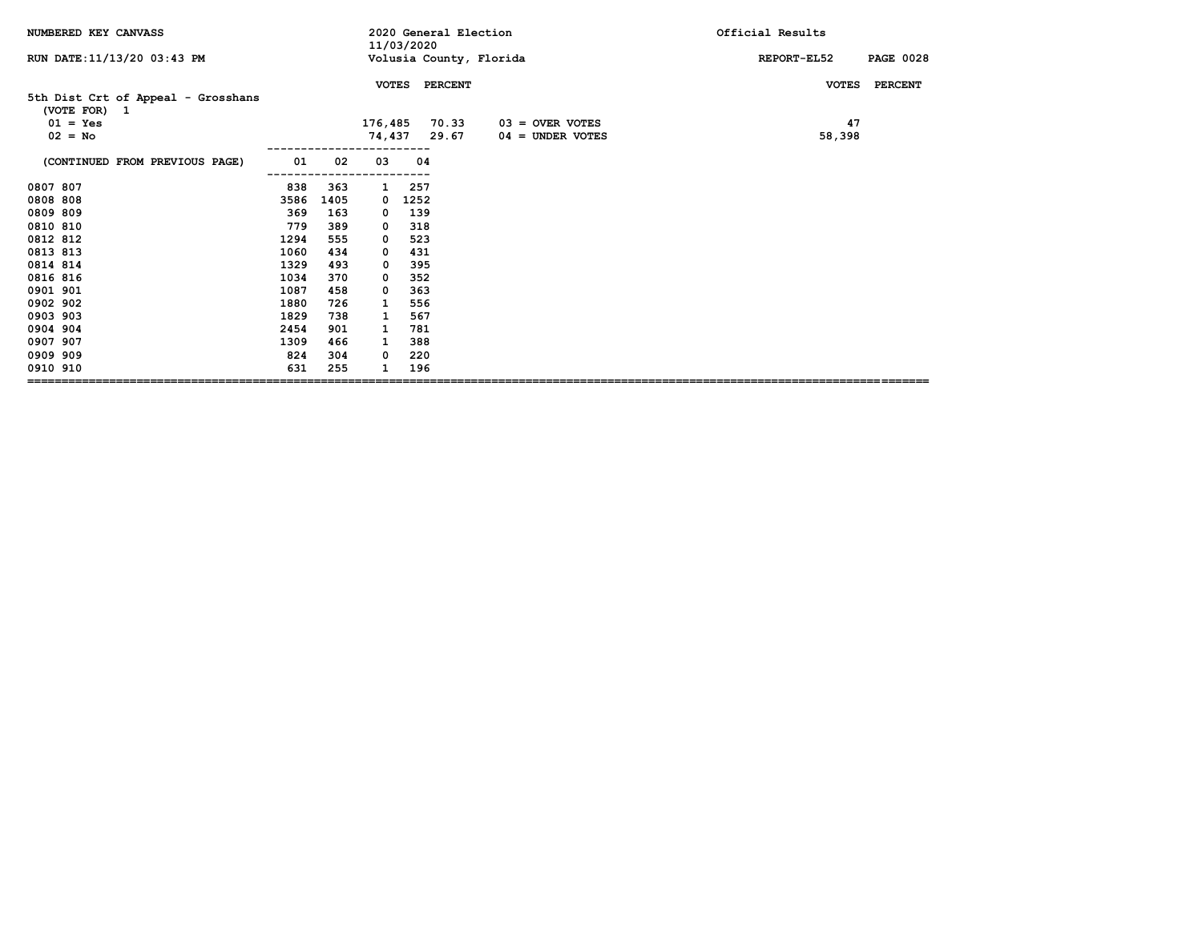NUMBERED KEY CANVASS — 2020 General Election 11/03/2020 — Volusia County, Florida — Official Results

RUN DATE:11/13/20 03:43 PM — REPORT-EL52

## 5th Dist Crt of Appeal - Grosshans

(VOTE FOR) 1

| | VOTES | PERCENT | | VOTES | PERCENT |
|---|---|---|---|---|---|
| 01 = Yes | 176,485 | 70.33 | 03 = OVER VOTES | 47 | |
| 02 = No | 74,437 | 29.67 | 04 = UNDER VOTES | 58,398 | |

| (CONTINUED FROM PREVIOUS PAGE) | 01 | 02 | 03 | 04 |
|---|---|---|---|---|
| 0807 807 | 838 | 363 | 1 | 257 |
| 0808 808 | 3586 | 1405 | 0 | 1252 |
| 0809 809 | 369 | 163 | 0 | 139 |
| 0810 810 | 779 | 389 | 0 | 318 |
| 0812 812 | 1294 | 555 | 0 | 523 |
| 0813 813 | 1060 | 434 | 0 | 431 |
| 0814 814 | 1329 | 493 | 0 | 395 |
| 0816 816 | 1034 | 370 | 0 | 352 |
| 0901 901 | 1087 | 458 | 0 | 363 |
| 0902 902 | 1880 | 726 | 1 | 556 |
| 0903 903 | 1829 | 738 | 1 | 567 |
| 0904 904 | 2454 | 901 | 1 | 781 |
| 0907 907 | 1309 | 466 | 1 | 388 |
| 0909 909 | 824 | 304 | 0 | 220 |
| 0910 910 | 631 | 255 | 1 | 196 |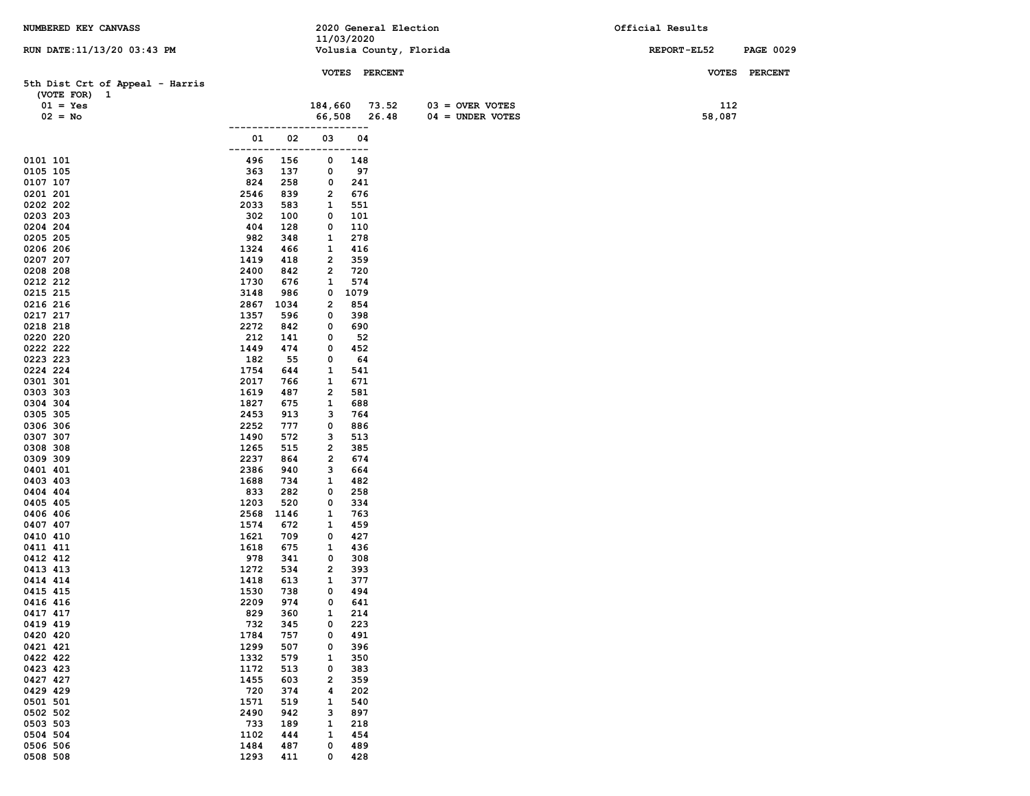NUMBERED KEY CANVASS

2020 General Election
11/03/2020
Volusia County, Florida

Official Results

RUN DATE:11/13/20 03:43 PM

REPORT-EL52

## 5th Dist Crt of Appeal - Harris

(VOTE FOR) 1

| | VOTES | PERCENT | | VOTES |
|---|---|---|---|---|
| 01 = Yes | 184,660 | 73.52 | 03 = OVER VOTES | 112 |
| 02 = No | 66,508 | 26.48 | 04 = UNDER VOTES | 58,087 |

| Precinct | 01 | 02 | 03 | 04 |
|---|---|---|---|---|
| 0101 101 | 496 | 156 | 0 | 148 |
| 0105 105 | 363 | 137 | 0 | 97 |
| 0107 107 | 824 | 258 | 0 | 241 |
| 0201 201 | 2546 | 839 | 2 | 676 |
| 0202 202 | 2033 | 583 | 1 | 551 |
| 0203 203 | 302 | 100 | 0 | 101 |
| 0204 204 | 404 | 128 | 0 | 110 |
| 0205 205 | 982 | 348 | 1 | 278 |
| 0206 206 | 1324 | 466 | 1 | 416 |
| 0207 207 | 1419 | 418 | 2 | 359 |
| 0208 208 | 2400 | 842 | 2 | 720 |
| 0212 212 | 1730 | 676 | 1 | 574 |
| 0215 215 | 3148 | 986 | 0 | 1079 |
| 0216 216 | 2867 | 1034 | 2 | 854 |
| 0217 217 | 1357 | 596 | 0 | 398 |
| 0218 218 | 2272 | 842 | 0 | 690 |
| 0220 220 | 212 | 141 | 0 | 52 |
| 0222 222 | 1449 | 474 | 0 | 452 |
| 0223 223 | 182 | 55 | 0 | 64 |
| 0224 224 | 1754 | 644 | 1 | 541 |
| 0301 301 | 2017 | 766 | 1 | 671 |
| 0303 303 | 1619 | 487 | 2 | 581 |
| 0304 304 | 1827 | 675 | 1 | 688 |
| 0305 305 | 2453 | 913 | 3 | 764 |
| 0306 306 | 2252 | 777 | 0 | 886 |
| 0307 307 | 1490 | 572 | 3 | 513 |
| 0308 308 | 1265 | 515 | 2 | 385 |
| 0309 309 | 2237 | 864 | 2 | 674 |
| 0401 401 | 2386 | 940 | 3 | 664 |
| 0403 403 | 1688 | 734 | 1 | 482 |
| 0404 404 | 833 | 282 | 0 | 258 |
| 0405 405 | 1203 | 520 | 0 | 334 |
| 0406 406 | 2568 | 1146 | 1 | 763 |
| 0407 407 | 1574 | 672 | 1 | 459 |
| 0410 410 | 1621 | 709 | 0 | 427 |
| 0411 411 | 1618 | 675 | 1 | 436 |
| 0412 412 | 978 | 341 | 0 | 308 |
| 0413 413 | 1272 | 534 | 2 | 393 |
| 0414 414 | 1418 | 613 | 1 | 377 |
| 0415 415 | 1530 | 738 | 0 | 494 |
| 0416 416 | 2209 | 974 | 0 | 641 |
| 0417 417 | 829 | 360 | 1 | 214 |
| 0419 419 | 732 | 345 | 0 | 223 |
| 0420 420 | 1784 | 757 | 0 | 491 |
| 0421 421 | 1299 | 507 | 0 | 396 |
| 0422 422 | 1332 | 579 | 1 | 350 |
| 0423 423 | 1172 | 513 | 0 | 383 |
| 0427 427 | 1455 | 603 | 2 | 359 |
| 0429 429 | 720 | 374 | 4 | 202 |
| 0501 501 | 1571 | 519 | 1 | 540 |
| 0502 502 | 2490 | 942 | 3 | 897 |
| 0503 503 | 733 | 189 | 1 | 218 |
| 0504 504 | 1102 | 444 | 1 | 454 |
| 0506 506 | 1484 | 487 | 0 | 489 |
| 0508 508 | 1293 | 411 | 0 | 428 |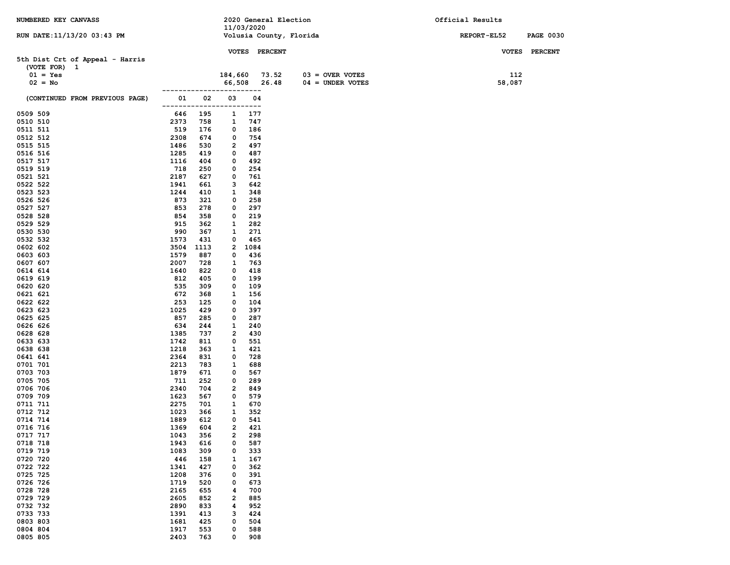NUMBERED KEY CANVASS — 2020 General Election 11/03/2020 — Volusia County, Florida — Official Results

RUN DATE:11/13/20 03:43 PM — REPORT-EL52

## 5th Dist Crt of Appeal - Harris

(VOTE FOR) 1

| | VOTES | PERCENT |
|---|---|---|
| 01 = Yes | 184,660 | 73.52 |
| 02 = No | 66,508 | 26.48 |

| | VOTES |
|---|---|
| 03 = OVER VOTES | 112 |
| 04 = UNDER VOTES | 58,087 |

(CONTINUED FROM PREVIOUS PAGE)

| Precinct | 01 | 02 | 03 | 04 |
|---|---|---|---|---|
| 0509 509 | 646 | 195 | 1 | 177 |
| 0510 510 | 2373 | 758 | 1 | 747 |
| 0511 511 | 519 | 176 | 0 | 186 |
| 0512 512 | 2308 | 674 | 0 | 754 |
| 0515 515 | 1486 | 530 | 2 | 497 |
| 0516 516 | 1285 | 419 | 0 | 487 |
| 0517 517 | 1116 | 404 | 0 | 492 |
| 0519 519 | 718 | 250 | 0 | 254 |
| 0521 521 | 2187 | 627 | 0 | 761 |
| 0522 522 | 1941 | 661 | 3 | 642 |
| 0523 523 | 1244 | 410 | 1 | 348 |
| 0526 526 | 873 | 321 | 0 | 258 |
| 0527 527 | 853 | 278 | 0 | 297 |
| 0528 528 | 854 | 358 | 0 | 219 |
| 0529 529 | 915 | 362 | 1 | 282 |
| 0530 530 | 990 | 367 | 1 | 271 |
| 0532 532 | 1573 | 431 | 0 | 465 |
| 0602 602 | 3504 | 1113 | 2 | 1084 |
| 0603 603 | 1579 | 887 | 0 | 436 |
| 0607 607 | 2007 | 728 | 1 | 763 |
| 0614 614 | 1640 | 822 | 0 | 418 |
| 0619 619 | 812 | 405 | 0 | 199 |
| 0620 620 | 535 | 309 | 0 | 109 |
| 0621 621 | 672 | 368 | 1 | 156 |
| 0622 622 | 253 | 125 | 0 | 104 |
| 0623 623 | 1025 | 429 | 0 | 397 |
| 0625 625 | 857 | 285 | 0 | 287 |
| 0626 626 | 634 | 244 | 1 | 240 |
| 0628 628 | 1385 | 737 | 2 | 430 |
| 0633 633 | 1742 | 811 | 0 | 551 |
| 0638 638 | 1218 | 363 | 1 | 421 |
| 0641 641 | 2364 | 831 | 0 | 728 |
| 0701 701 | 2213 | 783 | 1 | 688 |
| 0703 703 | 1879 | 671 | 0 | 567 |
| 0705 705 | 711 | 252 | 0 | 289 |
| 0706 706 | 2340 | 704 | 2 | 849 |
| 0709 709 | 1623 | 567 | 0 | 579 |
| 0711 711 | 2275 | 701 | 1 | 670 |
| 0712 712 | 1023 | 366 | 1 | 352 |
| 0714 714 | 1889 | 612 | 0 | 541 |
| 0716 716 | 1369 | 604 | 2 | 421 |
| 0717 717 | 1043 | 356 | 2 | 298 |
| 0718 718 | 1943 | 616 | 0 | 587 |
| 0719 719 | 1083 | 309 | 0 | 333 |
| 0720 720 | 446 | 158 | 1 | 167 |
| 0722 722 | 1341 | 427 | 0 | 362 |
| 0725 725 | 1208 | 376 | 0 | 391 |
| 0726 726 | 1719 | 520 | 0 | 673 |
| 0728 728 | 2165 | 655 | 4 | 700 |
| 0729 729 | 2605 | 852 | 2 | 885 |
| 0732 732 | 2890 | 833 | 4 | 952 |
| 0733 733 | 1391 | 413 | 3 | 424 |
| 0803 803 | 1681 | 425 | 0 | 504 |
| 0804 804 | 1917 | 553 | 0 | 588 |
| 0805 805 | 2403 | 763 | 0 | 908 |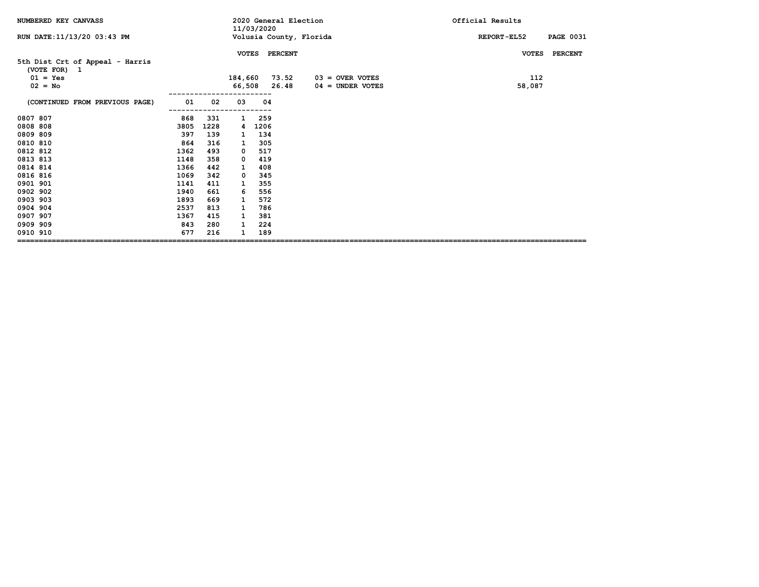NUMBERED KEY CANVASS — 2020 General Election, 11/03/2020 — Volusia County, Florida — Official Results

RUN DATE:11/13/20 03:43 PM — REPORT-EL52

## 5th Dist Crt of Appeal - Harris

(VOTE FOR) 1

| | VOTES | PERCENT | | VOTES | PERCENT |
|---|---|---|---|---|---|
| 01 = Yes | 184,660 | 73.52 | 03 = OVER VOTES | 112 | |
| 02 = No | 66,508 | 26.48 | 04 = UNDER VOTES | 58,087 | |

| (CONTINUED FROM PREVIOUS PAGE) | 01 | 02 | 03 | 04 |
|---|---|---|---|---|
| 0807 807 | 868 | 331 | 1 | 259 |
| 0808 808 | 3805 | 1228 | 4 | 1206 |
| 0809 809 | 397 | 139 | 1 | 134 |
| 0810 810 | 864 | 316 | 1 | 305 |
| 0812 812 | 1362 | 493 | 0 | 517 |
| 0813 813 | 1148 | 358 | 0 | 419 |
| 0814 814 | 1366 | 442 | 1 | 408 |
| 0816 816 | 1069 | 342 | 0 | 345 |
| 0901 901 | 1141 | 411 | 1 | 355 |
| 0902 902 | 1940 | 661 | 6 | 556 |
| 0903 903 | 1893 | 669 | 1 | 572 |
| 0904 904 | 2537 | 813 | 1 | 786 |
| 0907 907 | 1367 | 415 | 1 | 381 |
| 0909 909 | 843 | 280 | 1 | 224 |
| 0910 910 | 677 | 216 | 1 | 189 |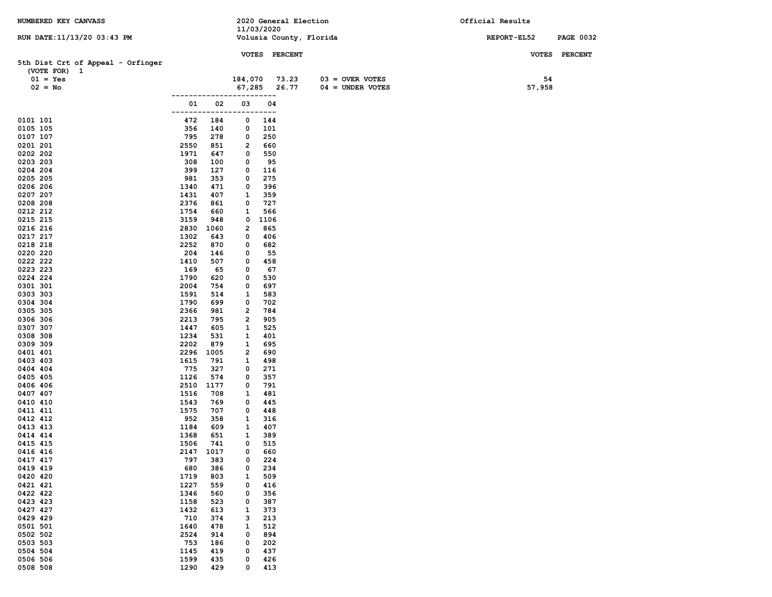NUMBERED KEY CANVASS

2020 General Election
11/03/2020
Volusia County, Florida

Official Results

RUN DATE:11/13/20 03:43 PM

REPORT-EL52

## 5th Dist Crt of Appeal - Orfinger

(VOTE FOR) 1

| | VOTES | PERCENT | | VOTES | PERCENT |
|---|---|---|---|---|---|
| 01 = Yes | 184,070 | 73.23 | 03 = OVER VOTES | 54 | |
| 02 = No | 67,285 | 26.77 | 04 = UNDER VOTES | 57,958 | |

| Precinct | 01 | 02 | 03 | 04 |
|---|---|---|---|---|
| 0101 101 | 472 | 184 | 0 | 144 |
| 0105 105 | 356 | 140 | 0 | 101 |
| 0107 107 | 795 | 278 | 0 | 250 |
| 0201 201 | 2550 | 851 | 2 | 660 |
| 0202 202 | 1971 | 647 | 0 | 550 |
| 0203 203 | 308 | 100 | 0 | 95 |
| 0204 204 | 399 | 127 | 0 | 116 |
| 0205 205 | 981 | 353 | 0 | 275 |
| 0206 206 | 1340 | 471 | 0 | 396 |
| 0207 207 | 1431 | 407 | 1 | 359 |
| 0208 208 | 2376 | 861 | 0 | 727 |
| 0212 212 | 1754 | 660 | 1 | 566 |
| 0215 215 | 3159 | 948 | 0 | 1106 |
| 0216 216 | 2830 | 1060 | 2 | 865 |
| 0217 217 | 1302 | 643 | 0 | 406 |
| 0218 218 | 2252 | 870 | 0 | 682 |
| 0220 220 | 204 | 146 | 0 | 55 |
| 0222 222 | 1410 | 507 | 0 | 458 |
| 0223 223 | 169 | 65 | 0 | 67 |
| 0224 224 | 1790 | 620 | 0 | 530 |
| 0301 301 | 2004 | 754 | 0 | 697 |
| 0303 303 | 1591 | 514 | 1 | 583 |
| 0304 304 | 1790 | 699 | 0 | 702 |
| 0305 305 | 2366 | 981 | 2 | 784 |
| 0306 306 | 2213 | 795 | 2 | 905 |
| 0307 307 | 1447 | 605 | 1 | 525 |
| 0308 308 | 1234 | 531 | 1 | 401 |
| 0309 309 | 2202 | 879 | 1 | 695 |
| 0401 401 | 2296 | 1005 | 2 | 690 |
| 0403 403 | 1615 | 791 | 1 | 498 |
| 0404 404 | 775 | 327 | 0 | 271 |
| 0405 405 | 1126 | 574 | 0 | 357 |
| 0406 406 | 2510 | 1177 | 0 | 791 |
| 0407 407 | 1516 | 708 | 1 | 481 |
| 0410 410 | 1543 | 769 | 0 | 445 |
| 0411 411 | 1575 | 707 | 0 | 448 |
| 0412 412 | 952 | 358 | 1 | 316 |
| 0413 413 | 1184 | 609 | 1 | 407 |
| 0414 414 | 1368 | 651 | 1 | 389 |
| 0415 415 | 1506 | 741 | 0 | 515 |
| 0416 416 | 2147 | 1017 | 0 | 660 |
| 0417 417 | 797 | 383 | 0 | 224 |
| 0419 419 | 680 | 386 | 0 | 234 |
| 0420 420 | 1719 | 803 | 1 | 509 |
| 0421 421 | 1227 | 559 | 0 | 416 |
| 0422 422 | 1346 | 560 | 0 | 356 |
| 0423 423 | 1158 | 523 | 0 | 387 |
| 0427 427 | 1432 | 613 | 1 | 373 |
| 0429 429 | 710 | 374 | 3 | 213 |
| 0501 501 | 1640 | 478 | 1 | 512 |
| 0502 502 | 2524 | 914 | 0 | 894 |
| 0503 503 | 753 | 186 | 0 | 202 |
| 0504 504 | 1145 | 419 | 0 | 437 |
| 0506 506 | 1599 | 435 | 0 | 426 |
| 0508 508 | 1290 | 429 | 0 | 413 |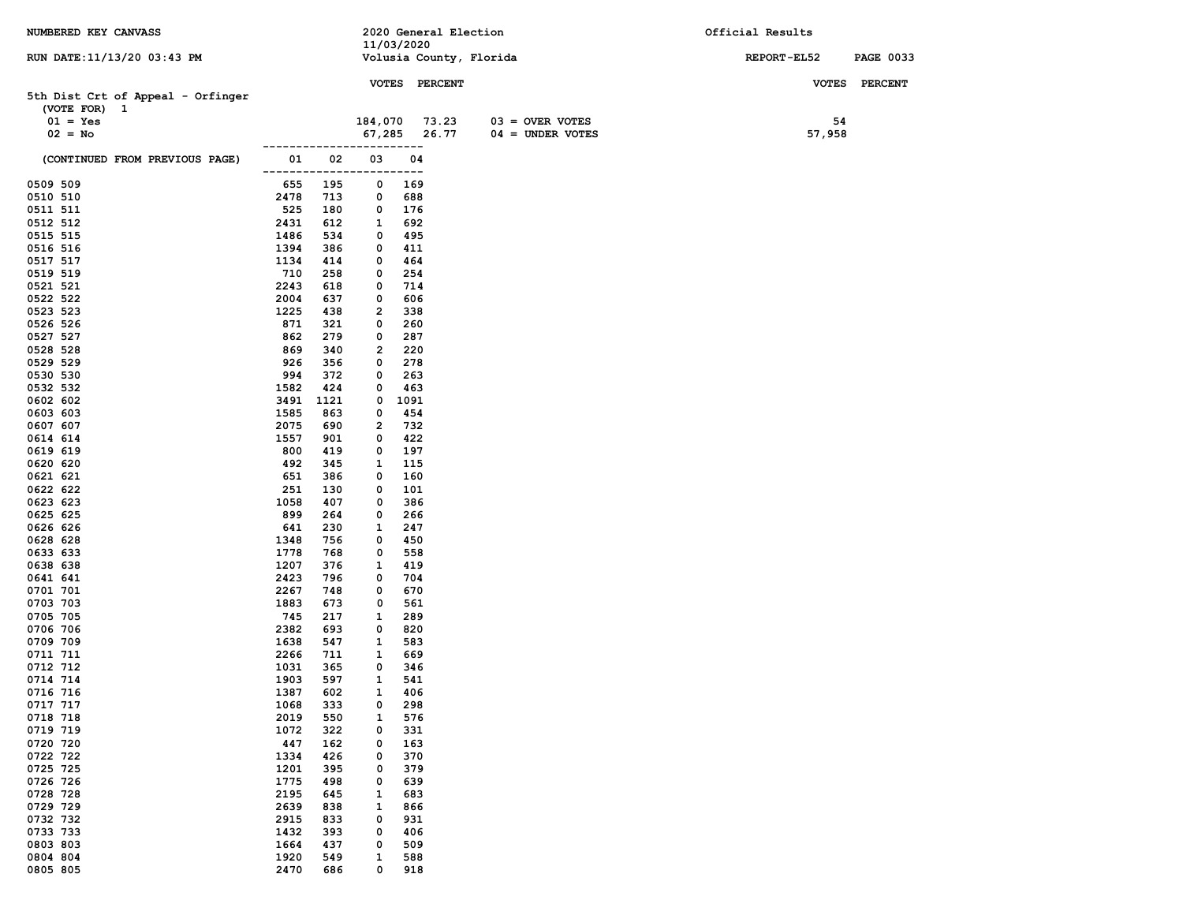NUMBERED KEY CANVASS | 2020 General Election 11/03/2020 | Official Results

RUN DATE:11/13/20 03:43 PM | Volusia County, Florida | REPORT-EL52

**5th Dist Crt of Appeal - Orfinger**

(VOTE FOR) 1

| | VOTES | PERCENT | | VOTES |
|---|---|---|---|---|
| 01 = Yes | 184,070 | 73.23 | 03 = OVER VOTES | 54 |
| 02 = No | 67,285 | 26.77 | 04 = UNDER VOTES | 57,958 |

| (CONTINUED FROM PREVIOUS PAGE) | 01 | 02 | 03 | 04 |
|---|---|---|---|---|
| 0509 509 | 655 | 195 | 0 | 169 |
| 0510 510 | 2478 | 713 | 0 | 688 |
| 0511 511 | 525 | 180 | 0 | 176 |
| 0512 512 | 2431 | 612 | 1 | 692 |
| 0515 515 | 1486 | 534 | 0 | 495 |
| 0516 516 | 1394 | 386 | 0 | 411 |
| 0517 517 | 1134 | 414 | 0 | 464 |
| 0519 519 | 710 | 258 | 0 | 254 |
| 0521 521 | 2243 | 618 | 0 | 714 |
| 0522 522 | 2004 | 637 | 0 | 606 |
| 0523 523 | 1225 | 438 | 2 | 338 |
| 0526 526 | 871 | 321 | 0 | 260 |
| 0527 527 | 862 | 279 | 0 | 287 |
| 0528 528 | 869 | 340 | 2 | 220 |
| 0529 529 | 926 | 356 | 0 | 278 |
| 0530 530 | 994 | 372 | 0 | 263 |
| 0532 532 | 1582 | 424 | 0 | 463 |
| 0602 602 | 3491 | 1121 | 0 | 1091 |
| 0603 603 | 1585 | 863 | 0 | 454 |
| 0607 607 | 2075 | 690 | 2 | 732 |
| 0614 614 | 1557 | 901 | 0 | 422 |
| 0619 619 | 800 | 419 | 0 | 197 |
| 0620 620 | 492 | 345 | 1 | 115 |
| 0621 621 | 651 | 386 | 0 | 160 |
| 0622 622 | 251 | 130 | 0 | 101 |
| 0623 623 | 1058 | 407 | 0 | 386 |
| 0625 625 | 899 | 264 | 0 | 266 |
| 0626 626 | 641 | 230 | 1 | 247 |
| 0628 628 | 1348 | 756 | 0 | 450 |
| 0633 633 | 1778 | 768 | 0 | 558 |
| 0638 638 | 1207 | 376 | 1 | 419 |
| 0641 641 | 2423 | 796 | 0 | 704 |
| 0701 701 | 2267 | 748 | 0 | 670 |
| 0703 703 | 1883 | 673 | 0 | 561 |
| 0705 705 | 745 | 217 | 1 | 289 |
| 0706 706 | 2382 | 693 | 0 | 820 |
| 0709 709 | 1638 | 547 | 1 | 583 |
| 0711 711 | 2266 | 711 | 1 | 669 |
| 0712 712 | 1031 | 365 | 0 | 346 |
| 0714 714 | 1903 | 597 | 1 | 541 |
| 0716 716 | 1387 | 602 | 1 | 406 |
| 0717 717 | 1068 | 333 | 0 | 298 |
| 0718 718 | 2019 | 550 | 1 | 576 |
| 0719 719 | 1072 | 322 | 0 | 331 |
| 0720 720 | 447 | 162 | 0 | 163 |
| 0722 722 | 1334 | 426 | 0 | 370 |
| 0725 725 | 1201 | 395 | 0 | 379 |
| 0726 726 | 1775 | 498 | 0 | 639 |
| 0728 728 | 2195 | 645 | 1 | 683 |
| 0729 729 | 2639 | 838 | 1 | 866 |
| 0732 732 | 2915 | 833 | 0 | 931 |
| 0733 733 | 1432 | 393 | 0 | 406 |
| 0803 803 | 1664 | 437 | 0 | 509 |
| 0804 804 | 1920 | 549 | 1 | 588 |
| 0805 805 | 2470 | 686 | 0 | 918 |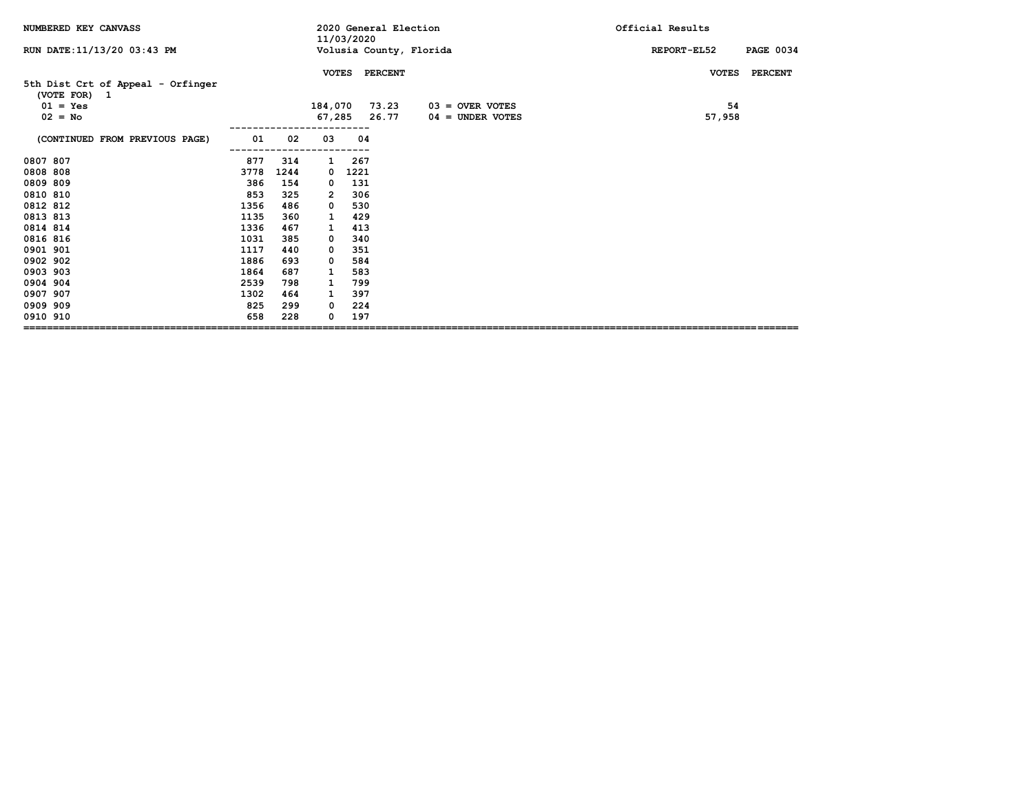NUMBERED KEY CANVASS

2020 General Election
11/03/2020
Volusia County, Florida

Official Results

RUN DATE:11/13/20 03:43 PM

REPORT-EL52

## 5th Dist Crt of Appeal - Orfinger

(VOTE FOR) 1

| | VOTES | PERCENT | | VOTES | PERCENT |
|---|---|---|---|---|---|
| 01 = Yes | 184,070 | 73.23 | 03 = OVER VOTES | 54 | |
| 02 = No | 67,285 | 26.77 | 04 = UNDER VOTES | 57,958 | |

| (CONTINUED FROM PREVIOUS PAGE) | 01 | 02 | 03 | 04 |
|---|---|---|---|---|
| 0807 807 | 877 | 314 | 1 | 267 |
| 0808 808 | 3778 | 1244 | 0 | 1221 |
| 0809 809 | 386 | 154 | 0 | 131 |
| 0810 810 | 853 | 325 | 2 | 306 |
| 0812 812 | 1356 | 486 | 0 | 530 |
| 0813 813 | 1135 | 360 | 1 | 429 |
| 0814 814 | 1336 | 467 | 1 | 413 |
| 0816 816 | 1031 | 385 | 0 | 340 |
| 0901 901 | 1117 | 440 | 0 | 351 |
| 0902 902 | 1886 | 693 | 0 | 584 |
| 0903 903 | 1864 | 687 | 1 | 583 |
| 0904 904 | 2539 | 798 | 1 | 799 |
| 0907 907 | 1302 | 464 | 1 | 397 |
| 0909 909 | 825 | 299 | 0 | 224 |
| 0910 910 | 658 | 228 | 0 | 197 |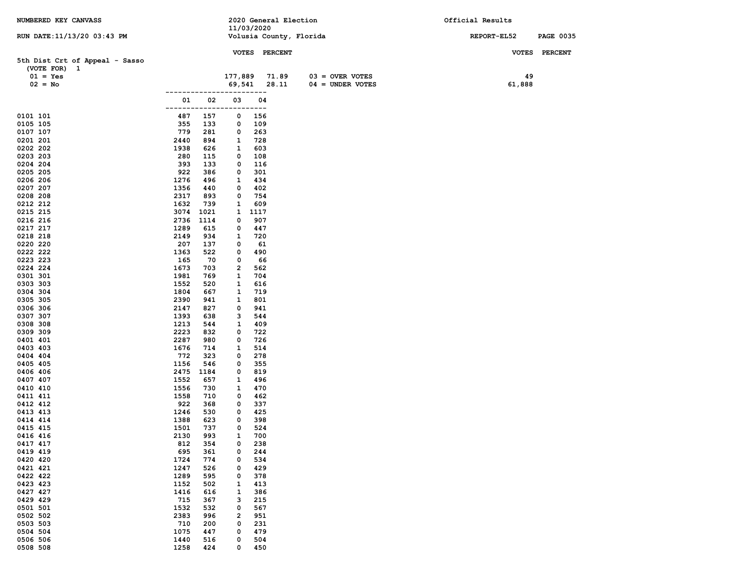NUMBERED KEY CANVASS | 2020 General Election 11/03/2020 | Official Results

RUN DATE:11/13/20 03:43 PM | Volusia County, Florida | REPORT-EL52

## 5th Dist Crt of Appeal - Sasso

(VOTE FOR) 1

| | VOTES | PERCENT | | VOTES |
|---|---|---|---|---|
| 01 = Yes | 177,889 | 71.89 | 03 = OVER VOTES | 49 |
| 02 = No | 69,541 | 28.11 | 04 = UNDER VOTES | 61,888 |

| | 01 | 02 | 03 | 04 |
|---|---|---|---|---|
| 0101 101 | 487 | 157 | 0 | 156 |
| 0105 105 | 355 | 133 | 0 | 109 |
| 0107 107 | 779 | 281 | 0 | 263 |
| 0201 201 | 2440 | 894 | 1 | 728 |
| 0202 202 | 1938 | 626 | 1 | 603 |
| 0203 203 | 280 | 115 | 0 | 108 |
| 0204 204 | 393 | 133 | 0 | 116 |
| 0205 205 | 922 | 386 | 0 | 301 |
| 0206 206 | 1276 | 496 | 1 | 434 |
| 0207 207 | 1356 | 440 | 0 | 402 |
| 0208 208 | 2317 | 893 | 0 | 754 |
| 0212 212 | 1632 | 739 | 1 | 609 |
| 0215 215 | 3074 | 1021 | 1 | 1117 |
| 0216 216 | 2736 | 1114 | 0 | 907 |
| 0217 217 | 1289 | 615 | 0 | 447 |
| 0218 218 | 2149 | 934 | 1 | 720 |
| 0220 220 | 207 | 137 | 0 | 61 |
| 0222 222 | 1363 | 522 | 0 | 490 |
| 0223 223 | 165 | 70 | 0 | 66 |
| 0224 224 | 1673 | 703 | 2 | 562 |
| 0301 301 | 1981 | 769 | 1 | 704 |
| 0303 303 | 1552 | 520 | 1 | 616 |
| 0304 304 | 1804 | 667 | 1 | 719 |
| 0305 305 | 2390 | 941 | 1 | 801 |
| 0306 306 | 2147 | 827 | 0 | 941 |
| 0307 307 | 1393 | 638 | 3 | 544 |
| 0308 308 | 1213 | 544 | 1 | 409 |
| 0309 309 | 2223 | 832 | 0 | 722 |
| 0401 401 | 2287 | 980 | 0 | 726 |
| 0403 403 | 1676 | 714 | 1 | 514 |
| 0404 404 | 772 | 323 | 0 | 278 |
| 0405 405 | 1156 | 546 | 0 | 355 |
| 0406 406 | 2475 | 1184 | 0 | 819 |
| 0407 407 | 1552 | 657 | 1 | 496 |
| 0410 410 | 1556 | 730 | 1 | 470 |
| 0411 411 | 1558 | 710 | 0 | 462 |
| 0412 412 | 922 | 368 | 0 | 337 |
| 0413 413 | 1246 | 530 | 0 | 425 |
| 0414 414 | 1388 | 623 | 0 | 398 |
| 0415 415 | 1501 | 737 | 0 | 524 |
| 0416 416 | 2130 | 993 | 1 | 700 |
| 0417 417 | 812 | 354 | 0 | 238 |
| 0419 419 | 695 | 361 | 0 | 244 |
| 0420 420 | 1724 | 774 | 0 | 534 |
| 0421 421 | 1247 | 526 | 0 | 429 |
| 0422 422 | 1289 | 595 | 0 | 378 |
| 0423 423 | 1152 | 502 | 1 | 413 |
| 0427 427 | 1416 | 616 | 1 | 386 |
| 0429 429 | 715 | 367 | 3 | 215 |
| 0501 501 | 1532 | 532 | 0 | 567 |
| 0502 502 | 2383 | 996 | 2 | 951 |
| 0503 503 | 710 | 200 | 0 | 231 |
| 0504 504 | 1075 | 447 | 0 | 479 |
| 0506 506 | 1440 | 516 | 0 | 504 |
| 0508 508 | 1258 | 424 | 0 | 450 |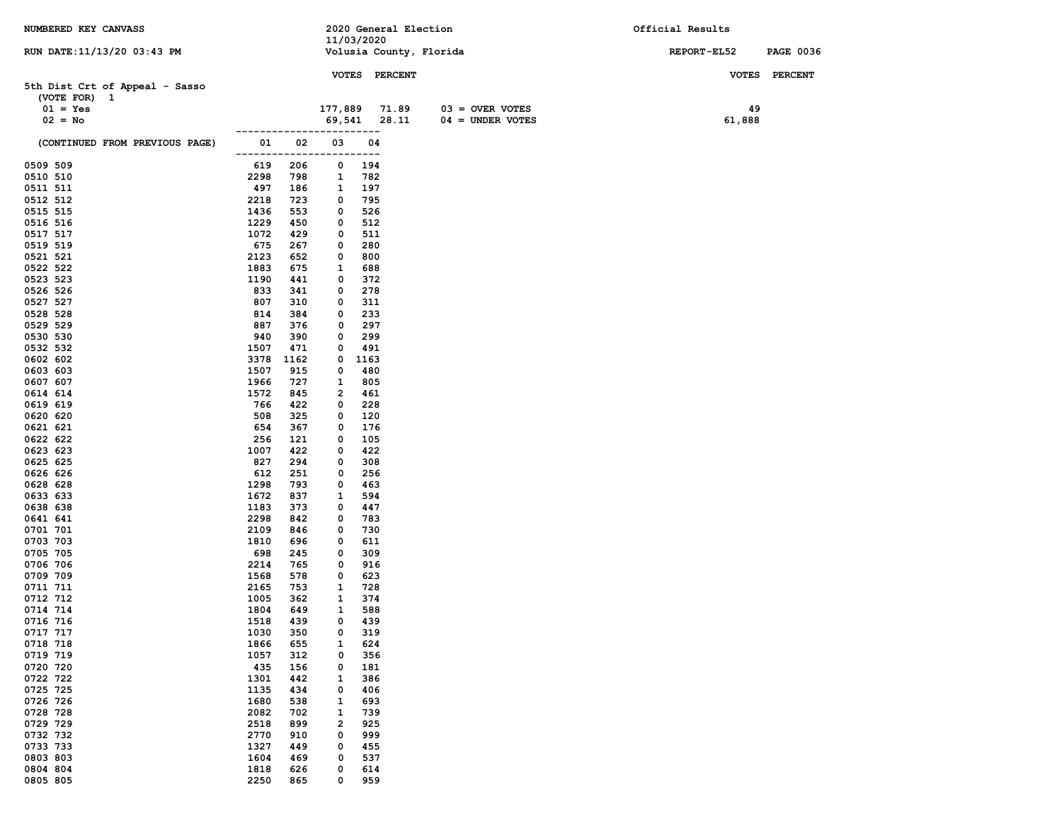NUMBERED KEY CANVASS

2020 General Election
11/03/2020
Volusia County, Florida

Official Results

RUN DATE:11/13/20 03:43 PM

REPORT-EL52

## 5th Dist Crt of Appeal - Sasso

(VOTE FOR) 1

| | VOTES | PERCENT | | VOTES | PERCENT |
|---|---|---|---|---|---|
| 01 = Yes | 177,889 | 71.89 | 03 = OVER VOTES | 49 | |
| 02 = No | 69,541 | 28.11 | 04 = UNDER VOTES | 61,888 | |

| (CONTINUED FROM PREVIOUS PAGE) | 01 | 02 | 03 | 04 |
|---|---|---|---|---|
| 0509 509 | 619 | 206 | 0 | 194 |
| 0510 510 | 2298 | 798 | 1 | 782 |
| 0511 511 | 497 | 186 | 1 | 197 |
| 0512 512 | 2218 | 723 | 0 | 795 |
| 0515 515 | 1436 | 553 | 0 | 526 |
| 0516 516 | 1229 | 450 | 0 | 512 |
| 0517 517 | 1072 | 429 | 0 | 511 |
| 0519 519 | 675 | 267 | 0 | 280 |
| 0521 521 | 2123 | 652 | 0 | 800 |
| 0522 522 | 1883 | 675 | 1 | 688 |
| 0523 523 | 1190 | 441 | 0 | 372 |
| 0526 526 | 833 | 341 | 0 | 278 |
| 0527 527 | 807 | 310 | 0 | 311 |
| 0528 528 | 814 | 384 | 0 | 233 |
| 0529 529 | 887 | 376 | 0 | 297 |
| 0530 530 | 940 | 390 | 0 | 299 |
| 0532 532 | 1507 | 471 | 0 | 491 |
| 0602 602 | 3378 | 1162 | 0 | 1163 |
| 0603 603 | 1507 | 915 | 0 | 480 |
| 0607 607 | 1966 | 727 | 1 | 805 |
| 0614 614 | 1572 | 845 | 2 | 461 |
| 0619 619 | 766 | 422 | 0 | 228 |
| 0620 620 | 508 | 325 | 0 | 120 |
| 0621 621 | 654 | 367 | 0 | 176 |
| 0622 622 | 256 | 121 | 0 | 105 |
| 0623 623 | 1007 | 422 | 0 | 422 |
| 0625 625 | 827 | 294 | 0 | 308 |
| 0626 626 | 612 | 251 | 0 | 256 |
| 0628 628 | 1298 | 793 | 0 | 463 |
| 0633 633 | 1672 | 837 | 1 | 594 |
| 0638 638 | 1183 | 373 | 0 | 447 |
| 0641 641 | 2298 | 842 | 0 | 783 |
| 0701 701 | 2109 | 846 | 0 | 730 |
| 0703 703 | 1810 | 696 | 0 | 611 |
| 0705 705 | 698 | 245 | 0 | 309 |
| 0706 706 | 2214 | 765 | 0 | 916 |
| 0709 709 | 1568 | 578 | 0 | 623 |
| 0711 711 | 2165 | 753 | 1 | 728 |
| 0712 712 | 1005 | 362 | 1 | 374 |
| 0714 714 | 1804 | 649 | 1 | 588 |
| 0716 716 | 1518 | 439 | 0 | 439 |
| 0717 717 | 1030 | 350 | 0 | 319 |
| 0718 718 | 1866 | 655 | 1 | 624 |
| 0719 719 | 1057 | 312 | 0 | 356 |
| 0720 720 | 435 | 156 | 0 | 181 |
| 0722 722 | 1301 | 442 | 1 | 386 |
| 0725 725 | 1135 | 434 | 0 | 406 |
| 0726 726 | 1680 | 538 | 1 | 693 |
| 0728 728 | 2082 | 702 | 1 | 739 |
| 0729 729 | 2518 | 899 | 2 | 925 |
| 0732 732 | 2770 | 910 | 0 | 999 |
| 0733 733 | 1327 | 449 | 0 | 455 |
| 0803 803 | 1604 | 469 | 0 | 537 |
| 0804 804 | 1818 | 626 | 0 | 614 |
| 0805 805 | 2250 | 865 | 0 | 959 |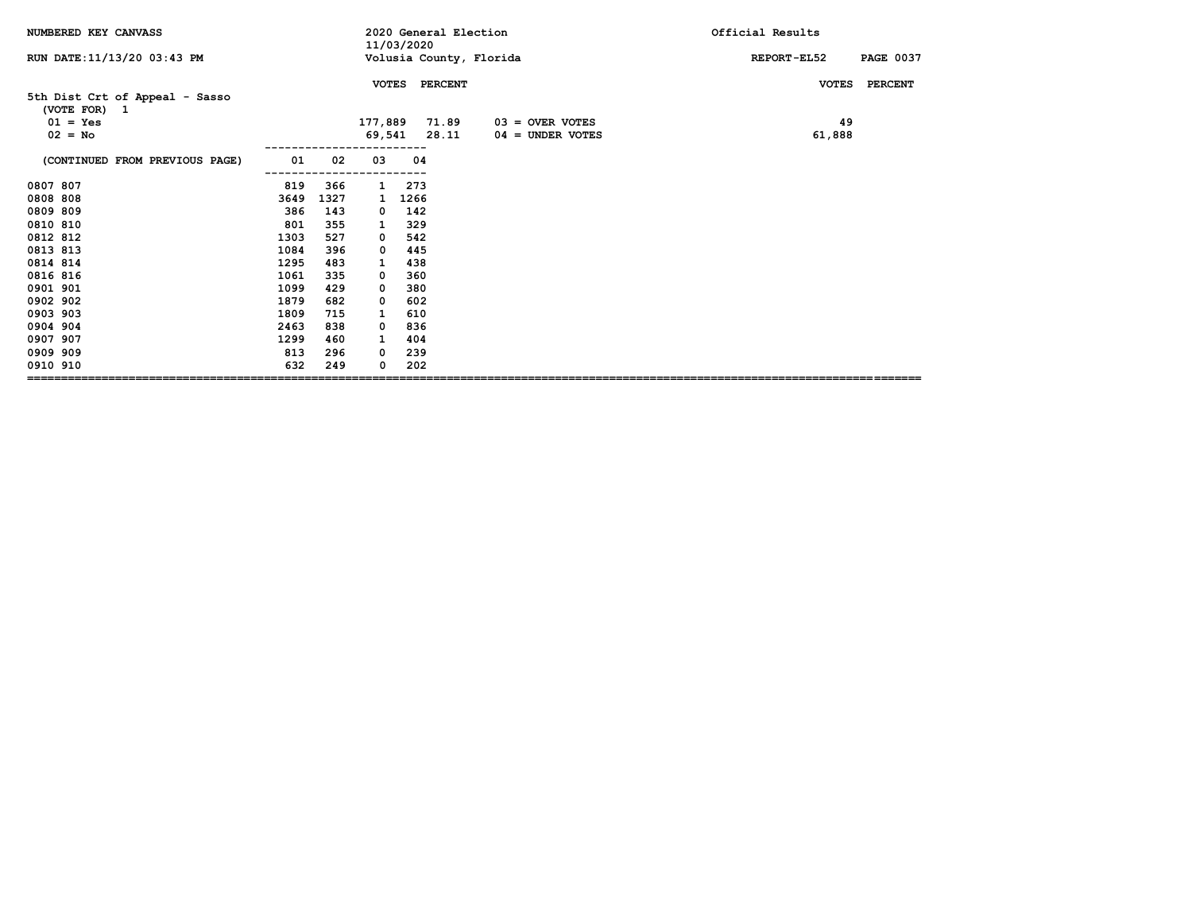NUMBERED KEY CANVASS

RUN DATE:11/13/20 03:43 PM

2020 General Election
11/03/2020
Volusia County, Florida

Official Results

REPORT-EL52

## 5th Dist Crt of Appeal - Sasso

(VOTE FOR) 1

| | VOTES | PERCENT | | VOTES | PERCENT |
|---|---|---|---|---|---|
| 01 = Yes | 177,889 | 71.89 | 03 = OVER VOTES | 49 | |
| 02 = No | 69,541 | 28.11 | 04 = UNDER VOTES | 61,888 | |

| (CONTINUED FROM PREVIOUS PAGE) | 01 | 02 | 03 | 04 |
|---|---|---|---|---|
| 0807 807 | 819 | 366 | 1 | 273 |
| 0808 808 | 3649 | 1327 | 1 | 1266 |
| 0809 809 | 386 | 143 | 0 | 142 |
| 0810 810 | 801 | 355 | 1 | 329 |
| 0812 812 | 1303 | 527 | 0 | 542 |
| 0813 813 | 1084 | 396 | 0 | 445 |
| 0814 814 | 1295 | 483 | 1 | 438 |
| 0816 816 | 1061 | 335 | 0 | 360 |
| 0901 901 | 1099 | 429 | 0 | 380 |
| 0902 902 | 1879 | 682 | 0 | 602 |
| 0903 903 | 1809 | 715 | 1 | 610 |
| 0904 904 | 2463 | 838 | 0 | 836 |
| 0907 907 | 1299 | 460 | 1 | 404 |
| 0909 909 | 813 | 296 | 0 | 239 |
| 0910 910 | 632 | 249 | 0 | 202 |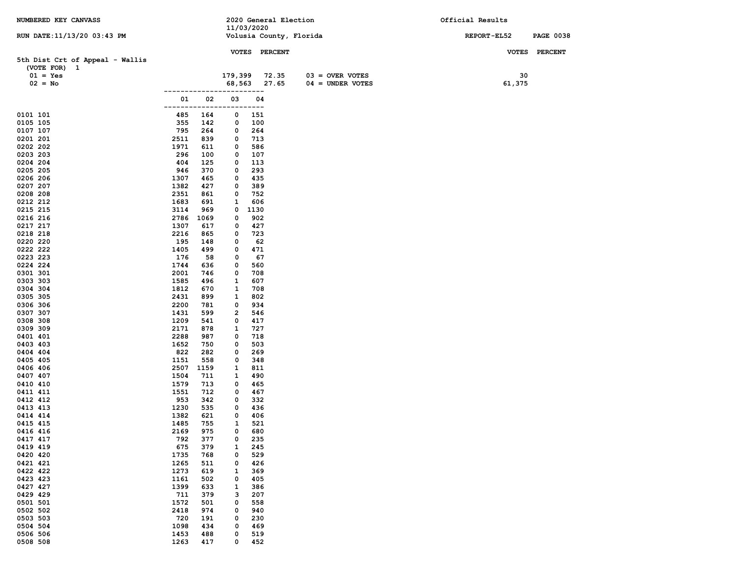NUMBERED KEY CANVASS

RUN DATE:11/13/20 03:43 PM

2020 General Election
11/03/2020
Volusia County, Florida

Official Results

REPORT-EL52

## 5th Dist Crt of Appeal - Wallis

(VOTE FOR) 1

| | VOTES | PERCENT | | VOTES | PERCENT |
|---|---|---|---|---|---|
| 01 = Yes | 179,399 | 72.35 | 03 = OVER VOTES | 30 | |
| 02 = No | 68,563 | 27.65 | 04 = UNDER VOTES | 61,375 | |

| Precinct | 01 | 02 | 03 | 04 |
|---|---|---|---|---|
| 0101 101 | 485 | 164 | 0 | 151 |
| 0105 105 | 355 | 142 | 0 | 100 |
| 0107 107 | 795 | 264 | 0 | 264 |
| 0201 201 | 2511 | 839 | 0 | 713 |
| 0202 202 | 1971 | 611 | 0 | 586 |
| 0203 203 | 296 | 100 | 0 | 107 |
| 0204 204 | 404 | 125 | 0 | 113 |
| 0205 205 | 946 | 370 | 0 | 293 |
| 0206 206 | 1307 | 465 | 0 | 435 |
| 0207 207 | 1382 | 427 | 0 | 389 |
| 0208 208 | 2351 | 861 | 0 | 752 |
| 0212 212 | 1683 | 691 | 1 | 606 |
| 0215 215 | 3114 | 969 | 0 | 1130 |
| 0216 216 | 2786 | 1069 | 0 | 902 |
| 0217 217 | 1307 | 617 | 0 | 427 |
| 0218 218 | 2216 | 865 | 0 | 723 |
| 0220 220 | 195 | 148 | 0 | 62 |
| 0222 222 | 1405 | 499 | 0 | 471 |
| 0223 223 | 176 | 58 | 0 | 67 |
| 0224 224 | 1744 | 636 | 0 | 560 |
| 0301 301 | 2001 | 746 | 0 | 708 |
| 0303 303 | 1585 | 496 | 1 | 607 |
| 0304 304 | 1812 | 670 | 1 | 708 |
| 0305 305 | 2431 | 899 | 1 | 802 |
| 0306 306 | 2200 | 781 | 0 | 934 |
| 0307 307 | 1431 | 599 | 2 | 546 |
| 0308 308 | 1209 | 541 | 0 | 417 |
| 0309 309 | 2171 | 878 | 1 | 727 |
| 0401 401 | 2288 | 987 | 0 | 718 |
| 0403 403 | 1652 | 750 | 0 | 503 |
| 0404 404 | 822 | 282 | 0 | 269 |
| 0405 405 | 1151 | 558 | 0 | 348 |
| 0406 406 | 2507 | 1159 | 1 | 811 |
| 0407 407 | 1504 | 711 | 1 | 490 |
| 0410 410 | 1579 | 713 | 0 | 465 |
| 0411 411 | 1551 | 712 | 0 | 467 |
| 0412 412 | 953 | 342 | 0 | 332 |
| 0413 413 | 1230 | 535 | 0 | 436 |
| 0414 414 | 1382 | 621 | 0 | 406 |
| 0415 415 | 1485 | 755 | 1 | 521 |
| 0416 416 | 2169 | 975 | 0 | 680 |
| 0417 417 | 792 | 377 | 0 | 235 |
| 0419 419 | 675 | 379 | 1 | 245 |
| 0420 420 | 1735 | 768 | 0 | 529 |
| 0421 421 | 1265 | 511 | 0 | 426 |
| 0422 422 | 1273 | 619 | 1 | 369 |
| 0423 423 | 1161 | 502 | 0 | 405 |
| 0427 427 | 1399 | 633 | 1 | 386 |
| 0429 429 | 711 | 379 | 3 | 207 |
| 0501 501 | 1572 | 501 | 0 | 558 |
| 0502 502 | 2418 | 974 | 0 | 940 |
| 0503 503 | 720 | 191 | 0 | 230 |
| 0504 504 | 1098 | 434 | 0 | 469 |
| 0506 506 | 1453 | 488 | 0 | 519 |
| 0508 508 | 1263 | 417 | 0 | 452 |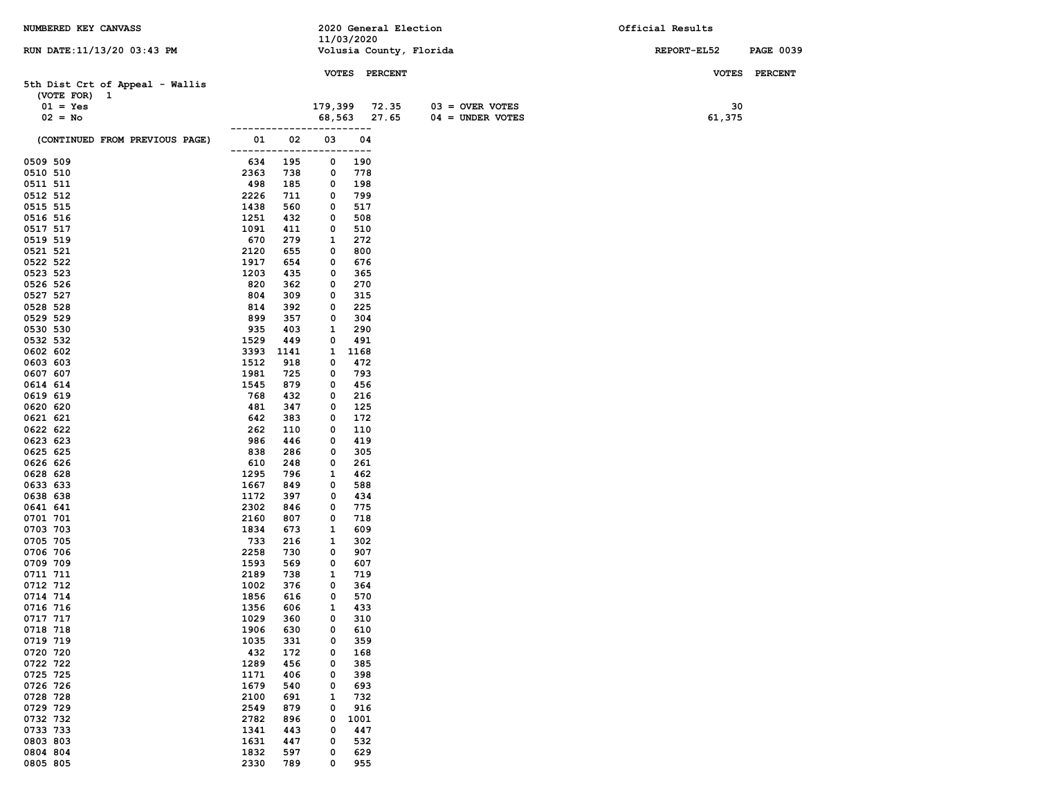NUMBERED KEY CANVASS — 2020 General Election 11/03/2020 — Volusia County, Florida — Official Results

RUN DATE:11/13/20 03:43 PM — REPORT-EL52

## 5th Dist Crt of Appeal - Wallis

(VOTE FOR) 1

| | VOTES | PERCENT |
|---|---|---|
| 01 = Yes | 179,399 | 72.35 |
| 02 = No | 68,563 | 27.65 |

| | VOTES | PERCENT |
|---|---|---|
| 03 = OVER VOTES | 30 | |
| 04 = UNDER VOTES | 61,375 | |

(CONTINUED FROM PREVIOUS PAGE)

| Precinct | 01 | 02 | 03 | 04 |
|---|---|---|---|---|
| 0509 509 | 634 | 195 | 0 | 190 |
| 0510 510 | 2363 | 738 | 0 | 778 |
| 0511 511 | 498 | 185 | 0 | 198 |
| 0512 512 | 2226 | 711 | 0 | 799 |
| 0515 515 | 1438 | 560 | 0 | 517 |
| 0516 516 | 1251 | 432 | 0 | 508 |
| 0517 517 | 1091 | 411 | 0 | 510 |
| 0519 519 | 670 | 279 | 1 | 272 |
| 0521 521 | 2120 | 655 | 0 | 800 |
| 0522 522 | 1917 | 654 | 0 | 676 |
| 0523 523 | 1203 | 435 | 0 | 365 |
| 0526 526 | 820 | 362 | 0 | 270 |
| 0527 527 | 804 | 309 | 0 | 315 |
| 0528 528 | 814 | 392 | 0 | 225 |
| 0529 529 | 899 | 357 | 0 | 304 |
| 0530 530 | 935 | 403 | 1 | 290 |
| 0532 532 | 1529 | 449 | 0 | 491 |
| 0602 602 | 3393 | 1141 | 1 | 1168 |
| 0603 603 | 1512 | 918 | 0 | 472 |
| 0607 607 | 1981 | 725 | 0 | 793 |
| 0614 614 | 1545 | 879 | 0 | 456 |
| 0619 619 | 768 | 432 | 0 | 216 |
| 0620 620 | 481 | 347 | 0 | 125 |
| 0621 621 | 642 | 383 | 0 | 172 |
| 0622 622 | 262 | 110 | 0 | 110 |
| 0623 623 | 986 | 446 | 0 | 419 |
| 0625 625 | 838 | 286 | 0 | 305 |
| 0626 626 | 610 | 248 | 0 | 261 |
| 0628 628 | 1295 | 796 | 1 | 462 |
| 0633 633 | 1667 | 849 | 0 | 588 |
| 0638 638 | 1172 | 397 | 0 | 434 |
| 0641 641 | 2302 | 846 | 0 | 775 |
| 0701 701 | 2160 | 807 | 0 | 718 |
| 0703 703 | 1834 | 673 | 1 | 609 |
| 0705 705 | 733 | 216 | 1 | 302 |
| 0706 706 | 2258 | 730 | 0 | 907 |
| 0709 709 | 1593 | 569 | 0 | 607 |
| 0711 711 | 2189 | 738 | 1 | 719 |
| 0712 712 | 1002 | 376 | 0 | 364 |
| 0714 714 | 1856 | 616 | 0 | 570 |
| 0716 716 | 1356 | 606 | 1 | 433 |
| 0717 717 | 1029 | 360 | 0 | 310 |
| 0718 718 | 1906 | 630 | 0 | 610 |
| 0719 719 | 1035 | 331 | 0 | 359 |
| 0720 720 | 432 | 172 | 0 | 168 |
| 0722 722 | 1289 | 456 | 0 | 385 |
| 0725 725 | 1171 | 406 | 0 | 398 |
| 0726 726 | 1679 | 540 | 0 | 693 |
| 0728 728 | 2100 | 691 | 1 | 732 |
| 0729 729 | 2549 | 879 | 0 | 916 |
| 0732 732 | 2782 | 896 | 0 | 1001 |
| 0733 733 | 1341 | 443 | 0 | 447 |
| 0803 803 | 1631 | 447 | 0 | 532 |
| 0804 804 | 1832 | 597 | 0 | 629 |
| 0805 805 | 2330 | 789 | 0 | 955 |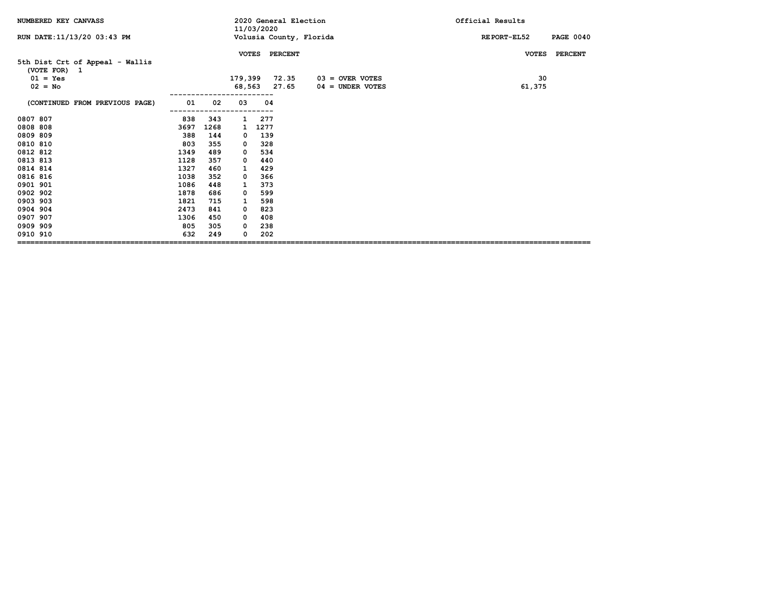NUMBERED KEY CANVASS

RUN DATE:11/13/20 03:43 PM

2020 General Election
11/03/2020
Volusia County, Florida

Official Results

REPORT-EL52 PAGE 0040

## 5th Dist Crt of Appeal - Wallis

(VOTE FOR) 1

| | VOTES | PERCENT | | VOTES | PERCENT |
|---|---|---|---|---|---|
| 01 = Yes | 179,399 | 72.35 | 03 = OVER VOTES | 30 | |
| 02 = No | 68,563 | 27.65 | 04 = UNDER VOTES | 61,375 | |

| (CONTINUED FROM PREVIOUS PAGE) | 01 | 02 | 03 | 04 |
|---|---|---|---|---|
| 0807 807 | 838 | 343 | 1 | 277 |
| 0808 808 | 3697 | 1268 | 1 | 1277 |
| 0809 809 | 388 | 144 | 0 | 139 |
| 0810 810 | 803 | 355 | 0 | 328 |
| 0812 812 | 1349 | 489 | 0 | 534 |
| 0813 813 | 1128 | 357 | 0 | 440 |
| 0814 814 | 1327 | 460 | 1 | 429 |
| 0816 816 | 1038 | 352 | 0 | 366 |
| 0901 901 | 1086 | 448 | 1 | 373 |
| 0902 902 | 1878 | 686 | 0 | 599 |
| 0903 903 | 1821 | 715 | 1 | 598 |
| 0904 904 | 2473 | 841 | 0 | 823 |
| 0907 907 | 1306 | 450 | 0 | 408 |
| 0909 909 | 805 | 305 | 0 | 238 |
| 0910 910 | 632 | 249 | 0 | 202 |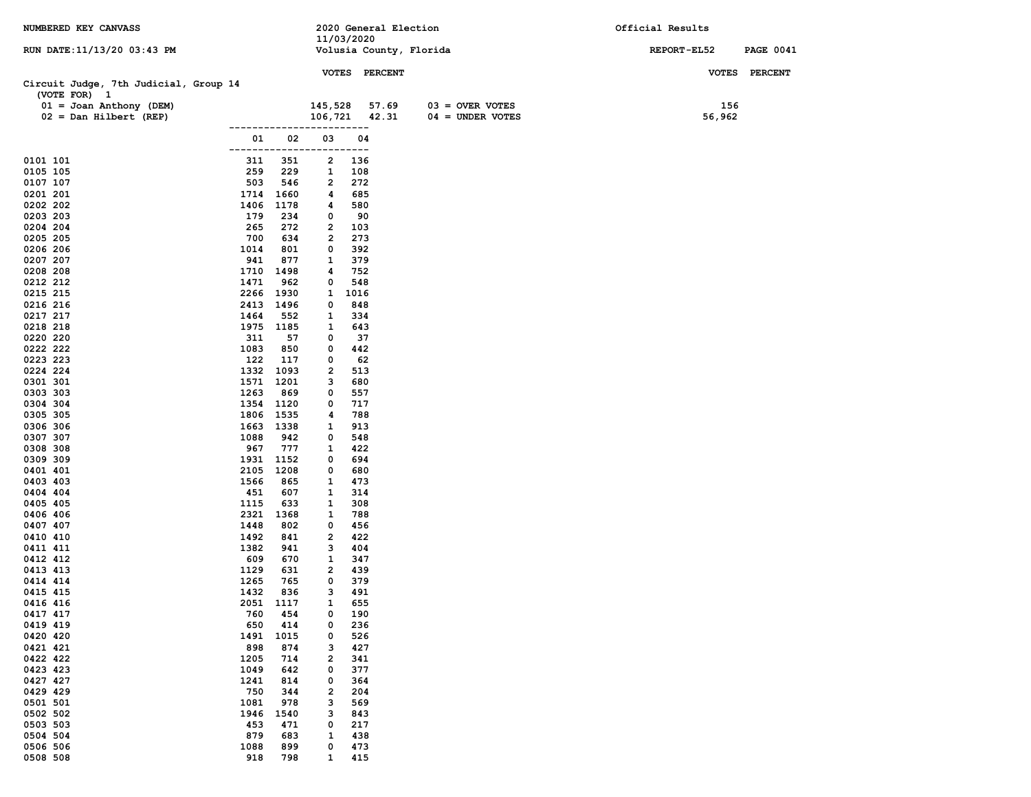NUMBERED KEY CANVASS

2020 General Election
11/03/2020
Volusia County, Florida

Official Results

RUN DATE:11/13/20 03:43 PM

REPORT-EL52

## Circuit Judge, 7th Judicial, Group 14

(VOTE FOR) 1

| Candidate | VOTES | PERCENT |
|---|---|---|
| 01 = Joan Anthony (DEM) | 145,528 | 57.69 |
| 02 = Dan Hilbert (REP) | 106,721 | 42.31 |

| | VOTES |
|---|---|
| 03 = OVER VOTES | 156 |
| 04 = UNDER VOTES | 56,962 |

| Precinct | 01 | 02 | 03 | 04 |
|---|---|---|---|---|
| 0101 101 | 311 | 351 | 2 | 136 |
| 0105 105 | 259 | 229 | 1 | 108 |
| 0107 107 | 503 | 546 | 2 | 272 |
| 0201 201 | 1714 | 1660 | 4 | 685 |
| 0202 202 | 1406 | 1178 | 4 | 580 |
| 0203 203 | 179 | 234 | 0 | 90 |
| 0204 204 | 265 | 272 | 2 | 103 |
| 0205 205 | 700 | 634 | 2 | 273 |
| 0206 206 | 1014 | 801 | 0 | 392 |
| 0207 207 | 941 | 877 | 1 | 379 |
| 0208 208 | 1710 | 1498 | 4 | 752 |
| 0212 212 | 1471 | 962 | 0 | 548 |
| 0215 215 | 2266 | 1930 | 1 | 1016 |
| 0216 216 | 2413 | 1496 | 0 | 848 |
| 0217 217 | 1464 | 552 | 1 | 334 |
| 0218 218 | 1975 | 1185 | 1 | 643 |
| 0220 220 | 311 | 57 | 0 | 37 |
| 0222 222 | 1083 | 850 | 0 | 442 |
| 0223 223 | 122 | 117 | 0 | 62 |
| 0224 224 | 1332 | 1093 | 2 | 513 |
| 0301 301 | 1571 | 1201 | 3 | 680 |
| 0303 303 | 1263 | 869 | 0 | 557 |
| 0304 304 | 1354 | 1120 | 0 | 717 |
| 0305 305 | 1806 | 1535 | 4 | 788 |
| 0306 306 | 1663 | 1338 | 1 | 913 |
| 0307 307 | 1088 | 942 | 0 | 548 |
| 0308 308 | 967 | 777 | 1 | 422 |
| 0309 309 | 1931 | 1152 | 0 | 694 |
| 0401 401 | 2105 | 1208 | 0 | 680 |
| 0403 403 | 1566 | 865 | 1 | 473 |
| 0404 404 | 451 | 607 | 1 | 314 |
| 0405 405 | 1115 | 633 | 1 | 308 |
| 0406 406 | 2321 | 1368 | 1 | 788 |
| 0407 407 | 1448 | 802 | 0 | 456 |
| 0410 410 | 1492 | 841 | 2 | 422 |
| 0411 411 | 1382 | 941 | 3 | 404 |
| 0412 412 | 609 | 670 | 1 | 347 |
| 0413 413 | 1129 | 631 | 2 | 439 |
| 0414 414 | 1265 | 765 | 0 | 379 |
| 0415 415 | 1432 | 836 | 3 | 491 |
| 0416 416 | 2051 | 1117 | 1 | 655 |
| 0417 417 | 760 | 454 | 0 | 190 |
| 0419 419 | 650 | 414 | 0 | 236 |
| 0420 420 | 1491 | 1015 | 0 | 526 |
| 0421 421 | 898 | 874 | 3 | 427 |
| 0422 422 | 1205 | 714 | 2 | 341 |
| 0423 423 | 1049 | 642 | 0 | 377 |
| 0427 427 | 1241 | 814 | 0 | 364 |
| 0429 429 | 750 | 344 | 2 | 204 |
| 0501 501 | 1081 | 978 | 3 | 569 |
| 0502 502 | 1946 | 1540 | 3 | 843 |
| 0503 503 | 453 | 471 | 0 | 217 |
| 0504 504 | 879 | 683 | 1 | 438 |
| 0506 506 | 1088 | 899 | 0 | 473 |
| 0508 508 | 918 | 798 | 1 | 415 |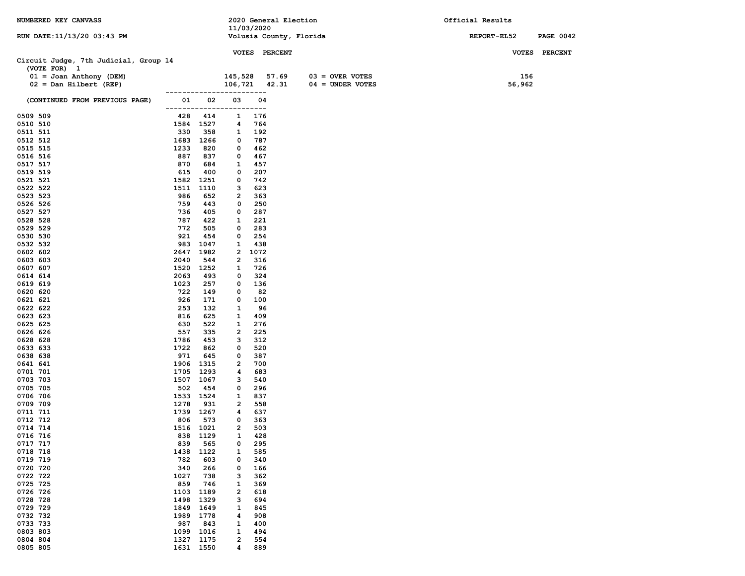NUMBERED KEY CANVASS — 2020 General Election 11/03/2020 — Official Results

RUN DATE:11/13/20 03:43 PM — Volusia County, Florida — REPORT-EL52

## Circuit Judge, 7th Judicial, Group 14

(VOTE FOR) 1

| | VOTES | PERCENT |
|---|---|---|
| 01 = Joan Anthony (DEM) | 145,528 | 57.69 |
| 02 = Dan Hilbert (REP) | 106,721 | 42.31 |

| | VOTES | PERCENT |
|---|---|---|
| 03 = OVER VOTES | 156 | |
| 04 = UNDER VOTES | 56,962 | |

(CONTINUED FROM PREVIOUS PAGE)

| | 01 | 02 | 03 | 04 |
|---|---|---|---|---|
| 0509 509 | 428 | 414 | 1 | 176 |
| 0510 510 | 1584 | 1527 | 4 | 764 |
| 0511 511 | 330 | 358 | 1 | 192 |
| 0512 512 | 1683 | 1266 | 0 | 787 |
| 0515 515 | 1233 | 820 | 0 | 462 |
| 0516 516 | 887 | 837 | 0 | 467 |
| 0517 517 | 870 | 684 | 1 | 457 |
| 0519 519 | 615 | 400 | 0 | 207 |
| 0521 521 | 1582 | 1251 | 0 | 742 |
| 0522 522 | 1511 | 1110 | 3 | 623 |
| 0523 523 | 986 | 652 | 2 | 363 |
| 0526 526 | 759 | 443 | 0 | 250 |
| 0527 527 | 736 | 405 | 0 | 287 |
| 0528 528 | 787 | 422 | 1 | 221 |
| 0529 529 | 772 | 505 | 0 | 283 |
| 0530 530 | 921 | 454 | 0 | 254 |
| 0532 532 | 983 | 1047 | 1 | 438 |
| 0602 602 | 2647 | 1982 | 2 | 1072 |
| 0603 603 | 2040 | 544 | 2 | 316 |
| 0607 607 | 1520 | 1252 | 1 | 726 |
| 0614 614 | 2063 | 493 | 0 | 324 |
| 0619 619 | 1023 | 257 | 0 | 136 |
| 0620 620 | 722 | 149 | 0 | 82 |
| 0621 621 | 926 | 171 | 0 | 100 |
| 0622 622 | 253 | 132 | 1 | 96 |
| 0623 623 | 816 | 625 | 1 | 409 |
| 0625 625 | 630 | 522 | 1 | 276 |
| 0626 626 | 557 | 335 | 2 | 225 |
| 0628 628 | 1786 | 453 | 3 | 312 |
| 0633 633 | 1722 | 862 | 0 | 520 |
| 0638 638 | 971 | 645 | 0 | 387 |
| 0641 641 | 1906 | 1315 | 2 | 700 |
| 0701 701 | 1705 | 1293 | 4 | 683 |
| 0703 703 | 1507 | 1067 | 3 | 540 |
| 0705 705 | 502 | 454 | 0 | 296 |
| 0706 706 | 1533 | 1524 | 1 | 837 |
| 0709 709 | 1278 | 931 | 2 | 558 |
| 0711 711 | 1739 | 1267 | 4 | 637 |
| 0712 712 | 806 | 573 | 0 | 363 |
| 0714 714 | 1516 | 1021 | 2 | 503 |
| 0716 716 | 838 | 1129 | 1 | 428 |
| 0717 717 | 839 | 565 | 0 | 295 |
| 0718 718 | 1438 | 1122 | 1 | 585 |
| 0719 719 | 782 | 603 | 0 | 340 |
| 0720 720 | 340 | 266 | 0 | 166 |
| 0722 722 | 1027 | 738 | 3 | 362 |
| 0725 725 | 859 | 746 | 1 | 369 |
| 0726 726 | 1103 | 1189 | 2 | 618 |
| 0728 728 | 1498 | 1329 | 3 | 694 |
| 0729 729 | 1849 | 1649 | 1 | 845 |
| 0732 732 | 1989 | 1778 | 4 | 908 |
| 0733 733 | 987 | 843 | 1 | 400 |
| 0803 803 | 1099 | 1016 | 1 | 494 |
| 0804 804 | 1327 | 1175 | 2 | 554 |
| 0805 805 | 1631 | 1550 | 4 | 889 |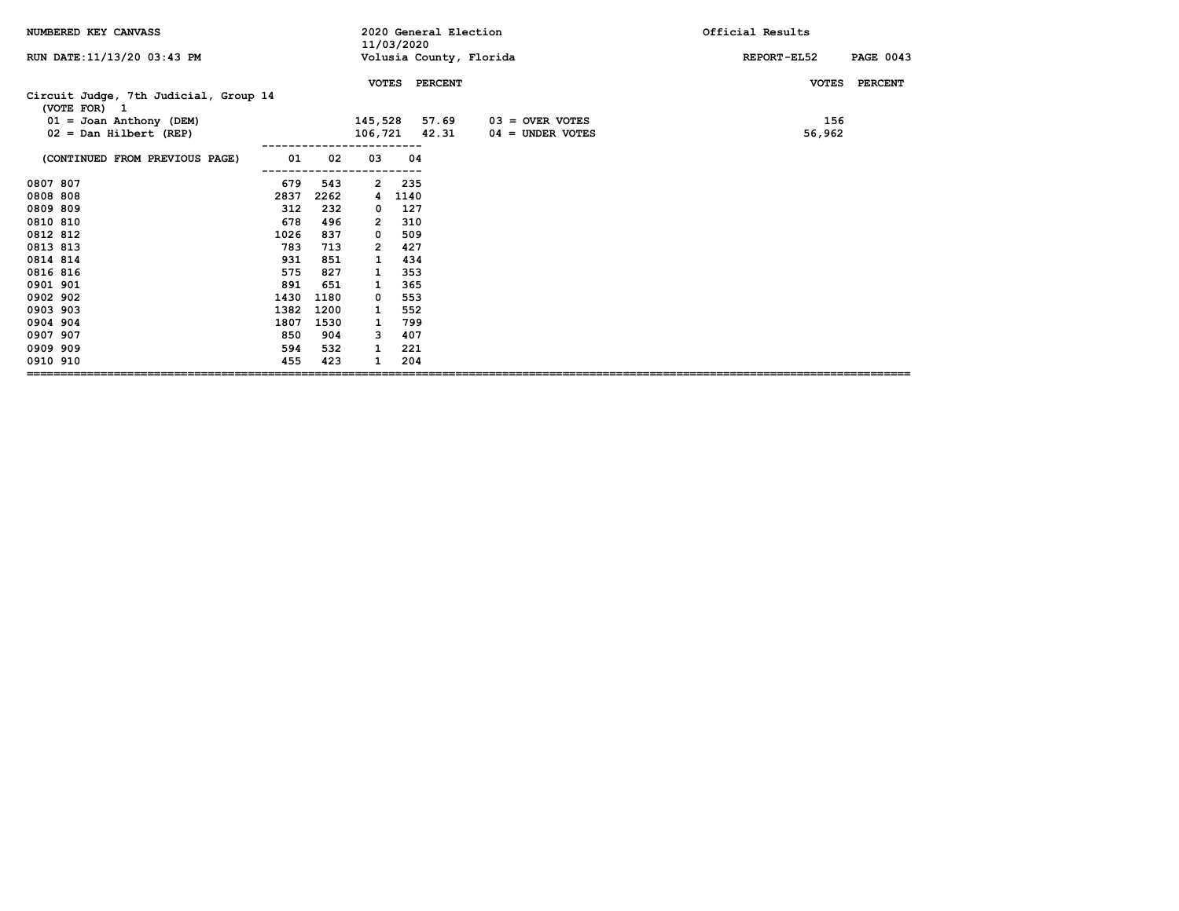NUMBERED KEY CANVASS — 2020 General Election 11/03/2020 — Volusia County, Florida — Official Results

RUN DATE:11/13/20 03:43 PM — REPORT-EL52

## Circuit Judge, 7th Judicial, Group 14

(VOTE FOR) 1

| | VOTES | PERCENT |
|---|---|---|
| 01 = Joan Anthony (DEM) | 145,528 | 57.69 |
| 02 = Dan Hilbert (REP) | 106,721 | 42.31 |
| 03 = OVER VOTES | 156 | |
| 04 = UNDER VOTES | 56,962 | |

(CONTINUED FROM PREVIOUS PAGE)

| Precinct | 01 | 02 | 03 | 04 |
|---|---|---|---|---|
| 0807 807 | 679 | 543 | 2 | 235 |
| 0808 808 | 2837 | 2262 | 4 | 1140 |
| 0809 809 | 312 | 232 | 0 | 127 |
| 0810 810 | 678 | 496 | 2 | 310 |
| 0812 812 | 1026 | 837 | 0 | 509 |
| 0813 813 | 783 | 713 | 2 | 427 |
| 0814 814 | 931 | 851 | 1 | 434 |
| 0816 816 | 575 | 827 | 1 | 353 |
| 0901 901 | 891 | 651 | 1 | 365 |
| 0902 902 | 1430 | 1180 | 0 | 553 |
| 0903 903 | 1382 | 1200 | 1 | 552 |
| 0904 904 | 1807 | 1530 | 1 | 799 |
| 0907 907 | 850 | 904 | 3 | 407 |
| 0909 909 | 594 | 532 | 1 | 221 |
| 0910 910 | 455 | 423 | 1 | 204 |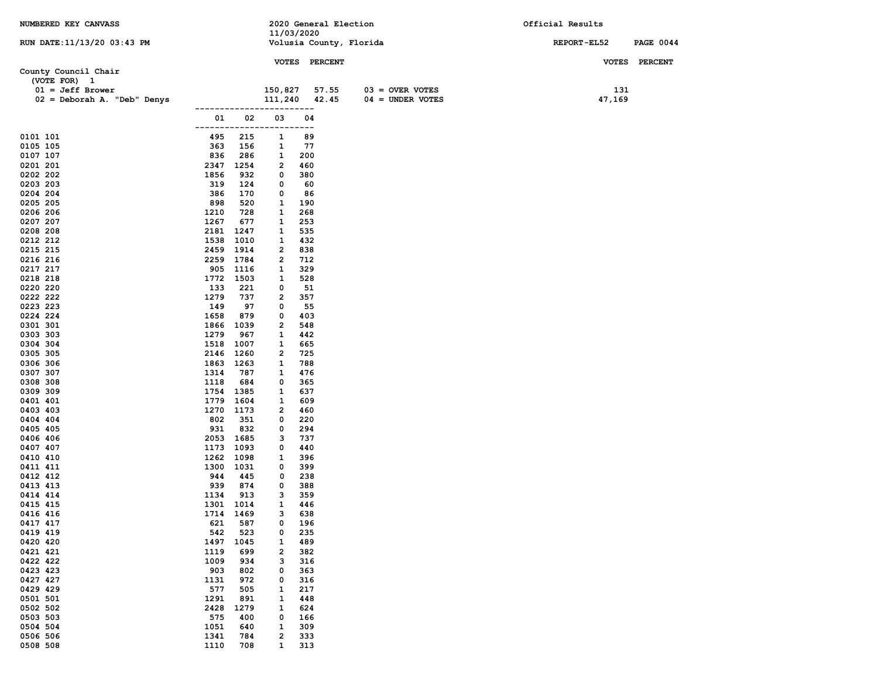NUMBERED KEY CANVASS

2020 General Election
11/03/2020
Volusia County, Florida

Official Results

RUN DATE:11/13/20 03:43 PM

REPORT-EL52

## County Council Chair

(VOTE FOR) 1

| | VOTES | PERCENT | | VOTES | PERCENT |
|---|---|---|---|---|---|
| 01 = Jeff Brower | 150,827 | 57.55 | 03 = OVER VOTES | 131 | |
| 02 = Deborah A. "Deb" Denys | 111,240 | 42.45 | 04 = UNDER VOTES | 47,169 | |

| | 01 | 02 | 03 | 04 |
|---|---|---|---|---|
| 0101 101 | 495 | 215 | 1 | 89 |
| 0105 105 | 363 | 156 | 1 | 77 |
| 0107 107 | 836 | 286 | 1 | 200 |
| 0201 201 | 2347 | 1254 | 2 | 460 |
| 0202 202 | 1856 | 932 | 0 | 380 |
| 0203 203 | 319 | 124 | 0 | 60 |
| 0204 204 | 386 | 170 | 0 | 86 |
| 0205 205 | 898 | 520 | 1 | 190 |
| 0206 206 | 1210 | 728 | 1 | 268 |
| 0207 207 | 1267 | 677 | 1 | 253 |
| 0208 208 | 2181 | 1247 | 1 | 535 |
| 0212 212 | 1538 | 1010 | 1 | 432 |
| 0215 215 | 2459 | 1914 | 2 | 838 |
| 0216 216 | 2259 | 1784 | 2 | 712 |
| 0217 217 | 905 | 1116 | 1 | 329 |
| 0218 218 | 1772 | 1503 | 1 | 528 |
| 0220 220 | 133 | 221 | 0 | 51 |
| 0222 222 | 1279 | 737 | 2 | 357 |
| 0223 223 | 149 | 97 | 0 | 55 |
| 0224 224 | 1658 | 879 | 0 | 403 |
| 0301 301 | 1866 | 1039 | 2 | 548 |
| 0303 303 | 1279 | 967 | 1 | 442 |
| 0304 304 | 1518 | 1007 | 1 | 665 |
| 0305 305 | 2146 | 1260 | 2 | 725 |
| 0306 306 | 1863 | 1263 | 1 | 788 |
| 0307 307 | 1314 | 787 | 1 | 476 |
| 0308 308 | 1118 | 684 | 0 | 365 |
| 0309 309 | 1754 | 1385 | 1 | 637 |
| 0401 401 | 1779 | 1604 | 1 | 609 |
| 0403 403 | 1270 | 1173 | 2 | 460 |
| 0404 404 | 802 | 351 | 0 | 220 |
| 0405 405 | 931 | 832 | 0 | 294 |
| 0406 406 | 2053 | 1685 | 3 | 737 |
| 0407 407 | 1173 | 1093 | 0 | 440 |
| 0410 410 | 1262 | 1098 | 1 | 396 |
| 0411 411 | 1300 | 1031 | 0 | 399 |
| 0412 412 | 944 | 445 | 0 | 238 |
| 0413 413 | 939 | 874 | 0 | 388 |
| 0414 414 | 1134 | 913 | 3 | 359 |
| 0415 415 | 1301 | 1014 | 1 | 446 |
| 0416 416 | 1714 | 1469 | 3 | 638 |
| 0417 417 | 621 | 587 | 0 | 196 |
| 0419 419 | 542 | 523 | 0 | 235 |
| 0420 420 | 1497 | 1045 | 1 | 489 |
| 0421 421 | 1119 | 699 | 2 | 382 |
| 0422 422 | 1009 | 934 | 3 | 316 |
| 0423 423 | 903 | 802 | 0 | 363 |
| 0427 427 | 1131 | 972 | 0 | 316 |
| 0429 429 | 577 | 505 | 1 | 217 |
| 0501 501 | 1291 | 891 | 1 | 448 |
| 0502 502 | 2428 | 1279 | 1 | 624 |
| 0503 503 | 575 | 400 | 0 | 166 |
| 0504 504 | 1051 | 640 | 1 | 309 |
| 0506 506 | 1341 | 784 | 2 | 333 |
| 0508 508 | 1110 | 708 | 1 | 313 |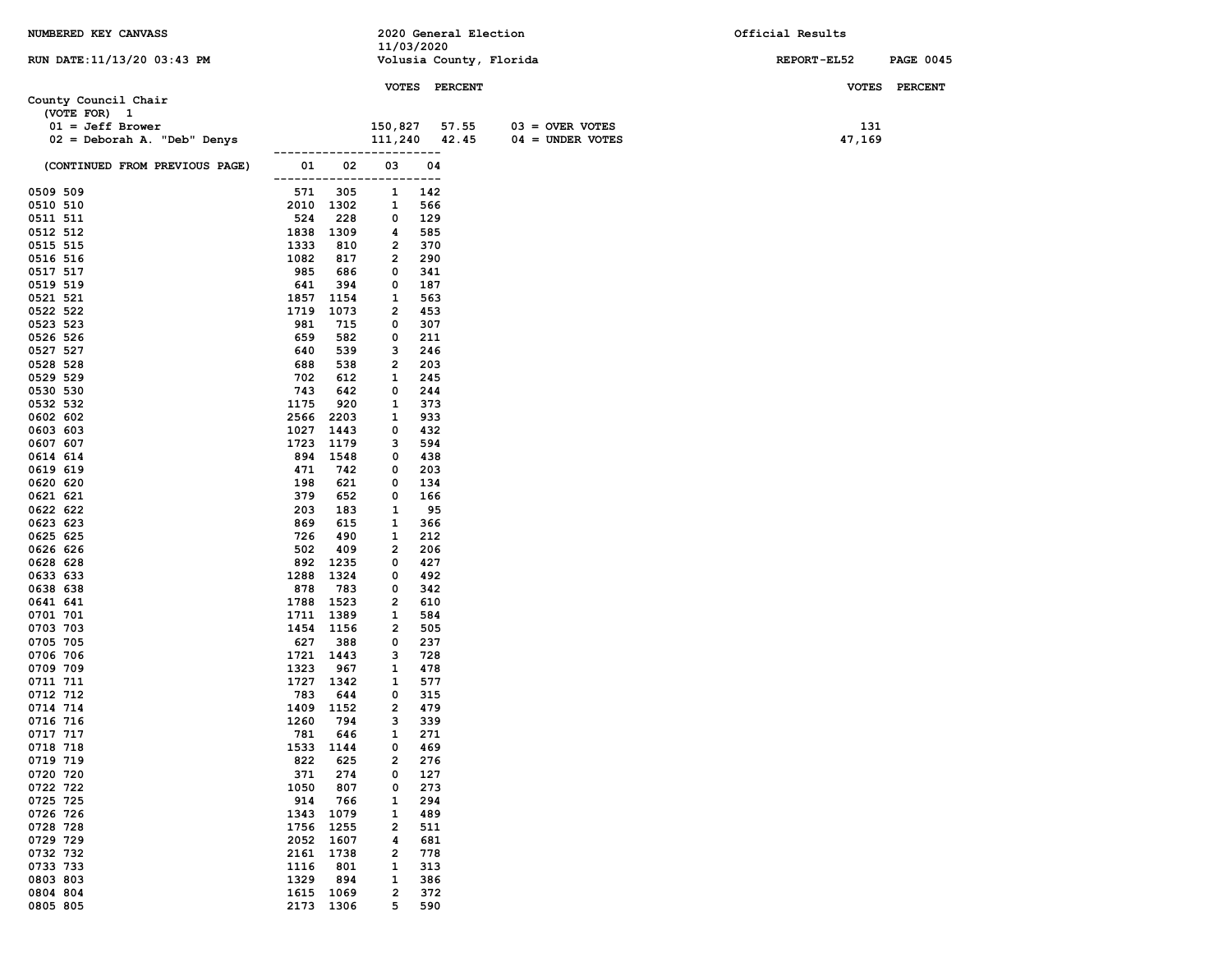NUMBERED KEY CANVASS | 2020 General Election 11/03/2020 | Official Results

RUN DATE:11/13/20 03:43 PM | Volusia County, Florida | REPORT-EL52

## County Council Chair

(VOTE FOR) 1

| | VOTES | PERCENT | | VOTES |
|---|---|---|---|---|
| 01 = Jeff Brower | 150,827 | 57.55 | 03 = OVER VOTES | 131 |
| 02 = Deborah A. "Deb" Denys | 111,240 | 42.45 | 04 = UNDER VOTES | 47,169 |

(CONTINUED FROM PREVIOUS PAGE)

| Precinct | 01 | 02 | 03 | 04 |
|---|---|---|---|---|
| 0509 509 | 571 | 305 | 1 | 142 |
| 0510 510 | 2010 | 1302 | 1 | 566 |
| 0511 511 | 524 | 228 | 0 | 129 |
| 0512 512 | 1838 | 1309 | 4 | 585 |
| 0515 515 | 1333 | 810 | 2 | 370 |
| 0516 516 | 1082 | 817 | 2 | 290 |
| 0517 517 | 985 | 686 | 0 | 341 |
| 0519 519 | 641 | 394 | 0 | 187 |
| 0521 521 | 1857 | 1154 | 1 | 563 |
| 0522 522 | 1719 | 1073 | 2 | 453 |
| 0523 523 | 981 | 715 | 0 | 307 |
| 0526 526 | 659 | 582 | 0 | 211 |
| 0527 527 | 640 | 539 | 3 | 246 |
| 0528 528 | 688 | 538 | 2 | 203 |
| 0529 529 | 702 | 612 | 1 | 245 |
| 0530 530 | 743 | 642 | 0 | 244 |
| 0532 532 | 1175 | 920 | 1 | 373 |
| 0602 602 | 2566 | 2203 | 1 | 933 |
| 0603 603 | 1027 | 1443 | 0 | 432 |
| 0607 607 | 1723 | 1179 | 3 | 594 |
| 0614 614 | 894 | 1548 | 0 | 438 |
| 0619 619 | 471 | 742 | 0 | 203 |
| 0620 620 | 198 | 621 | 0 | 134 |
| 0621 621 | 379 | 652 | 0 | 166 |
| 0622 622 | 203 | 183 | 1 | 95 |
| 0623 623 | 869 | 615 | 1 | 366 |
| 0625 625 | 726 | 490 | 1 | 212 |
| 0626 626 | 502 | 409 | 2 | 206 |
| 0628 628 | 892 | 1235 | 0 | 427 |
| 0633 633 | 1288 | 1324 | 0 | 492 |
| 0638 638 | 878 | 783 | 0 | 342 |
| 0641 641 | 1788 | 1523 | 2 | 610 |
| 0701 701 | 1711 | 1389 | 1 | 584 |
| 0703 703 | 1454 | 1156 | 2 | 505 |
| 0705 705 | 627 | 388 | 0 | 237 |
| 0706 706 | 1721 | 1443 | 3 | 728 |
| 0709 709 | 1323 | 967 | 1 | 478 |
| 0711 711 | 1727 | 1342 | 1 | 577 |
| 0712 712 | 783 | 644 | 0 | 315 |
| 0714 714 | 1409 | 1152 | 2 | 479 |
| 0716 716 | 1260 | 794 | 3 | 339 |
| 0717 717 | 781 | 646 | 1 | 271 |
| 0718 718 | 1533 | 1144 | 0 | 469 |
| 0719 719 | 822 | 625 | 2 | 276 |
| 0720 720 | 371 | 274 | 0 | 127 |
| 0722 722 | 1050 | 807 | 0 | 273 |
| 0725 725 | 914 | 766 | 1 | 294 |
| 0726 726 | 1343 | 1079 | 1 | 489 |
| 0728 728 | 1756 | 1255 | 2 | 511 |
| 0729 729 | 2052 | 1607 | 4 | 681 |
| 0732 732 | 2161 | 1738 | 2 | 778 |
| 0733 733 | 1116 | 801 | 1 | 313 |
| 0803 803 | 1329 | 894 | 1 | 386 |
| 0804 804 | 1615 | 1069 | 2 | 372 |
| 0805 805 | 2173 | 1306 | 5 | 590 |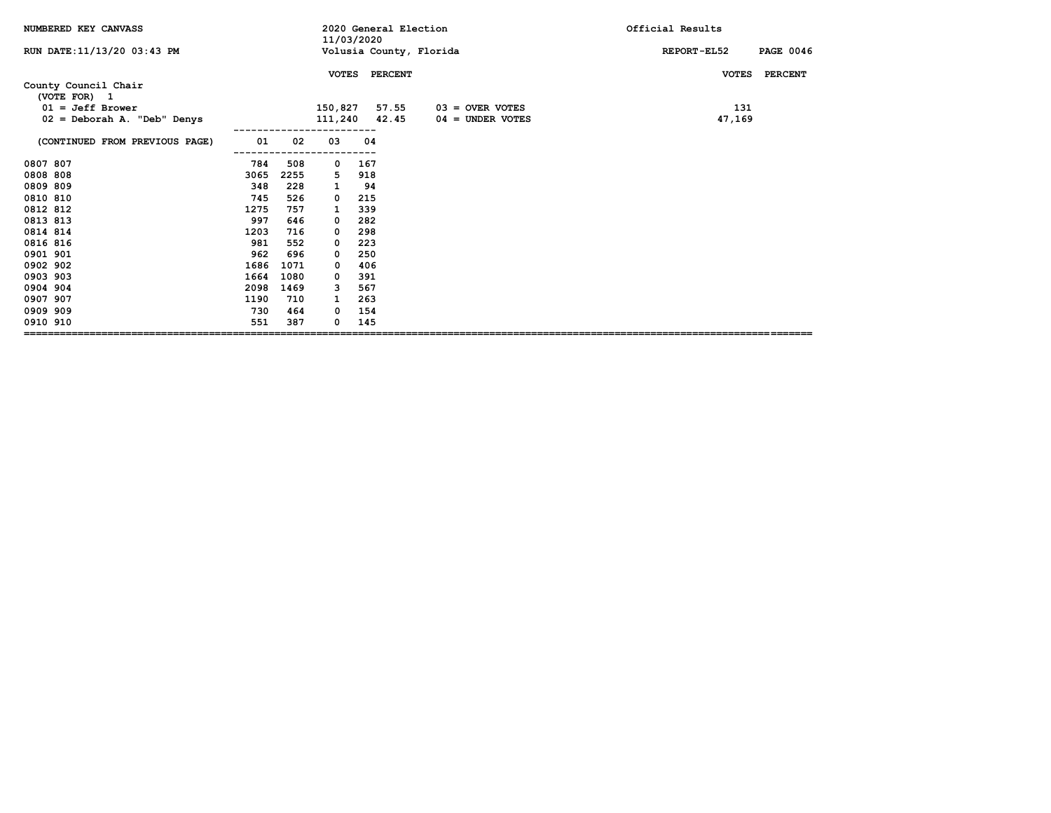NUMBERED KEY CANVASS

2020 General Election
11/03/2020
Volusia County, Florida

Official Results

REPORT-EL52

## County Council Chair

(VOTE FOR) 1

| | VOTES | PERCENT |
|---|---|---|
| 01 = Jeff Brower | 150,827 | 57.55 |
| 02 = Deborah A. "Deb" Denys | 111,240 | 42.45 |

| | VOTES | PERCENT |
|---|---|---|
| 03 = OVER VOTES | 131 | |
| 04 = UNDER VOTES | 47,169 | |

| (CONTINUED FROM PREVIOUS PAGE) | 01 | 02 | 03 | 04 |
|---|---|---|---|---|
| 0807 807 | 784 | 508 | 0 | 167 |
| 0808 808 | 3065 | 2255 | 5 | 918 |
| 0809 809 | 348 | 228 | 1 | 94 |
| 0810 810 | 745 | 526 | 0 | 215 |
| 0812 812 | 1275 | 757 | 1 | 339 |
| 0813 813 | 997 | 646 | 0 | 282 |
| 0814 814 | 1203 | 716 | 0 | 298 |
| 0816 816 | 981 | 552 | 0 | 223 |
| 0901 901 | 962 | 696 | 0 | 250 |
| 0902 902 | 1686 | 1071 | 0 | 406 |
| 0903 903 | 1664 | 1080 | 0 | 391 |
| 0904 904 | 2098 | 1469 | 3 | 567 |
| 0907 907 | 1190 | 710 | 1 | 263 |
| 0909 909 | 730 | 464 | 0 | 154 |
| 0910 910 | 551 | 387 | 0 | 145 |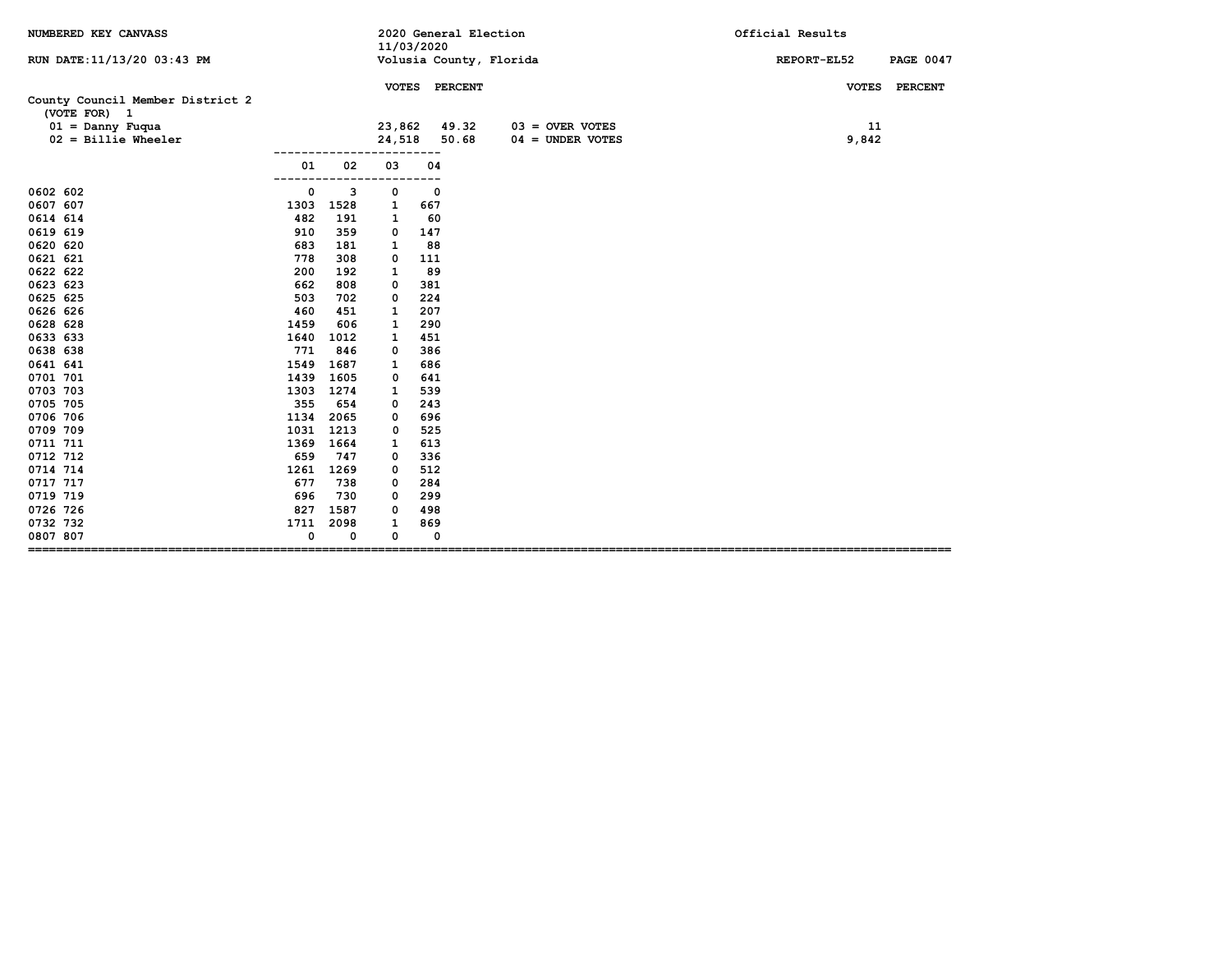NUMBERED KEY CANVASS — 2020 General Election 11/03/2020 — Official Results

RUN DATE:11/13/20 03:43 PM — Volusia County, Florida — REPORT-EL52

## County Council Member District 2

(VOTE FOR) 1

| | VOTES | PERCENT | | VOTES |
|---|---|---|---|---|
| 01 = Danny Fuqua | 23,862 | 49.32 | 03 = OVER VOTES | 11 |
| 02 = Billie Wheeler | 24,518 | 50.68 | 04 = UNDER VOTES | 9,842 |

| Precinct | 01 | 02 | 03 | 04 |
|---|---|---|---|---|
| 0602 602 | 0 | 3 | 0 | 0 |
| 0607 607 | 1303 | 1528 | 1 | 667 |
| 0614 614 | 482 | 191 | 1 | 60 |
| 0619 619 | 910 | 359 | 0 | 147 |
| 0620 620 | 683 | 181 | 1 | 88 |
| 0621 621 | 778 | 308 | 0 | 111 |
| 0622 622 | 200 | 192 | 1 | 89 |
| 0623 623 | 662 | 808 | 0 | 381 |
| 0625 625 | 503 | 702 | 0 | 224 |
| 0626 626 | 460 | 451 | 1 | 207 |
| 0628 628 | 1459 | 606 | 1 | 290 |
| 0633 633 | 1640 | 1012 | 1 | 451 |
| 0638 638 | 771 | 846 | 0 | 386 |
| 0641 641 | 1549 | 1687 | 1 | 686 |
| 0701 701 | 1439 | 1605 | 0 | 641 |
| 0703 703 | 1303 | 1274 | 1 | 539 |
| 0705 705 | 355 | 654 | 0 | 243 |
| 0706 706 | 1134 | 2065 | 0 | 696 |
| 0709 709 | 1031 | 1213 | 0 | 525 |
| 0711 711 | 1369 | 1664 | 1 | 613 |
| 0712 712 | 659 | 747 | 0 | 336 |
| 0714 714 | 1261 | 1269 | 0 | 512 |
| 0717 717 | 677 | 738 | 0 | 284 |
| 0719 719 | 696 | 730 | 0 | 299 |
| 0726 726 | 827 | 1587 | 0 | 498 |
| 0732 732 | 1711 | 2098 | 1 | 869 |
| 0807 807 | 0 | 0 | 0 | 0 |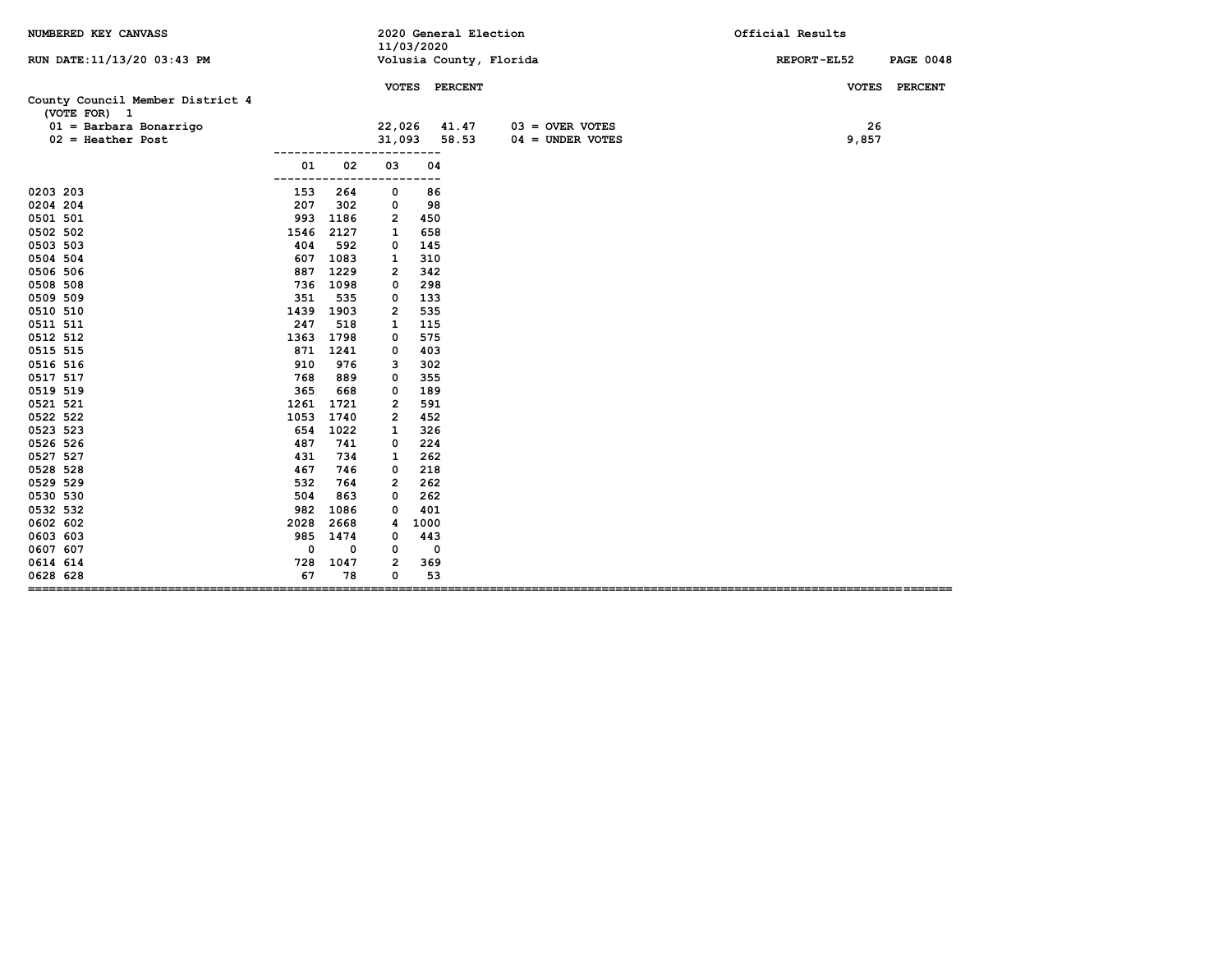NUMBERED KEY CANVASS — 2020 General Election 11/03/2020 — Volusia County, Florida — Official Results

RUN DATE:11/13/20 03:43 PM — REPORT-EL52

## County Council Member District 4

(VOTE FOR) 1

| | VOTES | PERCENT |
|---|---|---|
| 01 = Barbara Bonarrigo | 22,026 | 41.47 |
| 02 = Heather Post | 31,093 | 58.53 |
| 03 = OVER VOTES | 26 | |
| 04 = UNDER VOTES | 9,857 | |

| Precinct | 01 | 02 | 03 | 04 |
|---|---|---|---|---|
| 0203 203 | 153 | 264 | 0 | 86 |
| 0204 204 | 207 | 302 | 0 | 98 |
| 0501 501 | 993 | 1186 | 2 | 450 |
| 0502 502 | 1546 | 2127 | 1 | 658 |
| 0503 503 | 404 | 592 | 0 | 145 |
| 0504 504 | 607 | 1083 | 1 | 310 |
| 0506 506 | 887 | 1229 | 2 | 342 |
| 0508 508 | 736 | 1098 | 0 | 298 |
| 0509 509 | 351 | 535 | 0 | 133 |
| 0510 510 | 1439 | 1903 | 2 | 535 |
| 0511 511 | 247 | 518 | 1 | 115 |
| 0512 512 | 1363 | 1798 | 0 | 575 |
| 0515 515 | 871 | 1241 | 0 | 403 |
| 0516 516 | 910 | 976 | 3 | 302 |
| 0517 517 | 768 | 889 | 0 | 355 |
| 0519 519 | 365 | 668 | 0 | 189 |
| 0521 521 | 1261 | 1721 | 2 | 591 |
| 0522 522 | 1053 | 1740 | 2 | 452 |
| 0523 523 | 654 | 1022 | 1 | 326 |
| 0526 526 | 487 | 741 | 0 | 224 |
| 0527 527 | 431 | 734 | 1 | 262 |
| 0528 528 | 467 | 746 | 0 | 218 |
| 0529 529 | 532 | 764 | 2 | 262 |
| 0530 530 | 504 | 863 | 0 | 262 |
| 0532 532 | 982 | 1086 | 0 | 401 |
| 0602 602 | 2028 | 2668 | 4 | 1000 |
| 0603 603 | 985 | 1474 | 0 | 443 |
| 0607 607 | 0 | 0 | 0 | 0 |
| 0614 614 | 728 | 1047 | 2 | 369 |
| 0628 628 | 67 | 78 | 0 | 53 |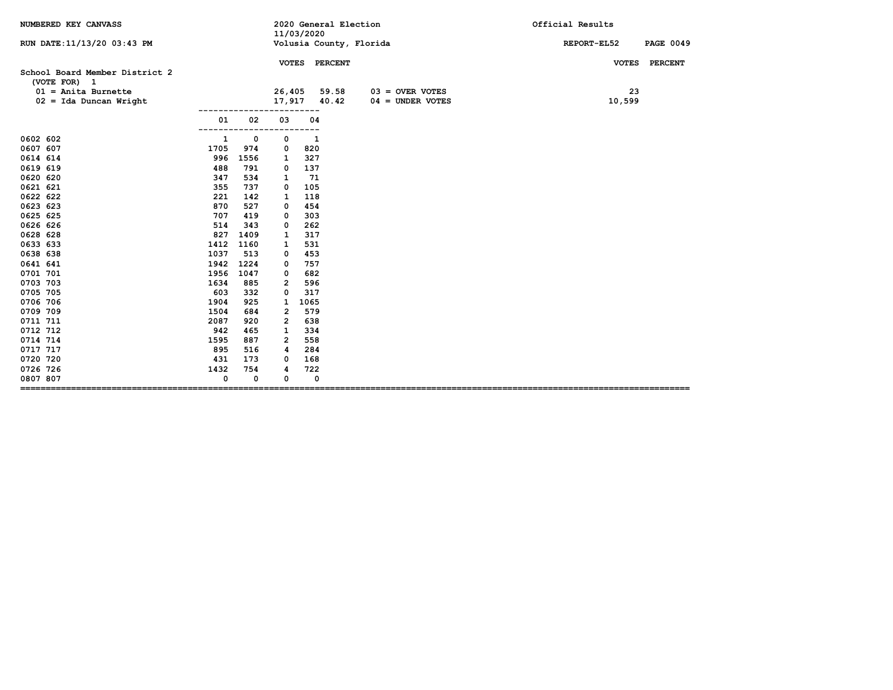NUMBERED KEY CANVASS

RUN DATE:11/13/20 03:43 PM

2020 General Election
11/03/2020
Volusia County, Florida

Official Results

REPORT-EL52

## School Board Member District 2

(VOTE FOR) 1

| | VOTES | PERCENT |
|---|---|---|
| 01 = Anita Burnette | 26,405 | 59.58 |
| 02 = Ida Duncan Wright | 17,917 | 40.42 |

| | VOTES | PERCENT |
|---|---|---|
| 03 = OVER VOTES | 23 | |
| 04 = UNDER VOTES | 10,599 | |

| Precinct | 01 | 02 | 03 | 04 |
|---|---|---|---|---|
| 0602 602 | 1 | 0 | 0 | 1 |
| 0607 607 | 1705 | 974 | 0 | 820 |
| 0614 614 | 996 | 1556 | 1 | 327 |
| 0619 619 | 488 | 791 | 0 | 137 |
| 0620 620 | 347 | 534 | 1 | 71 |
| 0621 621 | 355 | 737 | 0 | 105 |
| 0622 622 | 221 | 142 | 1 | 118 |
| 0623 623 | 870 | 527 | 0 | 454 |
| 0625 625 | 707 | 419 | 0 | 303 |
| 0626 626 | 514 | 343 | 0 | 262 |
| 0628 628 | 827 | 1409 | 1 | 317 |
| 0633 633 | 1412 | 1160 | 1 | 531 |
| 0638 638 | 1037 | 513 | 0 | 453 |
| 0641 641 | 1942 | 1224 | 0 | 757 |
| 0701 701 | 1956 | 1047 | 0 | 682 |
| 0703 703 | 1634 | 885 | 2 | 596 |
| 0705 705 | 603 | 332 | 0 | 317 |
| 0706 706 | 1904 | 925 | 1 | 1065 |
| 0709 709 | 1504 | 684 | 2 | 579 |
| 0711 711 | 2087 | 920 | 2 | 638 |
| 0712 712 | 942 | 465 | 1 | 334 |
| 0714 714 | 1595 | 887 | 2 | 558 |
| 0717 717 | 895 | 516 | 4 | 284 |
| 0720 720 | 431 | 173 | 0 | 168 |
| 0726 726 | 1432 | 754 | 4 | 722 |
| 0807 807 | 0 | 0 | 0 | 0 |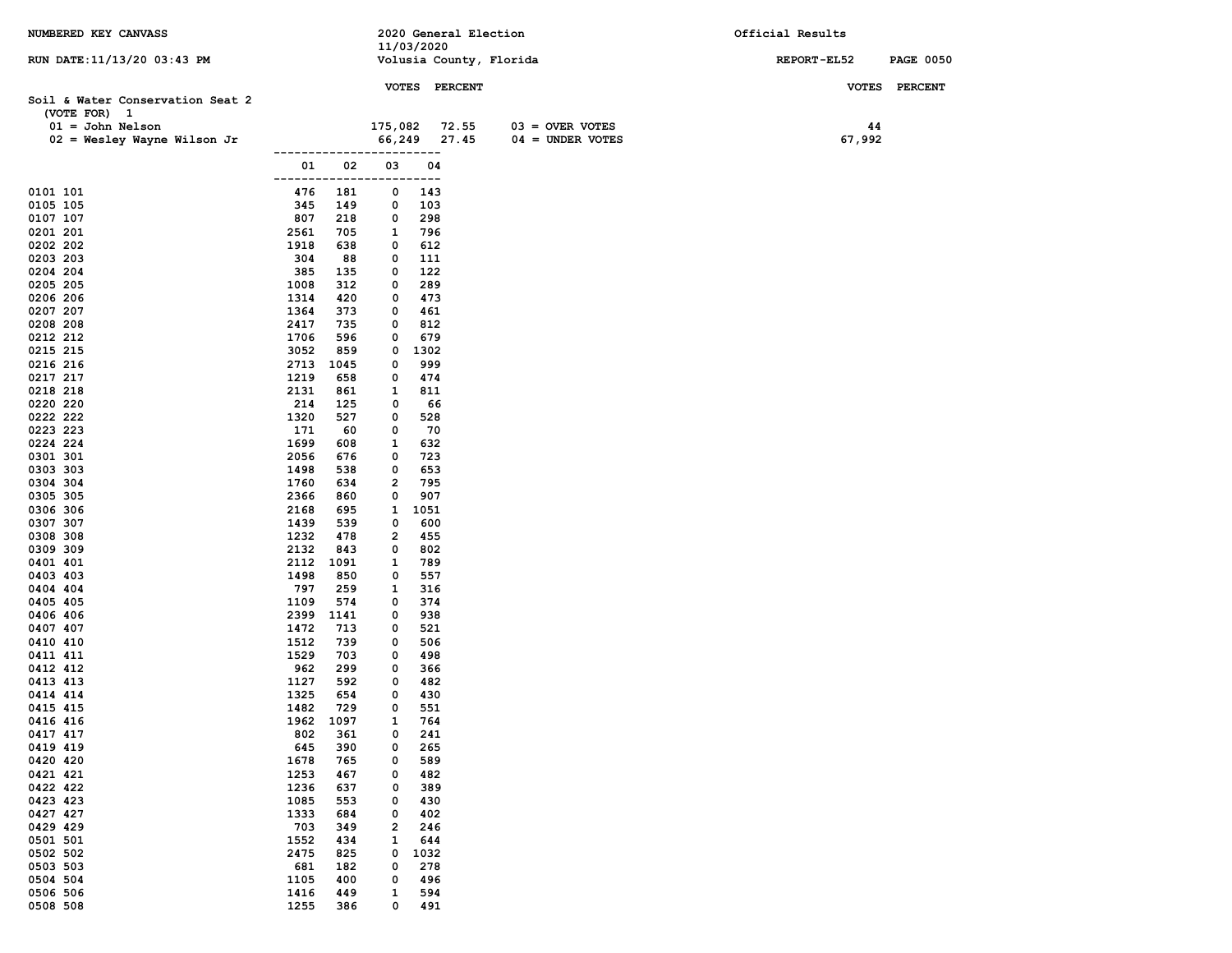NUMBERED KEY CANVASS — 2020 General Election 11/03/2020 — Official Results

RUN DATE:11/13/20 03:43 PM — Volusia County, Florida — REPORT-EL52

## Soil & Water Conservation Seat 2

(VOTE FOR) 1

| | VOTES | PERCENT | | VOTES |
|---|---|---|---|---|
| 01 = John Nelson | 175,082 | 72.55 | 03 = OVER VOTES | 44 |
| 02 = Wesley Wayne Wilson Jr | 66,249 | 27.45 | 04 = UNDER VOTES | 67,992 |

| Precinct | 01 | 02 | 03 | 04 |
|---|---|---|---|---|
| 0101 101 | 476 | 181 | 0 | 143 |
| 0105 105 | 345 | 149 | 0 | 103 |
| 0107 107 | 807 | 218 | 0 | 298 |
| 0201 201 | 2561 | 705 | 1 | 796 |
| 0202 202 | 1918 | 638 | 0 | 612 |
| 0203 203 | 304 | 88 | 0 | 111 |
| 0204 204 | 385 | 135 | 0 | 122 |
| 0205 205 | 1008 | 312 | 0 | 289 |
| 0206 206 | 1314 | 420 | 0 | 473 |
| 0207 207 | 1364 | 373 | 0 | 461 |
| 0208 208 | 2417 | 735 | 0 | 812 |
| 0212 212 | 1706 | 596 | 0 | 679 |
| 0215 215 | 3052 | 859 | 0 | 1302 |
| 0216 216 | 2713 | 1045 | 0 | 999 |
| 0217 217 | 1219 | 658 | 0 | 474 |
| 0218 218 | 2131 | 861 | 1 | 811 |
| 0220 220 | 214 | 125 | 0 | 66 |
| 0222 222 | 1320 | 527 | 0 | 528 |
| 0223 223 | 171 | 60 | 0 | 70 |
| 0224 224 | 1699 | 608 | 1 | 632 |
| 0301 301 | 2056 | 676 | 0 | 723 |
| 0303 303 | 1498 | 538 | 0 | 653 |
| 0304 304 | 1760 | 634 | 2 | 795 |
| 0305 305 | 2366 | 860 | 0 | 907 |
| 0306 306 | 2168 | 695 | 1 | 1051 |
| 0307 307 | 1439 | 539 | 0 | 600 |
| 0308 308 | 1232 | 478 | 2 | 455 |
| 0309 309 | 2132 | 843 | 0 | 802 |
| 0401 401 | 2112 | 1091 | 1 | 789 |
| 0403 403 | 1498 | 850 | 0 | 557 |
| 0404 404 | 797 | 259 | 1 | 316 |
| 0405 405 | 1109 | 574 | 0 | 374 |
| 0406 406 | 2399 | 1141 | 0 | 938 |
| 0407 407 | 1472 | 713 | 0 | 521 |
| 0410 410 | 1512 | 739 | 0 | 506 |
| 0411 411 | 1529 | 703 | 0 | 498 |
| 0412 412 | 962 | 299 | 0 | 366 |
| 0413 413 | 1127 | 592 | 0 | 482 |
| 0414 414 | 1325 | 654 | 0 | 430 |
| 0415 415 | 1482 | 729 | 0 | 551 |
| 0416 416 | 1962 | 1097 | 1 | 764 |
| 0417 417 | 802 | 361 | 0 | 241 |
| 0419 419 | 645 | 390 | 0 | 265 |
| 0420 420 | 1678 | 765 | 0 | 589 |
| 0421 421 | 1253 | 467 | 0 | 482 |
| 0422 422 | 1236 | 637 | 0 | 389 |
| 0423 423 | 1085 | 553 | 0 | 430 |
| 0427 427 | 1333 | 684 | 0 | 402 |
| 0429 429 | 703 | 349 | 2 | 246 |
| 0501 501 | 1552 | 434 | 1 | 644 |
| 0502 502 | 2475 | 825 | 0 | 1032 |
| 0503 503 | 681 | 182 | 0 | 278 |
| 0504 504 | 1105 | 400 | 0 | 496 |
| 0506 506 | 1416 | 449 | 1 | 594 |
| 0508 508 | 1255 | 386 | 0 | 491 |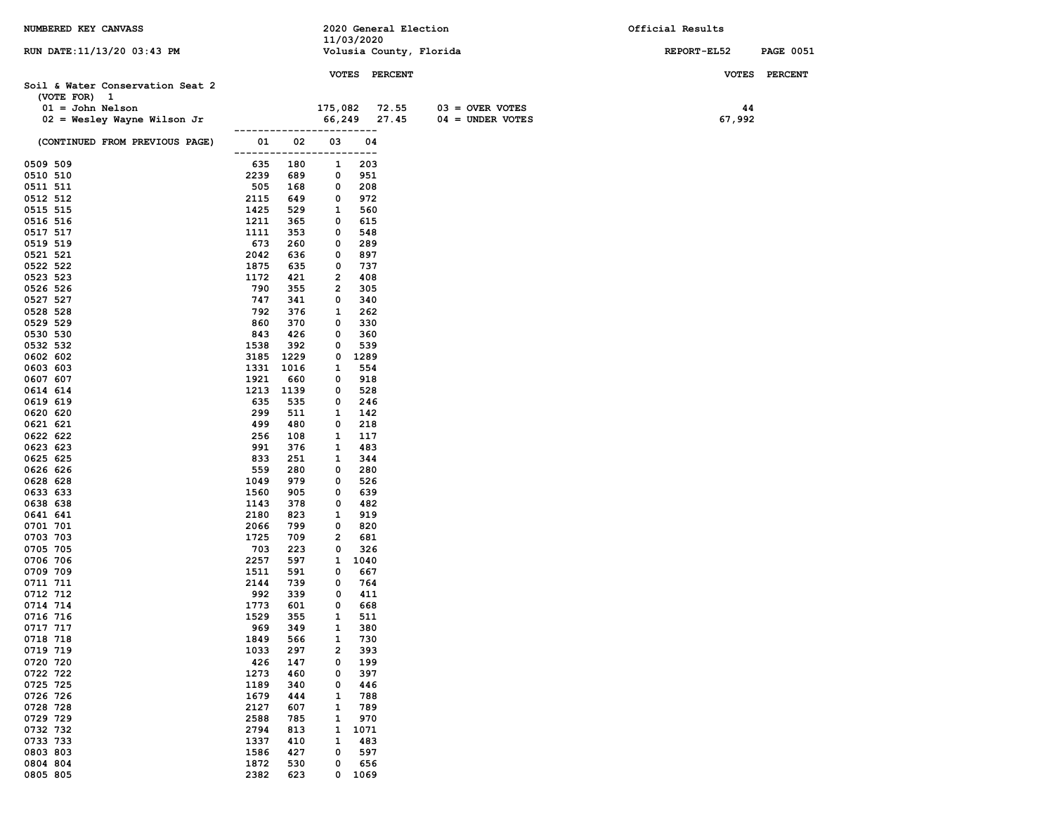NUMBERED KEY CANVASS — 2020 General Election 11/03/2020 — Official Results

RUN DATE:11/13/20 03:43 PM — Volusia County, Florida — REPORT-EL52 PAGE 0051

**Soil & Water Conservation Seat 2**
(VOTE FOR) 1

| | VOTES | PERCENT | | VOTES |
|---|---|---|---|---|
| 01 = John Nelson | 175,082 | 72.55 | 03 = OVER VOTES | 44 |
| 02 = Wesley Wayne Wilson Jr | 66,249 | 27.45 | 04 = UNDER VOTES | 67,992 |

(CONTINUED FROM PREVIOUS PAGE)

| Precinct | 01 | 02 | 03 | 04 |
|---|---|---|---|---|
| 0509 509 | 635 | 180 | 1 | 203 |
| 0510 510 | 2239 | 689 | 0 | 951 |
| 0511 511 | 505 | 168 | 0 | 208 |
| 0512 512 | 2115 | 649 | 0 | 972 |
| 0515 515 | 1425 | 529 | 1 | 560 |
| 0516 516 | 1211 | 365 | 0 | 615 |
| 0517 517 | 1111 | 353 | 0 | 548 |
| 0519 519 | 673 | 260 | 0 | 289 |
| 0521 521 | 2042 | 636 | 0 | 897 |
| 0522 522 | 1875 | 635 | 0 | 737 |
| 0523 523 | 1172 | 421 | 2 | 408 |
| 0526 526 | 790 | 355 | 2 | 305 |
| 0527 527 | 747 | 341 | 0 | 340 |
| 0528 528 | 792 | 376 | 1 | 262 |
| 0529 529 | 860 | 370 | 0 | 330 |
| 0530 530 | 843 | 426 | 0 | 360 |
| 0532 532 | 1538 | 392 | 0 | 539 |
| 0602 602 | 3185 | 1229 | 0 | 1289 |
| 0603 603 | 1331 | 1016 | 1 | 554 |
| 0607 607 | 1921 | 660 | 0 | 918 |
| 0614 614 | 1213 | 1139 | 0 | 528 |
| 0619 619 | 635 | 535 | 0 | 246 |
| 0620 620 | 299 | 511 | 1 | 142 |
| 0621 621 | 499 | 480 | 0 | 218 |
| 0622 622 | 256 | 108 | 1 | 117 |
| 0623 623 | 991 | 376 | 1 | 483 |
| 0625 625 | 833 | 251 | 1 | 344 |
| 0626 626 | 559 | 280 | 0 | 280 |
| 0628 628 | 1049 | 979 | 0 | 526 |
| 0633 633 | 1560 | 905 | 0 | 639 |
| 0638 638 | 1143 | 378 | 0 | 482 |
| 0641 641 | 2180 | 823 | 1 | 919 |
| 0701 701 | 2066 | 799 | 0 | 820 |
| 0703 703 | 1725 | 709 | 2 | 681 |
| 0705 705 | 703 | 223 | 0 | 326 |
| 0706 706 | 2257 | 597 | 1 | 1040 |
| 0709 709 | 1511 | 591 | 0 | 667 |
| 0711 711 | 2144 | 739 | 0 | 764 |
| 0712 712 | 992 | 339 | 0 | 411 |
| 0714 714 | 1773 | 601 | 0 | 668 |
| 0716 716 | 1529 | 355 | 1 | 511 |
| 0717 717 | 969 | 349 | 1 | 380 |
| 0718 718 | 1849 | 566 | 1 | 730 |
| 0719 719 | 1033 | 297 | 2 | 393 |
| 0720 720 | 426 | 147 | 0 | 199 |
| 0722 722 | 1273 | 460 | 0 | 397 |
| 0725 725 | 1189 | 340 | 0 | 446 |
| 0726 726 | 1679 | 444 | 1 | 788 |
| 0728 728 | 2127 | 607 | 1 | 789 |
| 0729 729 | 2588 | 785 | 1 | 970 |
| 0732 732 | 2794 | 813 | 1 | 1071 |
| 0733 733 | 1337 | 410 | 1 | 483 |
| 0803 803 | 1586 | 427 | 0 | 597 |
| 0804 804 | 1872 | 530 | 0 | 656 |
| 0805 805 | 2382 | 623 | 0 | 1069 |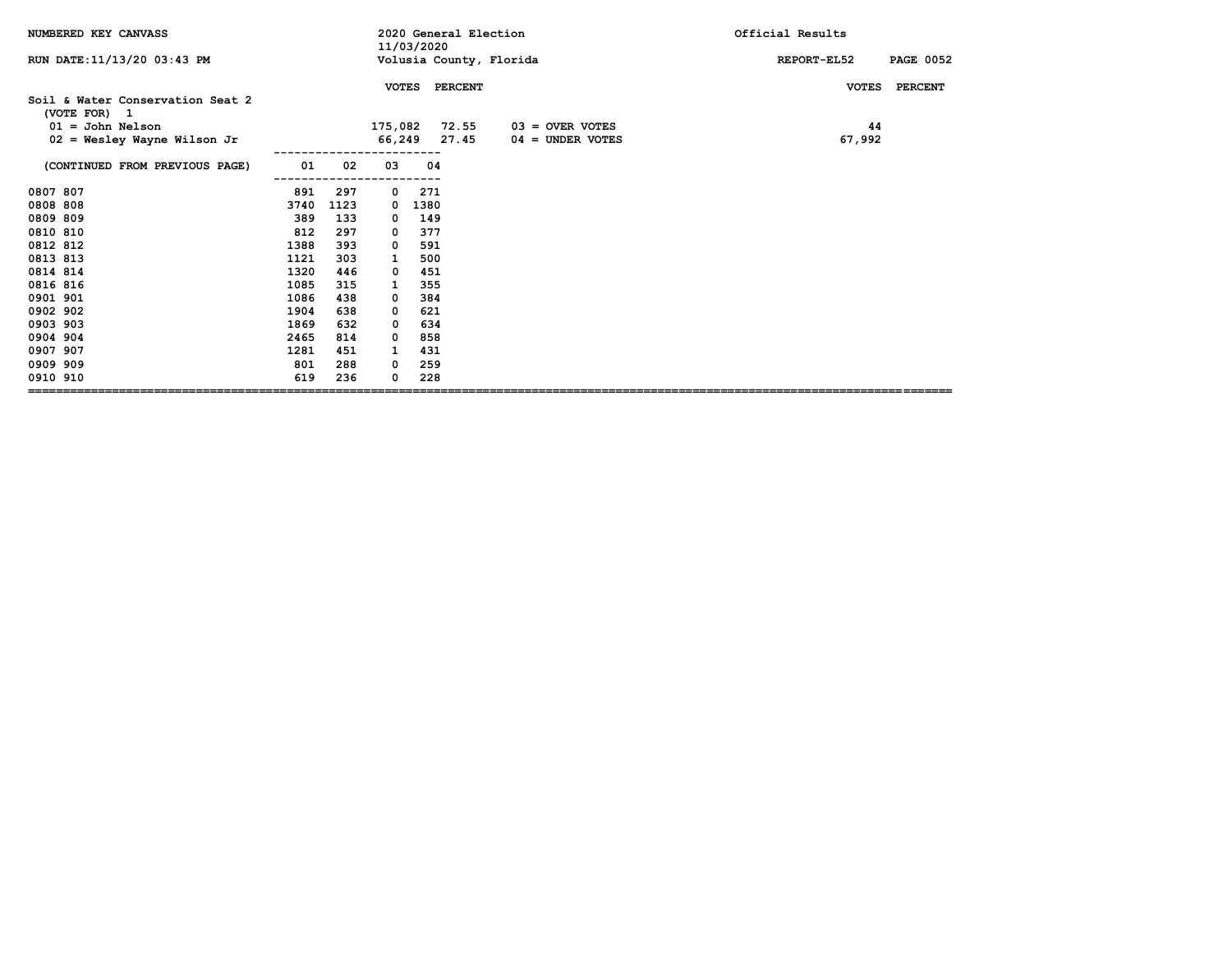NUMBERED KEY CANVASS

RUN DATE:11/13/20 03:43 PM

2020 General Election
11/03/2020
Volusia County, Florida

Official Results

REPORT-EL52

## Soil & Water Conservation Seat 2

(VOTE FOR) 1

| | VOTES | PERCENT |
|---|---|---|
| 01 = John Nelson | 175,082 | 72.55 |
| 02 = Wesley Wayne Wilson Jr | 66,249 | 27.45 |

| | VOTES | PERCENT |
|---|---|---|
| 03 = OVER VOTES | 44 | |
| 04 = UNDER VOTES | 67,992 | |

| (CONTINUED FROM PREVIOUS PAGE) | 01 | 02 | 03 | 04 |
|---|---|---|---|---|
| 0807 807 | 891 | 297 | 0 | 271 |
| 0808 808 | 3740 | 1123 | 0 | 1380 |
| 0809 809 | 389 | 133 | 0 | 149 |
| 0810 810 | 812 | 297 | 0 | 377 |
| 0812 812 | 1388 | 393 | 0 | 591 |
| 0813 813 | 1121 | 303 | 1 | 500 |
| 0814 814 | 1320 | 446 | 0 | 451 |
| 0816 816 | 1085 | 315 | 1 | 355 |
| 0901 901 | 1086 | 438 | 0 | 384 |
| 0902 902 | 1904 | 638 | 0 | 621 |
| 0903 903 | 1869 | 632 | 0 | 634 |
| 0904 904 | 2465 | 814 | 0 | 858 |
| 0907 907 | 1281 | 451 | 1 | 431 |
| 0909 909 | 801 | 288 | 0 | 259 |
| 0910 910 | 619 | 236 | 0 | 228 |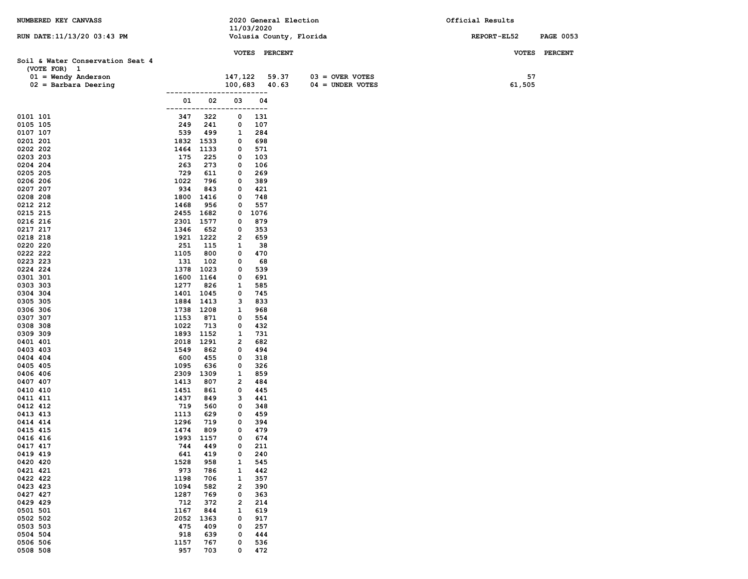NUMBERED KEY CANVASS

RUN DATE:11/13/20 03:43 PM

2020 General Election
11/03/2020
Volusia County, Florida

Official Results

REPORT-EL52

## Soil & Water Conservation Seat 4

(VOTE FOR) 1

| | VOTES | PERCENT | | VOTES |
|---|---|---|---|---|
| 01 = Wendy Anderson | 147,122 | 59.37 | 03 = OVER VOTES | 57 |
| 02 = Barbara Deering | 100,683 | 40.63 | 04 = UNDER VOTES | 61,505 |

| Precinct | 01 | 02 | 03 | 04 |
|---|---|---|---|---|
| 0101 101 | 347 | 322 | 0 | 131 |
| 0105 105 | 249 | 241 | 0 | 107 |
| 0107 107 | 539 | 499 | 1 | 284 |
| 0201 201 | 1832 | 1533 | 0 | 698 |
| 0202 202 | 1464 | 1133 | 0 | 571 |
| 0203 203 | 175 | 225 | 0 | 103 |
| 0204 204 | 263 | 273 | 0 | 106 |
| 0205 205 | 729 | 611 | 0 | 269 |
| 0206 206 | 1022 | 796 | 0 | 389 |
| 0207 207 | 934 | 843 | 0 | 421 |
| 0208 208 | 1800 | 1416 | 0 | 748 |
| 0212 212 | 1468 | 956 | 0 | 557 |
| 0215 215 | 2455 | 1682 | 0 | 1076 |
| 0216 216 | 2301 | 1577 | 0 | 879 |
| 0217 217 | 1346 | 652 | 0 | 353 |
| 0218 218 | 1921 | 1222 | 2 | 659 |
| 0220 220 | 251 | 115 | 1 | 38 |
| 0222 222 | 1105 | 800 | 0 | 470 |
| 0223 223 | 131 | 102 | 0 | 68 |
| 0224 224 | 1378 | 1023 | 0 | 539 |
| 0301 301 | 1600 | 1164 | 0 | 691 |
| 0303 303 | 1277 | 826 | 1 | 585 |
| 0304 304 | 1401 | 1045 | 0 | 745 |
| 0305 305 | 1884 | 1413 | 3 | 833 |
| 0306 306 | 1738 | 1208 | 1 | 968 |
| 0307 307 | 1153 | 871 | 0 | 554 |
| 0308 308 | 1022 | 713 | 0 | 432 |
| 0309 309 | 1893 | 1152 | 1 | 731 |
| 0401 401 | 2018 | 1291 | 2 | 682 |
| 0403 403 | 1549 | 862 | 0 | 494 |
| 0404 404 | 600 | 455 | 0 | 318 |
| 0405 405 | 1095 | 636 | 0 | 326 |
| 0406 406 | 2309 | 1309 | 1 | 859 |
| 0407 407 | 1413 | 807 | 2 | 484 |
| 0410 410 | 1451 | 861 | 0 | 445 |
| 0411 411 | 1437 | 849 | 3 | 441 |
| 0412 412 | 719 | 560 | 0 | 348 |
| 0413 413 | 1113 | 629 | 0 | 459 |
| 0414 414 | 1296 | 719 | 0 | 394 |
| 0415 415 | 1474 | 809 | 0 | 479 |
| 0416 416 | 1993 | 1157 | 0 | 674 |
| 0417 417 | 744 | 449 | 0 | 211 |
| 0419 419 | 641 | 419 | 0 | 240 |
| 0420 420 | 1528 | 958 | 1 | 545 |
| 0421 421 | 973 | 786 | 1 | 442 |
| 0422 422 | 1198 | 706 | 1 | 357 |
| 0423 423 | 1094 | 582 | 2 | 390 |
| 0427 427 | 1287 | 769 | 0 | 363 |
| 0429 429 | 712 | 372 | 2 | 214 |
| 0501 501 | 1167 | 844 | 1 | 619 |
| 0502 502 | 2052 | 1363 | 0 | 917 |
| 0503 503 | 475 | 409 | 0 | 257 |
| 0504 504 | 918 | 639 | 0 | 444 |
| 0506 506 | 1157 | 767 | 0 | 536 |
| 0508 508 | 957 | 703 | 0 | 472 |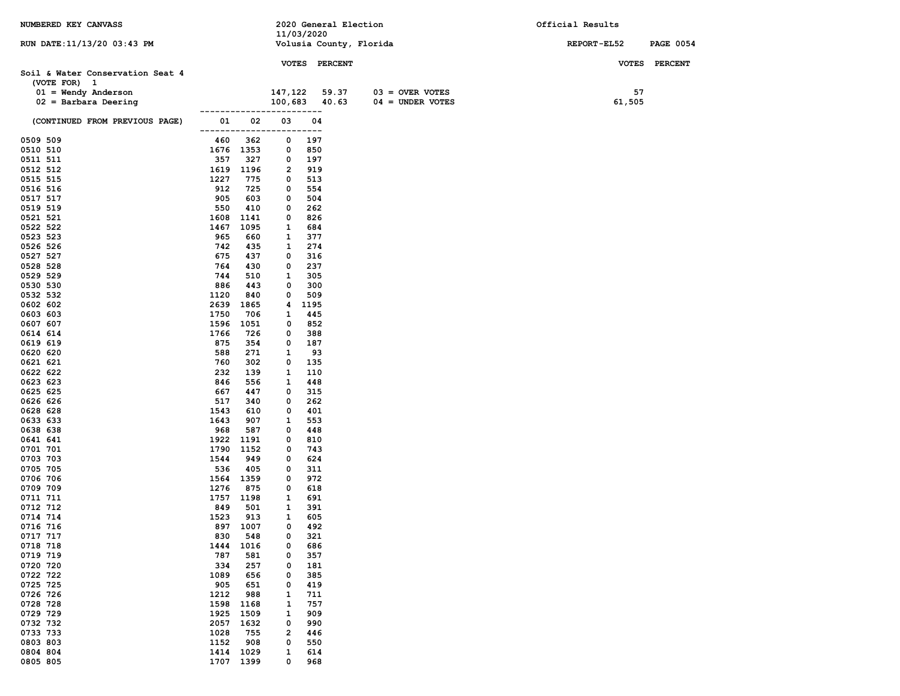NUMBERED KEY CANVASS

2020 General Election
11/03/2020
Volusia County, Florida

Official Results

## Soil & Water Conservation Seat 4

(VOTE FOR) 1

| | VOTES | PERCENT |
|---|---|---|
| 01 = Wendy Anderson | 147,122 | 59.37 |
| 02 = Barbara Deering | 100,683 | 40.63 |

| | VOTES | PERCENT |
|---|---|---|
| 03 = OVER VOTES | 57 | |
| 04 = UNDER VOTES | 61,505 | |

(CONTINUED FROM PREVIOUS PAGE)

| Precinct | 01 | 02 | 03 | 04 |
|---|---|---|---|---|
| 0509 509 | 460 | 362 | 0 | 197 |
| 0510 510 | 1676 | 1353 | 0 | 850 |
| 0511 511 | 357 | 327 | 0 | 197 |
| 0512 512 | 1619 | 1196 | 2 | 919 |
| 0515 515 | 1227 | 775 | 0 | 513 |
| 0516 516 | 912 | 725 | 0 | 554 |
| 0517 517 | 905 | 603 | 0 | 504 |
| 0519 519 | 550 | 410 | 0 | 262 |
| 0521 521 | 1608 | 1141 | 0 | 826 |
| 0522 522 | 1467 | 1095 | 1 | 684 |
| 0523 523 | 965 | 660 | 1 | 377 |
| 0526 526 | 742 | 435 | 1 | 274 |
| 0527 527 | 675 | 437 | 0 | 316 |
| 0528 528 | 764 | 430 | 0 | 237 |
| 0529 529 | 744 | 510 | 1 | 305 |
| 0530 530 | 886 | 443 | 0 | 300 |
| 0532 532 | 1120 | 840 | 0 | 509 |
| 0602 602 | 2639 | 1865 | 4 | 1195 |
| 0603 603 | 1750 | 706 | 1 | 445 |
| 0607 607 | 1596 | 1051 | 0 | 852 |
| 0614 614 | 1766 | 726 | 0 | 388 |
| 0619 619 | 875 | 354 | 0 | 187 |
| 0620 620 | 588 | 271 | 1 | 93 |
| 0621 621 | 760 | 302 | 0 | 135 |
| 0622 622 | 232 | 139 | 1 | 110 |
| 0623 623 | 846 | 556 | 1 | 448 |
| 0625 625 | 667 | 447 | 0 | 315 |
| 0626 626 | 517 | 340 | 0 | 262 |
| 0628 628 | 1543 | 610 | 0 | 401 |
| 0633 633 | 1643 | 907 | 1 | 553 |
| 0638 638 | 968 | 587 | 0 | 448 |
| 0641 641 | 1922 | 1191 | 0 | 810 |
| 0701 701 | 1790 | 1152 | 0 | 743 |
| 0703 703 | 1544 | 949 | 0 | 624 |
| 0705 705 | 536 | 405 | 0 | 311 |
| 0706 706 | 1564 | 1359 | 0 | 972 |
| 0709 709 | 1276 | 875 | 0 | 618 |
| 0711 711 | 1757 | 1198 | 1 | 691 |
| 0712 712 | 849 | 501 | 1 | 391 |
| 0714 714 | 1523 | 913 | 1 | 605 |
| 0716 716 | 897 | 1007 | 0 | 492 |
| 0717 717 | 830 | 548 | 0 | 321 |
| 0718 718 | 1444 | 1016 | 0 | 686 |
| 0719 719 | 787 | 581 | 0 | 357 |
| 0720 720 | 334 | 257 | 0 | 181 |
| 0722 722 | 1089 | 656 | 0 | 385 |
| 0725 725 | 905 | 651 | 0 | 419 |
| 0726 726 | 1212 | 988 | 1 | 711 |
| 0728 728 | 1598 | 1168 | 1 | 757 |
| 0729 729 | 1925 | 1509 | 1 | 909 |
| 0732 732 | 2057 | 1632 | 0 | 990 |
| 0733 733 | 1028 | 755 | 2 | 446 |
| 0803 803 | 1152 | 908 | 0 | 550 |
| 0804 804 | 1414 | 1029 | 1 | 614 |
| 0805 805 | 1707 | 1399 | 0 | 968 |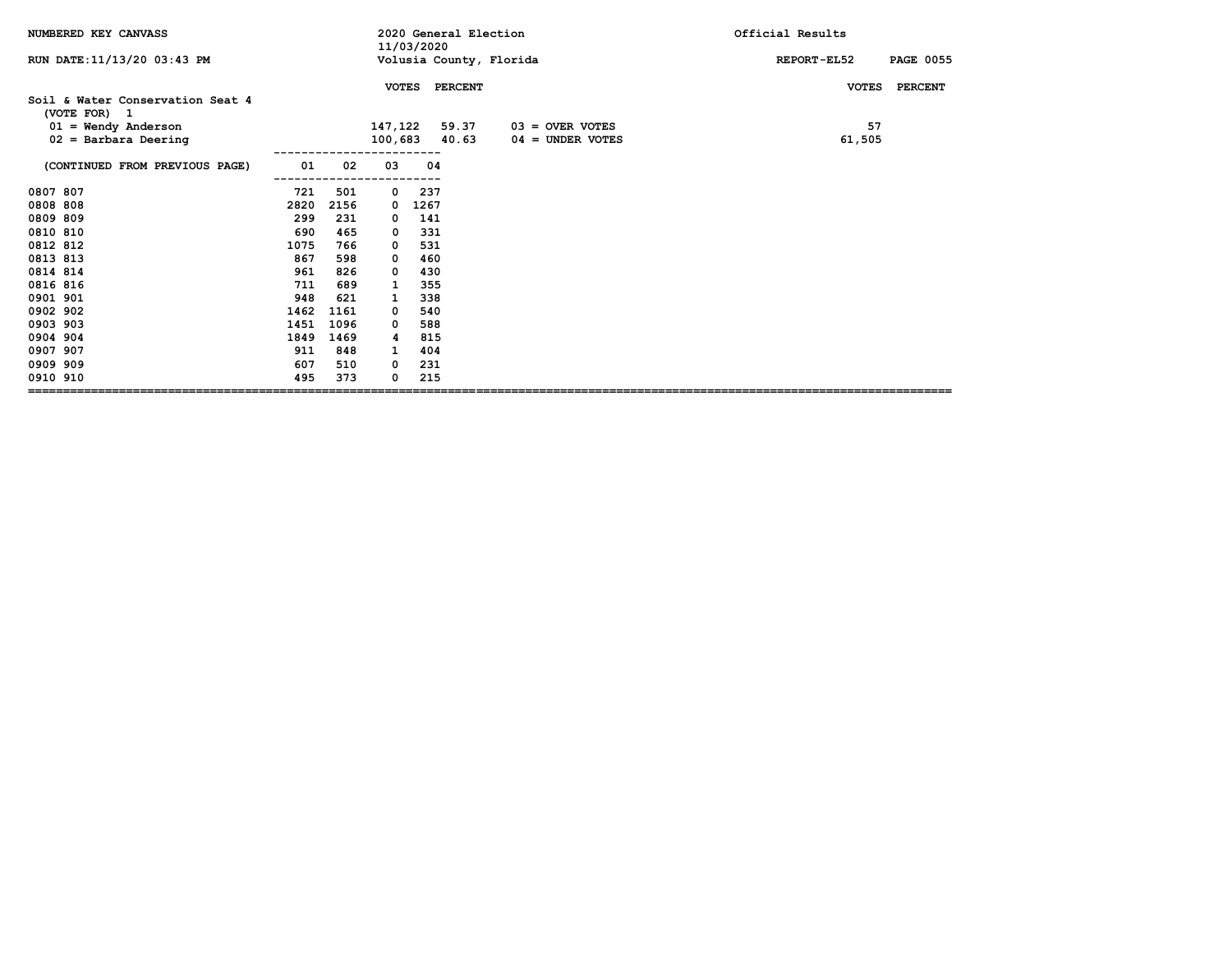NUMBERED KEY CANVASS — 2020 General Election 11/03/2020 — Volusia County, Florida — Official Results

RUN DATE:11/13/20 03:43 PM — REPORT-EL52

## Soil & Water Conservation Seat 4

(VOTE FOR) 1

| Candidate | VOTES | PERCENT |
|---|---|---|
| 01 = Wendy Anderson | 147,122 | 59.37 |
| 02 = Barbara Deering | 100,683 | 40.63 |

| | VOTES | PERCENT |
|---|---|---|
| 03 = OVER VOTES | 57 | |
| 04 = UNDER VOTES | 61,505 | |

(CONTINUED FROM PREVIOUS PAGE)

| Precinct | 01 | 02 | 03 | 04 |
|---|---|---|---|---|
| 0807 807 | 721 | 501 | 0 | 237 |
| 0808 808 | 2820 | 2156 | 0 | 1267 |
| 0809 809 | 299 | 231 | 0 | 141 |
| 0810 810 | 690 | 465 | 0 | 331 |
| 0812 812 | 1075 | 766 | 0 | 531 |
| 0813 813 | 867 | 598 | 0 | 460 |
| 0814 814 | 961 | 826 | 0 | 430 |
| 0816 816 | 711 | 689 | 1 | 355 |
| 0901 901 | 948 | 621 | 1 | 338 |
| 0902 902 | 1462 | 1161 | 0 | 540 |
| 0903 903 | 1451 | 1096 | 0 | 588 |
| 0904 904 | 1849 | 1469 | 4 | 815 |
| 0907 907 | 911 | 848 | 1 | 404 |
| 0909 909 | 607 | 510 | 0 | 231 |
| 0910 910 | 495 | 373 | 0 | 215 |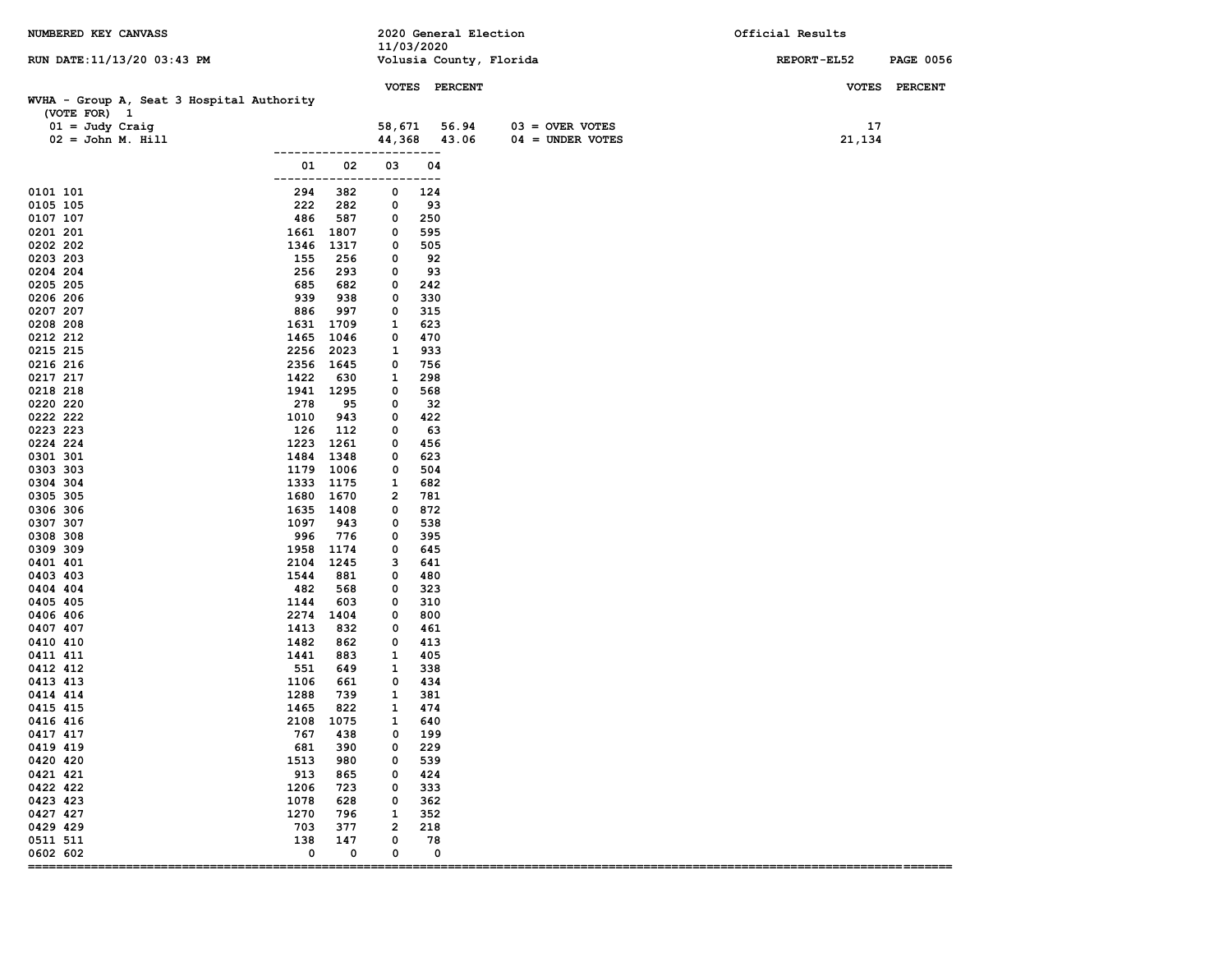NUMBERED KEY CANVASS

2020 General Election
11/03/2020
Volusia County, Florida

Official Results

RUN DATE:11/13/20 03:43 PM

REPORT-EL52

## WVHA - Group A, Seat 3 Hospital Authority

(VOTE FOR) 1

| | VOTES | PERCENT | | VOTES | PERCENT |
|---|---|---|---|---|---|
| 01 = Judy Craig | 58,671 | 56.94 | 03 = OVER VOTES | 17 | |
| 02 = John M. Hill | 44,368 | 43.06 | 04 = UNDER VOTES | 21,134 | |

| Precinct | 01 | 02 | 03 | 04 |
|---|---|---|---|---|
| 0101 101 | 294 | 382 | 0 | 124 |
| 0105 105 | 222 | 282 | 0 | 93 |
| 0107 107 | 486 | 587 | 0 | 250 |
| 0201 201 | 1661 | 1807 | 0 | 595 |
| 0202 202 | 1346 | 1317 | 0 | 505 |
| 0203 203 | 155 | 256 | 0 | 92 |
| 0204 204 | 256 | 293 | 0 | 93 |
| 0205 205 | 685 | 682 | 0 | 242 |
| 0206 206 | 939 | 938 | 0 | 330 |
| 0207 207 | 886 | 997 | 0 | 315 |
| 0208 208 | 1631 | 1709 | 1 | 623 |
| 0212 212 | 1465 | 1046 | 0 | 470 |
| 0215 215 | 2256 | 2023 | 1 | 933 |
| 0216 216 | 2356 | 1645 | 0 | 756 |
| 0217 217 | 1422 | 630 | 1 | 298 |
| 0218 218 | 1941 | 1295 | 0 | 568 |
| 0220 220 | 278 | 95 | 0 | 32 |
| 0222 222 | 1010 | 943 | 0 | 422 |
| 0223 223 | 126 | 112 | 0 | 63 |
| 0224 224 | 1223 | 1261 | 0 | 456 |
| 0301 301 | 1484 | 1348 | 0 | 623 |
| 0303 303 | 1179 | 1006 | 0 | 504 |
| 0304 304 | 1333 | 1175 | 1 | 682 |
| 0305 305 | 1680 | 1670 | 2 | 781 |
| 0306 306 | 1635 | 1408 | 0 | 872 |
| 0307 307 | 1097 | 943 | 0 | 538 |
| 0308 308 | 996 | 776 | 0 | 395 |
| 0309 309 | 1958 | 1174 | 0 | 645 |
| 0401 401 | 2104 | 1245 | 3 | 641 |
| 0403 403 | 1544 | 881 | 0 | 480 |
| 0404 404 | 482 | 568 | 0 | 323 |
| 0405 405 | 1144 | 603 | 0 | 310 |
| 0406 406 | 2274 | 1404 | 0 | 800 |
| 0407 407 | 1413 | 832 | 0 | 461 |
| 0410 410 | 1482 | 862 | 0 | 413 |
| 0411 411 | 1441 | 883 | 1 | 405 |
| 0412 412 | 551 | 649 | 1 | 338 |
| 0413 413 | 1106 | 661 | 0 | 434 |
| 0414 414 | 1288 | 739 | 1 | 381 |
| 0415 415 | 1465 | 822 | 1 | 474 |
| 0416 416 | 2108 | 1075 | 1 | 640 |
| 0417 417 | 767 | 438 | 0 | 199 |
| 0419 419 | 681 | 390 | 0 | 229 |
| 0420 420 | 1513 | 980 | 0 | 539 |
| 0421 421 | 913 | 865 | 0 | 424 |
| 0422 422 | 1206 | 723 | 0 | 333 |
| 0423 423 | 1078 | 628 | 0 | 362 |
| 0427 427 | 1270 | 796 | 1 | 352 |
| 0429 429 | 703 | 377 | 2 | 218 |
| 0511 511 | 138 | 147 | 0 | 78 |
| 0602 602 | 0 | 0 | 0 | 0 |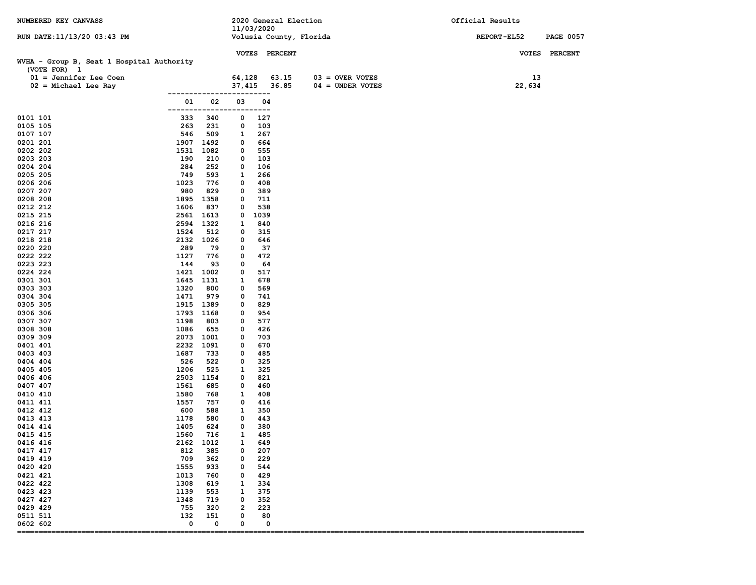NUMBERED KEY CANVASS | 2020 General Election 11/03/2020 | Official Results

RUN DATE:11/13/20 03:43 PM | Volusia County, Florida | REPORT-EL52 PAGE 0057

## WVHA - Group B, Seat 1 Hospital Authority

(VOTE FOR) 1

| | VOTES | PERCENT | | VOTES |
|---|---|---|---|---|
| 01 = Jennifer Lee Coen | 64,128 | 63.15 | 03 = OVER VOTES | 13 |
| 02 = Michael Lee Ray | 37,415 | 36.85 | 04 = UNDER VOTES | 22,634 |

| Precinct | 01 | 02 | 03 | 04 |
|---|---|---|---|---|
| 0101 101 | 333 | 340 | 0 | 127 |
| 0105 105 | 263 | 231 | 0 | 103 |
| 0107 107 | 546 | 509 | 1 | 267 |
| 0201 201 | 1907 | 1492 | 0 | 664 |
| 0202 202 | 1531 | 1082 | 0 | 555 |
| 0203 203 | 190 | 210 | 0 | 103 |
| 0204 204 | 284 | 252 | 0 | 106 |
| 0205 205 | 749 | 593 | 1 | 266 |
| 0206 206 | 1023 | 776 | 0 | 408 |
| 0207 207 | 980 | 829 | 0 | 389 |
| 0208 208 | 1895 | 1358 | 0 | 711 |
| 0212 212 | 1606 | 837 | 0 | 538 |
| 0215 215 | 2561 | 1613 | 0 | 1039 |
| 0216 216 | 2594 | 1322 | 1 | 840 |
| 0217 217 | 1524 | 512 | 0 | 315 |
| 0218 218 | 2132 | 1026 | 0 | 646 |
| 0220 220 | 289 | 79 | 0 | 37 |
| 0222 222 | 1127 | 776 | 0 | 472 |
| 0223 223 | 144 | 93 | 0 | 64 |
| 0224 224 | 1421 | 1002 | 0 | 517 |
| 0301 301 | 1645 | 1131 | 1 | 678 |
| 0303 303 | 1320 | 800 | 0 | 569 |
| 0304 304 | 1471 | 979 | 0 | 741 |
| 0305 305 | 1915 | 1389 | 0 | 829 |
| 0306 306 | 1793 | 1168 | 0 | 954 |
| 0307 307 | 1198 | 803 | 0 | 577 |
| 0308 308 | 1086 | 655 | 0 | 426 |
| 0309 309 | 2073 | 1001 | 0 | 703 |
| 0401 401 | 2232 | 1091 | 0 | 670 |
| 0403 403 | 1687 | 733 | 0 | 485 |
| 0404 404 | 526 | 522 | 0 | 325 |
| 0405 405 | 1206 | 525 | 1 | 325 |
| 0406 406 | 2503 | 1154 | 0 | 821 |
| 0407 407 | 1561 | 685 | 0 | 460 |
| 0410 410 | 1580 | 768 | 1 | 408 |
| 0411 411 | 1557 | 757 | 0 | 416 |
| 0412 412 | 600 | 588 | 1 | 350 |
| 0413 413 | 1178 | 580 | 0 | 443 |
| 0414 414 | 1405 | 624 | 0 | 380 |
| 0415 415 | 1560 | 716 | 1 | 485 |
| 0416 416 | 2162 | 1012 | 1 | 649 |
| 0417 417 | 812 | 385 | 0 | 207 |
| 0419 419 | 709 | 362 | 0 | 229 |
| 0420 420 | 1555 | 933 | 0 | 544 |
| 0421 421 | 1013 | 760 | 0 | 429 |
| 0422 422 | 1308 | 619 | 1 | 334 |
| 0423 423 | 1139 | 553 | 1 | 375 |
| 0427 427 | 1348 | 719 | 0 | 352 |
| 0429 429 | 755 | 320 | 2 | 223 |
| 0511 511 | 132 | 151 | 0 | 80 |
| 0602 602 | 0 | 0 | 0 | 0 |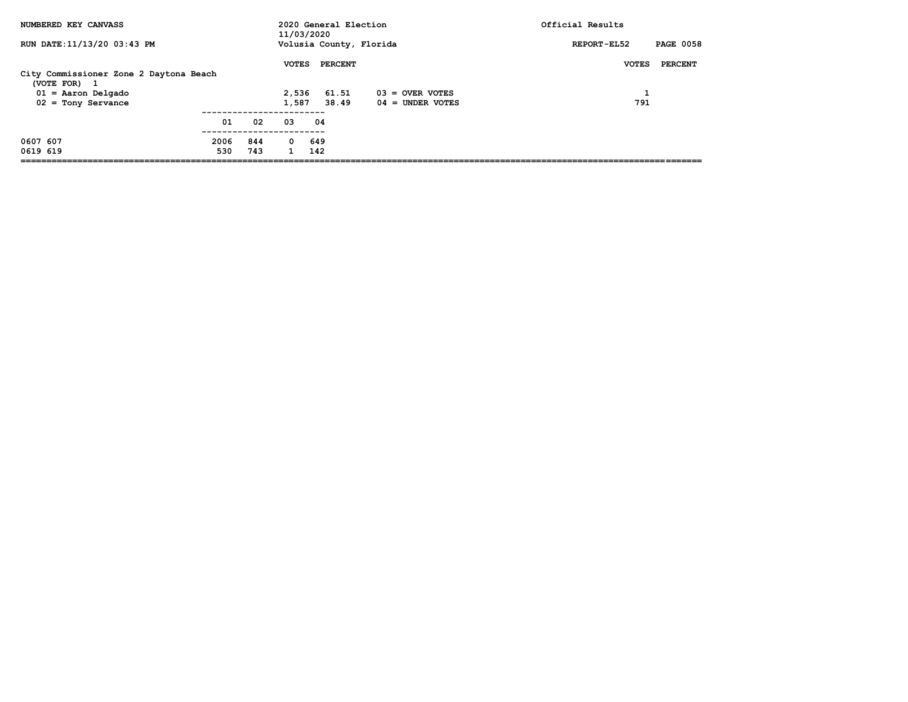NUMBERED KEY CANVASS — 2020 General Election 11/03/2020 — Volusia County, Florida — Official Results

RUN DATE:11/13/20 03:43 PM — REPORT-EL52

## City Commissioner Zone 2 Daytona Beach

(VOTE FOR) 1

| | VOTES | PERCENT |
|---|---|---|
| 01 = Aaron Delgado | 2,536 | 61.51 |
| 02 = Tony Servance | 1,587 | 38.49 |

| | VOTES | PERCENT |
|---|---|---|
| 03 = OVER VOTES | 1 | |
| 04 = UNDER VOTES | 791 | |

| Precinct | 01 | 02 | 03 | 04 |
|---|---|---|---|---|
| 0607 607 | 2006 | 844 | 0 | 649 |
| 0619 619 | 530 | 743 | 1 | 142 |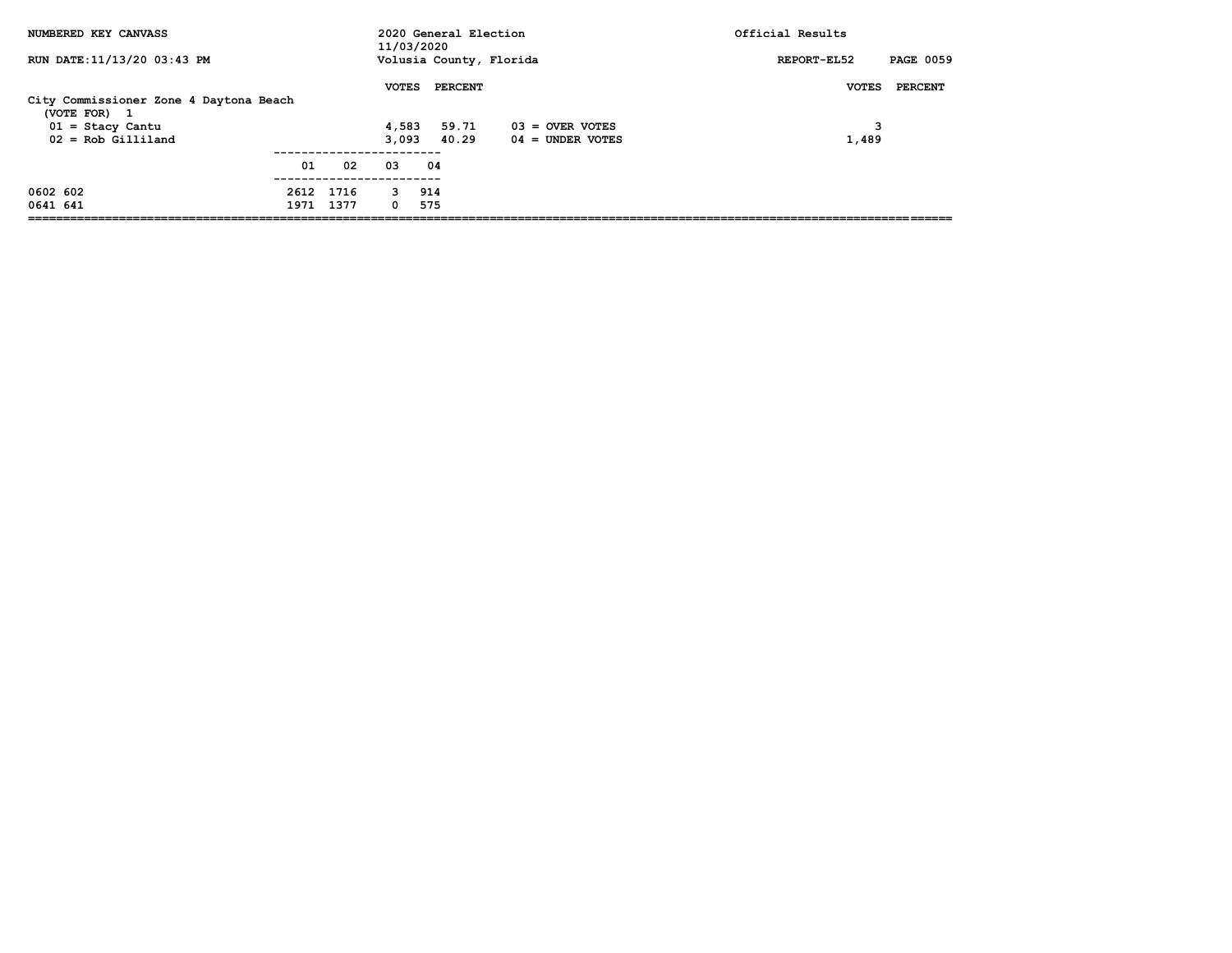NUMBERED KEY CANVASS — 2020 General Election 11/03/2020 — Official Results

RUN DATE:11/13/20 03:43 PM — Volusia County, Florida — REPORT-EL52

## City Commissioner Zone 4 Daytona Beach

(VOTE FOR) 1

| | VOTES | PERCENT | | VOTES | PERCENT |
|---|---|---|---|---|---|
| 01 = Stacy Cantu | 4,583 | 59.71 | 03 = OVER VOTES | 3 | |
| 02 = Rob Gilliland | 3,093 | 40.29 | 04 = UNDER VOTES | 1,489 | |

| | 01 | 02 | 03 | 04 |
|---|---|---|---|---|
| 0602 602 | 2612 | 1716 | 3 | 914 |
| 0641 641 | 1971 | 1377 | 0 | 575 |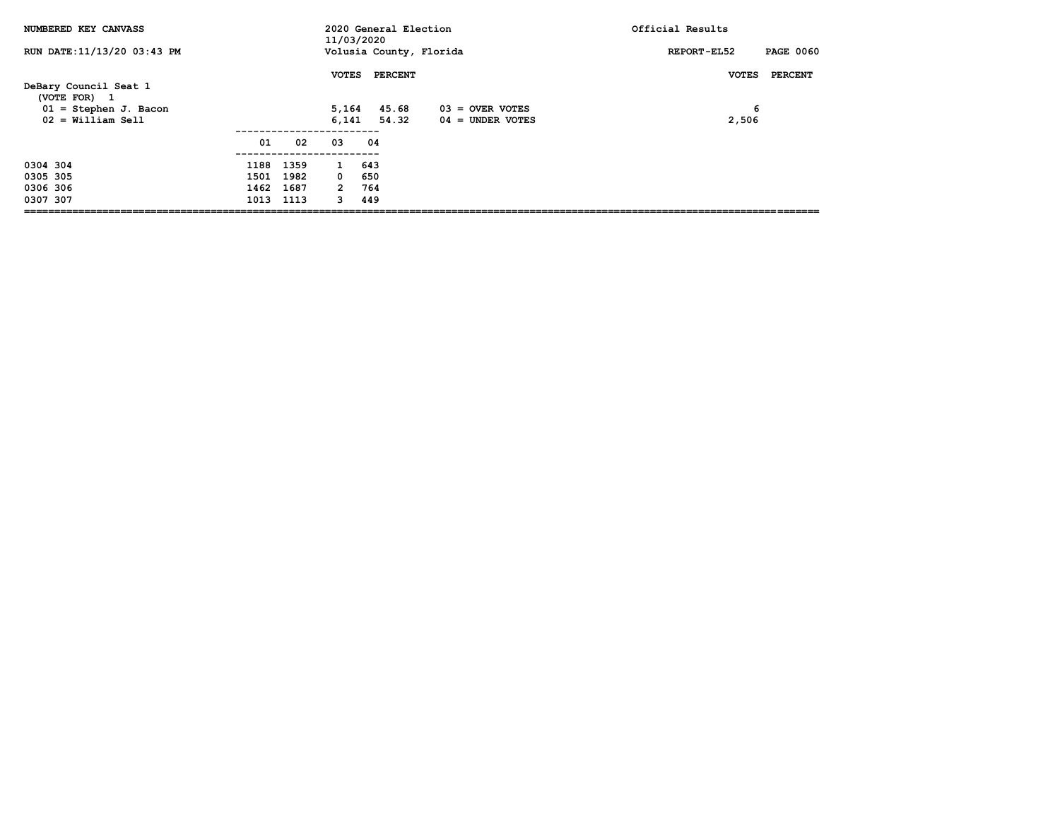NUMBERED KEY CANVASS — 2020 General Election 11/03/2020 — Official Results

RUN DATE:11/13/20 03:43 PM — Volusia County, Florida — REPORT-EL52

## DeBary Council Seat 1

(VOTE FOR) 1

| | VOTES | PERCENT |
|---|---|---|
| 01 = Stephen J. Bacon | 5,164 | 45.68 |
| 02 = William Sell | 6,141 | 54.32 |

| | VOTES | PERCENT |
|---|---|---|
| 03 = OVER VOTES | 6 | |
| 04 = UNDER VOTES | 2,506 | |

| | 01 | 02 | 03 | 04 |
|---|---|---|---|---|
| 0304 304 | 1188 | 1359 | 1 | 643 |
| 0305 305 | 1501 | 1982 | 0 | 650 |
| 0306 306 | 1462 | 1687 | 2 | 764 |
| 0307 307 | 1013 | 1113 | 3 | 449 |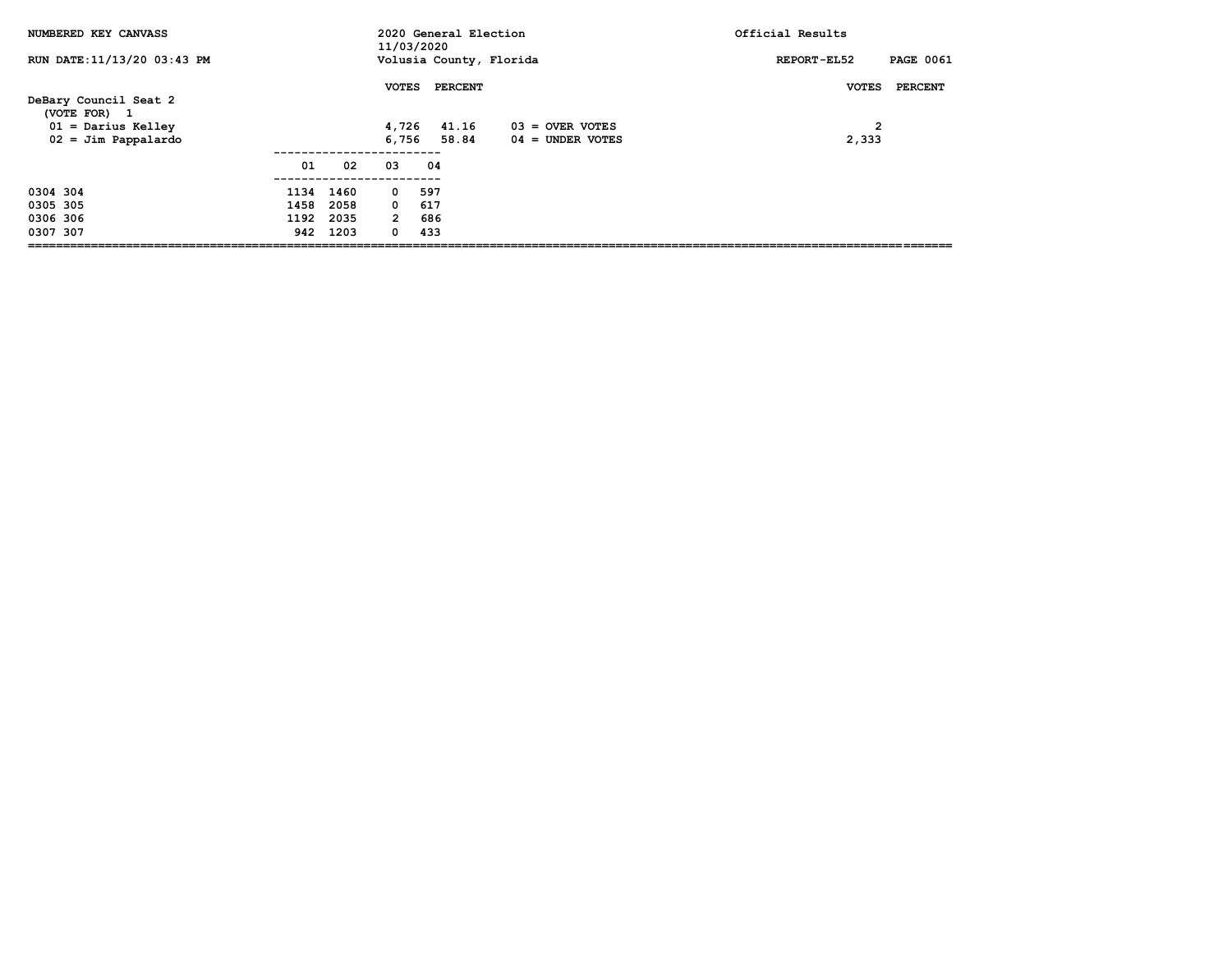NUMBERED KEY CANVASS — 2020 General Election 11/03/2020 — Volusia County, Florida — Official Results

RUN DATE:11/13/20 03:43 PM — REPORT-EL52

## DeBary Council Seat 2

(VOTE FOR) 1

| | VOTES | PERCENT |
|---|---|---|
| 01 = Darius Kelley | 4,726 | 41.16 |
| 02 = Jim Pappalardo | 6,756 | 58.84 |

| | VOTES | PERCENT |
|---|---|---|
| 03 = OVER VOTES | 2 | |
| 04 = UNDER VOTES | 2,333 | |

| Precinct | 01 | 02 | 03 | 04 |
|---|---|---|---|---|
| 0304 304 | 1134 | 1460 | 0 | 597 |
| 0305 305 | 1458 | 2058 | 0 | 617 |
| 0306 306 | 1192 | 2035 | 2 | 686 |
| 0307 307 | 942 | 1203 | 0 | 433 |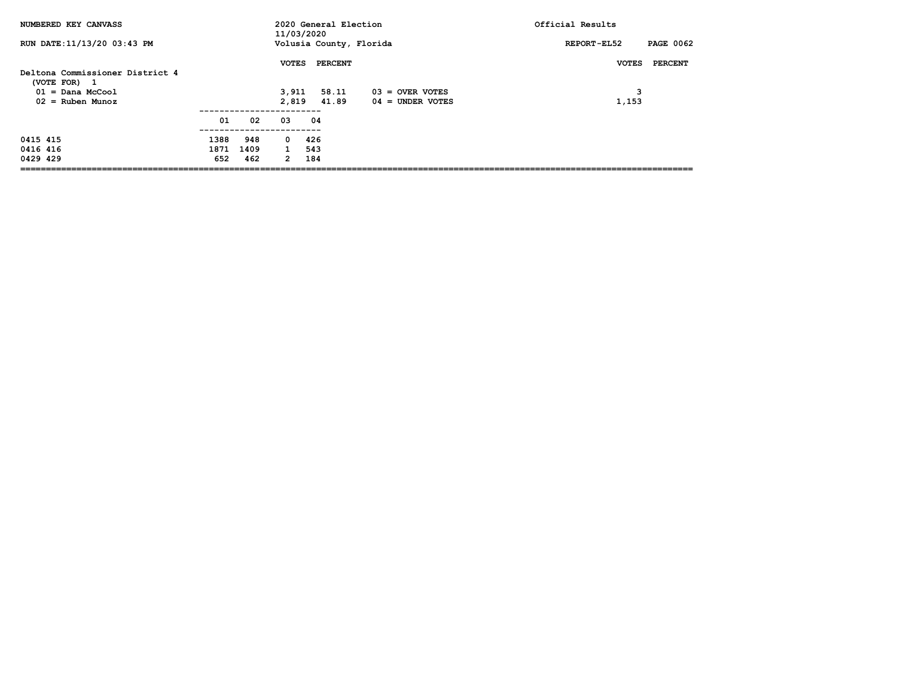NUMBERED KEY CANVASS

2020 General Election
11/03/2020
Volusia County, Florida

Official Results

RUN DATE:11/13/20 03:43 PM

REPORT-EL52

## Deltona Commissioner District 4

(VOTE FOR) 1

| | VOTES | PERCENT |
|---|---|---|
| 01 = Dana McCool | 3,911 | 58.11 |
| 02 = Ruben Munoz | 2,819 | 41.89 |

| | VOTES | PERCENT |
|---|---|---|
| 03 = OVER VOTES | 3 | |
| 04 = UNDER VOTES | 1,153 | |

| | 01 | 02 | 03 | 04 |
|---|---|---|---|---|
| 0415 415 | 1388 | 948 | 0 | 426 |
| 0416 416 | 1871 | 1409 | 1 | 543 |
| 0429 429 | 652 | 462 | 2 | 184 |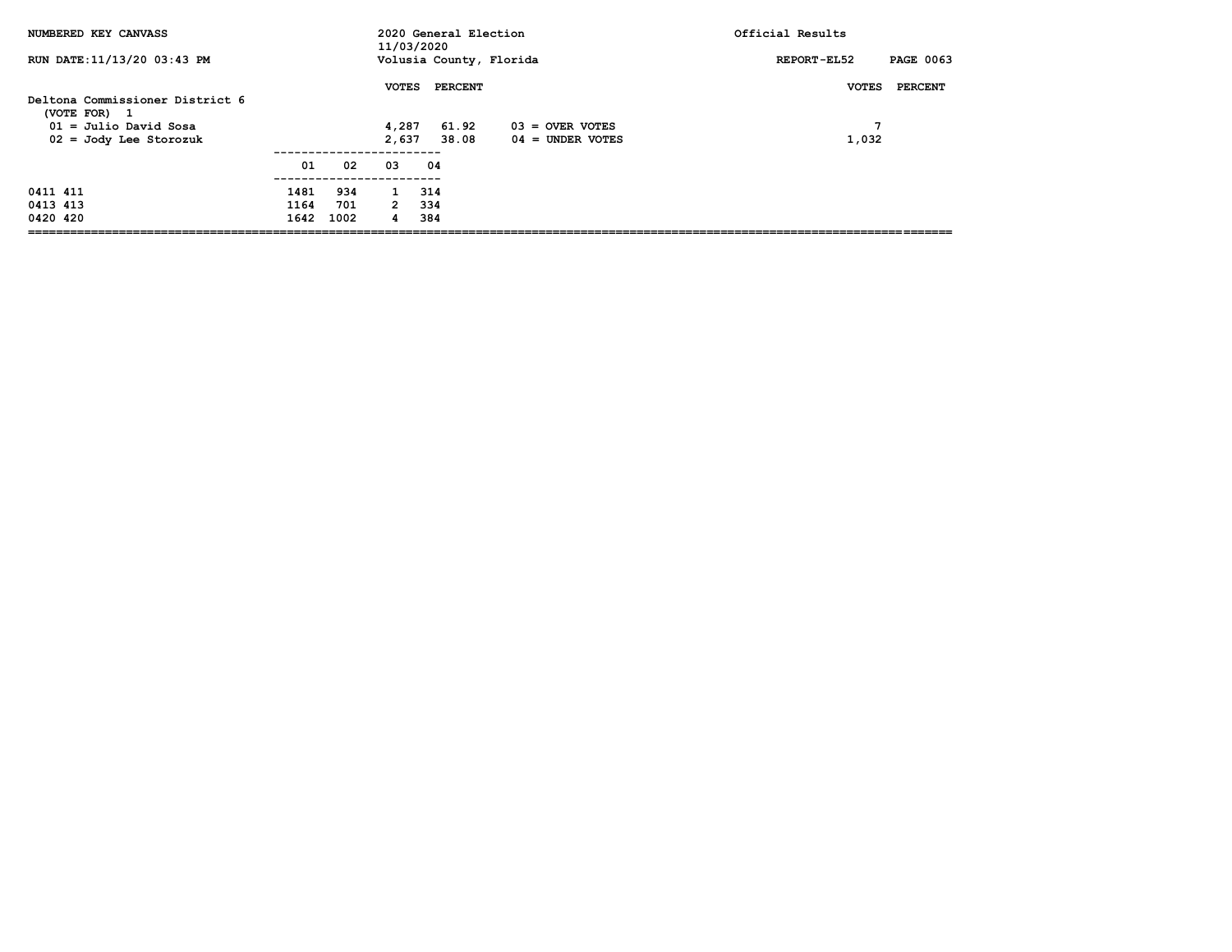NUMBERED KEY CANVASS — 2020 General Election 11/03/2020 — Official Results

RUN DATE:11/13/20 03:43 PM — Volusia County, Florida — REPORT-EL52

## Deltona Commissioner District 6
(VOTE FOR) 1

| | VOTES | PERCENT |
|---|---|---|
| 01 = Julio David Sosa | 4,287 | 61.92 |
| 02 = Jody Lee Storozuk | 2,637 | 38.08 |

| | VOTES | PERCENT |
|---|---|---|
| 03 = OVER VOTES | 7 | |
| 04 = UNDER VOTES | 1,032 | |

| Precinct | 01 | 02 | 03 | 04 |
|---|---|---|---|---|
| 0411 411 | 1481 | 934 | 1 | 314 |
| 0413 413 | 1164 | 701 | 2 | 334 |
| 0420 420 | 1642 | 1002 | 4 | 384 |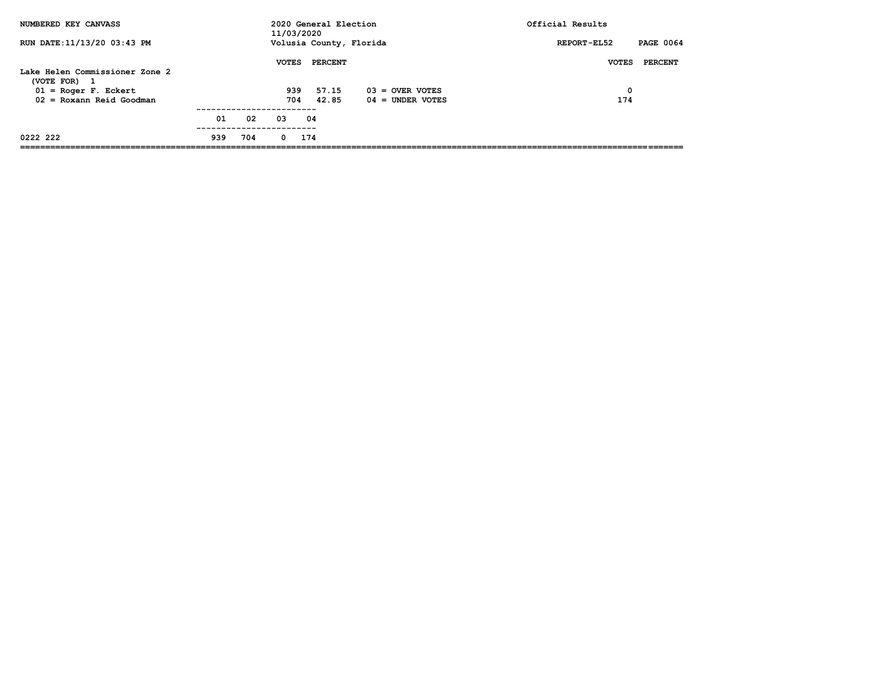NUMBERED KEY CANVASS — 2020 General Election 11/03/2020 — Volusia County, Florida — Official Results

RUN DATE:11/13/20 03:43 PM — REPORT-EL52

## Lake Helen Commissioner Zone 2

(VOTE FOR) 1

| | VOTES | PERCENT |
|---|---|---|
| 01 = Roger F. Eckert | 939 | 57.15 |
| 02 = Roxann Reid Goodman | 704 | 42.85 |

| | VOTES | PERCENT |
|---|---|---|
| 03 = OVER VOTES | 0 | |
| 04 = UNDER VOTES | 174 | |

| | 01 | 02 | 03 | 04 |
|---|---|---|---|---|
| 0222 222 | 939 | 704 | 0 | 174 |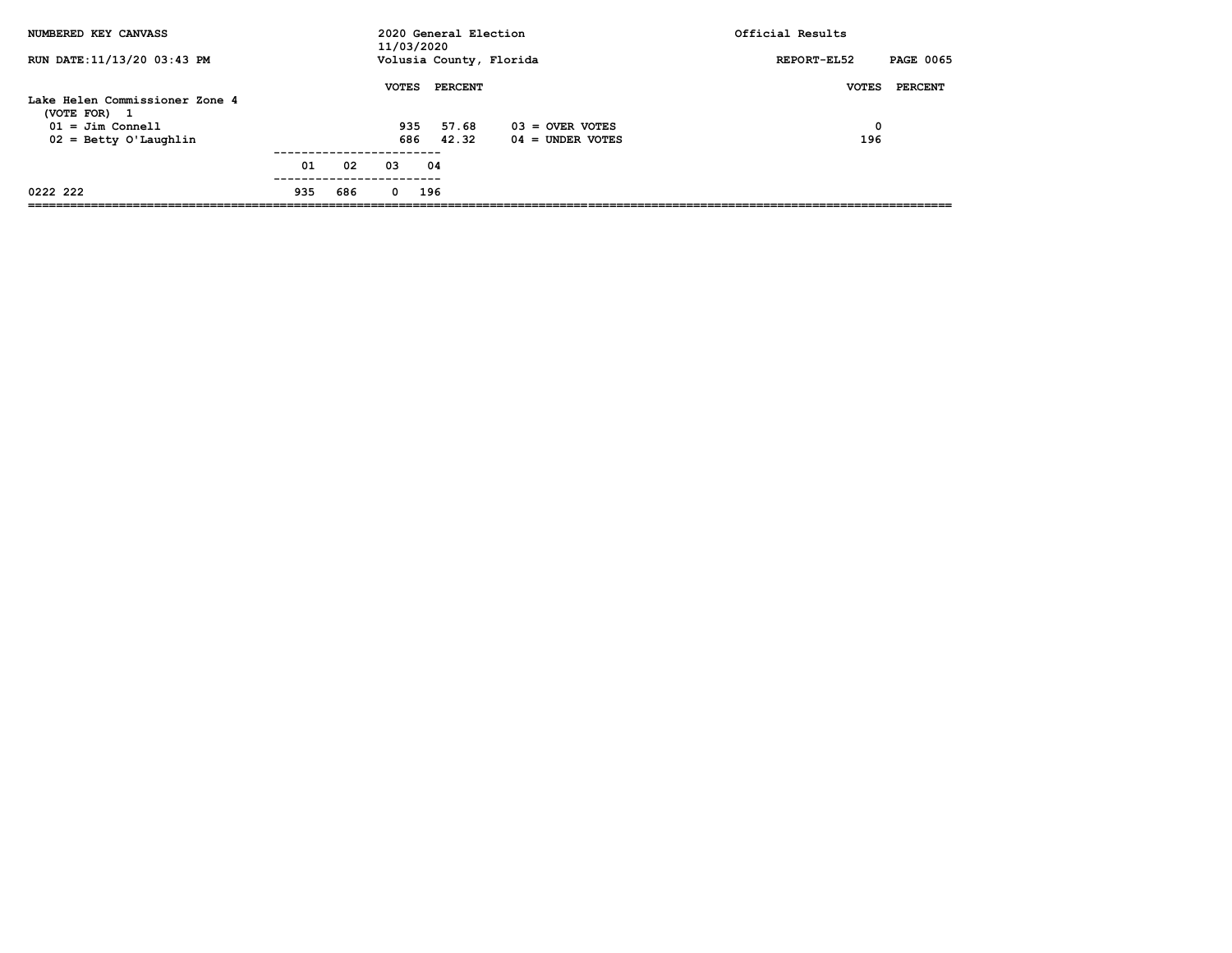NUMBERED KEY CANVASS

RUN DATE:11/13/20 03:43 PM

2020 General Election
11/03/2020
Volusia County, Florida

Official Results

REPORT-EL52

## Lake Helen Commissioner Zone 4

(VOTE FOR) 1

| | VOTES | PERCENT | | VOTES | PERCENT |
|---|---|---|---|---|---|
| 01 = Jim Connell | 935 | 57.68 | 03 = OVER VOTES | 0 | |
| 02 = Betty O'Laughlin | 686 | 42.32 | 04 = UNDER VOTES | 196 | |

| | 01 | 02 | 03 | 04 |
|---|---|---|---|---|
| 0222 222 | 935 | 686 | 0 | 196 |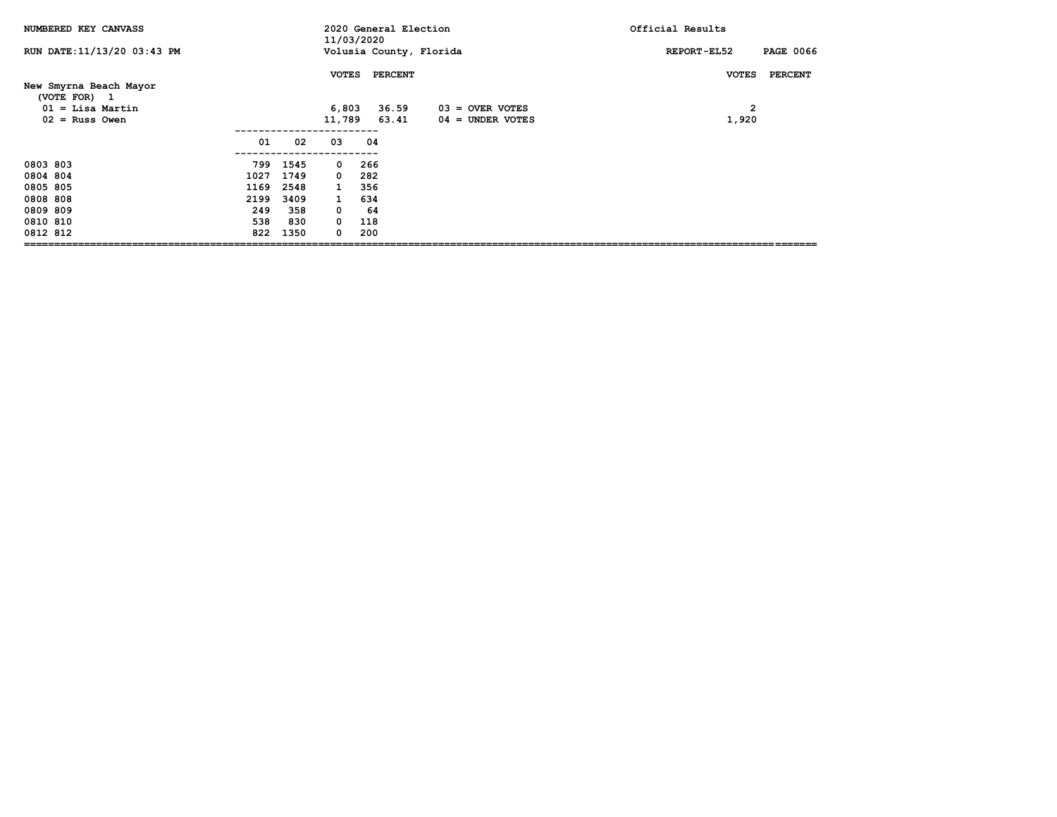NUMBERED KEY CANVASS

RUN DATE:11/13/20 03:43 PM

2020 General Election
11/03/2020
Volusia County, Florida

Official Results

REPORT-EL52

## New Smyrna Beach Mayor

(VOTE FOR) 1

| | VOTES | PERCENT |
|---|---|---|
| 01 = Lisa Martin | 6,803 | 36.59 |
| 02 = Russ Owen | 11,789 | 63.41 |

| | VOTES | PERCENT |
|---|---|---|
| 03 = OVER VOTES | 2 | |
| 04 = UNDER VOTES | 1,920 | |

| | 01 | 02 | 03 | 04 |
|---|---|---|---|---|
| 0803 803 | 799 | 1545 | 0 | 266 |
| 0804 804 | 1027 | 1749 | 0 | 282 |
| 0805 805 | 1169 | 2548 | 1 | 356 |
| 0808 808 | 2199 | 3409 | 1 | 634 |
| 0809 809 | 249 | 358 | 0 | 64 |
| 0810 810 | 538 | 830 | 0 | 118 |
| 0812 812 | 822 | 1350 | 0 | 200 |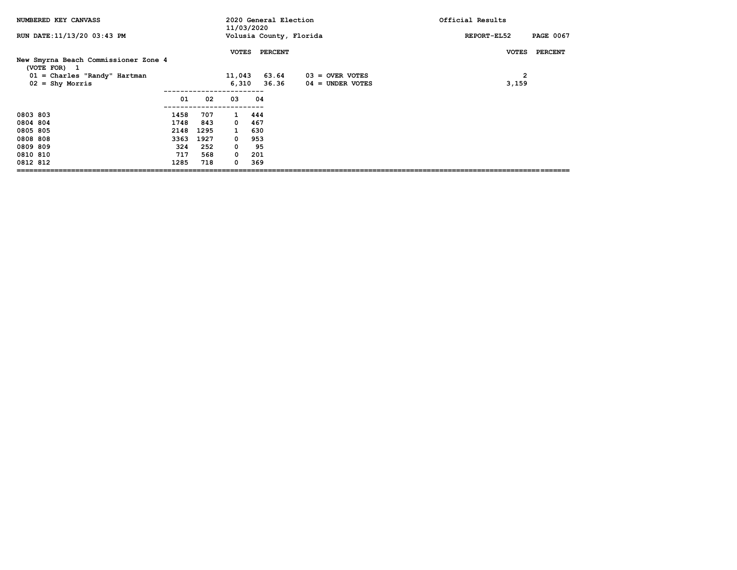NUMBERED KEY CANVASS — 2020 General Election 11/03/2020 — Official Results

RUN DATE:11/13/20 03:43 PM — Volusia County, Florida — REPORT-EL52

## New Smyrna Beach Commissioner Zone 4

(VOTE FOR) 1

| | VOTES | PERCENT |
|---|---|---|
| 01 = Charles "Randy" Hartman | 11,043 | 63.64 |
| 02 = Shy Morris | 6,310 | 36.36 |

| | VOTES | PERCENT |
|---|---|---|
| 03 = OVER VOTES | 2 | |
| 04 = UNDER VOTES | 3,159 | |

| | 01 | 02 | 03 | 04 |
|---|---|---|---|---|
| 0803 803 | 1458 | 707 | 1 | 444 |
| 0804 804 | 1748 | 843 | 0 | 467 |
| 0805 805 | 2148 | 1295 | 1 | 630 |
| 0808 808 | 3363 | 1927 | 0 | 953 |
| 0809 809 | 324 | 252 | 0 | 95 |
| 0810 810 | 717 | 568 | 0 | 201 |
| 0812 812 | 1285 | 718 | 0 | 369 |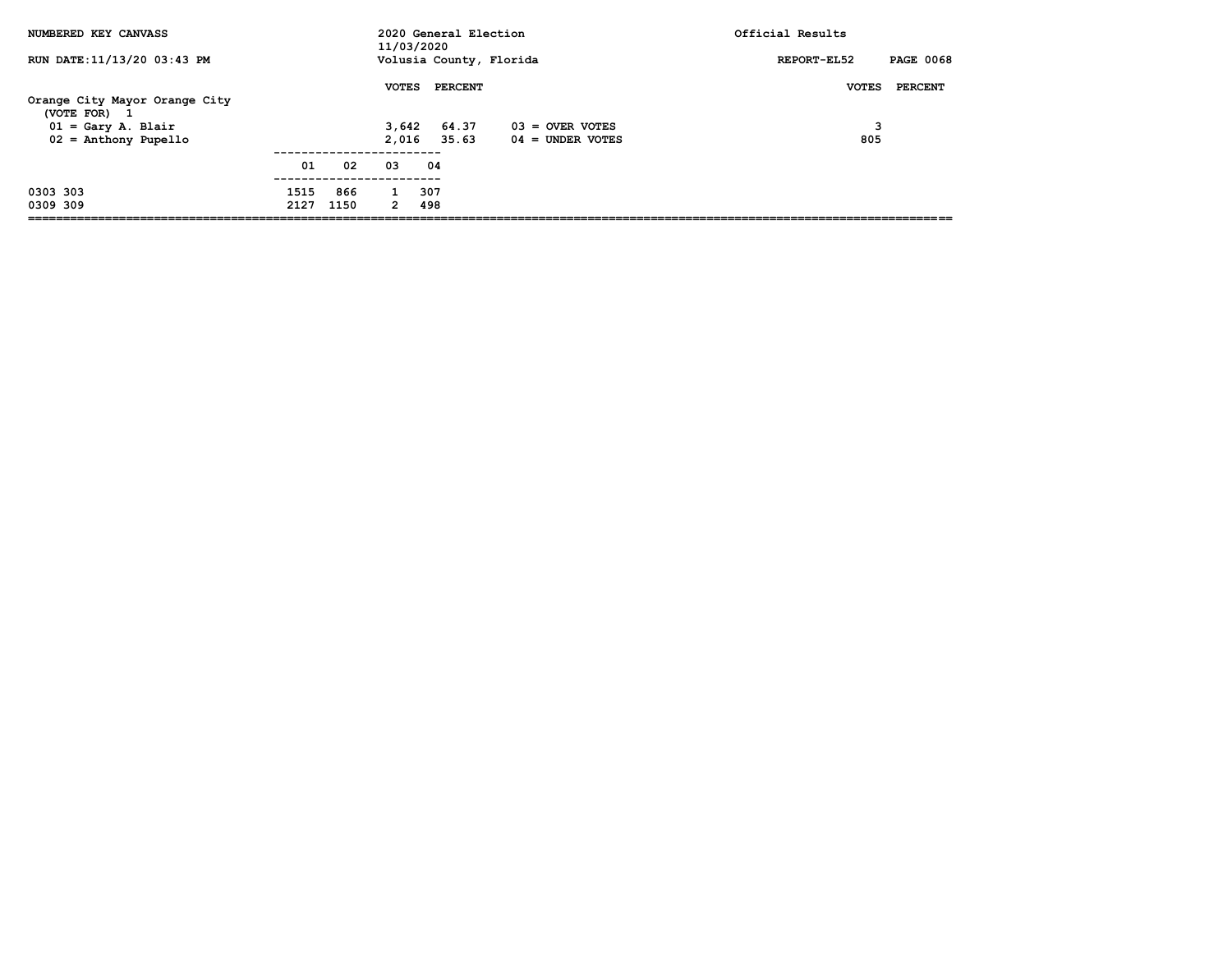NUMBERED KEY CANVASS

RUN DATE:11/13/20 03:43 PM

2020 General Election
11/03/2020
Volusia County, Florida

Official Results

REPORT-EL52

## Orange City Mayor Orange City
(VOTE FOR) 1

| | VOTES | PERCENT | | VOTES | PERCENT |
|---|---|---|---|---|---|
| 01 = Gary A. Blair | 3,642 | 64.37 | 03 = OVER VOTES | 3 | |
| 02 = Anthony Pupello | 2,016 | 35.63 | 04 = UNDER VOTES | 805 | |

| | 01 | 02 | 03 | 04 |
|---|---|---|---|---|
| 0303 303 | 1515 | 866 | 1 | 307 |
| 0309 309 | 2127 | 1150 | 2 | 498 |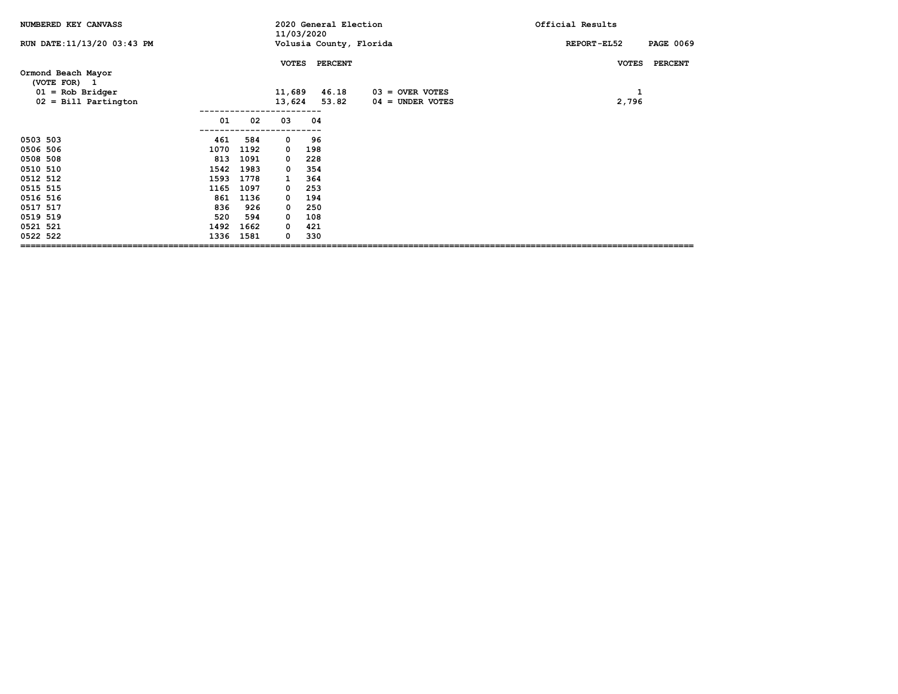NUMBERED KEY CANVASS

RUN DATE:11/13/20 03:43 PM

2020 General Election
11/03/2020
Volusia County, Florida

Official Results

REPORT-EL52

## Ormond Beach Mayor

(VOTE FOR) 1

| | VOTES | PERCENT |
|---|---|---|
| 01 = Rob Bridger | 11,689 | 46.18 |
| 02 = Bill Partington | 13,624 | 53.82 |

| | VOTES | PERCENT |
|---|---|---|
| 03 = OVER VOTES | 1 | |
| 04 = UNDER VOTES | 2,796 | |

| | 01 | 02 | 03 | 04 |
|---|---|---|---|---|
| 0503 503 | 461 | 584 | 0 | 96 |
| 0506 506 | 1070 | 1192 | 0 | 198 |
| 0508 508 | 813 | 1091 | 0 | 228 |
| 0510 510 | 1542 | 1983 | 0 | 354 |
| 0512 512 | 1593 | 1778 | 1 | 364 |
| 0515 515 | 1165 | 1097 | 0 | 253 |
| 0516 516 | 861 | 1136 | 0 | 194 |
| 0517 517 | 836 | 926 | 0 | 250 |
| 0519 519 | 520 | 594 | 0 | 108 |
| 0521 521 | 1492 | 1662 | 0 | 421 |
| 0522 522 | 1336 | 1581 | 0 | 330 |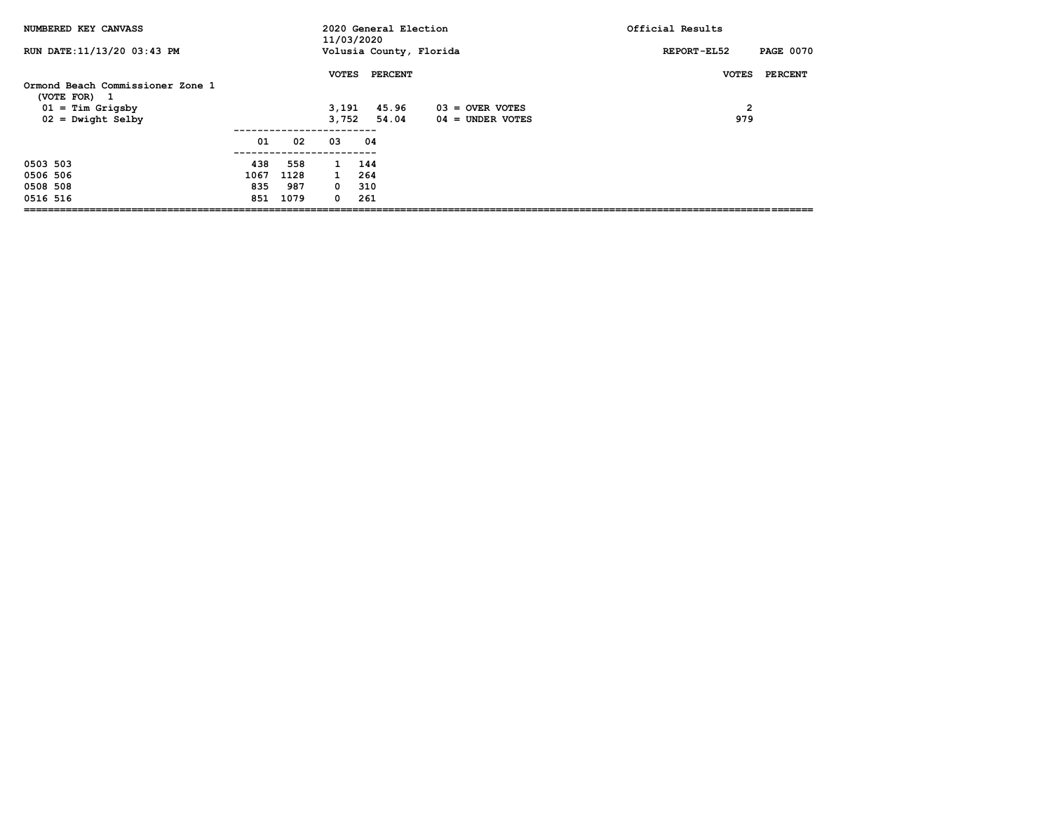NUMBERED KEY CANVASS — 2020 General Election 11/03/2020 — Volusia County, Florida — Official Results

RUN DATE:11/13/20 03:43 PM — REPORT-EL52

## Ormond Beach Commissioner Zone 1

(VOTE FOR) 1

| | VOTES | PERCENT |
|---|---|---|
| 01 = Tim Grigsby | 3,191 | 45.96 |
| 02 = Dwight Selby | 3,752 | 54.04 |

| | VOTES | PERCENT |
|---|---|---|
| 03 = OVER VOTES | 2 | |
| 04 = UNDER VOTES | 979 | |

| | 01 | 02 | 03 | 04 |
|---|---|---|---|---|
| 0503 503 | 438 | 558 | 1 | 144 |
| 0506 506 | 1067 | 1128 | 1 | 264 |
| 0508 508 | 835 | 987 | 0 | 310 |
| 0516 516 | 851 | 1079 | 0 | 261 |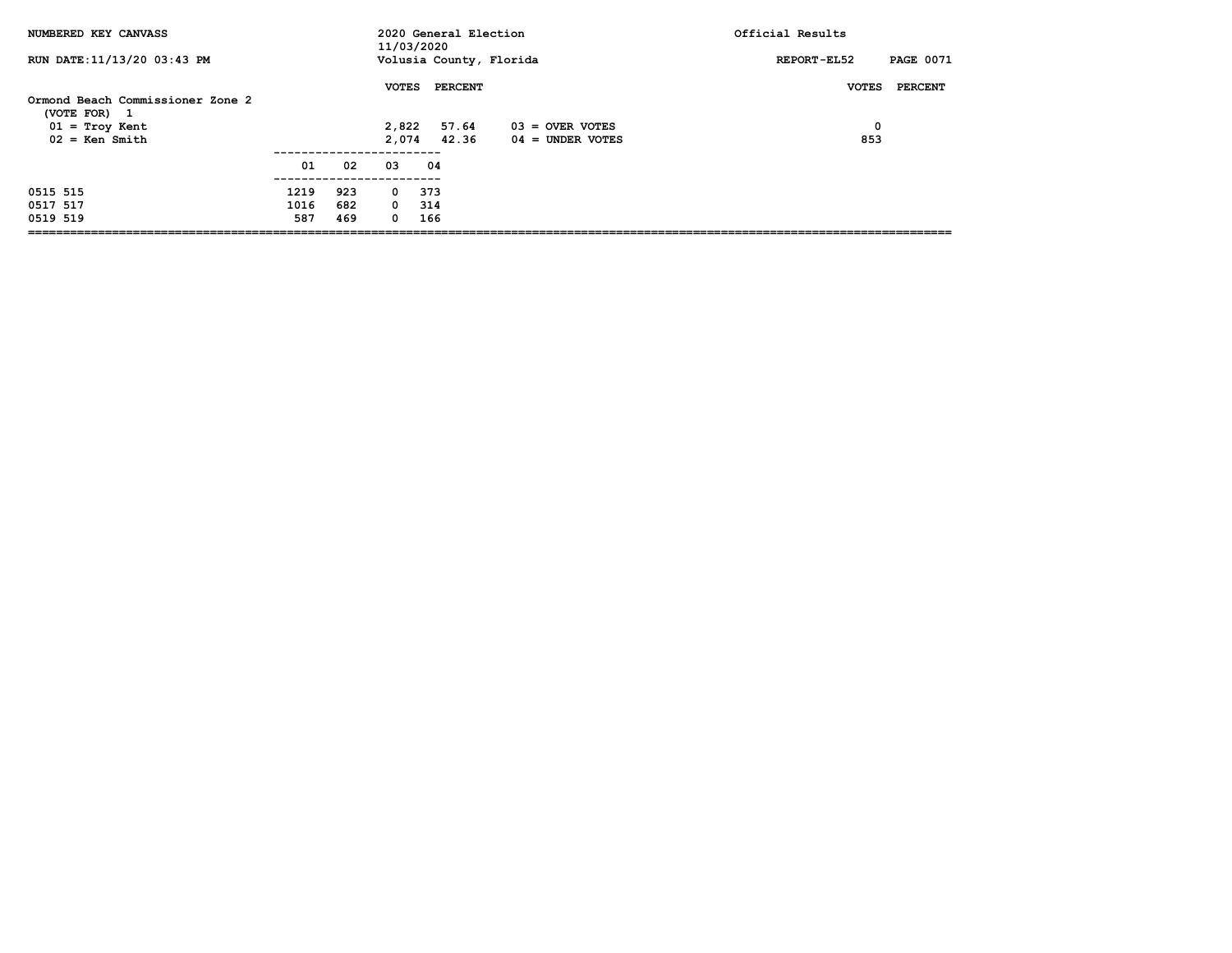NUMBERED KEY CANVASS

RUN DATE:11/13/20 03:43 PM

2020 General Election
11/03/2020
Volusia County, Florida

Official Results

REPORT-EL52

## Ormond Beach Commissioner Zone 2

(VOTE FOR) 1

| | VOTES | PERCENT |
|---|---|---|
| 01 = Troy Kent | 2,822 | 57.64 |
| 02 = Ken Smith | 2,074 | 42.36 |

| | VOTES | PERCENT |
|---|---|---|
| 03 = OVER VOTES | 0 | |
| 04 = UNDER VOTES | 853 | |

| | 01 | 02 | 03 | 04 |
|---|---|---|---|---|
| 0515 515 | 1219 | 923 | 0 | 373 |
| 0517 517 | 1016 | 682 | 0 | 314 |
| 0519 519 | 587 | 469 | 0 | 166 |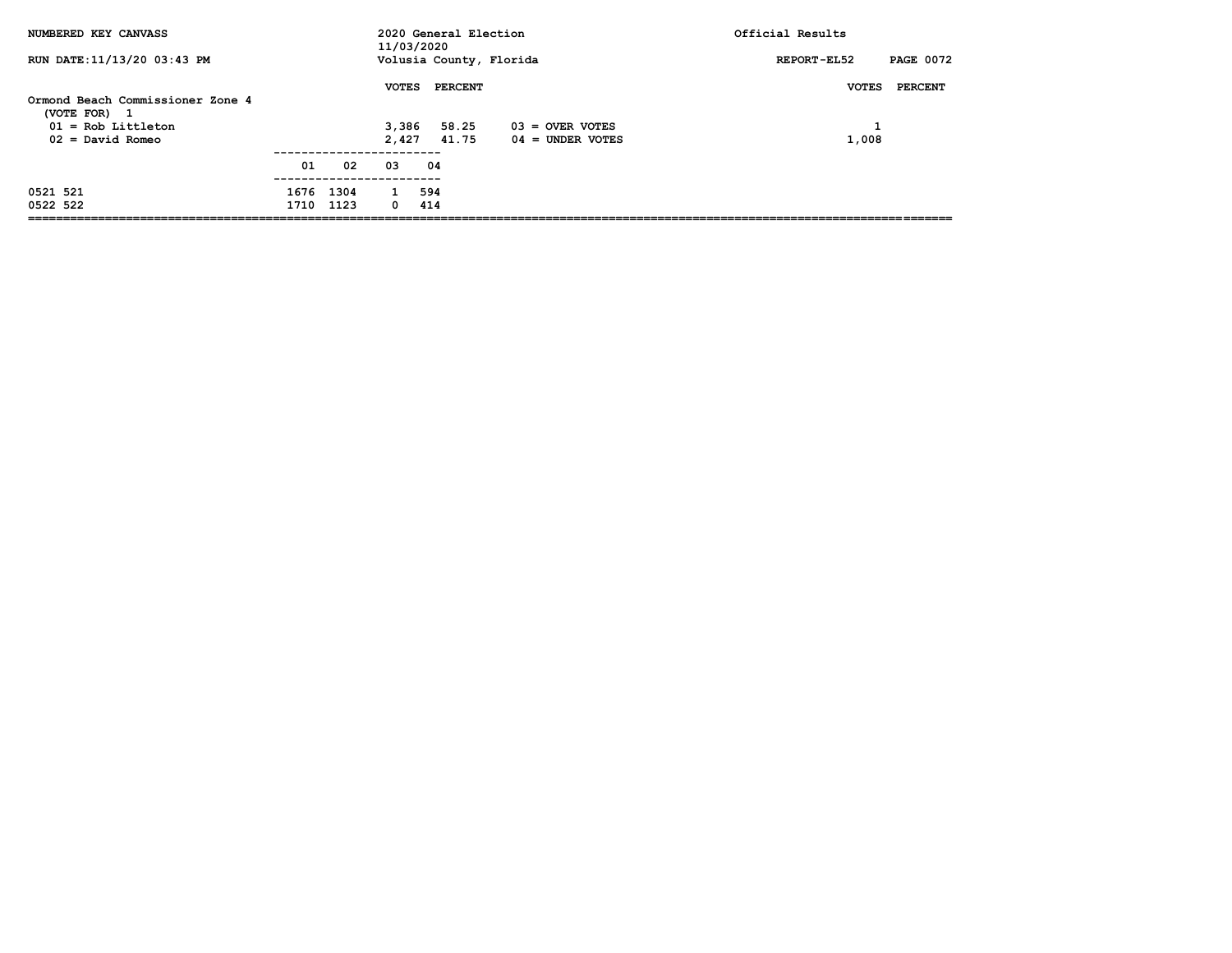NUMBERED KEY CANVASS — 2020 General Election 11/03/2020 — Volusia County, Florida — Official Results

RUN DATE:11/13/20 03:43 PM — REPORT-EL52

## Ormond Beach Commissioner Zone 4

(VOTE FOR) 1

| Candidate | VOTES | PERCENT |
|---|---|---|
| 01 = Rob Littleton | 3,386 | 58.25 |
| 02 = David Romeo | 2,427 | 41.75 |

| | VOTES | PERCENT |
|---|---|---|
| 03 = OVER VOTES | 1 | |
| 04 = UNDER VOTES | 1,008 | |

| Precinct | 01 | 02 | 03 | 04 |
|---|---|---|---|---|
| 0521 521 | 1676 | 1304 | 1 | 594 |
| 0522 522 | 1710 | 1123 | 0 | 414 |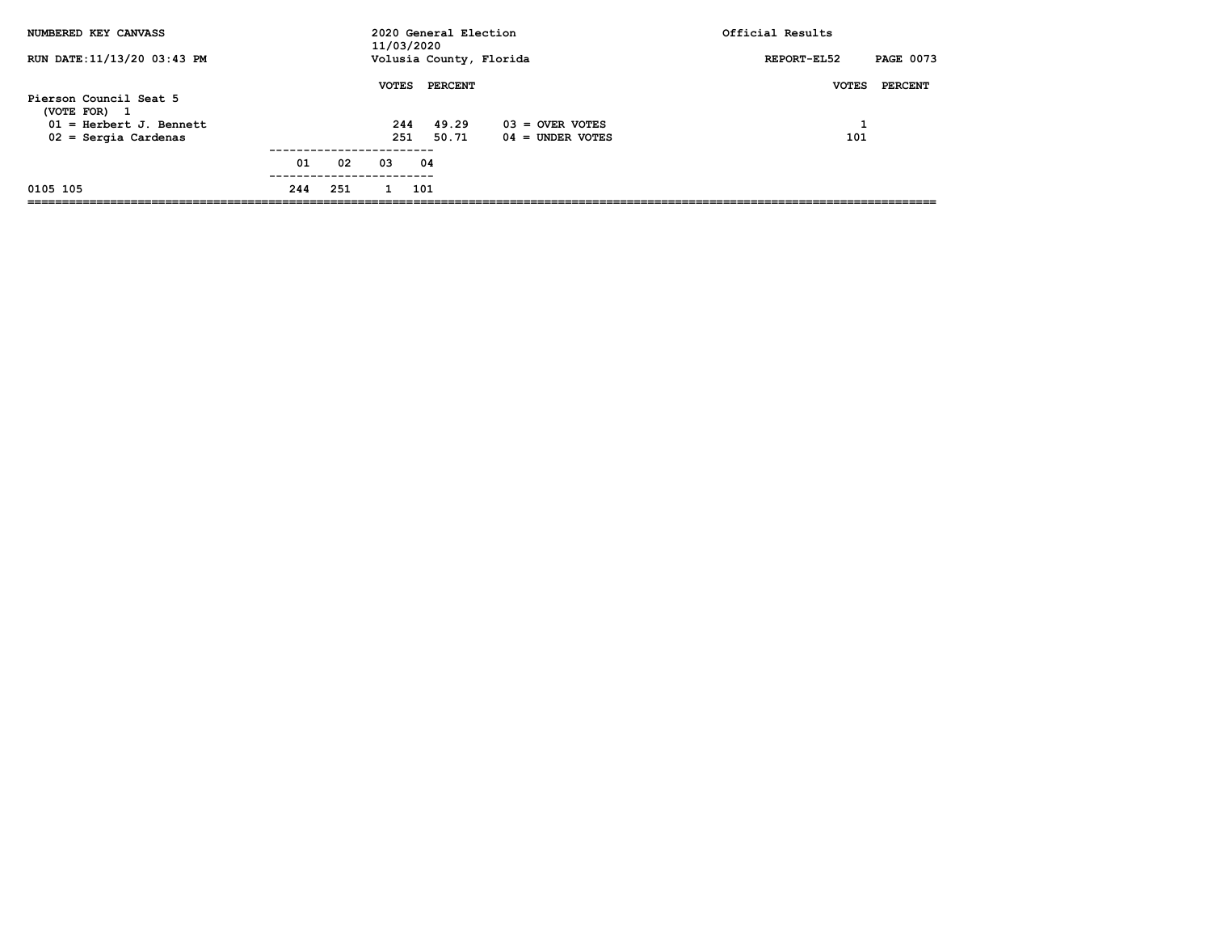NUMBERED KEY CANVASS | 2020 General Election 11/03/2020 | Official Results

RUN DATE:11/13/20 03:43 PM | Volusia County, Florida | REPORT-EL52

## Pierson Council Seat 5

(VOTE FOR) 1

| | VOTES | PERCENT |
|---|---|---|
| 01 = Herbert J. Bennett | 244 | 49.29 |
| 02 = Sergia Cardenas | 251 | 50.71 |

| | VOTES | PERCENT |
|---|---|---|
| 03 = OVER VOTES | 1 | |
| 04 = UNDER VOTES | 101 | |

| | 01 | 02 | 03 | 04 |
|---|---|---|---|---|
| 0105 105 | 244 | 251 | 1 | 101 |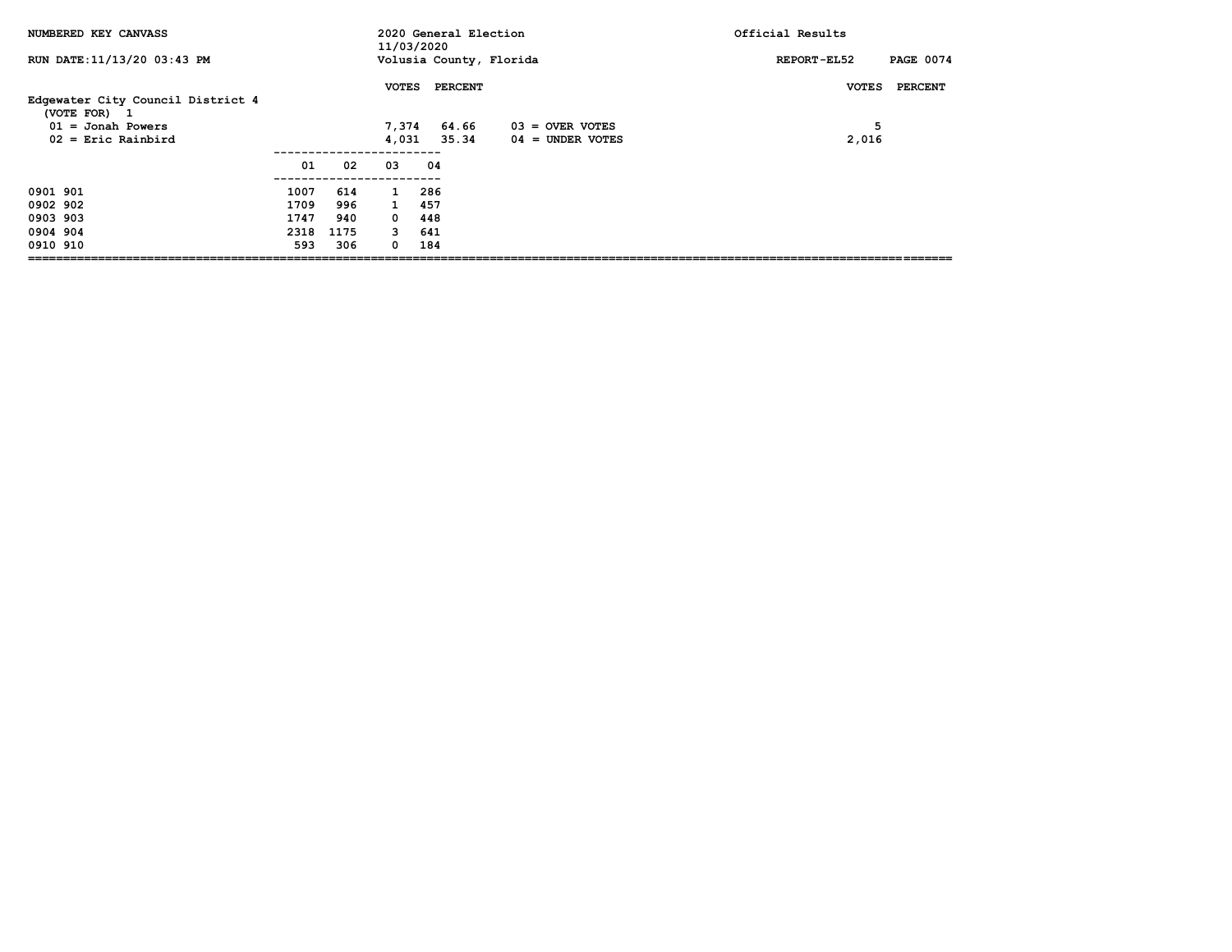NUMBERED KEY CANVASS

RUN DATE:11/13/20 03:43 PM

2020 General Election
11/03/2020
Volusia County, Florida

Official Results

REPORT-EL52

## Edgewater City Council District 4

(VOTE FOR) 1

| | VOTES | PERCENT |
|---|---|---|
| 01 = Jonah Powers | 7,374 | 64.66 |
| 02 = Eric Rainbird | 4,031 | 35.34 |

| | VOTES | PERCENT |
|---|---|---|
| 03 = OVER VOTES | 5 | |
| 04 = UNDER VOTES | 2,016 | |

| | 01 | 02 | 03 | 04 |
|---|---|---|---|---|
| 0901 901 | 1007 | 614 | 1 | 286 |
| 0902 902 | 1709 | 996 | 1 | 457 |
| 0903 903 | 1747 | 940 | 0 | 448 |
| 0904 904 | 2318 | 1175 | 3 | 641 |
| 0910 910 | 593 | 306 | 0 | 184 |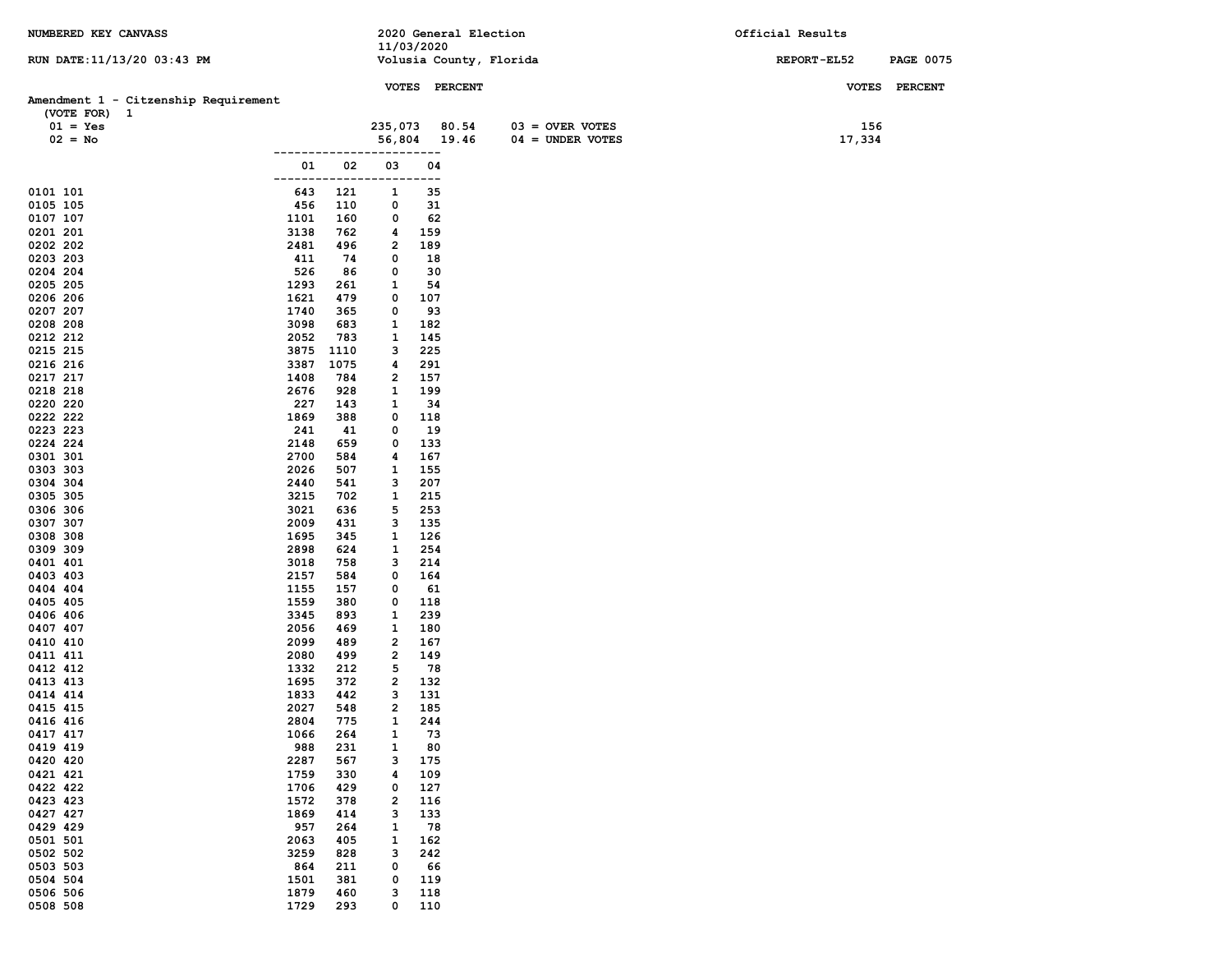NUMBERED KEY CANVASS — 2020 General Election, 11/03/2020, Volusia County, Florida — Official Results

RUN DATE:11/13/20 03:43 PM — REPORT-EL52

## Amendment 1 - Citzenship Requirement

(VOTE FOR) 1

| | VOTES | PERCENT |
|---|---|---|
| 01 = Yes | 235,073 | 80.54 |
| 02 = No | 56,804 | 19.46 |

| | VOTES | PERCENT |
|---|---|---|
| 03 = OVER VOTES | 156 | |
| 04 = UNDER VOTES | 17,334 | |

| Precinct | 01 | 02 | 03 | 04 |
|---|---|---|---|---|
| 0101 101 | 643 | 121 | 1 | 35 |
| 0105 105 | 456 | 110 | 0 | 31 |
| 0107 107 | 1101 | 160 | 0 | 62 |
| 0201 201 | 3138 | 762 | 4 | 159 |
| 0202 202 | 2481 | 496 | 2 | 189 |
| 0203 203 | 411 | 74 | 0 | 18 |
| 0204 204 | 526 | 86 | 0 | 30 |
| 0205 205 | 1293 | 261 | 1 | 54 |
| 0206 206 | 1621 | 479 | 0 | 107 |
| 0207 207 | 1740 | 365 | 0 | 93 |
| 0208 208 | 3098 | 683 | 1 | 182 |
| 0212 212 | 2052 | 783 | 1 | 145 |
| 0215 215 | 3875 | 1110 | 3 | 225 |
| 0216 216 | 3387 | 1075 | 4 | 291 |
| 0217 217 | 1408 | 784 | 2 | 157 |
| 0218 218 | 2676 | 928 | 1 | 199 |
| 0220 220 | 227 | 143 | 1 | 34 |
| 0222 222 | 1869 | 388 | 0 | 118 |
| 0223 223 | 241 | 41 | 0 | 19 |
| 0224 224 | 2148 | 659 | 0 | 133 |
| 0301 301 | 2700 | 584 | 4 | 167 |
| 0303 303 | 2026 | 507 | 1 | 155 |
| 0304 304 | 2440 | 541 | 3 | 207 |
| 0305 305 | 3215 | 702 | 1 | 215 |
| 0306 306 | 3021 | 636 | 5 | 253 |
| 0307 307 | 2009 | 431 | 3 | 135 |
| 0308 308 | 1695 | 345 | 1 | 126 |
| 0309 309 | 2898 | 624 | 1 | 254 |
| 0401 401 | 3018 | 758 | 3 | 214 |
| 0403 403 | 2157 | 584 | 0 | 164 |
| 0404 404 | 1155 | 157 | 0 | 61 |
| 0405 405 | 1559 | 380 | 0 | 118 |
| 0406 406 | 3345 | 893 | 1 | 239 |
| 0407 407 | 2056 | 469 | 1 | 180 |
| 0410 410 | 2099 | 489 | 2 | 167 |
| 0411 411 | 2080 | 499 | 2 | 149 |
| 0412 412 | 1332 | 212 | 5 | 78 |
| 0413 413 | 1695 | 372 | 2 | 132 |
| 0414 414 | 1833 | 442 | 3 | 131 |
| 0415 415 | 2027 | 548 | 2 | 185 |
| 0416 416 | 2804 | 775 | 1 | 244 |
| 0417 417 | 1066 | 264 | 1 | 73 |
| 0419 419 | 988 | 231 | 1 | 80 |
| 0420 420 | 2287 | 567 | 3 | 175 |
| 0421 421 | 1759 | 330 | 4 | 109 |
| 0422 422 | 1706 | 429 | 0 | 127 |
| 0423 423 | 1572 | 378 | 2 | 116 |
| 0427 427 | 1869 | 414 | 3 | 133 |
| 0429 429 | 957 | 264 | 1 | 78 |
| 0501 501 | 2063 | 405 | 1 | 162 |
| 0502 502 | 3259 | 828 | 3 | 242 |
| 0503 503 | 864 | 211 | 0 | 66 |
| 0504 504 | 1501 | 381 | 0 | 119 |
| 0506 506 | 1879 | 460 | 3 | 118 |
| 0508 508 | 1729 | 293 | 0 | 110 |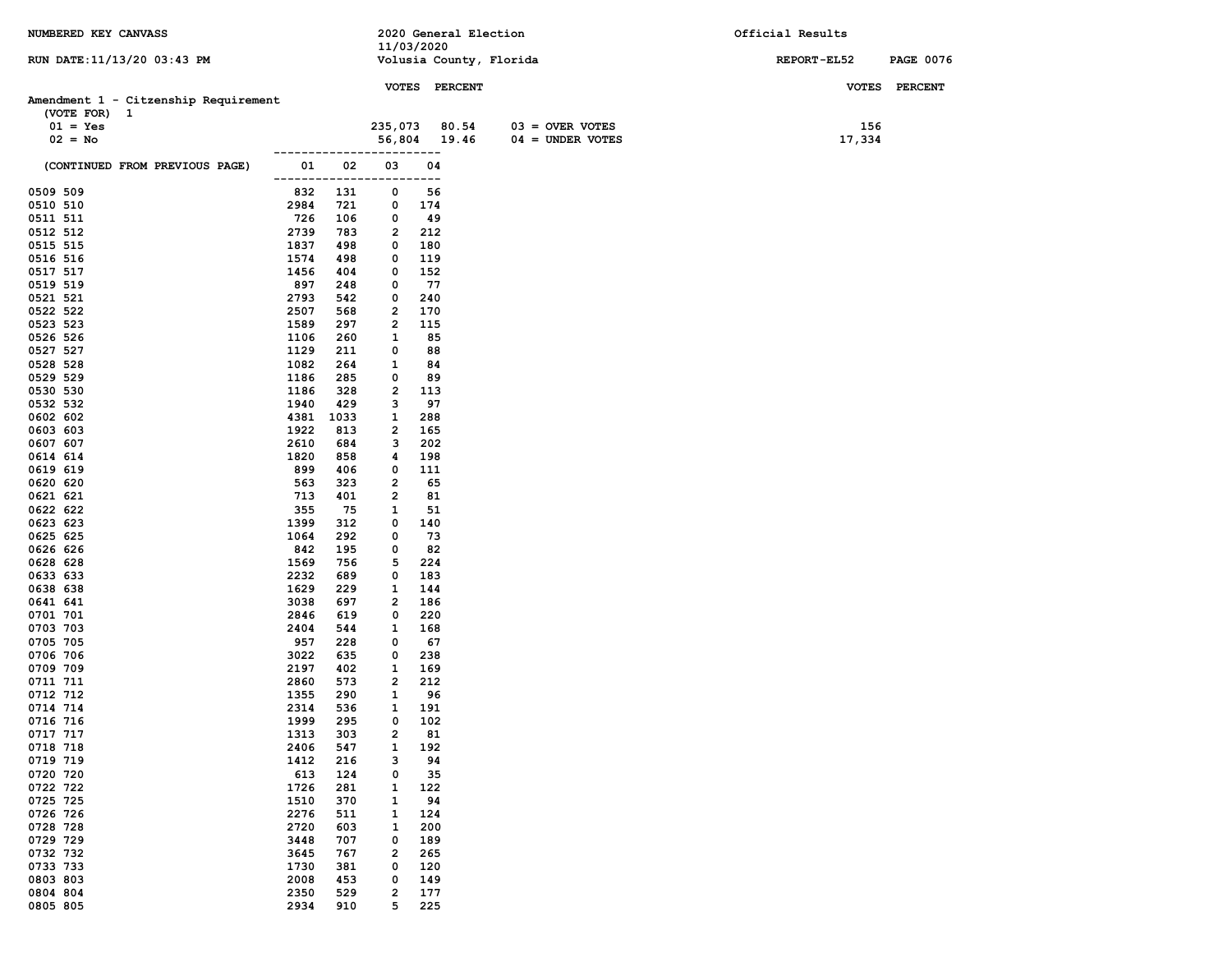NUMBERED KEY CANVASS

2020 General Election
11/03/2020
Volusia County, Florida

Official Results

RUN DATE:11/13/20 03:43 PM

REPORT-EL52 PAGE 0076

## Amendment 1 - Citizenship Requirement

(VOTE FOR) 1

| | VOTES | PERCENT | | VOTES |
|---|---|---|---|---|
| 01 = Yes | 235,073 | 80.54 | 03 = OVER VOTES | 156 |
| 02 = No | 56,804 | 19.46 | 04 = UNDER VOTES | 17,334 |

| (CONTINUED FROM PREVIOUS PAGE) | 01 | 02 | 03 | 04 |
|---|---|---|---|---|
| 0509 509 | 832 | 131 | 0 | 56 |
| 0510 510 | 2984 | 721 | 0 | 174 |
| 0511 511 | 726 | 106 | 0 | 49 |
| 0512 512 | 2739 | 783 | 2 | 212 |
| 0515 515 | 1837 | 498 | 0 | 180 |
| 0516 516 | 1574 | 498 | 0 | 119 |
| 0517 517 | 1456 | 404 | 0 | 152 |
| 0519 519 | 897 | 248 | 0 | 77 |
| 0521 521 | 2793 | 542 | 0 | 240 |
| 0522 522 | 2507 | 568 | 2 | 170 |
| 0523 523 | 1589 | 297 | 2 | 115 |
| 0526 526 | 1106 | 260 | 1 | 85 |
| 0527 527 | 1129 | 211 | 0 | 88 |
| 0528 528 | 1082 | 264 | 1 | 84 |
| 0529 529 | 1186 | 285 | 0 | 89 |
| 0530 530 | 1186 | 328 | 2 | 113 |
| 0532 532 | 1940 | 429 | 3 | 97 |
| 0602 602 | 4381 | 1033 | 1 | 288 |
| 0603 603 | 1922 | 813 | 2 | 165 |
| 0607 607 | 2610 | 684 | 3 | 202 |
| 0614 614 | 1820 | 858 | 4 | 198 |
| 0619 619 | 899 | 406 | 0 | 111 |
| 0620 620 | 563 | 323 | 2 | 65 |
| 0621 621 | 713 | 401 | 2 | 81 |
| 0622 622 | 355 | 75 | 1 | 51 |
| 0623 623 | 1399 | 312 | 0 | 140 |
| 0625 625 | 1064 | 292 | 0 | 73 |
| 0626 626 | 842 | 195 | 0 | 82 |
| 0628 628 | 1569 | 756 | 5 | 224 |
| 0633 633 | 2232 | 689 | 0 | 183 |
| 0638 638 | 1629 | 229 | 1 | 144 |
| 0641 641 | 3038 | 697 | 2 | 186 |
| 0701 701 | 2846 | 619 | 0 | 220 |
| 0703 703 | 2404 | 544 | 1 | 168 |
| 0705 705 | 957 | 228 | 0 | 67 |
| 0706 706 | 3022 | 635 | 0 | 238 |
| 0709 709 | 2197 | 402 | 1 | 169 |
| 0711 711 | 2860 | 573 | 2 | 212 |
| 0712 712 | 1355 | 290 | 1 | 96 |
| 0714 714 | 2314 | 536 | 1 | 191 |
| 0716 716 | 1999 | 295 | 0 | 102 |
| 0717 717 | 1313 | 303 | 2 | 81 |
| 0718 718 | 2406 | 547 | 1 | 192 |
| 0719 719 | 1412 | 216 | 3 | 94 |
| 0720 720 | 613 | 124 | 0 | 35 |
| 0722 722 | 1726 | 281 | 1 | 122 |
| 0725 725 | 1510 | 370 | 1 | 94 |
| 0726 726 | 2276 | 511 | 1 | 124 |
| 0728 728 | 2720 | 603 | 1 | 200 |
| 0729 729 | 3448 | 707 | 0 | 189 |
| 0732 732 | 3645 | 767 | 2 | 265 |
| 0733 733 | 1730 | 381 | 0 | 120 |
| 0803 803 | 2008 | 453 | 0 | 149 |
| 0804 804 | 2350 | 529 | 2 | 177 |
| 0805 805 | 2934 | 910 | 5 | 225 |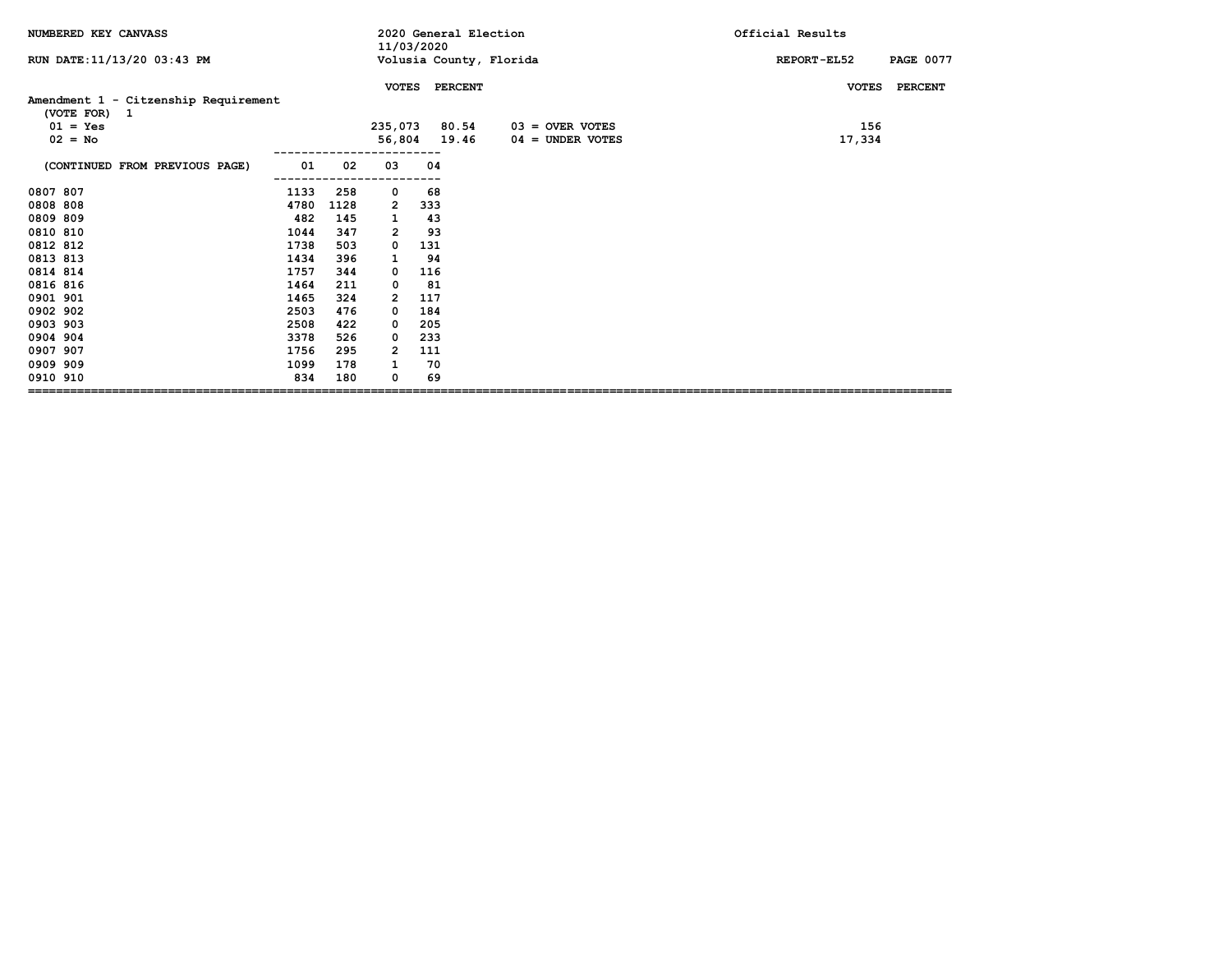NUMBERED KEY CANVASS

2020 General Election
11/03/2020
Volusia County, Florida

Official Results

RUN DATE:11/13/20 03:43 PM

REPORT-EL52

## Amendment 1 - Citizenship Requirement

(VOTE FOR) 1

| | VOTES | PERCENT | | VOTES | PERCENT |
|---|---|---|---|---|---|
| 01 = Yes | 235,073 | 80.54 | 03 = OVER VOTES | 156 | |
| 02 = No | 56,804 | 19.46 | 04 = UNDER VOTES | 17,334 | |

| (CONTINUED FROM PREVIOUS PAGE) | 01 | 02 | 03 | 04 |
|---|---|---|---|---|
| 0807 807 | 1133 | 258 | 0 | 68 |
| 0808 808 | 4780 | 1128 | 2 | 333 |
| 0809 809 | 482 | 145 | 1 | 43 |
| 0810 810 | 1044 | 347 | 2 | 93 |
| 0812 812 | 1738 | 503 | 0 | 131 |
| 0813 813 | 1434 | 396 | 1 | 94 |
| 0814 814 | 1757 | 344 | 0 | 116 |
| 0816 816 | 1464 | 211 | 0 | 81 |
| 0901 901 | 1465 | 324 | 2 | 117 |
| 0902 902 | 2503 | 476 | 0 | 184 |
| 0903 903 | 2508 | 422 | 0 | 205 |
| 0904 904 | 3378 | 526 | 0 | 233 |
| 0907 907 | 1756 | 295 | 2 | 111 |
| 0909 909 | 1099 | 178 | 1 | 70 |
| 0910 910 | 834 | 180 | 0 | 69 |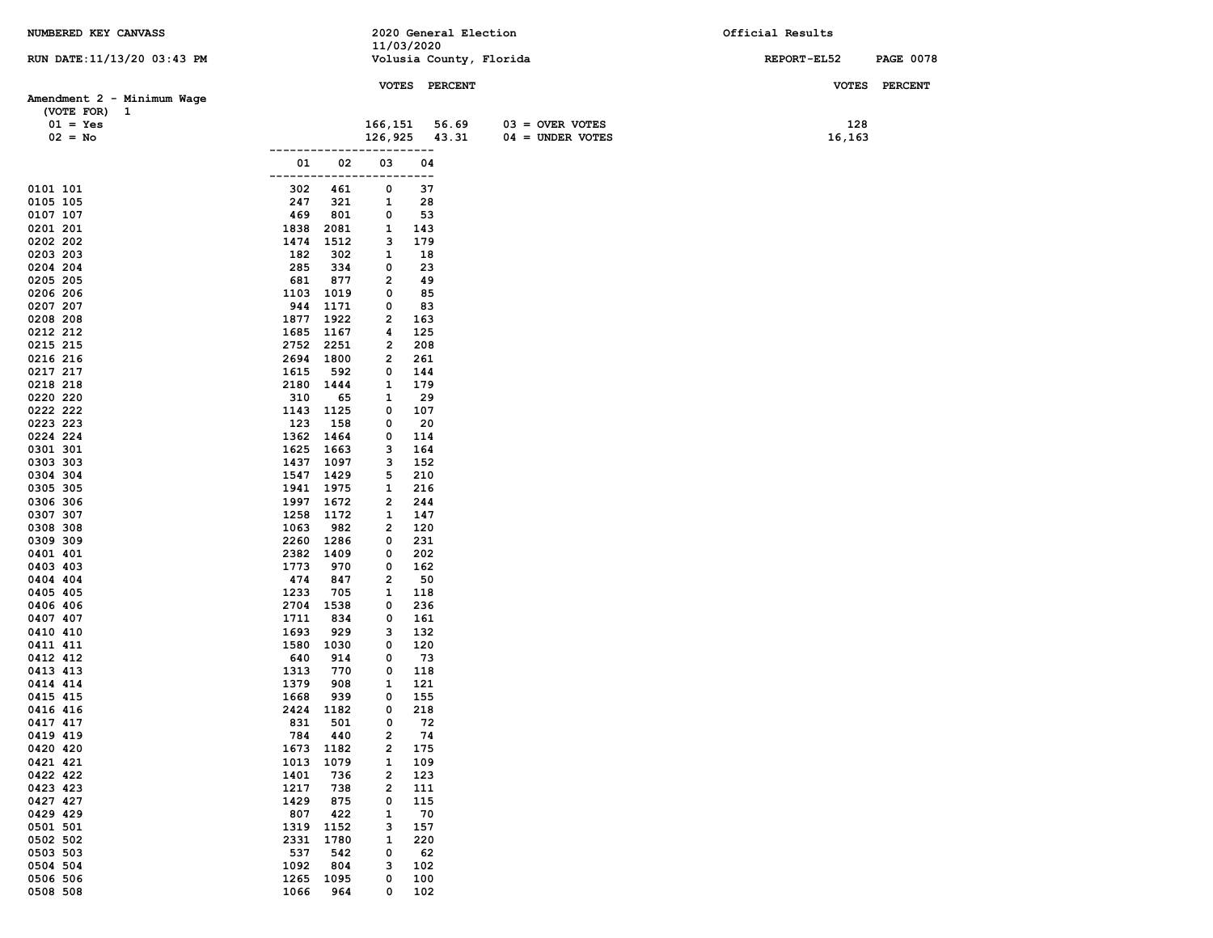NUMBERED KEY CANVASS
RUN DATE:11/13/20 03:43 PM

2020 General Election
11/03/2020
Volusia County, Florida

Official Results
REPORT-EL52

## Amendment 2 - Minimum Wage

(VOTE FOR) 1

| | VOTES | PERCENT | | VOTES |
|---|---|---|---|---|
| 01 = Yes | 166,151 | 56.69 | 03 = OVER VOTES | 128 |
| 02 = No | 126,925 | 43.31 | 04 = UNDER VOTES | 16,163 |

| Precinct | 01 | 02 | 03 | 04 |
|---|---|---|---|---|
| 0101 101 | 302 | 461 | 0 | 37 |
| 0105 105 | 247 | 321 | 1 | 28 |
| 0107 107 | 469 | 801 | 0 | 53 |
| 0201 201 | 1838 | 2081 | 1 | 143 |
| 0202 202 | 1474 | 1512 | 3 | 179 |
| 0203 203 | 182 | 302 | 1 | 18 |
| 0204 204 | 285 | 334 | 0 | 23 |
| 0205 205 | 681 | 877 | 2 | 49 |
| 0206 206 | 1103 | 1019 | 0 | 85 |
| 0207 207 | 944 | 1171 | 0 | 83 |
| 0208 208 | 1877 | 1922 | 2 | 163 |
| 0212 212 | 1685 | 1167 | 4 | 125 |
| 0215 215 | 2752 | 2251 | 2 | 208 |
| 0216 216 | 2694 | 1800 | 2 | 261 |
| 0217 217 | 1615 | 592 | 0 | 144 |
| 0218 218 | 2180 | 1444 | 1 | 179 |
| 0220 220 | 310 | 65 | 1 | 29 |
| 0222 222 | 1143 | 1125 | 0 | 107 |
| 0223 223 | 123 | 158 | 0 | 20 |
| 0224 224 | 1362 | 1464 | 0 | 114 |
| 0301 301 | 1625 | 1663 | 3 | 164 |
| 0303 303 | 1437 | 1097 | 3 | 152 |
| 0304 304 | 1547 | 1429 | 5 | 210 |
| 0305 305 | 1941 | 1975 | 1 | 216 |
| 0306 306 | 1997 | 1672 | 2 | 244 |
| 0307 307 | 1258 | 1172 | 1 | 147 |
| 0308 308 | 1063 | 982 | 2 | 120 |
| 0309 309 | 2260 | 1286 | 0 | 231 |
| 0401 401 | 2382 | 1409 | 0 | 202 |
| 0403 403 | 1773 | 970 | 0 | 162 |
| 0404 404 | 474 | 847 | 2 | 50 |
| 0405 405 | 1233 | 705 | 1 | 118 |
| 0406 406 | 2704 | 1538 | 0 | 236 |
| 0407 407 | 1711 | 834 | 0 | 161 |
| 0410 410 | 1693 | 929 | 3 | 132 |
| 0411 411 | 1580 | 1030 | 0 | 120 |
| 0412 412 | 640 | 914 | 0 | 73 |
| 0413 413 | 1313 | 770 | 0 | 118 |
| 0414 414 | 1379 | 908 | 1 | 121 |
| 0415 415 | 1668 | 939 | 0 | 155 |
| 0416 416 | 2424 | 1182 | 0 | 218 |
| 0417 417 | 831 | 501 | 0 | 72 |
| 0419 419 | 784 | 440 | 2 | 74 |
| 0420 420 | 1673 | 1182 | 2 | 175 |
| 0421 421 | 1013 | 1079 | 1 | 109 |
| 0422 422 | 1401 | 736 | 2 | 123 |
| 0423 423 | 1217 | 738 | 2 | 111 |
| 0427 427 | 1429 | 875 | 0 | 115 |
| 0429 429 | 807 | 422 | 1 | 70 |
| 0501 501 | 1319 | 1152 | 3 | 157 |
| 0502 502 | 2331 | 1780 | 1 | 220 |
| 0503 503 | 537 | 542 | 0 | 62 |
| 0504 504 | 1092 | 804 | 3 | 102 |
| 0506 506 | 1265 | 1095 | 0 | 100 |
| 0508 508 | 1066 | 964 | 0 | 102 |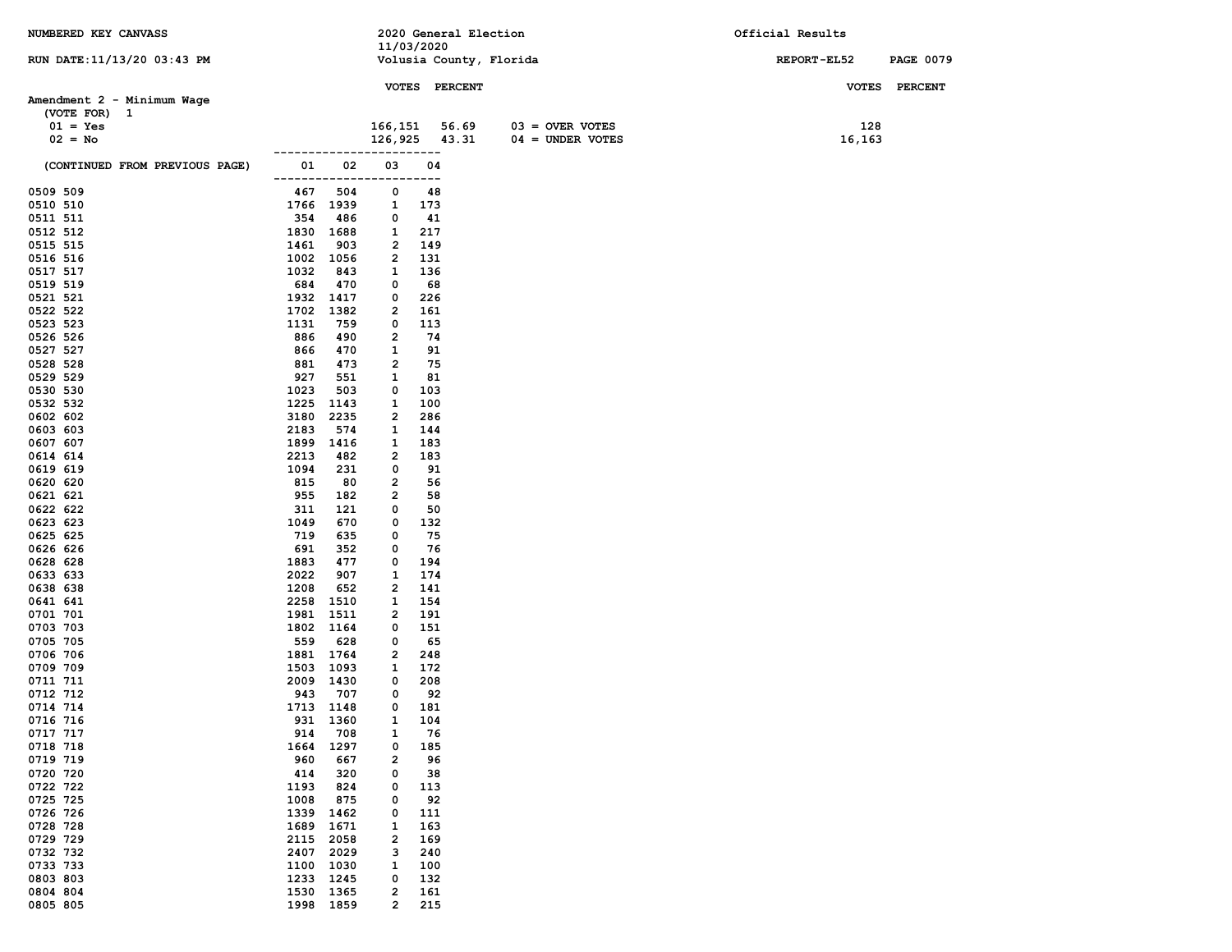NUMBERED KEY CANVASS — 2020 General Election 11/03/2020 — Volusia County, Florida — Official Results

RUN DATE:11/13/20 03:43 PM — REPORT-EL52

## Amendment 2 - Minimum Wage

(VOTE FOR) 1

| | VOTES | PERCENT | | VOTES |
|---|---|---|---|---|
| 01 = Yes | 166,151 | 56.69 | 03 = OVER VOTES | 128 |
| 02 = No | 126,925 | 43.31 | 04 = UNDER VOTES | 16,163 |

(CONTINUED FROM PREVIOUS PAGE)

| Precinct | 01 | 02 | 03 | 04 |
|---|---|---|---|---|
| 0509 509 | 467 | 504 | 0 | 48 |
| 0510 510 | 1766 | 1939 | 1 | 173 |
| 0511 511 | 354 | 486 | 0 | 41 |
| 0512 512 | 1830 | 1688 | 1 | 217 |
| 0515 515 | 1461 | 903 | 2 | 149 |
| 0516 516 | 1002 | 1056 | 2 | 131 |
| 0517 517 | 1032 | 843 | 1 | 136 |
| 0519 519 | 684 | 470 | 0 | 68 |
| 0521 521 | 1932 | 1417 | 0 | 226 |
| 0522 522 | 1702 | 1382 | 2 | 161 |
| 0523 523 | 1131 | 759 | 0 | 113 |
| 0526 526 | 886 | 490 | 2 | 74 |
| 0527 527 | 866 | 470 | 1 | 91 |
| 0528 528 | 881 | 473 | 2 | 75 |
| 0529 529 | 927 | 551 | 1 | 81 |
| 0530 530 | 1023 | 503 | 0 | 103 |
| 0532 532 | 1225 | 1143 | 1 | 100 |
| 0602 602 | 3180 | 2235 | 2 | 286 |
| 0603 603 | 2183 | 574 | 1 | 144 |
| 0607 607 | 1899 | 1416 | 1 | 183 |
| 0614 614 | 2213 | 482 | 2 | 183 |
| 0619 619 | 1094 | 231 | 0 | 91 |
| 0620 620 | 815 | 80 | 2 | 56 |
| 0621 621 | 955 | 182 | 2 | 58 |
| 0622 622 | 311 | 121 | 0 | 50 |
| 0623 623 | 1049 | 670 | 0 | 132 |
| 0625 625 | 719 | 635 | 0 | 75 |
| 0626 626 | 691 | 352 | 0 | 76 |
| 0628 628 | 1883 | 477 | 0 | 194 |
| 0633 633 | 2022 | 907 | 1 | 174 |
| 0638 638 | 1208 | 652 | 2 | 141 |
| 0641 641 | 2258 | 1510 | 1 | 154 |
| 0701 701 | 1981 | 1511 | 2 | 191 |
| 0703 703 | 1802 | 1164 | 0 | 151 |
| 0705 705 | 559 | 628 | 0 | 65 |
| 0706 706 | 1881 | 1764 | 2 | 248 |
| 0709 709 | 1503 | 1093 | 1 | 172 |
| 0711 711 | 2009 | 1430 | 0 | 208 |
| 0712 712 | 943 | 707 | 0 | 92 |
| 0714 714 | 1713 | 1148 | 0 | 181 |
| 0716 716 | 931 | 1360 | 1 | 104 |
| 0717 717 | 914 | 708 | 1 | 76 |
| 0718 718 | 1664 | 1297 | 0 | 185 |
| 0719 719 | 960 | 667 | 2 | 96 |
| 0720 720 | 414 | 320 | 0 | 38 |
| 0722 722 | 1193 | 824 | 0 | 113 |
| 0725 725 | 1008 | 875 | 0 | 92 |
| 0726 726 | 1339 | 1462 | 0 | 111 |
| 0728 728 | 1689 | 1671 | 1 | 163 |
| 0729 729 | 2115 | 2058 | 2 | 169 |
| 0732 732 | 2407 | 2029 | 3 | 240 |
| 0733 733 | 1100 | 1030 | 1 | 100 |
| 0803 803 | 1233 | 1245 | 0 | 132 |
| 0804 804 | 1530 | 1365 | 2 | 161 |
| 0805 805 | 1998 | 1859 | 2 | 215 |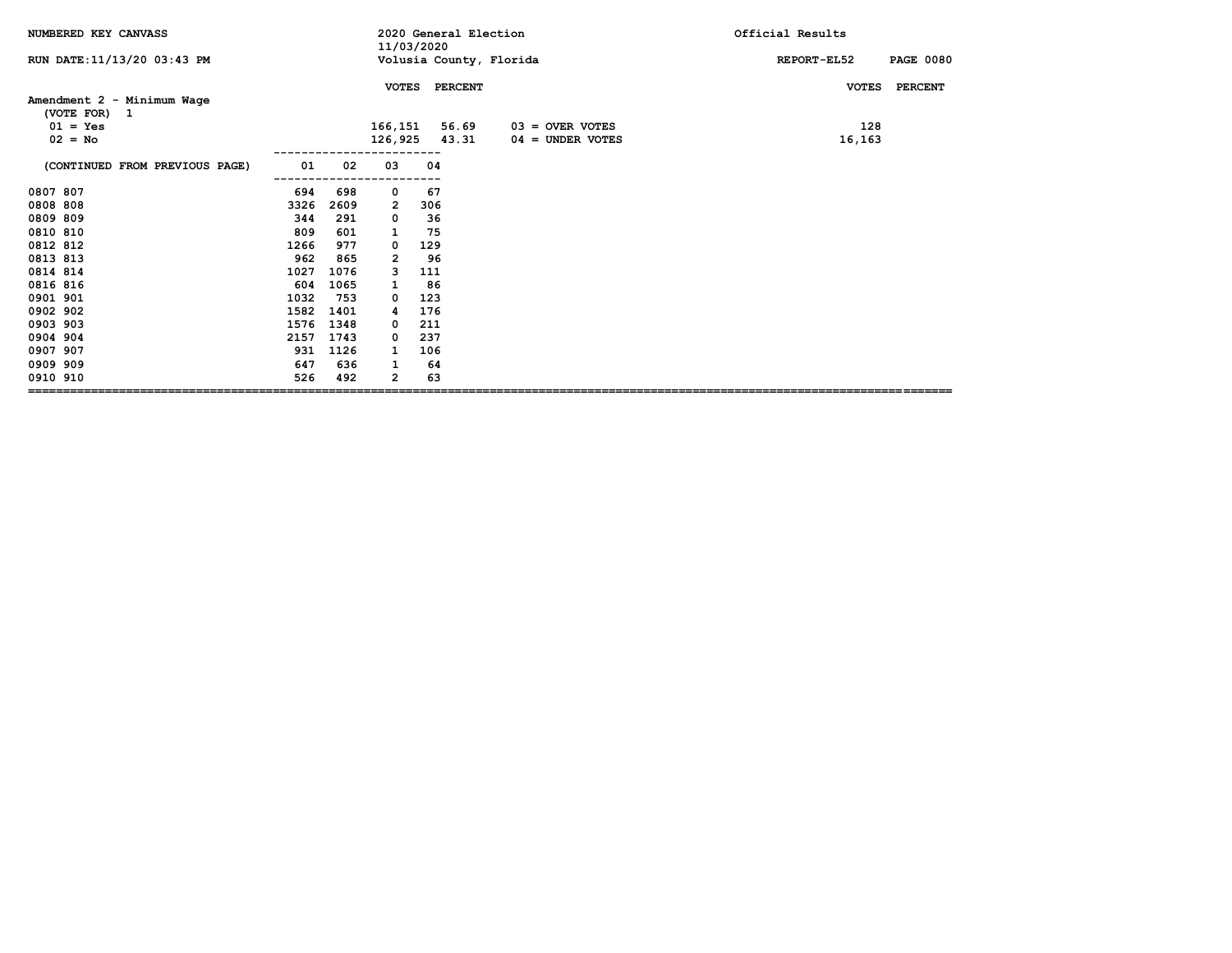NUMBERED KEY CANVASS — 2020 General Election, 11/03/2020 — Official Results

RUN DATE:11/13/20 03:43 PM — Volusia County, Florida — REPORT-EL52

## Amendment 2 - Minimum Wage

(VOTE FOR) 1

| | VOTES | PERCENT |
|---|---|---|
| 01 = Yes | 166,151 | 56.69 |
| 02 = No | 126,925 | 43.31 |

| | VOTES | PERCENT |
|---|---|---|
| 03 = OVER VOTES | 128 | |
| 04 = UNDER VOTES | 16,163 | |

(CONTINUED FROM PREVIOUS PAGE)

| Precinct | 01 | 02 | 03 | 04 |
|---|---|---|---|---|
| 0807 807 | 694 | 698 | 0 | 67 |
| 0808 808 | 3326 | 2609 | 2 | 306 |
| 0809 809 | 344 | 291 | 0 | 36 |
| 0810 810 | 809 | 601 | 1 | 75 |
| 0812 812 | 1266 | 977 | 0 | 129 |
| 0813 813 | 962 | 865 | 2 | 96 |
| 0814 814 | 1027 | 1076 | 3 | 111 |
| 0816 816 | 604 | 1065 | 1 | 86 |
| 0901 901 | 1032 | 753 | 0 | 123 |
| 0902 902 | 1582 | 1401 | 4 | 176 |
| 0903 903 | 1576 | 1348 | 0 | 211 |
| 0904 904 | 2157 | 1743 | 0 | 237 |
| 0907 907 | 931 | 1126 | 1 | 106 |
| 0909 909 | 647 | 636 | 1 | 64 |
| 0910 910 | 526 | 492 | 2 | 63 |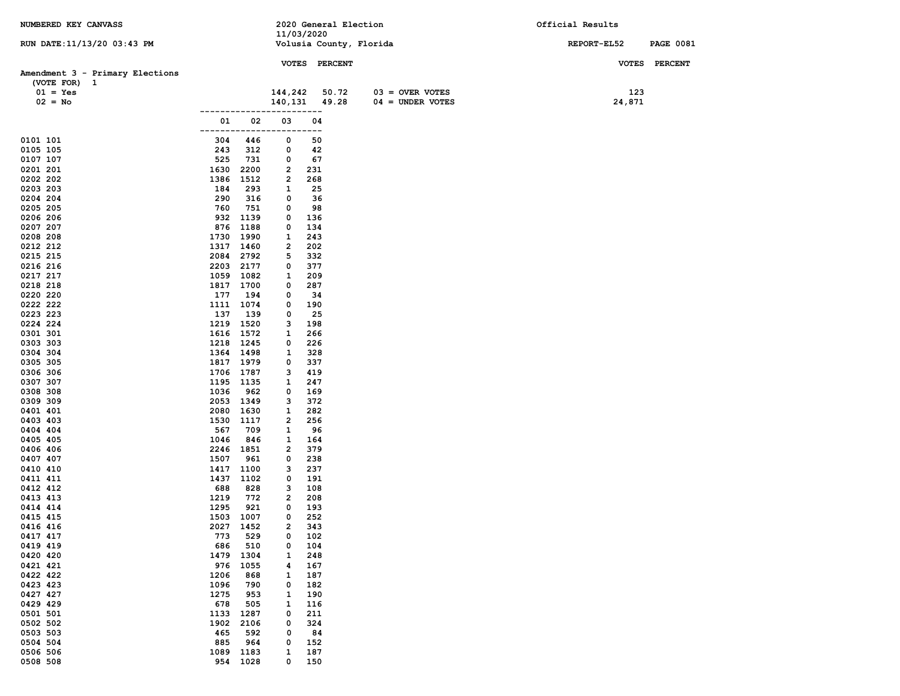NUMBERED KEY CANVASS — 2020 General Election — 11/03/2020 — Volusia County, Florida — Official Results

RUN DATE:11/13/20 03:43 PM — REPORT-EL52

## Amendment 3 - Primary Elections

(VOTE FOR) 1

| | VOTES | PERCENT |
|---|---|---|
| 01 = Yes | 144,242 | 50.72 |
| 02 = No | 140,131 | 49.28 |

| | VOTES | PERCENT |
|---|---|---|
| 03 = OVER VOTES | 123 | |
| 04 = UNDER VOTES | 24,871 | |

| Precinct | 01 | 02 | 03 | 04 |
|---|---|---|---|---|
| 0101 101 | 304 | 446 | 0 | 50 |
| 0105 105 | 243 | 312 | 0 | 42 |
| 0107 107 | 525 | 731 | 0 | 67 |
| 0201 201 | 1630 | 2200 | 2 | 231 |
| 0202 202 | 1386 | 1512 | 2 | 268 |
| 0203 203 | 184 | 293 | 1 | 25 |
| 0204 204 | 290 | 316 | 0 | 36 |
| 0205 205 | 760 | 751 | 0 | 98 |
| 0206 206 | 932 | 1139 | 0 | 136 |
| 0207 207 | 876 | 1188 | 0 | 134 |
| 0208 208 | 1730 | 1990 | 1 | 243 |
| 0212 212 | 1317 | 1460 | 2 | 202 |
| 0215 215 | 2084 | 2792 | 5 | 332 |
| 0216 216 | 2203 | 2177 | 0 | 377 |
| 0217 217 | 1059 | 1082 | 1 | 209 |
| 0218 218 | 1817 | 1700 | 0 | 287 |
| 0220 220 | 177 | 194 | 0 | 34 |
| 0222 222 | 1111 | 1074 | 0 | 190 |
| 0223 223 | 137 | 139 | 0 | 25 |
| 0224 224 | 1219 | 1520 | 3 | 198 |
| 0301 301 | 1616 | 1572 | 1 | 266 |
| 0303 303 | 1218 | 1245 | 0 | 226 |
| 0304 304 | 1364 | 1498 | 1 | 328 |
| 0305 305 | 1817 | 1979 | 0 | 337 |
| 0306 306 | 1706 | 1787 | 3 | 419 |
| 0307 307 | 1195 | 1135 | 1 | 247 |
| 0308 308 | 1036 | 962 | 0 | 169 |
| 0309 309 | 2053 | 1349 | 3 | 372 |
| 0401 401 | 2080 | 1630 | 1 | 282 |
| 0403 403 | 1530 | 1117 | 2 | 256 |
| 0404 404 | 567 | 709 | 1 | 96 |
| 0405 405 | 1046 | 846 | 1 | 164 |
| 0406 406 | 2246 | 1851 | 2 | 379 |
| 0407 407 | 1507 | 961 | 0 | 238 |
| 0410 410 | 1417 | 1100 | 3 | 237 |
| 0411 411 | 1437 | 1102 | 0 | 191 |
| 0412 412 | 688 | 828 | 3 | 108 |
| 0413 413 | 1219 | 772 | 2 | 208 |
| 0414 414 | 1295 | 921 | 0 | 193 |
| 0415 415 | 1503 | 1007 | 0 | 252 |
| 0416 416 | 2027 | 1452 | 2 | 343 |
| 0417 417 | 773 | 529 | 0 | 102 |
| 0419 419 | 686 | 510 | 0 | 104 |
| 0420 420 | 1479 | 1304 | 1 | 248 |
| 0421 421 | 976 | 1055 | 4 | 167 |
| 0422 422 | 1206 | 868 | 1 | 187 |
| 0423 423 | 1096 | 790 | 0 | 182 |
| 0427 427 | 1275 | 953 | 1 | 190 |
| 0429 429 | 678 | 505 | 1 | 116 |
| 0501 501 | 1133 | 1287 | 0 | 211 |
| 0502 502 | 1902 | 2106 | 0 | 324 |
| 0503 503 | 465 | 592 | 0 | 84 |
| 0504 504 | 885 | 964 | 0 | 152 |
| 0506 506 | 1089 | 1183 | 1 | 187 |
| 0508 508 | 954 | 1028 | 0 | 150 |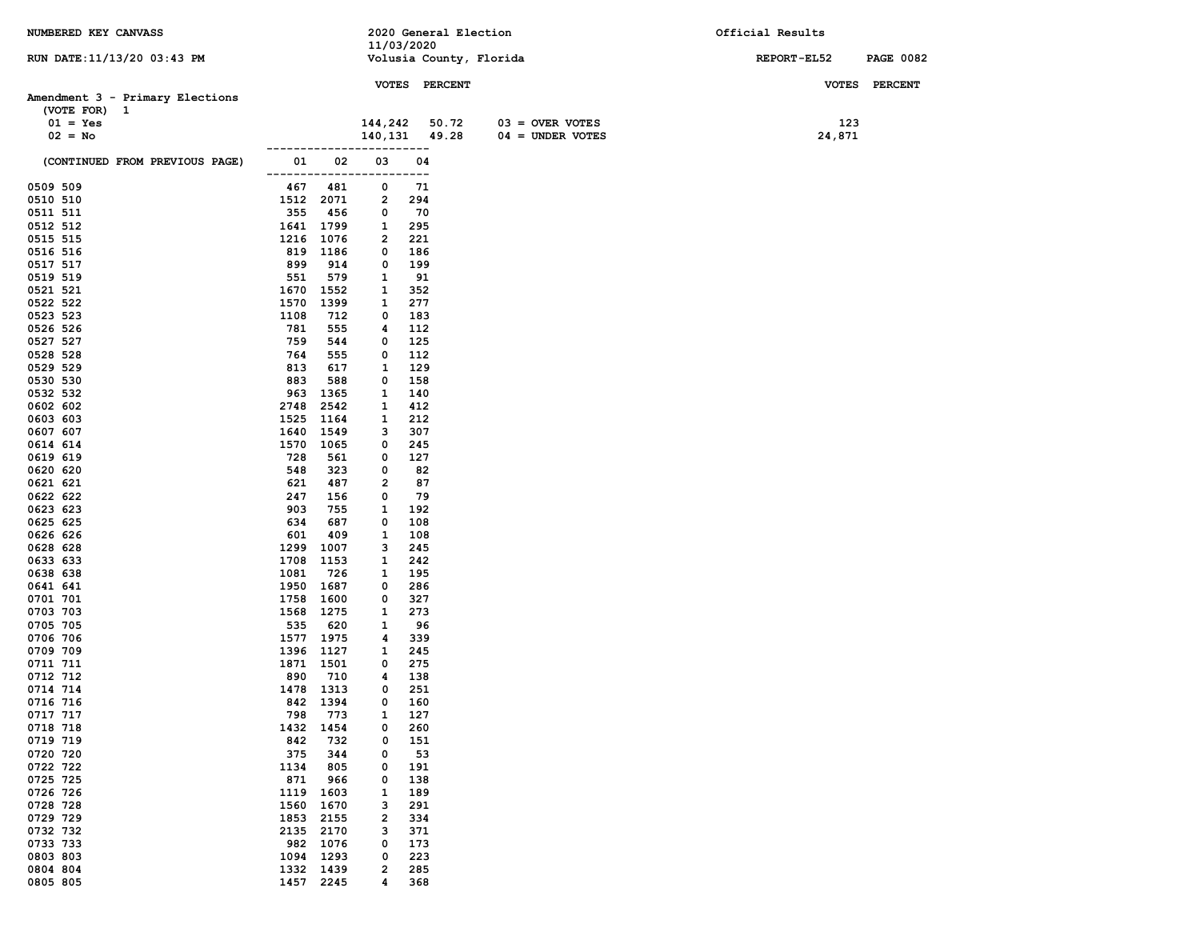NUMBERED KEY CANVASS

2020 General Election
11/03/2020
Volusia County, Florida

Official Results

RUN DATE:11/13/20 03:43 PM

REPORT-EL52 PAGE 0082

## Amendment 3 - Primary Elections

(VOTE FOR) 1

| | VOTES | PERCENT | | VOTES | PERCENT |
|---|---|---|---|---|---|
| 01 = Yes | 144,242 | 50.72 | 03 = OVER VOTES | 123 | |
| 02 = No | 140,131 | 49.28 | 04 = UNDER VOTES | 24,871 | |

(CONTINUED FROM PREVIOUS PAGE)

| Precinct | 01 | 02 | 03 | 04 |
|---|---|---|---|---|
| 0509 509 | 467 | 481 | 0 | 71 |
| 0510 510 | 1512 | 2071 | 2 | 294 |
| 0511 511 | 355 | 456 | 0 | 70 |
| 0512 512 | 1641 | 1799 | 1 | 295 |
| 0515 515 | 1216 | 1076 | 2 | 221 |
| 0516 516 | 819 | 1186 | 0 | 186 |
| 0517 517 | 899 | 914 | 0 | 199 |
| 0519 519 | 551 | 579 | 1 | 91 |
| 0521 521 | 1670 | 1552 | 1 | 352 |
| 0522 522 | 1570 | 1399 | 1 | 277 |
| 0523 523 | 1108 | 712 | 0 | 183 |
| 0526 526 | 781 | 555 | 4 | 112 |
| 0527 527 | 759 | 544 | 0 | 125 |
| 0528 528 | 764 | 555 | 0 | 112 |
| 0529 529 | 813 | 617 | 1 | 129 |
| 0530 530 | 883 | 588 | 0 | 158 |
| 0532 532 | 963 | 1365 | 1 | 140 |
| 0602 602 | 2748 | 2542 | 1 | 412 |
| 0603 603 | 1525 | 1164 | 1 | 212 |
| 0607 607 | 1640 | 1549 | 3 | 307 |
| 0614 614 | 1570 | 1065 | 0 | 245 |
| 0619 619 | 728 | 561 | 0 | 127 |
| 0620 620 | 548 | 323 | 0 | 82 |
| 0621 621 | 621 | 487 | 2 | 87 |
| 0622 622 | 247 | 156 | 0 | 79 |
| 0623 623 | 903 | 755 | 1 | 192 |
| 0625 625 | 634 | 687 | 0 | 108 |
| 0626 626 | 601 | 409 | 1 | 108 |
| 0628 628 | 1299 | 1007 | 3 | 245 |
| 0633 633 | 1708 | 1153 | 1 | 242 |
| 0638 638 | 1081 | 726 | 1 | 195 |
| 0641 641 | 1950 | 1687 | 0 | 286 |
| 0701 701 | 1758 | 1600 | 0 | 327 |
| 0703 703 | 1568 | 1275 | 1 | 273 |
| 0705 705 | 535 | 620 | 1 | 96 |
| 0706 706 | 1577 | 1975 | 4 | 339 |
| 0709 709 | 1396 | 1127 | 1 | 245 |
| 0711 711 | 1871 | 1501 | 0 | 275 |
| 0712 712 | 890 | 710 | 4 | 138 |
| 0714 714 | 1478 | 1313 | 0 | 251 |
| 0716 716 | 842 | 1394 | 0 | 160 |
| 0717 717 | 798 | 773 | 1 | 127 |
| 0718 718 | 1432 | 1454 | 0 | 260 |
| 0719 719 | 842 | 732 | 0 | 151 |
| 0720 720 | 375 | 344 | 0 | 53 |
| 0722 722 | 1134 | 805 | 0 | 191 |
| 0725 725 | 871 | 966 | 0 | 138 |
| 0726 726 | 1119 | 1603 | 1 | 189 |
| 0728 728 | 1560 | 1670 | 3 | 291 |
| 0729 729 | 1853 | 2155 | 2 | 334 |
| 0732 732 | 2135 | 2170 | 3 | 371 |
| 0733 733 | 982 | 1076 | 0 | 173 |
| 0803 803 | 1094 | 1293 | 0 | 223 |
| 0804 804 | 1332 | 1439 | 2 | 285 |
| 0805 805 | 1457 | 2245 | 4 | 368 |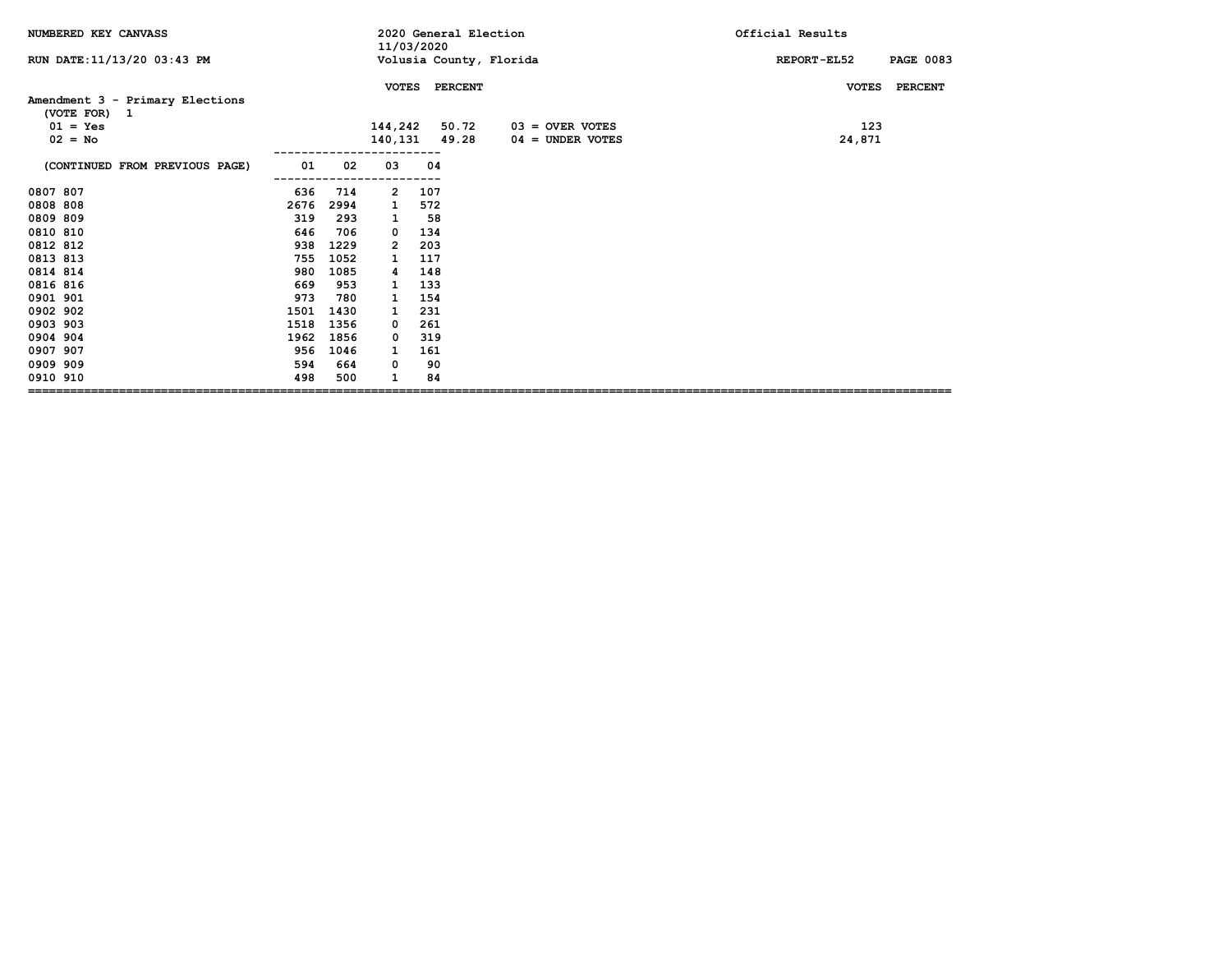NUMBERED KEY CANVASS — 2020 General Election — 11/03/2020 — Volusia County, Florida — Official Results

RUN DATE:11/13/20 03:43 PM — REPORT-EL52 — PAGE 0083

## Amendment 3 - Primary Elections

(VOTE FOR) 1

| | VOTES | PERCENT |
|---|---|---|
| 01 = Yes | 144,242 | 50.72 |
| 02 = No | 140,131 | 49.28 |

| | VOTES | PERCENT |
|---|---|---|
| 03 = OVER VOTES | 123 | |
| 04 = UNDER VOTES | 24,871 | |

(CONTINUED FROM PREVIOUS PAGE)

| Precinct | 01 | 02 | 03 | 04 |
|---|---|---|---|---|
| 0807 807 | 636 | 714 | 2 | 107 |
| 0808 808 | 2676 | 2994 | 1 | 572 |
| 0809 809 | 319 | 293 | 1 | 58 |
| 0810 810 | 646 | 706 | 0 | 134 |
| 0812 812 | 938 | 1229 | 2 | 203 |
| 0813 813 | 755 | 1052 | 1 | 117 |
| 0814 814 | 980 | 1085 | 4 | 148 |
| 0816 816 | 669 | 953 | 1 | 133 |
| 0901 901 | 973 | 780 | 1 | 154 |
| 0902 902 | 1501 | 1430 | 1 | 231 |
| 0903 903 | 1518 | 1356 | 0 | 261 |
| 0904 904 | 1962 | 1856 | 0 | 319 |
| 0907 907 | 956 | 1046 | 1 | 161 |
| 0909 909 | 594 | 664 | 0 | 90 |
| 0910 910 | 498 | 500 | 1 | 84 |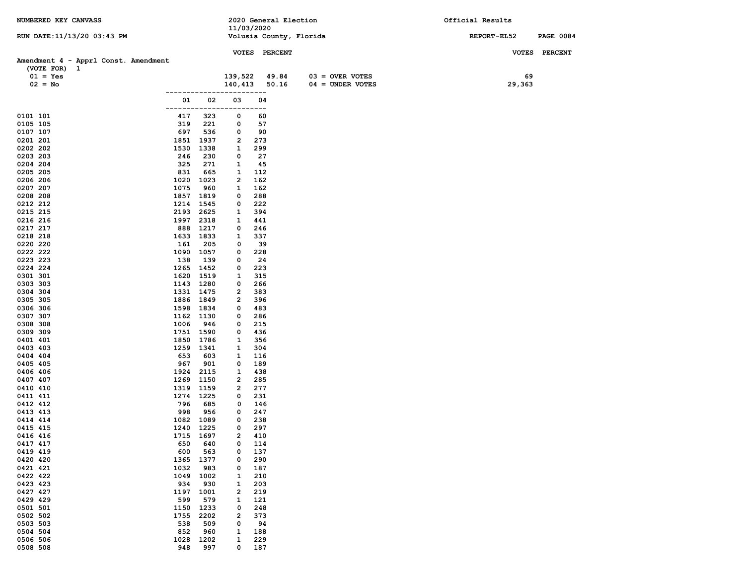NUMBERED KEY CANVASS — 2020 General Election 11/03/2020 — Official Results

RUN DATE:11/13/20 03:43 PM — Volusia County, Florida — REPORT-EL52

## Amendment 4 - Apprl Const. Amendment

(VOTE FOR) 1

| | VOTES | PERCENT | | VOTES |
|---|---|---|---|---|
| 01 = Yes | 139,522 | 49.84 | 03 = OVER VOTES | 69 |
| 02 = No | 140,413 | 50.16 | 04 = UNDER VOTES | 29,363 |

| Precinct | 01 | 02 | 03 | 04 |
|---|---|---|---|---|
| 0101 101 | 417 | 323 | 0 | 60 |
| 0105 105 | 319 | 221 | 0 | 57 |
| 0107 107 | 697 | 536 | 0 | 90 |
| 0201 201 | 1851 | 1937 | 2 | 273 |
| 0202 202 | 1530 | 1338 | 1 | 299 |
| 0203 203 | 246 | 230 | 0 | 27 |
| 0204 204 | 325 | 271 | 1 | 45 |
| 0205 205 | 831 | 665 | 1 | 112 |
| 0206 206 | 1020 | 1023 | 2 | 162 |
| 0207 207 | 1075 | 960 | 1 | 162 |
| 0208 208 | 1857 | 1819 | 0 | 288 |
| 0212 212 | 1214 | 1545 | 0 | 222 |
| 0215 215 | 2193 | 2625 | 1 | 394 |
| 0216 216 | 1997 | 2318 | 1 | 441 |
| 0217 217 | 888 | 1217 | 0 | 246 |
| 0218 218 | 1633 | 1833 | 1 | 337 |
| 0220 220 | 161 | 205 | 0 | 39 |
| 0222 222 | 1090 | 1057 | 0 | 228 |
| 0223 223 | 138 | 139 | 0 | 24 |
| 0224 224 | 1265 | 1452 | 0 | 223 |
| 0301 301 | 1620 | 1519 | 1 | 315 |
| 0303 303 | 1143 | 1280 | 0 | 266 |
| 0304 304 | 1331 | 1475 | 2 | 383 |
| 0305 305 | 1886 | 1849 | 2 | 396 |
| 0306 306 | 1598 | 1834 | 0 | 483 |
| 0307 307 | 1162 | 1130 | 0 | 286 |
| 0308 308 | 1006 | 946 | 0 | 215 |
| 0309 309 | 1751 | 1590 | 0 | 436 |
| 0401 401 | 1850 | 1786 | 1 | 356 |
| 0403 403 | 1259 | 1341 | 1 | 304 |
| 0404 404 | 653 | 603 | 1 | 116 |
| 0405 405 | 967 | 901 | 0 | 189 |
| 0406 406 | 1924 | 2115 | 1 | 438 |
| 0407 407 | 1269 | 1150 | 2 | 285 |
| 0410 410 | 1319 | 1159 | 2 | 277 |
| 0411 411 | 1274 | 1225 | 0 | 231 |
| 0412 412 | 796 | 685 | 0 | 146 |
| 0413 413 | 998 | 956 | 0 | 247 |
| 0414 414 | 1082 | 1089 | 0 | 238 |
| 0415 415 | 1240 | 1225 | 0 | 297 |
| 0416 416 | 1715 | 1697 | 2 | 410 |
| 0417 417 | 650 | 640 | 0 | 114 |
| 0419 419 | 600 | 563 | 0 | 137 |
| 0420 420 | 1365 | 1377 | 0 | 290 |
| 0421 421 | 1032 | 983 | 0 | 187 |
| 0422 422 | 1049 | 1002 | 1 | 210 |
| 0423 423 | 934 | 930 | 1 | 203 |
| 0427 427 | 1197 | 1001 | 2 | 219 |
| 0429 429 | 599 | 579 | 1 | 121 |
| 0501 501 | 1150 | 1233 | 0 | 248 |
| 0502 502 | 1755 | 2202 | 2 | 373 |
| 0503 503 | 538 | 509 | 0 | 94 |
| 0504 504 | 852 | 960 | 1 | 188 |
| 0506 506 | 1028 | 1202 | 1 | 229 |
| 0508 508 | 948 | 997 | 0 | 187 |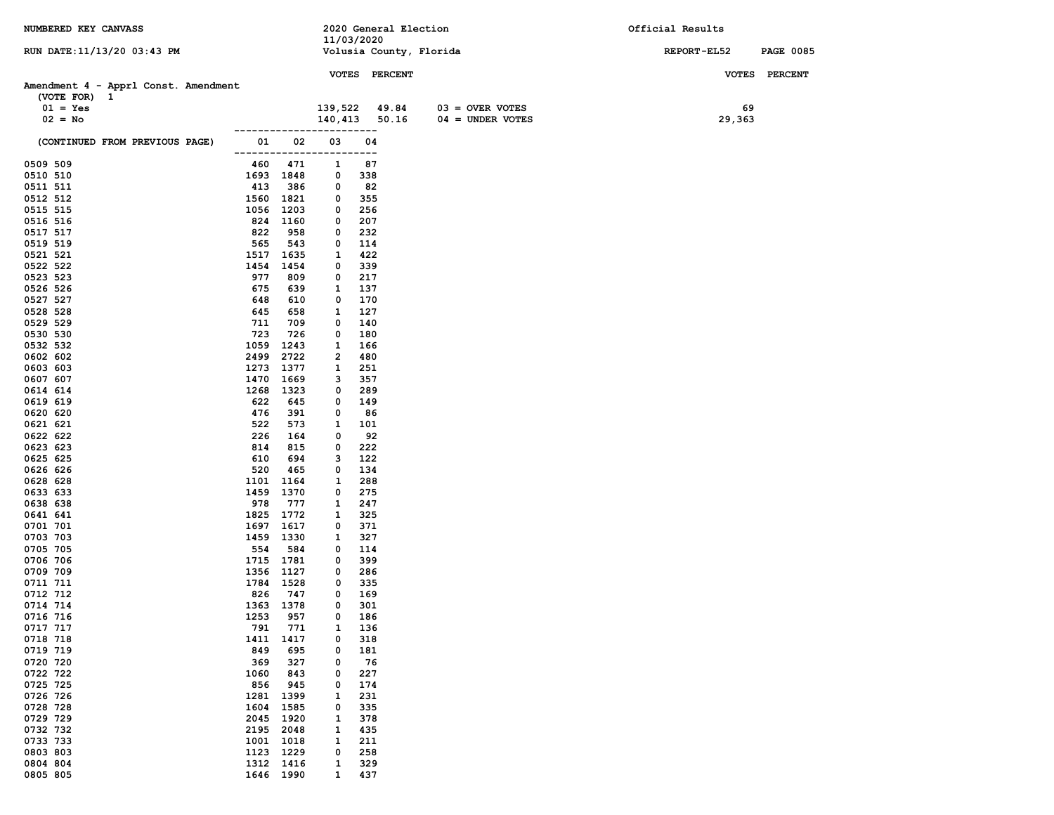NUMBERED KEY CANVASS

2020 General Election
11/03/2020
Volusia County, Florida

Official Results

REPORT-EL52

## Amendment 4 - Apprl Const. Amendment

(VOTE FOR) 1

| | VOTES | PERCENT | | VOTES |
|---|---|---|---|---|
| 01 = Yes | 139,522 | 49.84 | 03 = OVER VOTES | 69 |
| 02 = No | 140,413 | 50.16 | 04 = UNDER VOTES | 29,363 |

(CONTINUED FROM PREVIOUS PAGE)

| Precinct | 01 | 02 | 03 | 04 |
|---|---|---|---|---|
| 0509 509 | 460 | 471 | 1 | 87 |
| 0510 510 | 1693 | 1848 | 0 | 338 |
| 0511 511 | 413 | 386 | 0 | 82 |
| 0512 512 | 1560 | 1821 | 0 | 355 |
| 0515 515 | 1056 | 1203 | 0 | 256 |
| 0516 516 | 824 | 1160 | 0 | 207 |
| 0517 517 | 822 | 958 | 0 | 232 |
| 0519 519 | 565 | 543 | 0 | 114 |
| 0521 521 | 1517 | 1635 | 1 | 422 |
| 0522 522 | 1454 | 1454 | 0 | 339 |
| 0523 523 | 977 | 809 | 0 | 217 |
| 0526 526 | 675 | 639 | 1 | 137 |
| 0527 527 | 648 | 610 | 0 | 170 |
| 0528 528 | 645 | 658 | 1 | 127 |
| 0529 529 | 711 | 709 | 0 | 140 |
| 0530 530 | 723 | 726 | 0 | 180 |
| 0532 532 | 1059 | 1243 | 1 | 166 |
| 0602 602 | 2499 | 2722 | 2 | 480 |
| 0603 603 | 1273 | 1377 | 1 | 251 |
| 0607 607 | 1470 | 1669 | 3 | 357 |
| 0614 614 | 1268 | 1323 | 0 | 289 |
| 0619 619 | 622 | 645 | 0 | 149 |
| 0620 620 | 476 | 391 | 0 | 86 |
| 0621 621 | 522 | 573 | 1 | 101 |
| 0622 622 | 226 | 164 | 0 | 92 |
| 0623 623 | 814 | 815 | 0 | 222 |
| 0625 625 | 610 | 694 | 3 | 122 |
| 0626 626 | 520 | 465 | 0 | 134 |
| 0628 628 | 1101 | 1164 | 1 | 288 |
| 0633 633 | 1459 | 1370 | 0 | 275 |
| 0638 638 | 978 | 777 | 1 | 247 |
| 0641 641 | 1825 | 1772 | 1 | 325 |
| 0701 701 | 1697 | 1617 | 0 | 371 |
| 0703 703 | 1459 | 1330 | 1 | 327 |
| 0705 705 | 554 | 584 | 0 | 114 |
| 0706 706 | 1715 | 1781 | 0 | 399 |
| 0709 709 | 1356 | 1127 | 0 | 286 |
| 0711 711 | 1784 | 1528 | 0 | 335 |
| 0712 712 | 826 | 747 | 0 | 169 |
| 0714 714 | 1363 | 1378 | 0 | 301 |
| 0716 716 | 1253 | 957 | 0 | 186 |
| 0717 717 | 791 | 771 | 1 | 136 |
| 0718 718 | 1411 | 1417 | 0 | 318 |
| 0719 719 | 849 | 695 | 0 | 181 |
| 0720 720 | 369 | 327 | 0 | 76 |
| 0722 722 | 1060 | 843 | 0 | 227 |
| 0725 725 | 856 | 945 | 0 | 174 |
| 0726 726 | 1281 | 1399 | 1 | 231 |
| 0728 728 | 1604 | 1585 | 0 | 335 |
| 0729 729 | 2045 | 1920 | 1 | 378 |
| 0732 732 | 2195 | 2048 | 1 | 435 |
| 0733 733 | 1001 | 1018 | 1 | 211 |
| 0803 803 | 1123 | 1229 | 0 | 258 |
| 0804 804 | 1312 | 1416 | 1 | 329 |
| 0805 805 | 1646 | 1990 | 1 | 437 |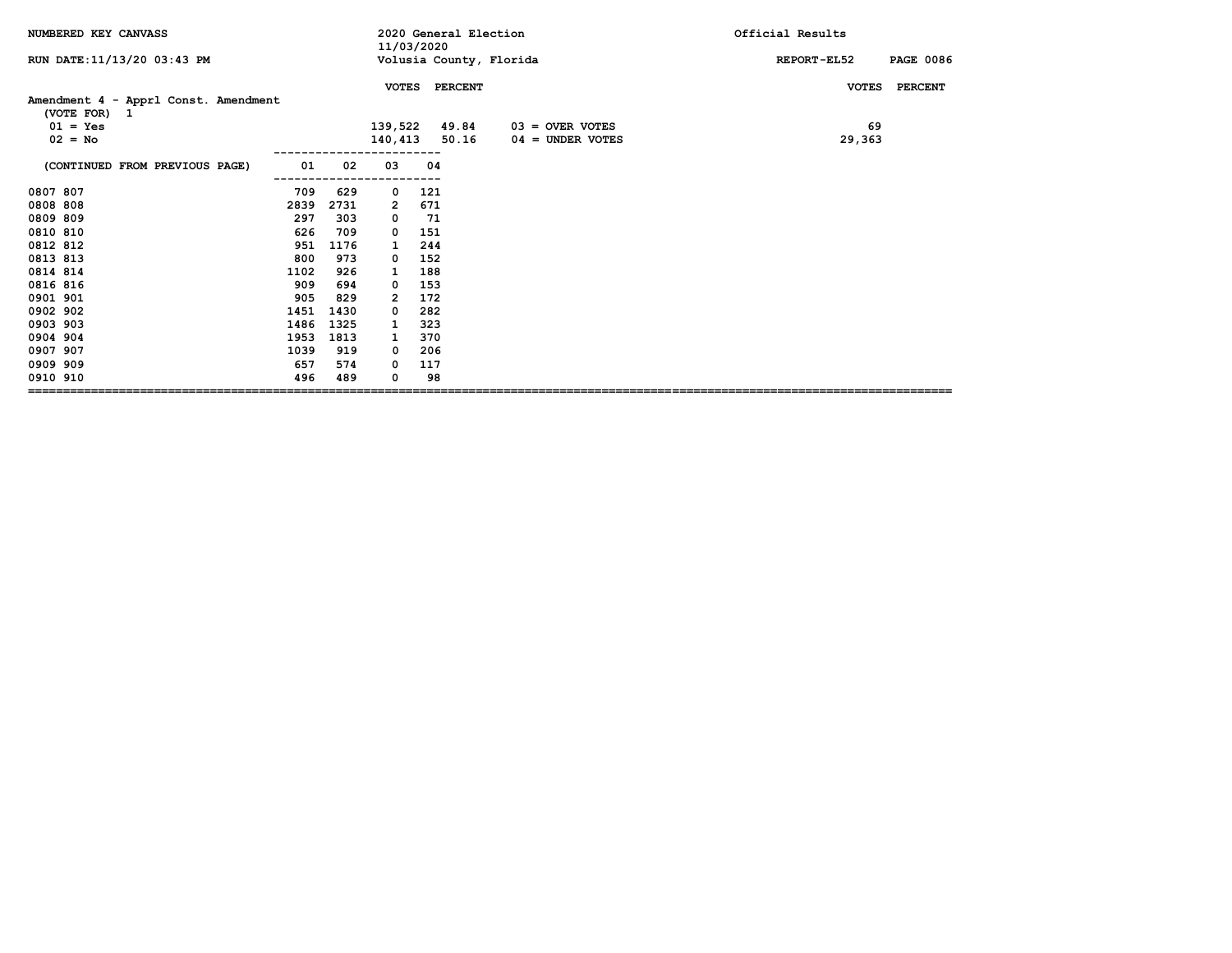NUMBERED KEY CANVASS

RUN DATE:11/13/20 03:43 PM

2020 General Election
11/03/2020
Volusia County, Florida

Official Results

REPORT-EL52

## Amendment 4 - Apprl Const. Amendment

(VOTE FOR) 1

| | VOTES | PERCENT | | VOTES | PERCENT |
|---|---|---|---|---|---|
| 01 = Yes | 139,522 | 49.84 | 03 = OVER VOTES | 69 | |
| 02 = No | 140,413 | 50.16 | 04 = UNDER VOTES | 29,363 | |

| (CONTINUED FROM PREVIOUS PAGE) | 01 | 02 | 03 | 04 |
|---|---|---|---|---|
| 0807 807 | 709 | 629 | 0 | 121 |
| 0808 808 | 2839 | 2731 | 2 | 671 |
| 0809 809 | 297 | 303 | 0 | 71 |
| 0810 810 | 626 | 709 | 0 | 151 |
| 0812 812 | 951 | 1176 | 1 | 244 |
| 0813 813 | 800 | 973 | 0 | 152 |
| 0814 814 | 1102 | 926 | 1 | 188 |
| 0816 816 | 909 | 694 | 0 | 153 |
| 0901 901 | 905 | 829 | 2 | 172 |
| 0902 902 | 1451 | 1430 | 0 | 282 |
| 0903 903 | 1486 | 1325 | 1 | 323 |
| 0904 904 | 1953 | 1813 | 1 | 370 |
| 0907 907 | 1039 | 919 | 0 | 206 |
| 0909 909 | 657 | 574 | 0 | 117 |
| 0910 910 | 496 | 489 | 0 | 98 |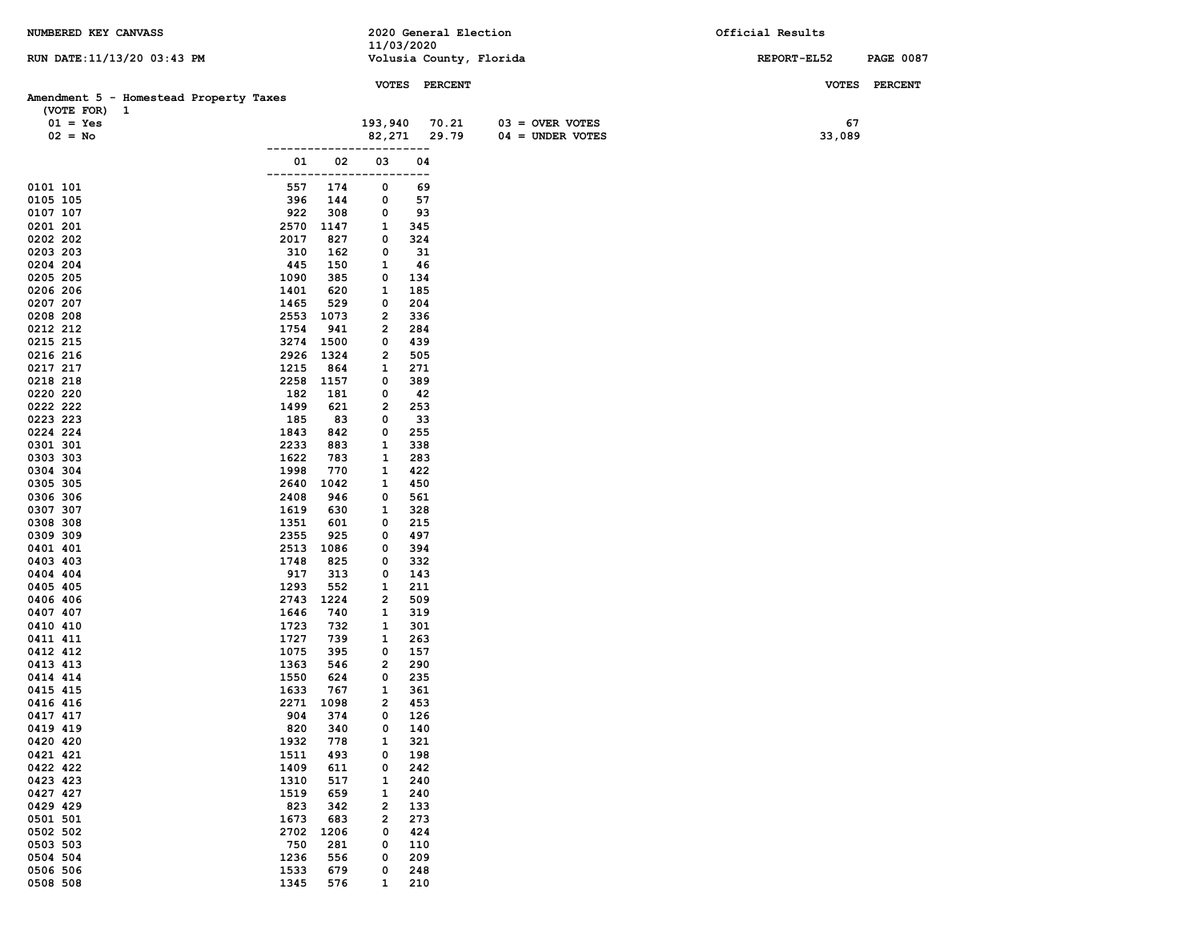NUMBERED KEY CANVASS — 2020 General Election 11/03/2020 — Official Results

RUN DATE:11/13/20 03:43 PM — Volusia County, Florida — REPORT-EL52

## Amendment 5 - Homestead Property Taxes

(VOTE FOR) 1

| | VOTES | PERCENT |
|---|---|---|
| 01 = Yes | 193,940 | 70.21 |
| 02 = No | 82,271 | 29.79 |

| | VOTES | PERCENT |
|---|---|---|
| 03 = OVER VOTES | 67 | |
| 04 = UNDER VOTES | 33,089 | |

| Precinct | 01 | 02 | 03 | 04 |
|---|---|---|---|---|
| 0101 101 | 557 | 174 | 0 | 69 |
| 0105 105 | 396 | 144 | 0 | 57 |
| 0107 107 | 922 | 308 | 0 | 93 |
| 0201 201 | 2570 | 1147 | 1 | 345 |
| 0202 202 | 2017 | 827 | 0 | 324 |
| 0203 203 | 310 | 162 | 0 | 31 |
| 0204 204 | 445 | 150 | 1 | 46 |
| 0205 205 | 1090 | 385 | 0 | 134 |
| 0206 206 | 1401 | 620 | 1 | 185 |
| 0207 207 | 1465 | 529 | 0 | 204 |
| 0208 208 | 2553 | 1073 | 2 | 336 |
| 0212 212 | 1754 | 941 | 2 | 284 |
| 0215 215 | 3274 | 1500 | 0 | 439 |
| 0216 216 | 2926 | 1324 | 2 | 505 |
| 0217 217 | 1215 | 864 | 1 | 271 |
| 0218 218 | 2258 | 1157 | 0 | 389 |
| 0220 220 | 182 | 181 | 0 | 42 |
| 0222 222 | 1499 | 621 | 2 | 253 |
| 0223 223 | 185 | 83 | 0 | 33 |
| 0224 224 | 1843 | 842 | 0 | 255 |
| 0301 301 | 2233 | 883 | 1 | 338 |
| 0303 303 | 1622 | 783 | 1 | 283 |
| 0304 304 | 1998 | 770 | 1 | 422 |
| 0305 305 | 2640 | 1042 | 1 | 450 |
| 0306 306 | 2408 | 946 | 0 | 561 |
| 0307 307 | 1619 | 630 | 1 | 328 |
| 0308 308 | 1351 | 601 | 0 | 215 |
| 0309 309 | 2355 | 925 | 0 | 497 |
| 0401 401 | 2513 | 1086 | 0 | 394 |
| 0403 403 | 1748 | 825 | 0 | 332 |
| 0404 404 | 917 | 313 | 0 | 143 |
| 0405 405 | 1293 | 552 | 1 | 211 |
| 0406 406 | 2743 | 1224 | 2 | 509 |
| 0407 407 | 1646 | 740 | 1 | 319 |
| 0410 410 | 1723 | 732 | 1 | 301 |
| 0411 411 | 1727 | 739 | 1 | 263 |
| 0412 412 | 1075 | 395 | 0 | 157 |
| 0413 413 | 1363 | 546 | 2 | 290 |
| 0414 414 | 1550 | 624 | 0 | 235 |
| 0415 415 | 1633 | 767 | 1 | 361 |
| 0416 416 | 2271 | 1098 | 2 | 453 |
| 0417 417 | 904 | 374 | 0 | 126 |
| 0419 419 | 820 | 340 | 0 | 140 |
| 0420 420 | 1932 | 778 | 1 | 321 |
| 0421 421 | 1511 | 493 | 0 | 198 |
| 0422 422 | 1409 | 611 | 0 | 242 |
| 0423 423 | 1310 | 517 | 1 | 240 |
| 0427 427 | 1519 | 659 | 1 | 240 |
| 0429 429 | 823 | 342 | 2 | 133 |
| 0501 501 | 1673 | 683 | 2 | 273 |
| 0502 502 | 2702 | 1206 | 0 | 424 |
| 0503 503 | 750 | 281 | 0 | 110 |
| 0504 504 | 1236 | 556 | 0 | 209 |
| 0506 506 | 1533 | 679 | 0 | 248 |
| 0508 508 | 1345 | 576 | 1 | 210 |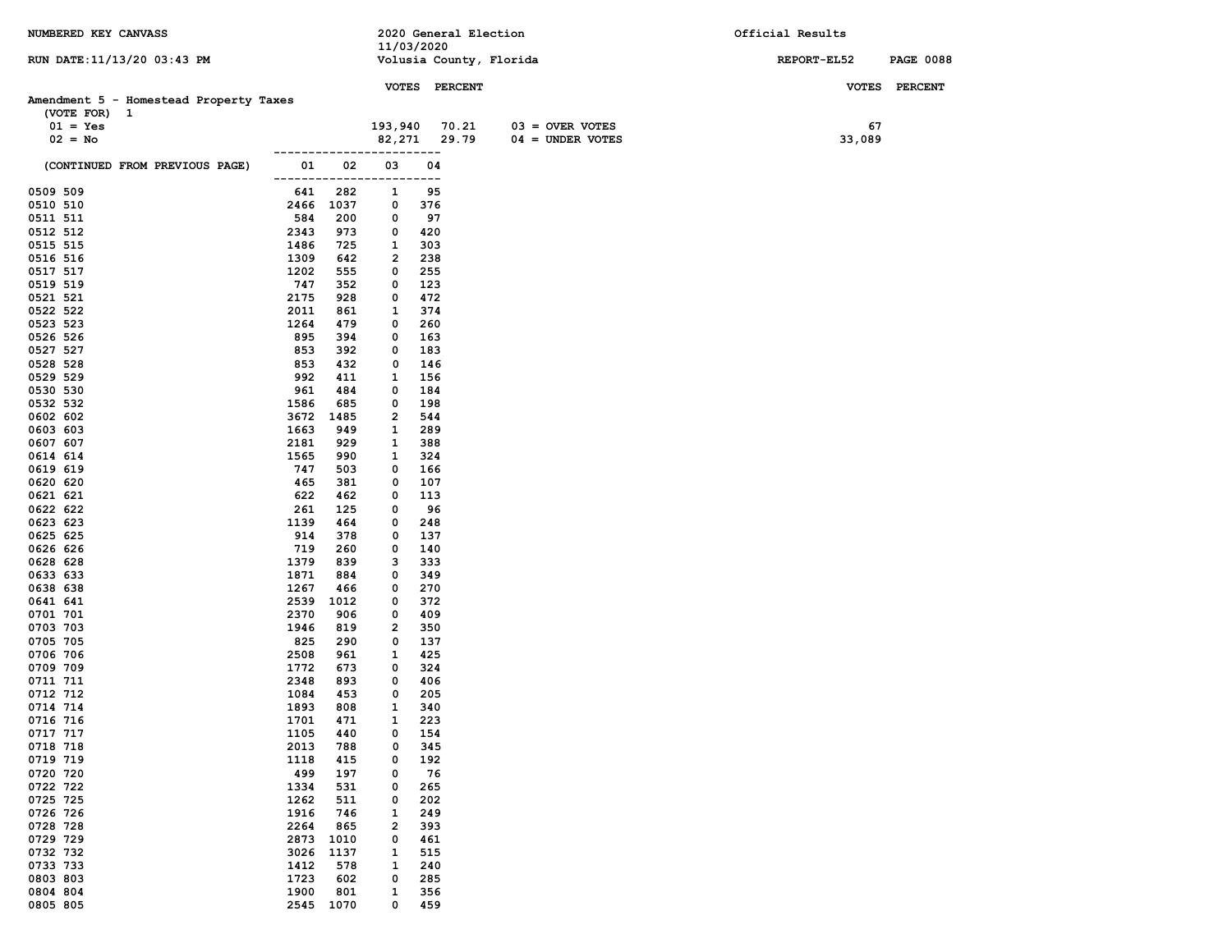NUMBERED KEY CANVASS

2020 General Election
11/03/2020
Volusia County, Florida

Official Results

RUN DATE:11/13/20 03:43 PM

REPORT-EL52 PAGE 0088

## Amendment 5 - Homestead Property Taxes

(VOTE FOR) 1

| | VOTES | PERCENT | | VOTES |
|---|---|---|---|---|
| 01 = Yes | 193,940 | 70.21 | 03 = OVER VOTES | 67 |
| 02 = No | 82,271 | 29.79 | 04 = UNDER VOTES | 33,089 |

(CONTINUED FROM PREVIOUS PAGE)

| Precinct | 01 | 02 | 03 | 04 |
|---|---|---|---|---|
| 0509 509 | 641 | 282 | 1 | 95 |
| 0510 510 | 2466 | 1037 | 0 | 376 |
| 0511 511 | 584 | 200 | 0 | 97 |
| 0512 512 | 2343 | 973 | 0 | 420 |
| 0515 515 | 1486 | 725 | 1 | 303 |
| 0516 516 | 1309 | 642 | 2 | 238 |
| 0517 517 | 1202 | 555 | 0 | 255 |
| 0519 519 | 747 | 352 | 0 | 123 |
| 0521 521 | 2175 | 928 | 0 | 472 |
| 0522 522 | 2011 | 861 | 1 | 374 |
| 0523 523 | 1264 | 479 | 0 | 260 |
| 0526 526 | 895 | 394 | 0 | 163 |
| 0527 527 | 853 | 392 | 0 | 183 |
| 0528 528 | 853 | 432 | 0 | 146 |
| 0529 529 | 992 | 411 | 1 | 156 |
| 0530 530 | 961 | 484 | 0 | 184 |
| 0532 532 | 1586 | 685 | 0 | 198 |
| 0602 602 | 3672 | 1485 | 2 | 544 |
| 0603 603 | 1663 | 949 | 1 | 289 |
| 0607 607 | 2181 | 929 | 1 | 388 |
| 0614 614 | 1565 | 990 | 1 | 324 |
| 0619 619 | 747 | 503 | 0 | 166 |
| 0620 620 | 465 | 381 | 0 | 107 |
| 0621 621 | 622 | 462 | 0 | 113 |
| 0622 622 | 261 | 125 | 0 | 96 |
| 0623 623 | 1139 | 464 | 0 | 248 |
| 0625 625 | 914 | 378 | 0 | 137 |
| 0626 626 | 719 | 260 | 0 | 140 |
| 0628 628 | 1379 | 839 | 3 | 333 |
| 0633 633 | 1871 | 884 | 0 | 349 |
| 0638 638 | 1267 | 466 | 0 | 270 |
| 0641 641 | 2539 | 1012 | 0 | 372 |
| 0701 701 | 2370 | 906 | 0 | 409 |
| 0703 703 | 1946 | 819 | 2 | 350 |
| 0705 705 | 825 | 290 | 0 | 137 |
| 0706 706 | 2508 | 961 | 1 | 425 |
| 0709 709 | 1772 | 673 | 0 | 324 |
| 0711 711 | 2348 | 893 | 0 | 406 |
| 0712 712 | 1084 | 453 | 0 | 205 |
| 0714 714 | 1893 | 808 | 1 | 340 |
| 0716 716 | 1701 | 471 | 1 | 223 |
| 0717 717 | 1105 | 440 | 0 | 154 |
| 0718 718 | 2013 | 788 | 0 | 345 |
| 0719 719 | 1118 | 415 | 0 | 192 |
| 0720 720 | 499 | 197 | 0 | 76 |
| 0722 722 | 1334 | 531 | 0 | 265 |
| 0725 725 | 1262 | 511 | 0 | 202 |
| 0726 726 | 1916 | 746 | 1 | 249 |
| 0728 728 | 2264 | 865 | 2 | 393 |
| 0729 729 | 2873 | 1010 | 0 | 461 |
| 0732 732 | 3026 | 1137 | 1 | 515 |
| 0733 733 | 1412 | 578 | 1 | 240 |
| 0803 803 | 1723 | 602 | 0 | 285 |
| 0804 804 | 1900 | 801 | 1 | 356 |
| 0805 805 | 2545 | 1070 | 0 | 459 |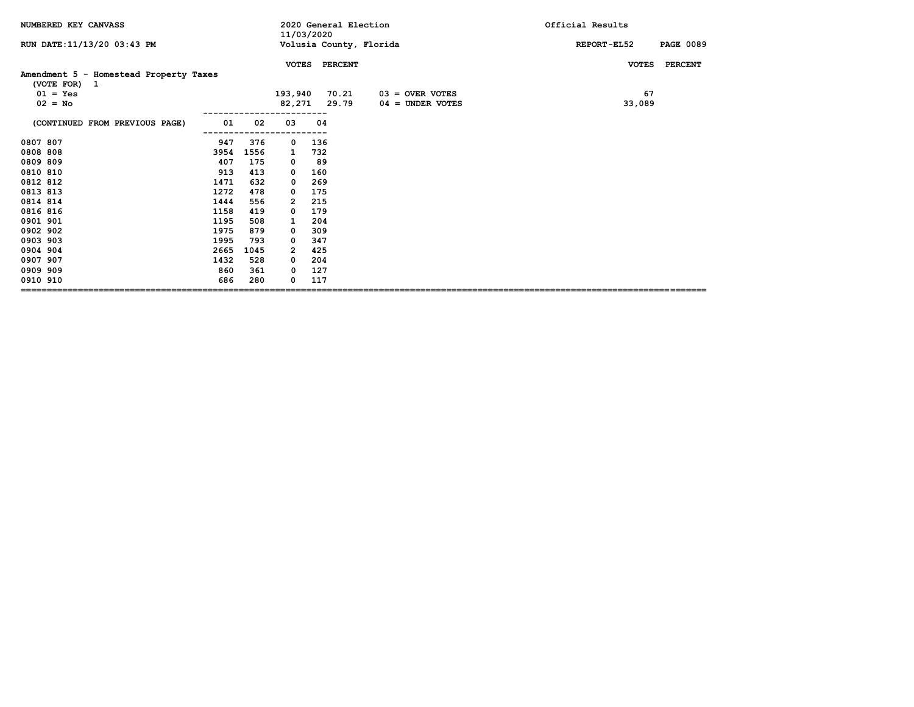NUMBERED KEY CANVASS — 2020 General Election 11/03/2020 — Official Results

RUN DATE:11/13/20 03:43 PM — Volusia County, Florida — REPORT-EL52 PAGE 0089

## Amendment 5 - Homestead Property Taxes

(VOTE FOR) 1

| | VOTES | PERCENT | | VOTES | PERCENT |
|---|---|---|---|---|---|
| 01 = Yes | 193,940 | 70.21 | 03 = OVER VOTES | 67 | |
| 02 = No | 82,271 | 29.79 | 04 = UNDER VOTES | 33,089 | |

| (CONTINUED FROM PREVIOUS PAGE) | 01 | 02 | 03 | 04 |
|---|---|---|---|---|
| 0807 807 | 947 | 376 | 0 | 136 |
| 0808 808 | 3954 | 1556 | 1 | 732 |
| 0809 809 | 407 | 175 | 0 | 89 |
| 0810 810 | 913 | 413 | 0 | 160 |
| 0812 812 | 1471 | 632 | 0 | 269 |
| 0813 813 | 1272 | 478 | 0 | 175 |
| 0814 814 | 1444 | 556 | 2 | 215 |
| 0816 816 | 1158 | 419 | 0 | 179 |
| 0901 901 | 1195 | 508 | 1 | 204 |
| 0902 902 | 1975 | 879 | 0 | 309 |
| 0903 903 | 1995 | 793 | 0 | 347 |
| 0904 904 | 2665 | 1045 | 2 | 425 |
| 0907 907 | 1432 | 528 | 0 | 204 |
| 0909 909 | 860 | 361 | 0 | 127 |
| 0910 910 | 686 | 280 | 0 | 117 |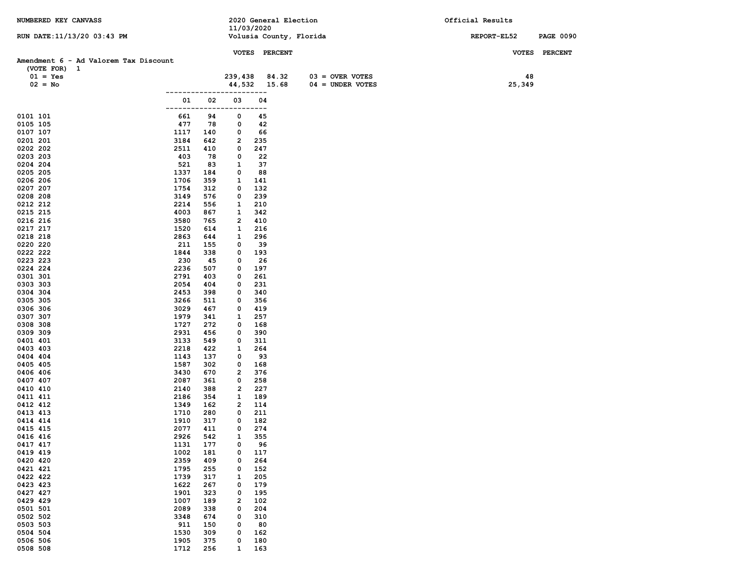NUMBERED KEY CANVASS — 2020 General Election — 11/03/2020 — Official Results

RUN DATE:11/13/20 03:43 PM — Volusia County, Florida — REPORT-EL52 PAGE 0090

## Amendment 6 - Ad Valorem Tax Discount

(VOTE FOR) 1

| | VOTES | PERCENT | | VOTES |
|---|---|---|---|---|
| 01 = Yes | 239,438 | 84.32 | 03 = OVER VOTES | 48 |
| 02 = No | 44,532 | 15.68 | 04 = UNDER VOTES | 25,349 |

| Precinct | 01 | 02 | 03 | 04 |
|---|---|---|---|---|
| 0101 101 | 661 | 94 | 0 | 45 |
| 0105 105 | 477 | 78 | 0 | 42 |
| 0107 107 | 1117 | 140 | 0 | 66 |
| 0201 201 | 3184 | 642 | 2 | 235 |
| 0202 202 | 2511 | 410 | 0 | 247 |
| 0203 203 | 403 | 78 | 0 | 22 |
| 0204 204 | 521 | 83 | 1 | 37 |
| 0205 205 | 1337 | 184 | 0 | 88 |
| 0206 206 | 1706 | 359 | 1 | 141 |
| 0207 207 | 1754 | 312 | 0 | 132 |
| 0208 208 | 3149 | 576 | 0 | 239 |
| 0212 212 | 2214 | 556 | 1 | 210 |
| 0215 215 | 4003 | 867 | 1 | 342 |
| 0216 216 | 3580 | 765 | 2 | 410 |
| 0217 217 | 1520 | 614 | 1 | 216 |
| 0218 218 | 2863 | 644 | 1 | 296 |
| 0220 220 | 211 | 155 | 0 | 39 |
| 0222 222 | 1844 | 338 | 0 | 193 |
| 0223 223 | 230 | 45 | 0 | 26 |
| 0224 224 | 2236 | 507 | 0 | 197 |
| 0301 301 | 2791 | 403 | 0 | 261 |
| 0303 303 | 2054 | 404 | 0 | 231 |
| 0304 304 | 2453 | 398 | 0 | 340 |
| 0305 305 | 3266 | 511 | 0 | 356 |
| 0306 306 | 3029 | 467 | 0 | 419 |
| 0307 307 | 1979 | 341 | 1 | 257 |
| 0308 308 | 1727 | 272 | 0 | 168 |
| 0309 309 | 2931 | 456 | 0 | 390 |
| 0401 401 | 3133 | 549 | 0 | 311 |
| 0403 403 | 2218 | 422 | 1 | 264 |
| 0404 404 | 1143 | 137 | 0 | 93 |
| 0405 405 | 1587 | 302 | 0 | 168 |
| 0406 406 | 3430 | 670 | 2 | 376 |
| 0407 407 | 2087 | 361 | 0 | 258 |
| 0410 410 | 2140 | 388 | 2 | 227 |
| 0411 411 | 2186 | 354 | 1 | 189 |
| 0412 412 | 1349 | 162 | 2 | 114 |
| 0413 413 | 1710 | 280 | 0 | 211 |
| 0414 414 | 1910 | 317 | 0 | 182 |
| 0415 415 | 2077 | 411 | 0 | 274 |
| 0416 416 | 2926 | 542 | 1 | 355 |
| 0417 417 | 1131 | 177 | 0 | 96 |
| 0419 419 | 1002 | 181 | 0 | 117 |
| 0420 420 | 2359 | 409 | 0 | 264 |
| 0421 421 | 1795 | 255 | 0 | 152 |
| 0422 422 | 1739 | 317 | 1 | 205 |
| 0423 423 | 1622 | 267 | 0 | 179 |
| 0427 427 | 1901 | 323 | 0 | 195 |
| 0429 429 | 1007 | 189 | 2 | 102 |
| 0501 501 | 2089 | 338 | 0 | 204 |
| 0502 502 | 3348 | 674 | 0 | 310 |
| 0503 503 | 911 | 150 | 0 | 80 |
| 0504 504 | 1530 | 309 | 0 | 162 |
| 0506 506 | 1905 | 375 | 0 | 180 |
| 0508 508 | 1712 | 256 | 1 | 163 |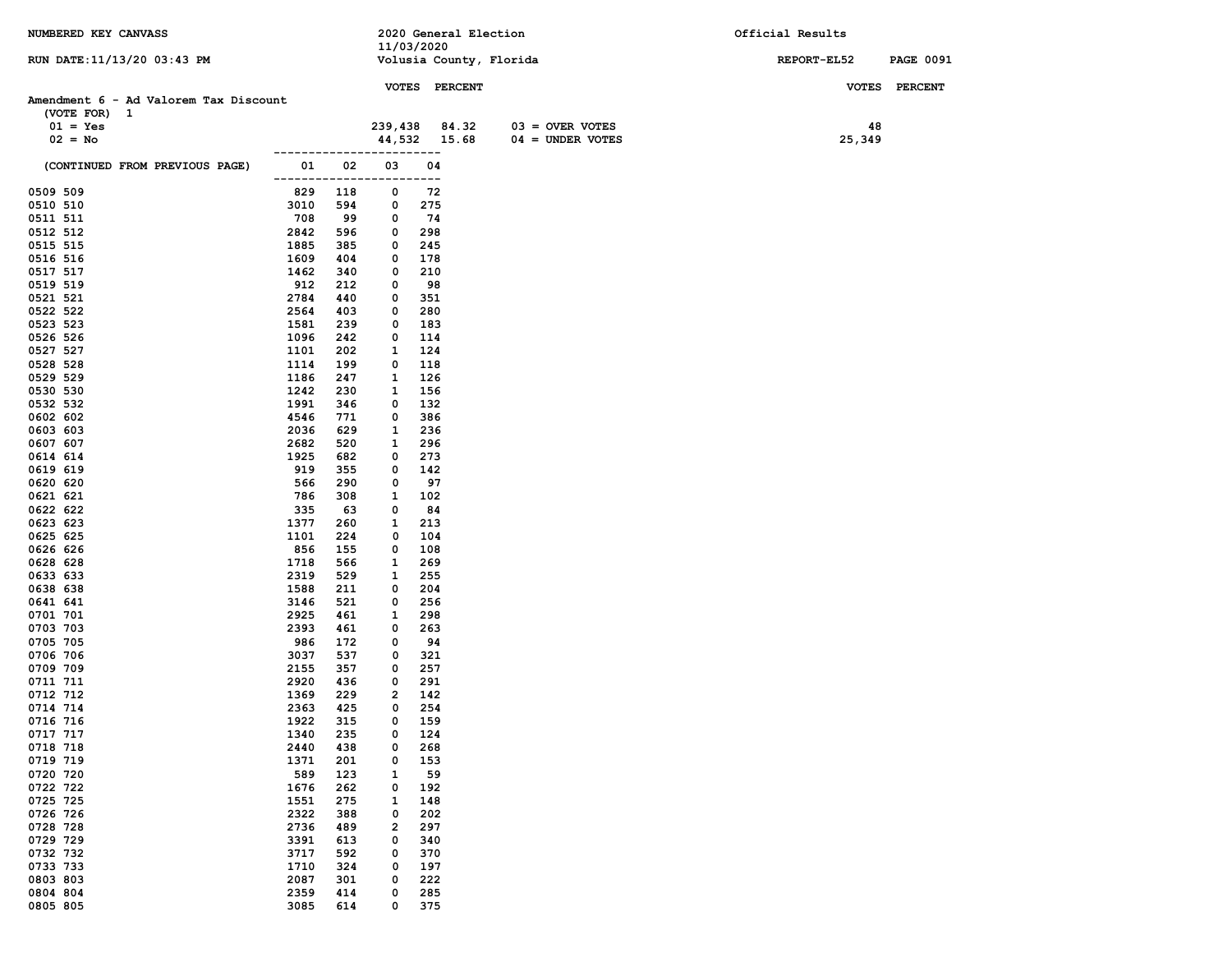NUMBERED KEY CANVASS

2020 General Election
11/03/2020
Volusia County, Florida

Official Results

RUN DATE:11/13/20 03:43 PM

REPORT-EL52

## Amendment 6 - Ad Valorem Tax Discount

(VOTE FOR) 1

| | VOTES | PERCENT | | VOTES | PERCENT |
|---|---|---|---|---|---|
| 01 = Yes | 239,438 | 84.32 | 03 = OVER VOTES | 48 | |
| 02 = No | 44,532 | 15.68 | 04 = UNDER VOTES | 25,349 | |

| (CONTINUED FROM PREVIOUS PAGE) | 01 | 02 | 03 | 04 |
|---|---|---|---|---|
| 0509 509 | 829 | 118 | 0 | 72 |
| 0510 510 | 3010 | 594 | 0 | 275 |
| 0511 511 | 708 | 99 | 0 | 74 |
| 0512 512 | 2842 | 596 | 0 | 298 |
| 0515 515 | 1885 | 385 | 0 | 245 |
| 0516 516 | 1609 | 404 | 0 | 178 |
| 0517 517 | 1462 | 340 | 0 | 210 |
| 0519 519 | 912 | 212 | 0 | 98 |
| 0521 521 | 2784 | 440 | 0 | 351 |
| 0522 522 | 2564 | 403 | 0 | 280 |
| 0523 523 | 1581 | 239 | 0 | 183 |
| 0526 526 | 1096 | 242 | 0 | 114 |
| 0527 527 | 1101 | 202 | 1 | 124 |
| 0528 528 | 1114 | 199 | 0 | 118 |
| 0529 529 | 1186 | 247 | 1 | 126 |
| 0530 530 | 1242 | 230 | 1 | 156 |
| 0532 532 | 1991 | 346 | 0 | 132 |
| 0602 602 | 4546 | 771 | 0 | 386 |
| 0603 603 | 2036 | 629 | 1 | 236 |
| 0607 607 | 2682 | 520 | 1 | 296 |
| 0614 614 | 1925 | 682 | 0 | 273 |
| 0619 619 | 919 | 355 | 0 | 142 |
| 0620 620 | 566 | 290 | 0 | 97 |
| 0621 621 | 786 | 308 | 1 | 102 |
| 0622 622 | 335 | 63 | 0 | 84 |
| 0623 623 | 1377 | 260 | 1 | 213 |
| 0625 625 | 1101 | 224 | 0 | 104 |
| 0626 626 | 856 | 155 | 0 | 108 |
| 0628 628 | 1718 | 566 | 1 | 269 |
| 0633 633 | 2319 | 529 | 1 | 255 |
| 0638 638 | 1588 | 211 | 0 | 204 |
| 0641 641 | 3146 | 521 | 0 | 256 |
| 0701 701 | 2925 | 461 | 1 | 298 |
| 0703 703 | 2393 | 461 | 0 | 263 |
| 0705 705 | 986 | 172 | 0 | 94 |
| 0706 706 | 3037 | 537 | 0 | 321 |
| 0709 709 | 2155 | 357 | 0 | 257 |
| 0711 711 | 2920 | 436 | 0 | 291 |
| 0712 712 | 1369 | 229 | 2 | 142 |
| 0714 714 | 2363 | 425 | 0 | 254 |
| 0716 716 | 1922 | 315 | 0 | 159 |
| 0717 717 | 1340 | 235 | 0 | 124 |
| 0718 718 | 2440 | 438 | 0 | 268 |
| 0719 719 | 1371 | 201 | 0 | 153 |
| 0720 720 | 589 | 123 | 1 | 59 |
| 0722 722 | 1676 | 262 | 0 | 192 |
| 0725 725 | 1551 | 275 | 1 | 148 |
| 0726 726 | 2322 | 388 | 0 | 202 |
| 0728 728 | 2736 | 489 | 2 | 297 |
| 0729 729 | 3391 | 613 | 0 | 340 |
| 0732 732 | 3717 | 592 | 0 | 370 |
| 0733 733 | 1710 | 324 | 0 | 197 |
| 0803 803 | 2087 | 301 | 0 | 222 |
| 0804 804 | 2359 | 414 | 0 | 285 |
| 0805 805 | 3085 | 614 | 0 | 375 |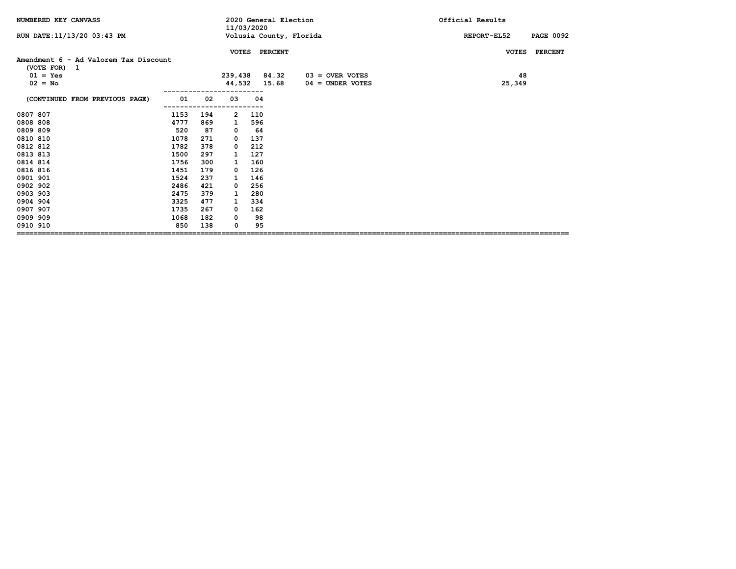NUMBERED KEY CANVASS — 2020 General Election — 11/03/2020 — Official Results

RUN DATE:11/13/20 03:43 PM — Volusia County, Florida — REPORT-EL52

## Amendment 6 - Ad Valorem Tax Discount

(VOTE FOR) 1

| | VOTES | PERCENT |
|---|---|---|
| 01 = Yes | 239,438 | 84.32 |
| 02 = No | 44,532 | 15.68 |

| | VOTES | PERCENT |
|---|---|---|
| 03 = OVER VOTES | 48 | |
| 04 = UNDER VOTES | 25,349 | |

| (CONTINUED FROM PREVIOUS PAGE) | 01 | 02 | 03 | 04 |
|---|---|---|---|---|
| 0807 807 | 1153 | 194 | 2 | 110 |
| 0808 808 | 4777 | 869 | 1 | 596 |
| 0809 809 | 520 | 87 | 0 | 64 |
| 0810 810 | 1078 | 271 | 0 | 137 |
| 0812 812 | 1782 | 378 | 0 | 212 |
| 0813 813 | 1500 | 297 | 1 | 127 |
| 0814 814 | 1756 | 300 | 1 | 160 |
| 0816 816 | 1451 | 179 | 0 | 126 |
| 0901 901 | 1524 | 237 | 1 | 146 |
| 0902 902 | 2486 | 421 | 0 | 256 |
| 0903 903 | 2475 | 379 | 1 | 280 |
| 0904 904 | 3325 | 477 | 1 | 334 |
| 0907 907 | 1735 | 267 | 0 | 162 |
| 0909 909 | 1068 | 182 | 0 | 98 |
| 0910 910 | 850 | 138 | 0 | 95 |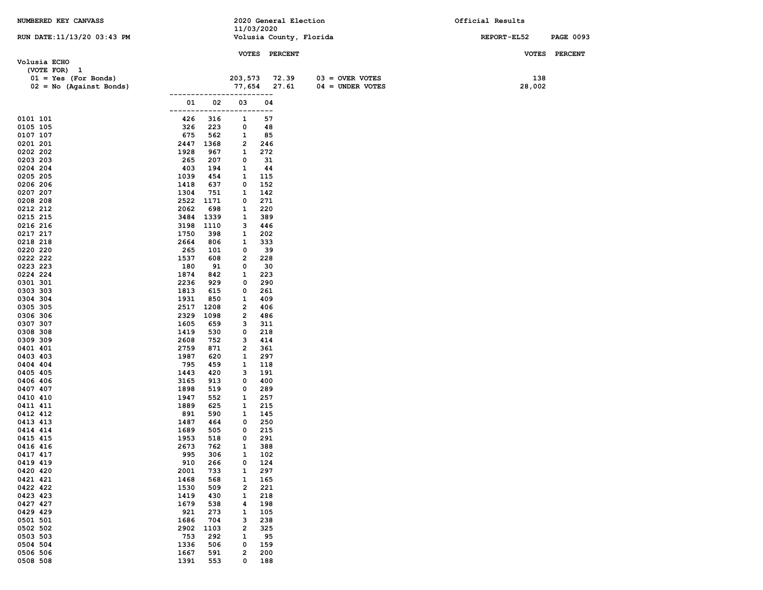NUMBERED KEY CANVASS

RUN DATE:11/13/20 03:43 PM

2020 General Election
11/03/2020
Volusia County, Florida

Official Results

REPORT-EL52

## Volusia ECHO

(VOTE FOR) 1

| | VOTES | PERCENT | | VOTES |
|---|---|---|---|---|
| 01 = Yes (For Bonds) | 203,573 | 72.39 | 03 = OVER VOTES | 138 |
| 02 = No (Against Bonds) | 77,654 | 27.61 | 04 = UNDER VOTES | 28,002 |

| Precinct | 01 | 02 | 03 | 04 |
|---|---|---|---|---|
| 0101 101 | 426 | 316 | 1 | 57 |
| 0105 105 | 326 | 223 | 0 | 48 |
| 0107 107 | 675 | 562 | 1 | 85 |
| 0201 201 | 2447 | 1368 | 2 | 246 |
| 0202 202 | 1928 | 967 | 1 | 272 |
| 0203 203 | 265 | 207 | 0 | 31 |
| 0204 204 | 403 | 194 | 1 | 44 |
| 0205 205 | 1039 | 454 | 1 | 115 |
| 0206 206 | 1418 | 637 | 0 | 152 |
| 0207 207 | 1304 | 751 | 1 | 142 |
| 0208 208 | 2522 | 1171 | 0 | 271 |
| 0212 212 | 2062 | 698 | 1 | 220 |
| 0215 215 | 3484 | 1339 | 1 | 389 |
| 0216 216 | 3198 | 1110 | 3 | 446 |
| 0217 217 | 1750 | 398 | 1 | 202 |
| 0218 218 | 2664 | 806 | 1 | 333 |
| 0220 220 | 265 | 101 | 0 | 39 |
| 0222 222 | 1537 | 608 | 2 | 228 |
| 0223 223 | 180 | 91 | 0 | 30 |
| 0224 224 | 1874 | 842 | 1 | 223 |
| 0301 301 | 2236 | 929 | 0 | 290 |
| 0303 303 | 1813 | 615 | 0 | 261 |
| 0304 304 | 1931 | 850 | 1 | 409 |
| 0305 305 | 2517 | 1208 | 2 | 406 |
| 0306 306 | 2329 | 1098 | 2 | 486 |
| 0307 307 | 1605 | 659 | 3 | 311 |
| 0308 308 | 1419 | 530 | 0 | 218 |
| 0309 309 | 2608 | 752 | 3 | 414 |
| 0401 401 | 2759 | 871 | 2 | 361 |
| 0403 403 | 1987 | 620 | 1 | 297 |
| 0404 404 | 795 | 459 | 1 | 118 |
| 0405 405 | 1443 | 420 | 3 | 191 |
| 0406 406 | 3165 | 913 | 0 | 400 |
| 0407 407 | 1898 | 519 | 0 | 289 |
| 0410 410 | 1947 | 552 | 1 | 257 |
| 0411 411 | 1889 | 625 | 1 | 215 |
| 0412 412 | 891 | 590 | 1 | 145 |
| 0413 413 | 1487 | 464 | 0 | 250 |
| 0414 414 | 1689 | 505 | 0 | 215 |
| 0415 415 | 1953 | 518 | 0 | 291 |
| 0416 416 | 2673 | 762 | 1 | 388 |
| 0417 417 | 995 | 306 | 1 | 102 |
| 0419 419 | 910 | 266 | 0 | 124 |
| 0420 420 | 2001 | 733 | 1 | 297 |
| 0421 421 | 1468 | 568 | 1 | 165 |
| 0422 422 | 1530 | 509 | 2 | 221 |
| 0423 423 | 1419 | 430 | 1 | 218 |
| 0427 427 | 1679 | 538 | 4 | 198 |
| 0429 429 | 921 | 273 | 1 | 105 |
| 0501 501 | 1686 | 704 | 3 | 238 |
| 0502 502 | 2902 | 1103 | 2 | 325 |
| 0503 503 | 753 | 292 | 1 | 95 |
| 0504 504 | 1336 | 506 | 0 | 159 |
| 0506 506 | 1667 | 591 | 2 | 200 |
| 0508 508 | 1391 | 553 | 0 | 188 |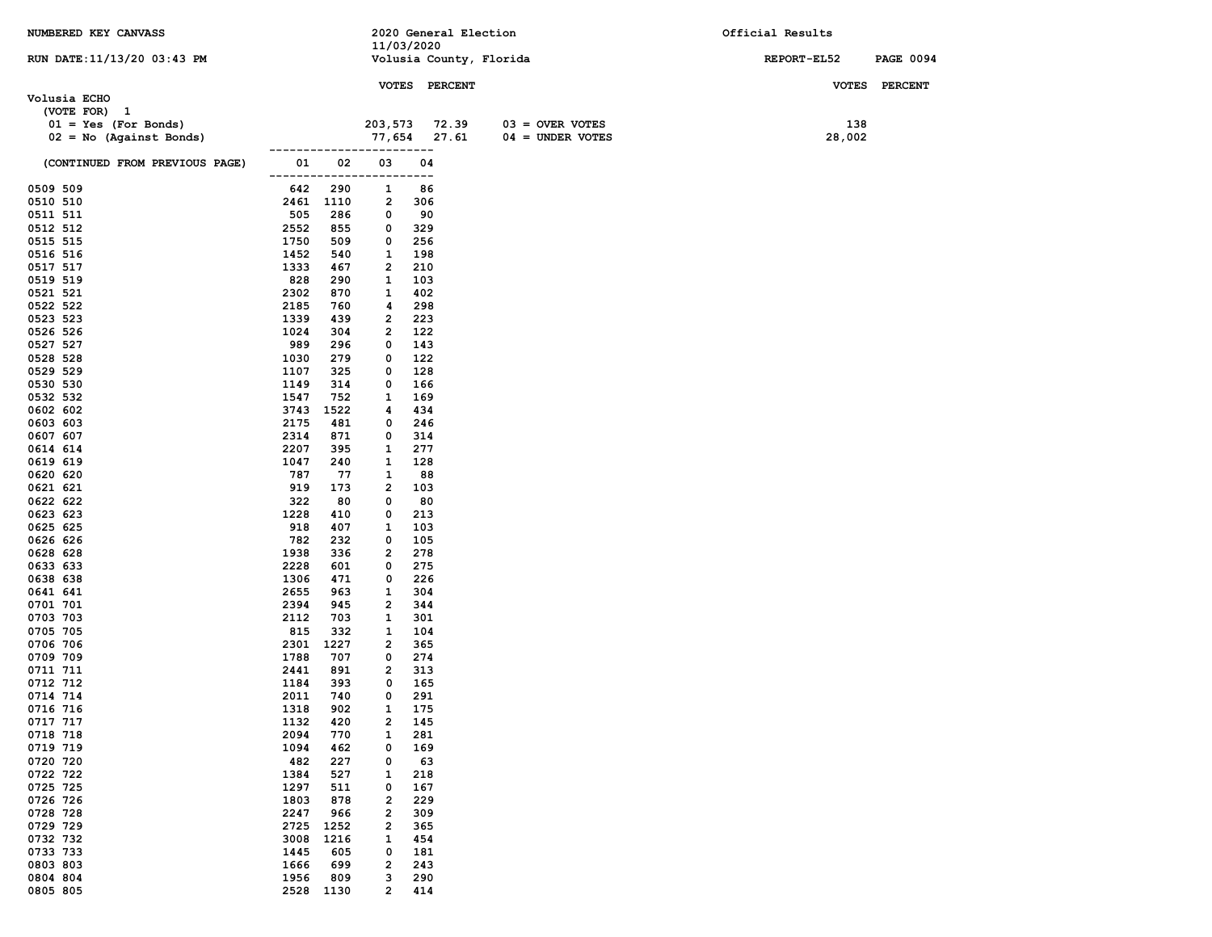NUMBERED KEY CANVASS — 2020 General Election 11/03/2020 — Volusia County, Florida — Official Results

RUN DATE:11/13/20 03:43 PM — REPORT-EL52

**Volusia ECHO**
(VOTE FOR) 1

| | VOTES | PERCENT | | VOTES |
|---|---|---|---|---|
| 01 = Yes (For Bonds) | 203,573 | 72.39 | 03 = OVER VOTES | 138 |
| 02 = No (Against Bonds) | 77,654 | 27.61 | 04 = UNDER VOTES | 28,002 |

(CONTINUED FROM PREVIOUS PAGE)

| Precinct | 01 | 02 | 03 | 04 |
|---|---|---|---|---|
| 0509 509 | 642 | 290 | 1 | 86 |
| 0510 510 | 2461 | 1110 | 2 | 306 |
| 0511 511 | 505 | 286 | 0 | 90 |
| 0512 512 | 2552 | 855 | 0 | 329 |
| 0515 515 | 1750 | 509 | 0 | 256 |
| 0516 516 | 1452 | 540 | 1 | 198 |
| 0517 517 | 1333 | 467 | 2 | 210 |
| 0519 519 | 828 | 290 | 1 | 103 |
| 0521 521 | 2302 | 870 | 1 | 402 |
| 0522 522 | 2185 | 760 | 4 | 298 |
| 0523 523 | 1339 | 439 | 2 | 223 |
| 0526 526 | 1024 | 304 | 2 | 122 |
| 0527 527 | 989 | 296 | 0 | 143 |
| 0528 528 | 1030 | 279 | 0 | 122 |
| 0529 529 | 1107 | 325 | 0 | 128 |
| 0530 530 | 1149 | 314 | 0 | 166 |
| 0532 532 | 1547 | 752 | 1 | 169 |
| 0602 602 | 3743 | 1522 | 4 | 434 |
| 0603 603 | 2175 | 481 | 0 | 246 |
| 0607 607 | 2314 | 871 | 0 | 314 |
| 0614 614 | 2207 | 395 | 1 | 277 |
| 0619 619 | 1047 | 240 | 1 | 128 |
| 0620 620 | 787 | 77 | 1 | 88 |
| 0621 621 | 919 | 173 | 2 | 103 |
| 0622 622 | 322 | 80 | 0 | 80 |
| 0623 623 | 1228 | 410 | 0 | 213 |
| 0625 625 | 918 | 407 | 1 | 103 |
| 0626 626 | 782 | 232 | 0 | 105 |
| 0628 628 | 1938 | 336 | 2 | 278 |
| 0633 633 | 2228 | 601 | 0 | 275 |
| 0638 638 | 1306 | 471 | 0 | 226 |
| 0641 641 | 2655 | 963 | 1 | 304 |
| 0701 701 | 2394 | 945 | 2 | 344 |
| 0703 703 | 2112 | 703 | 1 | 301 |
| 0705 705 | 815 | 332 | 1 | 104 |
| 0706 706 | 2301 | 1227 | 2 | 365 |
| 0709 709 | 1788 | 707 | 0 | 274 |
| 0711 711 | 2441 | 891 | 2 | 313 |
| 0712 712 | 1184 | 393 | 0 | 165 |
| 0714 714 | 2011 | 740 | 0 | 291 |
| 0716 716 | 1318 | 902 | 1 | 175 |
| 0717 717 | 1132 | 420 | 2 | 145 |
| 0718 718 | 2094 | 770 | 1 | 281 |
| 0719 719 | 1094 | 462 | 0 | 169 |
| 0720 720 | 482 | 227 | 0 | 63 |
| 0722 722 | 1384 | 527 | 1 | 218 |
| 0725 725 | 1297 | 511 | 0 | 167 |
| 0726 726 | 1803 | 878 | 2 | 229 |
| 0728 728 | 2247 | 966 | 2 | 309 |
| 0729 729 | 2725 | 1252 | 2 | 365 |
| 0732 732 | 3008 | 1216 | 1 | 454 |
| 0733 733 | 1445 | 605 | 0 | 181 |
| 0803 803 | 1666 | 699 | 2 | 243 |
| 0804 804 | 1956 | 809 | 3 | 290 |
| 0805 805 | 2528 | 1130 | 2 | 414 |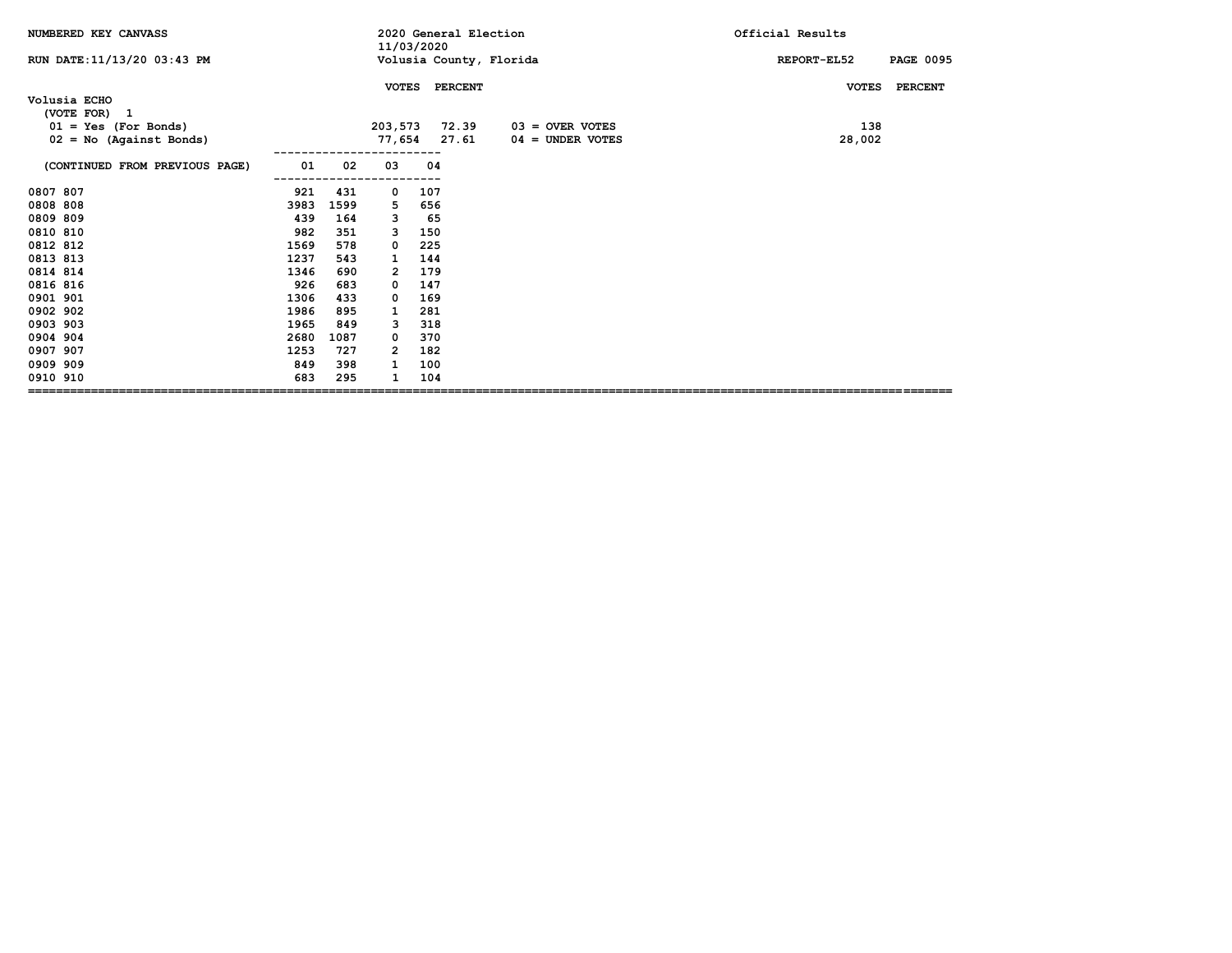NUMBERED KEY CANVASS

2020 General Election
11/03/2020
Volusia County, Florida

Official Results

REPORT-EL52

## Volusia ECHO

(VOTE FOR) 1

| | VOTES | PERCENT | | VOTES | PERCENT |
|---|---|---|---|---|---|
| 01 = Yes (For Bonds) | 203,573 | 72.39 | 03 = OVER VOTES | 138 | |
| 02 = No (Against Bonds) | 77,654 | 27.61 | 04 = UNDER VOTES | 28,002 | |

| (CONTINUED FROM PREVIOUS PAGE) | 01 | 02 | 03 | 04 |
|---|---|---|---|---|
| 0807 807 | 921 | 431 | 0 | 107 |
| 0808 808 | 3983 | 1599 | 5 | 656 |
| 0809 809 | 439 | 164 | 3 | 65 |
| 0810 810 | 982 | 351 | 3 | 150 |
| 0812 812 | 1569 | 578 | 0 | 225 |
| 0813 813 | 1237 | 543 | 1 | 144 |
| 0814 814 | 1346 | 690 | 2 | 179 |
| 0816 816 | 926 | 683 | 0 | 147 |
| 0901 901 | 1306 | 433 | 0 | 169 |
| 0902 902 | 1986 | 895 | 1 | 281 |
| 0903 903 | 1965 | 849 | 3 | 318 |
| 0904 904 | 2680 | 1087 | 0 | 370 |
| 0907 907 | 1253 | 727 | 2 | 182 |
| 0909 909 | 849 | 398 | 1 | 100 |
| 0910 910 | 683 | 295 | 1 | 104 |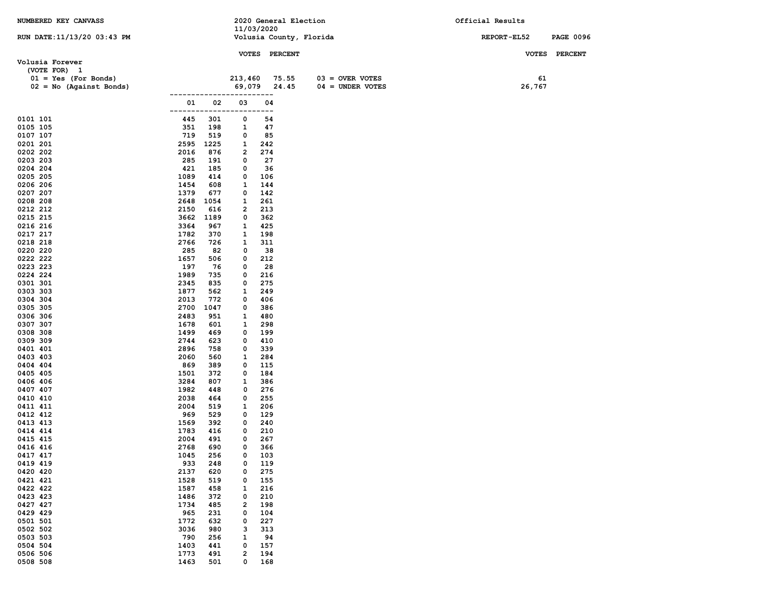NUMBERED KEY CANVASS — 2020 General Election 11/03/2020 — Official Results

RUN DATE:11/13/20 03:43 PM — Volusia County, Florida — REPORT-EL52

## Volusia Forever

(VOTE FOR) 1

| | VOTES | PERCENT |
|---|---|---|
| 01 = Yes (For Bonds) | 213,460 | 75.55 |
| 02 = No (Against Bonds) | 69,079 | 24.45 |

| | VOTES | PERCENT |
|---|---|---|
| 03 = OVER VOTES | 61 | |
| 04 = UNDER VOTES | 26,767 | |

| Precinct | 01 | 02 | 03 | 04 |
|---|---|---|---|---|
| 0101 101 | 445 | 301 | 0 | 54 |
| 0105 105 | 351 | 198 | 1 | 47 |
| 0107 107 | 719 | 519 | 0 | 85 |
| 0201 201 | 2595 | 1225 | 1 | 242 |
| 0202 202 | 2016 | 876 | 2 | 274 |
| 0203 203 | 285 | 191 | 0 | 27 |
| 0204 204 | 421 | 185 | 0 | 36 |
| 0205 205 | 1089 | 414 | 0 | 106 |
| 0206 206 | 1454 | 608 | 1 | 144 |
| 0207 207 | 1379 | 677 | 0 | 142 |
| 0208 208 | 2648 | 1054 | 1 | 261 |
| 0212 212 | 2150 | 616 | 2 | 213 |
| 0215 215 | 3662 | 1189 | 0 | 362 |
| 0216 216 | 3364 | 967 | 1 | 425 |
| 0217 217 | 1782 | 370 | 1 | 198 |
| 0218 218 | 2766 | 726 | 1 | 311 |
| 0220 220 | 285 | 82 | 0 | 38 |
| 0222 222 | 1657 | 506 | 0 | 212 |
| 0223 223 | 197 | 76 | 0 | 28 |
| 0224 224 | 1989 | 735 | 0 | 216 |
| 0301 301 | 2345 | 835 | 0 | 275 |
| 0303 303 | 1877 | 562 | 1 | 249 |
| 0304 304 | 2013 | 772 | 0 | 406 |
| 0305 305 | 2700 | 1047 | 0 | 386 |
| 0306 306 | 2483 | 951 | 1 | 480 |
| 0307 307 | 1678 | 601 | 1 | 298 |
| 0308 308 | 1499 | 469 | 0 | 199 |
| 0309 309 | 2744 | 623 | 0 | 410 |
| 0401 401 | 2896 | 758 | 0 | 339 |
| 0403 403 | 2060 | 560 | 1 | 284 |
| 0404 404 | 869 | 389 | 0 | 115 |
| 0405 405 | 1501 | 372 | 0 | 184 |
| 0406 406 | 3284 | 807 | 1 | 386 |
| 0407 407 | 1982 | 448 | 0 | 276 |
| 0410 410 | 2038 | 464 | 0 | 255 |
| 0411 411 | 2004 | 519 | 1 | 206 |
| 0412 412 | 969 | 529 | 0 | 129 |
| 0413 413 | 1569 | 392 | 0 | 240 |
| 0414 414 | 1783 | 416 | 0 | 210 |
| 0415 415 | 2004 | 491 | 0 | 267 |
| 0416 416 | 2768 | 690 | 0 | 366 |
| 0417 417 | 1045 | 256 | 0 | 103 |
| 0419 419 | 933 | 248 | 0 | 119 |
| 0420 420 | 2137 | 620 | 0 | 275 |
| 0421 421 | 1528 | 519 | 0 | 155 |
| 0422 422 | 1587 | 458 | 1 | 216 |
| 0423 423 | 1486 | 372 | 0 | 210 |
| 0427 427 | 1734 | 485 | 2 | 198 |
| 0429 429 | 965 | 231 | 0 | 104 |
| 0501 501 | 1772 | 632 | 0 | 227 |
| 0502 502 | 3036 | 980 | 3 | 313 |
| 0503 503 | 790 | 256 | 1 | 94 |
| 0504 504 | 1403 | 441 | 0 | 157 |
| 0506 506 | 1773 | 491 | 2 | 194 |
| 0508 508 | 1463 | 501 | 0 | 168 |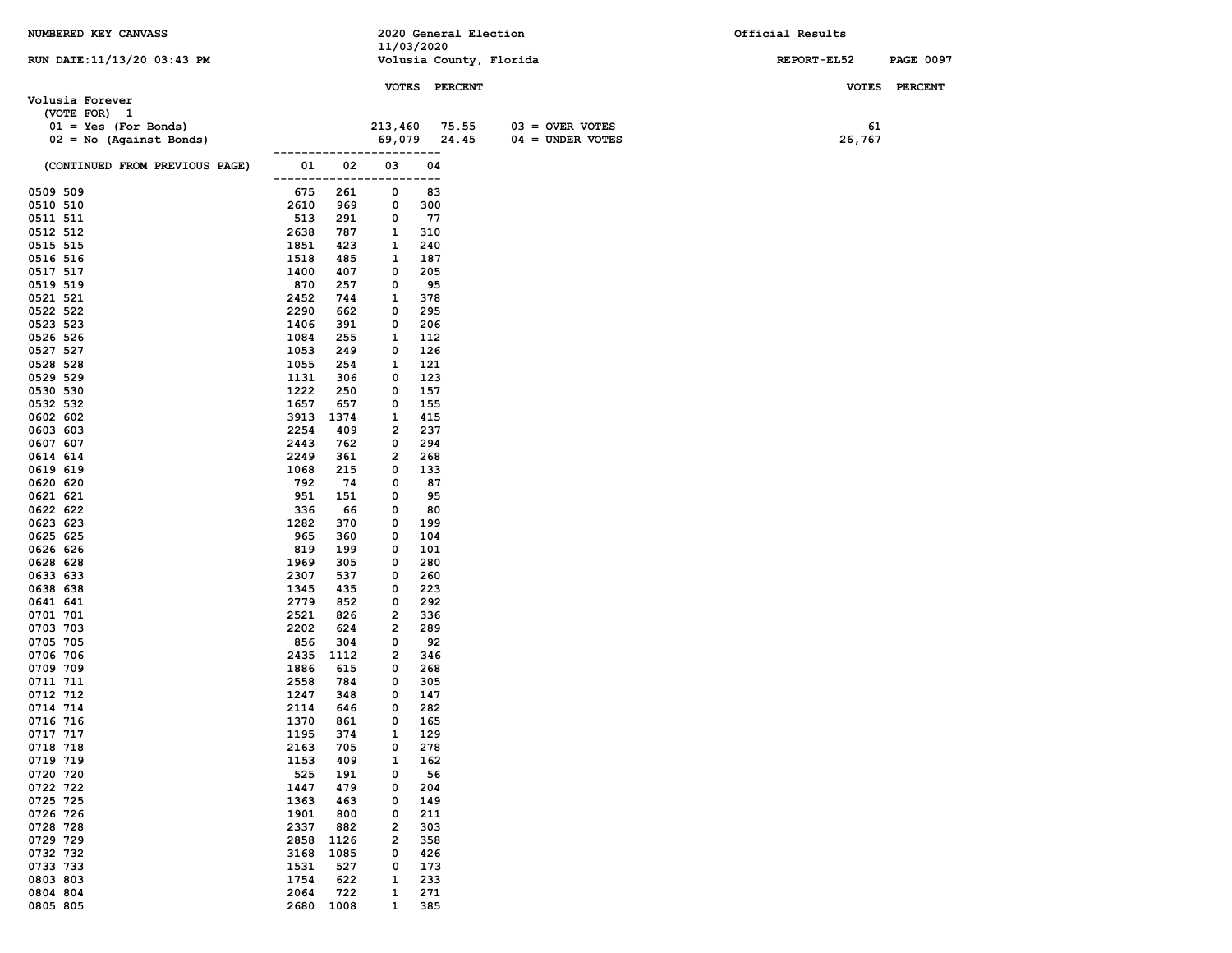NUMBERED KEY CANVASS

2020 General Election
11/03/2020
Volusia County, Florida

Official Results

RUN DATE:11/13/20 03:43 PM

REPORT-EL52

## Volusia Forever

(VOTE FOR) 1

| | VOTES | PERCENT | | VOTES |
|---|---|---|---|---|
| 01 = Yes (For Bonds) | 213,460 | 75.55 | 03 = OVER VOTES | 61 |
| 02 = No (Against Bonds) | 69,079 | 24.45 | 04 = UNDER VOTES | 26,767 |

(CONTINUED FROM PREVIOUS PAGE)

| Precinct | 01 | 02 | 03 | 04 |
|---|---|---|---|---|
| 0509 509 | 675 | 261 | 0 | 83 |
| 0510 510 | 2610 | 969 | 0 | 300 |
| 0511 511 | 513 | 291 | 0 | 77 |
| 0512 512 | 2638 | 787 | 1 | 310 |
| 0515 515 | 1851 | 423 | 1 | 240 |
| 0516 516 | 1518 | 485 | 1 | 187 |
| 0517 517 | 1400 | 407 | 0 | 205 |
| 0519 519 | 870 | 257 | 0 | 95 |
| 0521 521 | 2452 | 744 | 1 | 378 |
| 0522 522 | 2290 | 662 | 0 | 295 |
| 0523 523 | 1406 | 391 | 0 | 206 |
| 0526 526 | 1084 | 255 | 1 | 112 |
| 0527 527 | 1053 | 249 | 0 | 126 |
| 0528 528 | 1055 | 254 | 1 | 121 |
| 0529 529 | 1131 | 306 | 0 | 123 |
| 0530 530 | 1222 | 250 | 0 | 157 |
| 0532 532 | 1657 | 657 | 0 | 155 |
| 0602 602 | 3913 | 1374 | 1 | 415 |
| 0603 603 | 2254 | 409 | 2 | 237 |
| 0607 607 | 2443 | 762 | 0 | 294 |
| 0614 614 | 2249 | 361 | 2 | 268 |
| 0619 619 | 1068 | 215 | 0 | 133 |
| 0620 620 | 792 | 74 | 0 | 87 |
| 0621 621 | 951 | 151 | 0 | 95 |
| 0622 622 | 336 | 66 | 0 | 80 |
| 0623 623 | 1282 | 370 | 0 | 199 |
| 0625 625 | 965 | 360 | 0 | 104 |
| 0626 626 | 819 | 199 | 0 | 101 |
| 0628 628 | 1969 | 305 | 0 | 280 |
| 0633 633 | 2307 | 537 | 0 | 260 |
| 0638 638 | 1345 | 435 | 0 | 223 |
| 0641 641 | 2779 | 852 | 0 | 292 |
| 0701 701 | 2521 | 826 | 2 | 336 |
| 0703 703 | 2202 | 624 | 2 | 289 |
| 0705 705 | 856 | 304 | 0 | 92 |
| 0706 706 | 2435 | 1112 | 2 | 346 |
| 0709 709 | 1886 | 615 | 0 | 268 |
| 0711 711 | 2558 | 784 | 0 | 305 |
| 0712 712 | 1247 | 348 | 0 | 147 |
| 0714 714 | 2114 | 646 | 0 | 282 |
| 0716 716 | 1370 | 861 | 0 | 165 |
| 0717 717 | 1195 | 374 | 1 | 129 |
| 0718 718 | 2163 | 705 | 0 | 278 |
| 0719 719 | 1153 | 409 | 1 | 162 |
| 0720 720 | 525 | 191 | 0 | 56 |
| 0722 722 | 1447 | 479 | 0 | 204 |
| 0725 725 | 1363 | 463 | 0 | 149 |
| 0726 726 | 1901 | 800 | 0 | 211 |
| 0728 728 | 2337 | 882 | 2 | 303 |
| 0729 729 | 2858 | 1126 | 2 | 358 |
| 0732 732 | 3168 | 1085 | 0 | 426 |
| 0733 733 | 1531 | 527 | 0 | 173 |
| 0803 803 | 1754 | 622 | 1 | 233 |
| 0804 804 | 2064 | 722 | 1 | 271 |
| 0805 805 | 2680 | 1008 | 1 | 385 |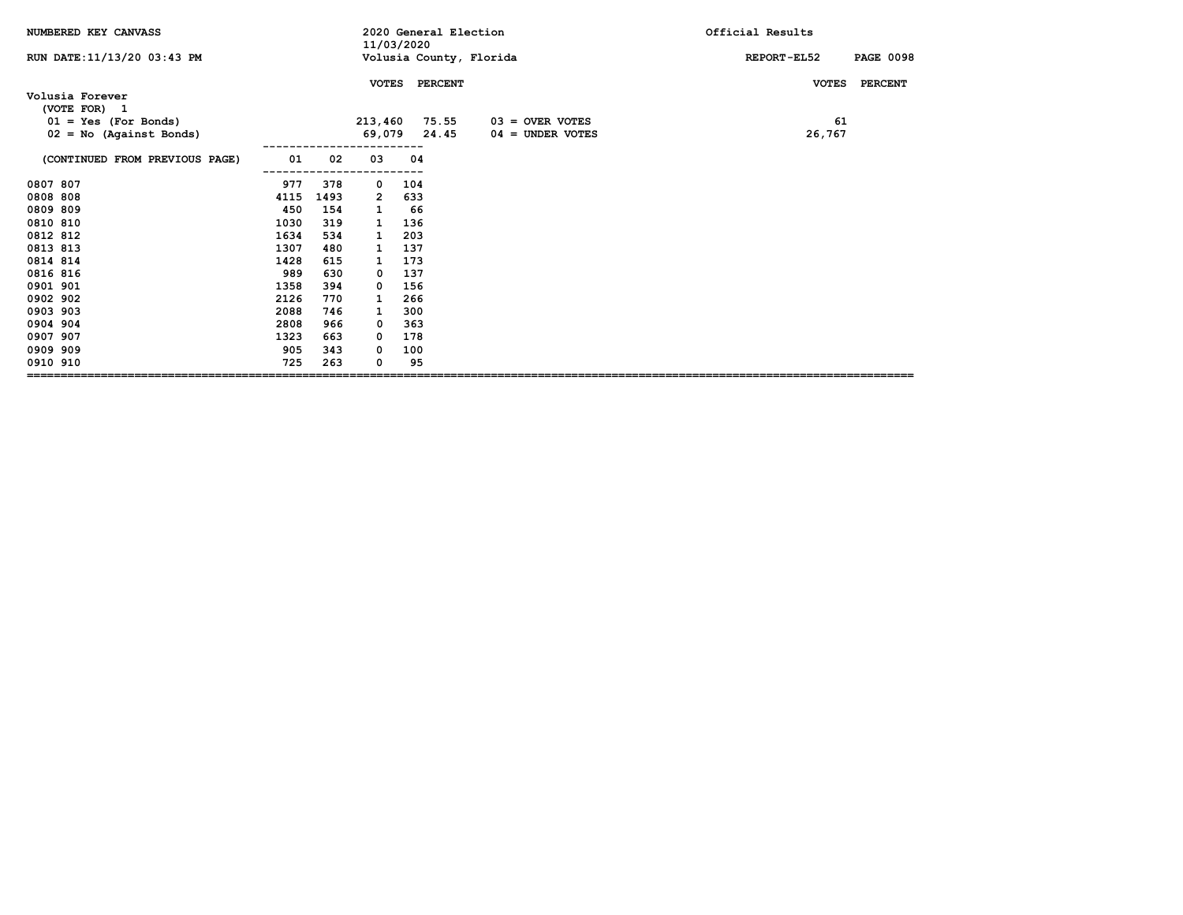NUMBERED KEY CANVASS

2020 General Election
11/03/2020
Volusia County, Florida

Official Results

RUN DATE:11/13/20 03:43 PM

REPORT-EL52

## Volusia Forever

(VOTE FOR) 1

| | VOTES | PERCENT | | VOTES | PERCENT |
|---|---|---|---|---|---|
| 01 = Yes (For Bonds) | 213,460 | 75.55 | 03 = OVER VOTES | 61 | |
| 02 = No (Against Bonds) | 69,079 | 24.45 | 04 = UNDER VOTES | 26,767 | |

| (CONTINUED FROM PREVIOUS PAGE) | 01 | 02 | 03 | 04 |
|---|---|---|---|---|
| 0807 807 | 977 | 378 | 0 | 104 |
| 0808 808 | 4115 | 1493 | 2 | 633 |
| 0809 809 | 450 | 154 | 1 | 66 |
| 0810 810 | 1030 | 319 | 1 | 136 |
| 0812 812 | 1634 | 534 | 1 | 203 |
| 0813 813 | 1307 | 480 | 1 | 137 |
| 0814 814 | 1428 | 615 | 1 | 173 |
| 0816 816 | 989 | 630 | 0 | 137 |
| 0901 901 | 1358 | 394 | 0 | 156 |
| 0902 902 | 2126 | 770 | 1 | 266 |
| 0903 903 | 2088 | 746 | 1 | 300 |
| 0904 904 | 2808 | 966 | 0 | 363 |
| 0907 907 | 1323 | 663 | 0 | 178 |
| 0909 909 | 905 | 343 | 0 | 100 |
| 0910 910 | 725 | 263 | 0 | 95 |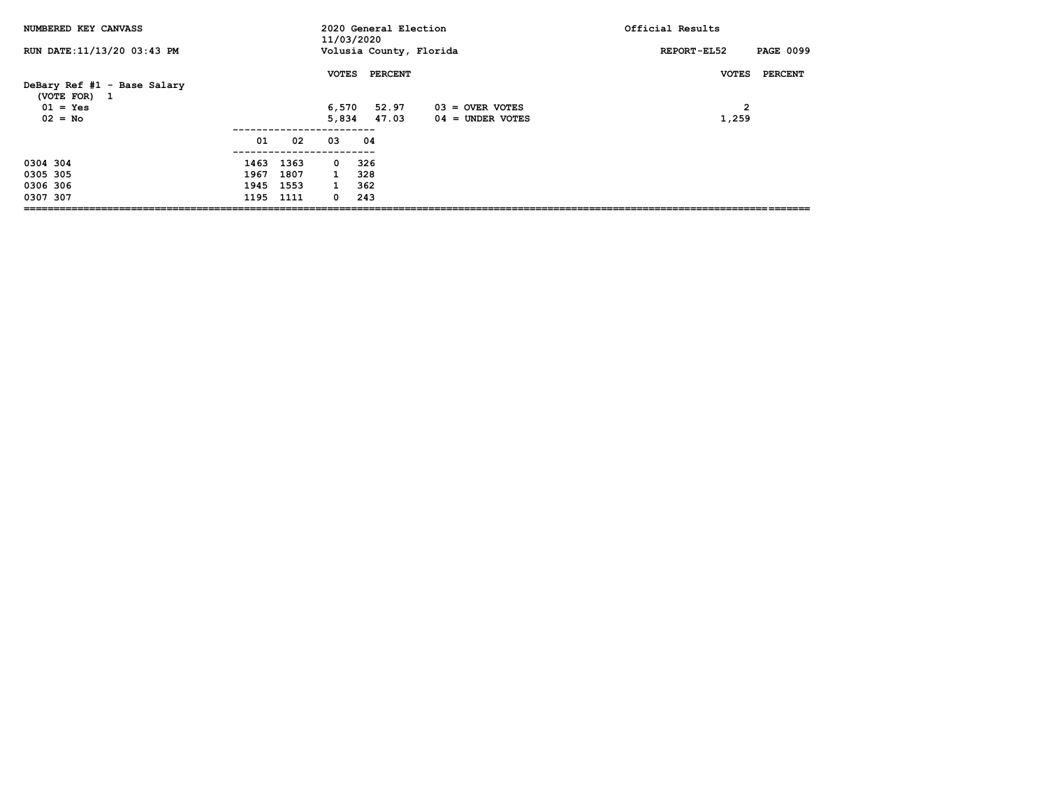NUMBERED KEY CANVASS — 2020 General Election 11/03/2020 — Official Results

RUN DATE:11/13/20 03:43 PM — Volusia County, Florida — REPORT-EL52

## DeBary Ref #1 - Base Salary

(VOTE FOR) 1

| | VOTES | PERCENT |
|---|---|---|
| 01 = Yes | 6,570 | 52.97 |
| 02 = No | 5,834 | 47.03 |

| | VOTES | PERCENT |
|---|---|---|
| 03 = OVER VOTES | 2 | |
| 04 = UNDER VOTES | 1,259 | |

| | 01 | 02 | 03 | 04 |
|---|---|---|---|---|
| 0304 304 | 1463 | 1363 | 0 | 326 |
| 0305 305 | 1967 | 1807 | 1 | 328 |
| 0306 306 | 1945 | 1553 | 1 | 362 |
| 0307 307 | 1195 | 1111 | 0 | 243 |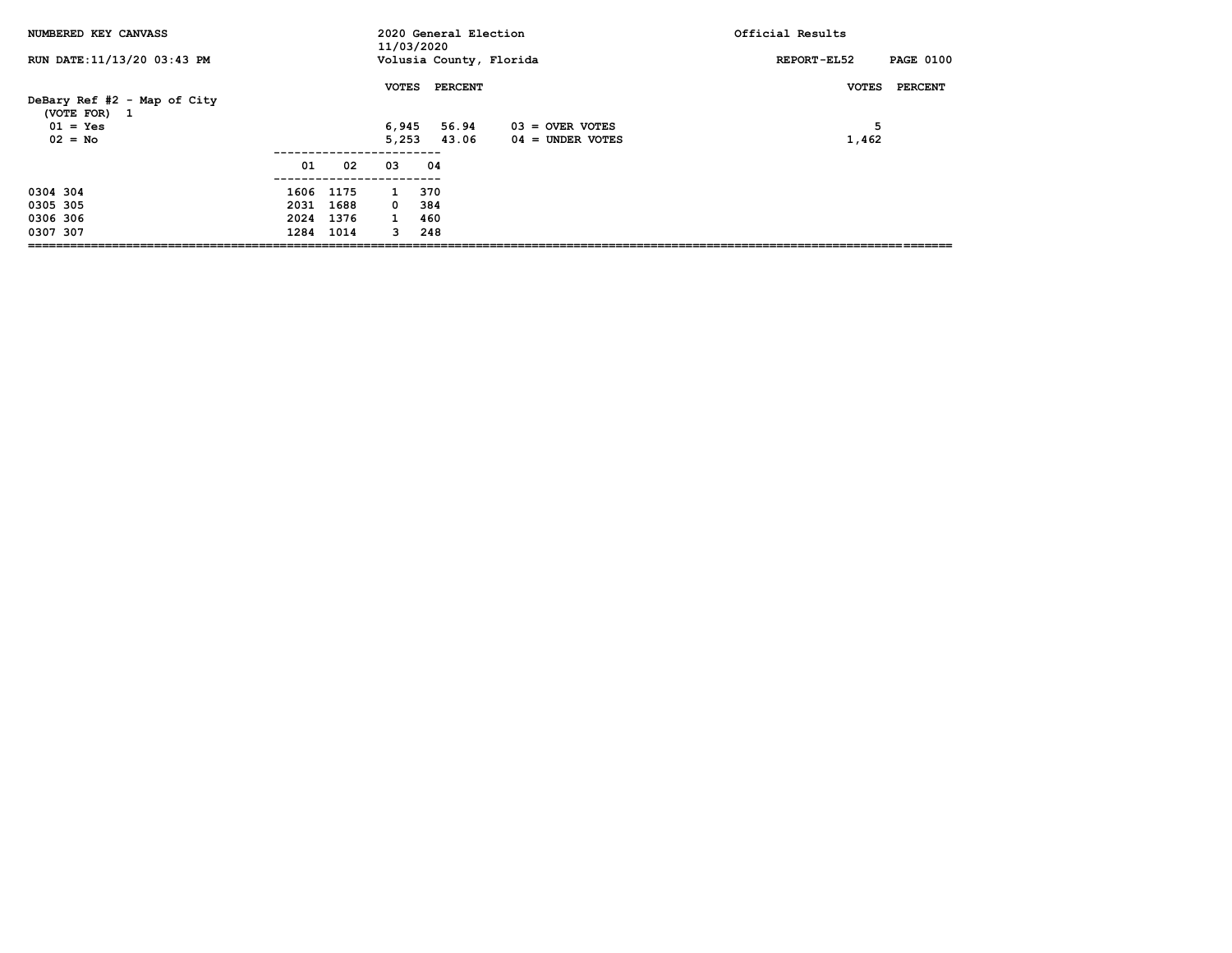NUMBERED KEY CANVASS — 2020 General Election 11/03/2020 — Official Results

RUN DATE:11/13/20 03:43 PM — Volusia County, Florida — REPORT-EL52

## DeBary Ref #2 - Map of City

(VOTE FOR) 1

| | VOTES | PERCENT |
|---|---|---|
| 01 = Yes | 6,945 | 56.94 |
| 02 = No | 5,253 | 43.06 |

| | VOTES | PERCENT |
|---|---|---|
| 03 = OVER VOTES | 5 | |
| 04 = UNDER VOTES | 1,462 | |

| | 01 | 02 | 03 | 04 |
|---|---|---|---|---|
| 0304 304 | 1606 | 1175 | 1 | 370 |
| 0305 305 | 2031 | 1688 | 0 | 384 |
| 0306 306 | 2024 | 1376 | 1 | 460 |
| 0307 307 | 1284 | 1014 | 3 | 248 |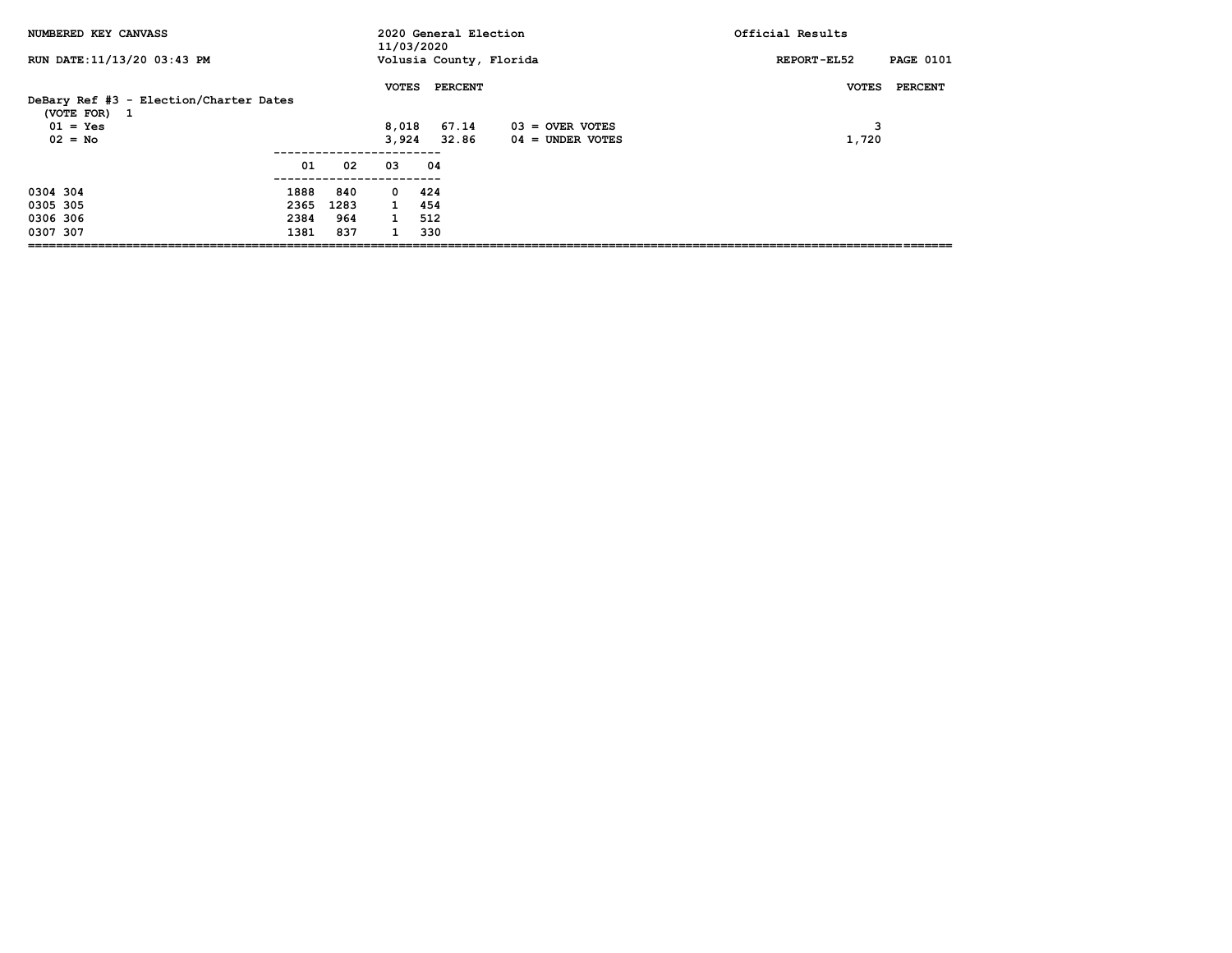**NUMBERED KEY CANVASS** — 2020 General Election 11/03/2020 — Official Results

RUN DATE:11/13/20 03:43 PM — Volusia County, Florida — REPORT-EL52

## DeBary Ref #3 - Election/Charter Dates

(VOTE FOR) 1

| | VOTES | PERCENT |
|---|---|---|
| 01 = Yes | 8,018 | 67.14 |
| 02 = No | 3,924 | 32.86 |

| | VOTES | PERCENT |
|---|---|---|
| 03 = OVER VOTES | 3 | |
| 04 = UNDER VOTES | 1,720 | |

| Precinct | 01 | 02 | 03 | 04 |
|---|---|---|---|---|
| 0304 304 | 1888 | 840 | 0 | 424 |
| 0305 305 | 2365 | 1283 | 1 | 454 |
| 0306 306 | 2384 | 964 | 1 | 512 |
| 0307 307 | 1381 | 837 | 1 | 330 |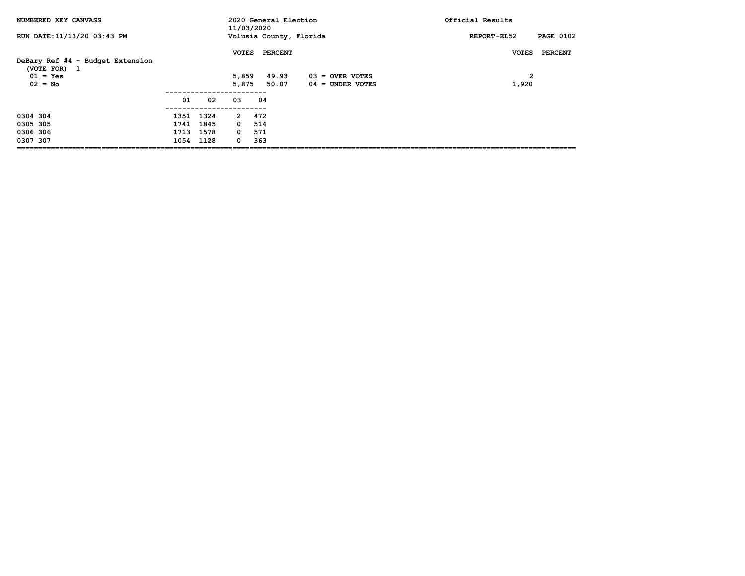NUMBERED KEY CANVASS | 2020 General Election 11/03/2020 | Official Results

RUN DATE:11/13/20 03:43 PM | Volusia County, Florida | REPORT-EL52

## DeBary Ref #4 - Budget Extension

(VOTE FOR) 1

| | VOTES | PERCENT |
|---|---|---|
| 01 = Yes | 5,859 | 49.93 |
| 02 = No | 5,875 | 50.07 |

| | VOTES | PERCENT |
|---|---|---|
| 03 = OVER VOTES | 2 | |
| 04 = UNDER VOTES | 1,920 | |

| | 01 | 02 | 03 | 04 |
|---|---|---|---|---|
| 0304 304 | 1351 | 1324 | 2 | 472 |
| 0305 305 | 1741 | 1845 | 0 | 514 |
| 0306 306 | 1713 | 1578 | 0 | 571 |
| 0307 307 | 1054 | 1128 | 0 | 363 |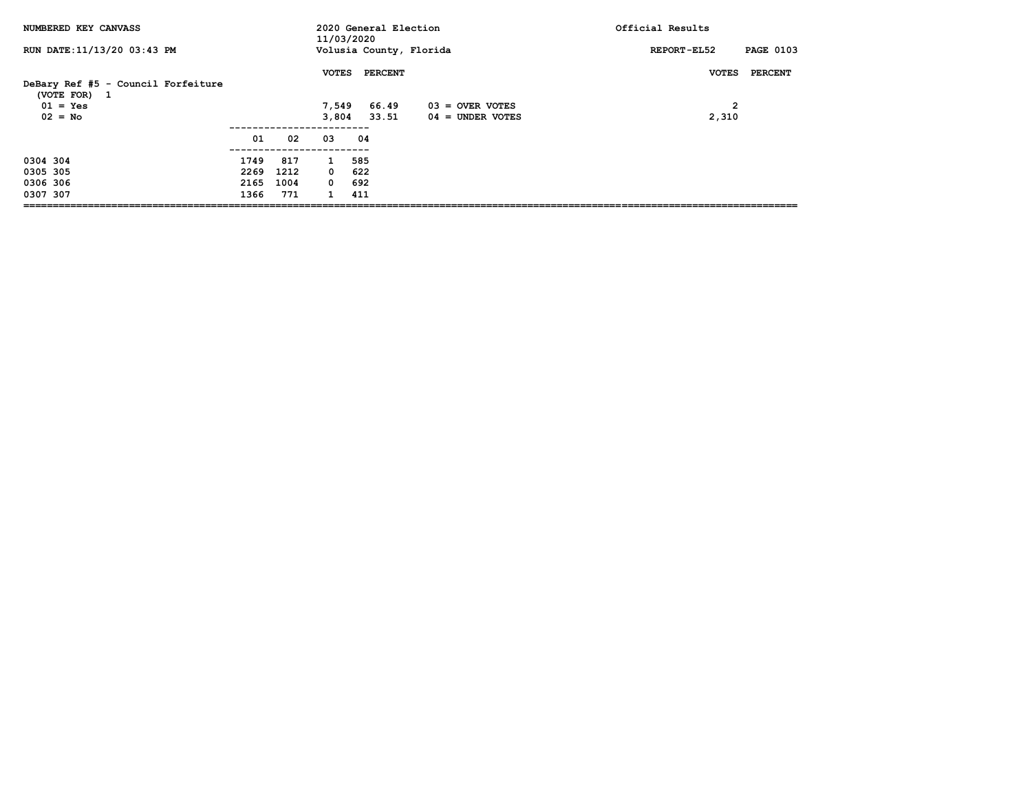NUMBERED KEY CANVASS — 2020 General Election 11/03/2020 — Official Results

RUN DATE:11/13/20 03:43 PM — Volusia County, Florida — REPORT-EL52

## DeBary Ref #5 - Council Forfeiture

(VOTE FOR) 1

| | VOTES | PERCENT |
|---|---|---|
| 01 = Yes | 7,549 | 66.49 |
| 02 = No | 3,804 | 33.51 |

| | VOTES | PERCENT |
|---|---|---|
| 03 = OVER VOTES | 2 | |
| 04 = UNDER VOTES | 2,310 | |

| | 01 | 02 | 03 | 04 |
|---|---|---|---|---|
| 0304 304 | 1749 | 817 | 1 | 585 |
| 0305 305 | 2269 | 1212 | 0 | 622 |
| 0306 306 | 2165 | 1004 | 0 | 692 |
| 0307 307 | 1366 | 771 | 1 | 411 |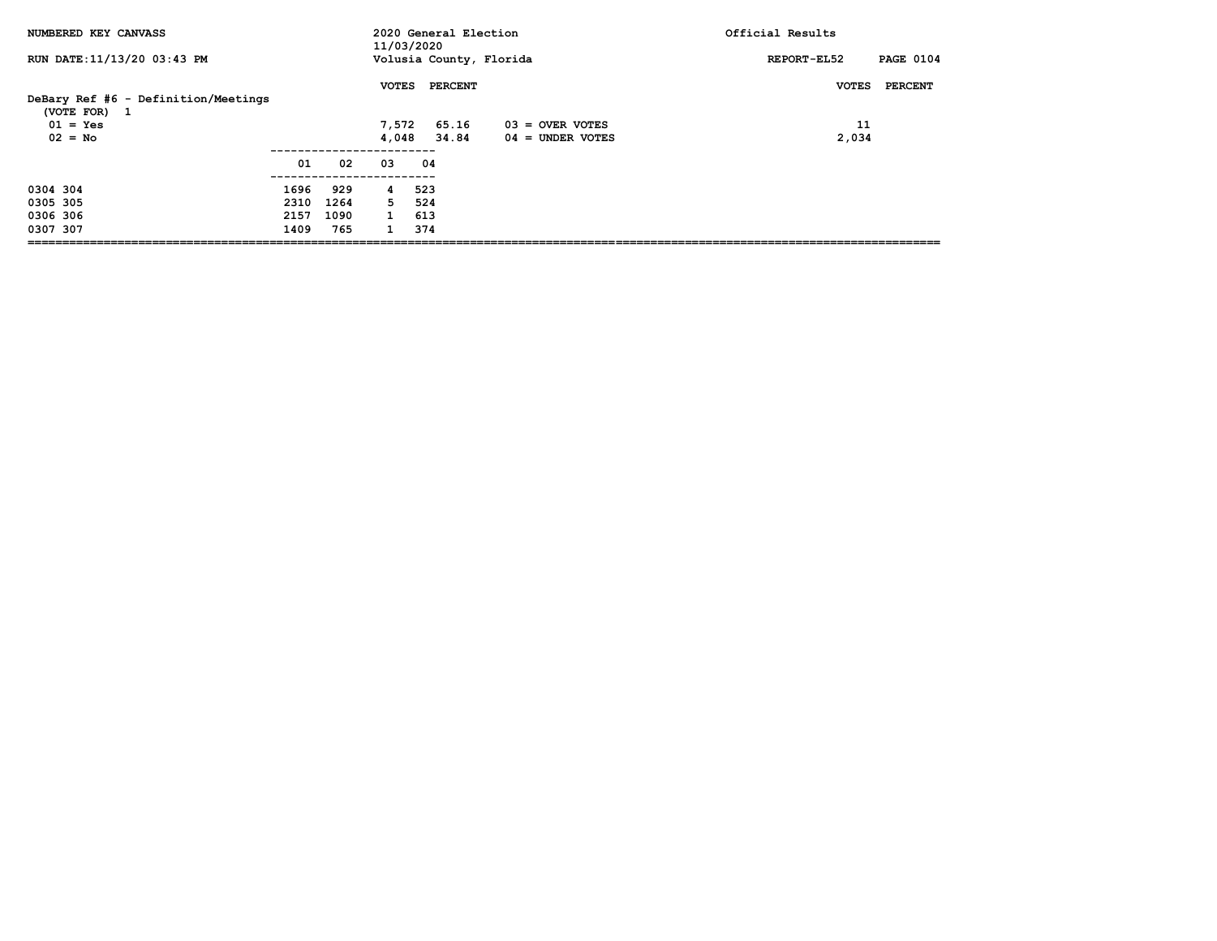NUMBERED KEY CANVASS — 2020 General Election 11/03/2020 — Official Results

RUN DATE:11/13/20 03:43 PM — Volusia County, Florida — REPORT-EL52

## DeBary Ref #6 - Definition/Meetings

(VOTE FOR) 1

| | VOTES | PERCENT |
|---|---|---|
| 01 = Yes | 7,572 | 65.16 |
| 02 = No | 4,048 | 34.84 |

| | VOTES | PERCENT |
|---|---|---|
| 03 = OVER VOTES | 11 | |
| 04 = UNDER VOTES | 2,034 | |

| | 01 | 02 | 03 | 04 |
|---|---|---|---|---|
| 0304 304 | 1696 | 929 | 4 | 523 |
| 0305 305 | 2310 | 1264 | 5 | 524 |
| 0306 306 | 2157 | 1090 | 1 | 613 |
| 0307 307 | 1409 | 765 | 1 | 374 |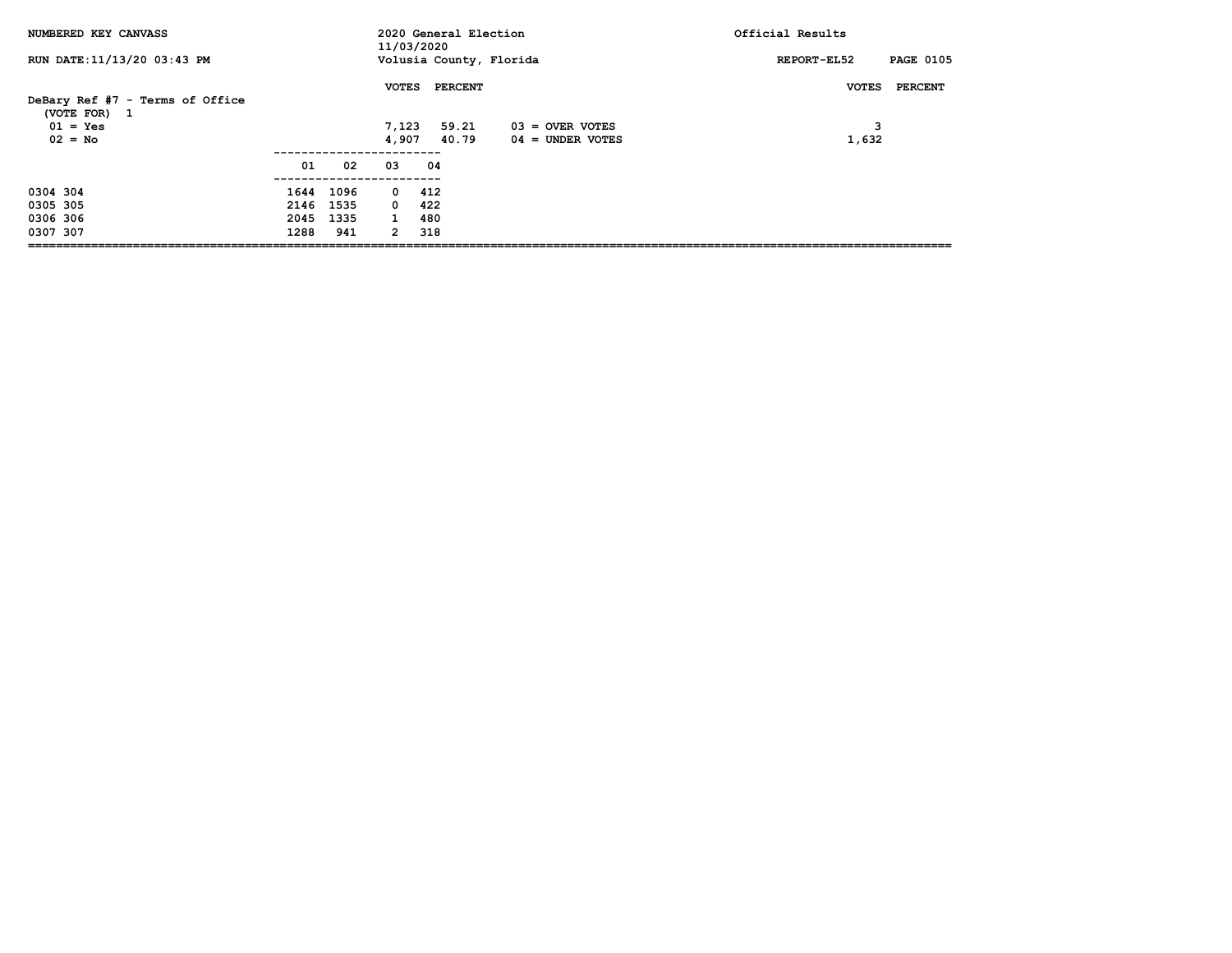NUMBERED KEY CANVASS

RUN DATE:11/13/20 03:43 PM

2020 General Election
11/03/2020
Volusia County, Florida

Official Results

REPORT-EL52

## DeBary Ref #7 - Terms of Office

(VOTE FOR) 1

| | VOTES | PERCENT | | VOTES | PERCENT |
|---|---|---|---|---|---|
| 01 = Yes | 7,123 | 59.21 | 03 = OVER VOTES | 3 | |
| 02 = No | 4,907 | 40.79 | 04 = UNDER VOTES | 1,632 | |

| | 01 | 02 | 03 | 04 |
|---|---|---|---|---|
| 0304 304 | 1644 | 1096 | 0 | 412 |
| 0305 305 | 2146 | 1535 | 0 | 422 |
| 0306 306 | 2045 | 1335 | 1 | 480 |
| 0307 307 | 1288 | 941 | 2 | 318 |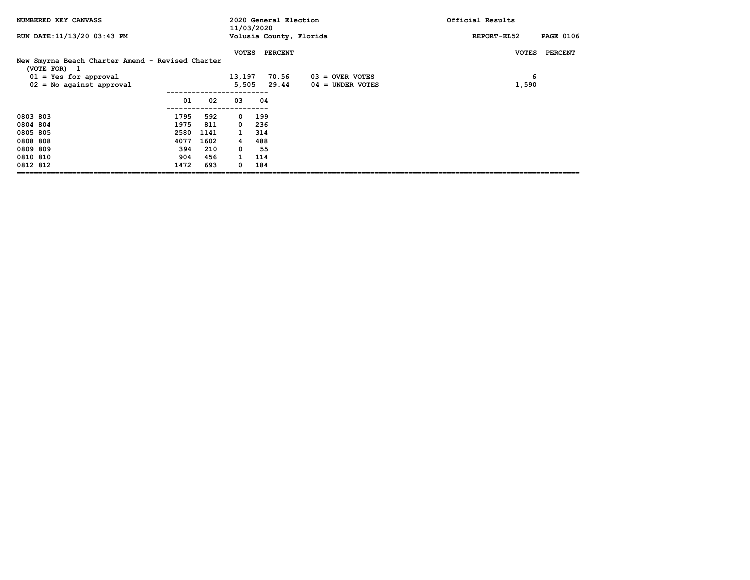NUMBERED KEY CANVASS — 2020 General Election — 11/03/2020 — Volusia County, Florida — Official Results

RUN DATE:11/13/20 03:43 PM — REPORT-EL52

## New Smyrna Beach Charter Amend - Revised Charter

(VOTE FOR) 1

| | VOTES | PERCENT |
|---|---|---|
| 01 = Yes for approval | 13,197 | 70.56 |
| 02 = No against approval | 5,505 | 29.44 |
| 03 = OVER VOTES | 6 | |
| 04 = UNDER VOTES | 1,590 | |

| Precinct | 01 | 02 | 03 | 04 |
|---|---|---|---|---|
| 0803 803 | 1795 | 592 | 0 | 199 |
| 0804 804 | 1975 | 811 | 0 | 236 |
| 0805 805 | 2580 | 1141 | 1 | 314 |
| 0808 808 | 4077 | 1602 | 4 | 488 |
| 0809 809 | 394 | 210 | 0 | 55 |
| 0810 810 | 904 | 456 | 1 | 114 |
| 0812 812 | 1472 | 693 | 0 | 184 |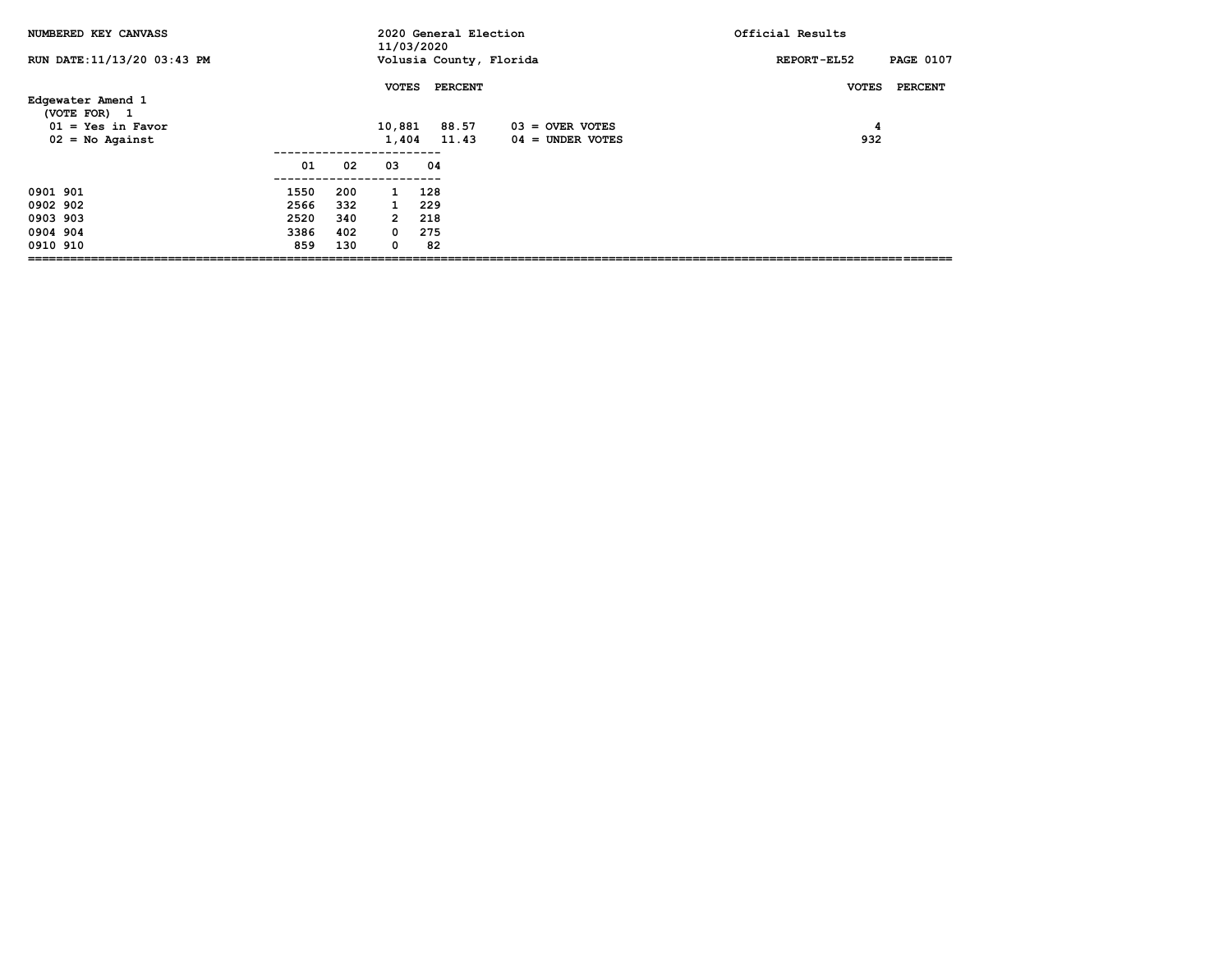NUMBERED KEY CANVASS | 2020 General Election 11/03/2020 | Official Results

RUN DATE:11/13/20 03:43 PM | Volusia County, Florida | REPORT-EL52

## Edgewater Amend 1

(VOTE FOR) 1

| | VOTES | PERCENT |
|---|---|---|
| 01 = Yes in Favor | 10,881 | 88.57 |
| 02 = No Against | 1,404 | 11.43 |

| | VOTES | PERCENT |
|---|---|---|
| 03 = OVER VOTES | 4 | |
| 04 = UNDER VOTES | 932 | |

| | 01 | 02 | 03 | 04 |
|---|---|---|---|---|
| 0901 901 | 1550 | 200 | 1 | 128 |
| 0902 902 | 2566 | 332 | 1 | 229 |
| 0903 903 | 2520 | 340 | 2 | 218 |
| 0904 904 | 3386 | 402 | 0 | 275 |
| 0910 910 | 859 | 130 | 0 | 82 |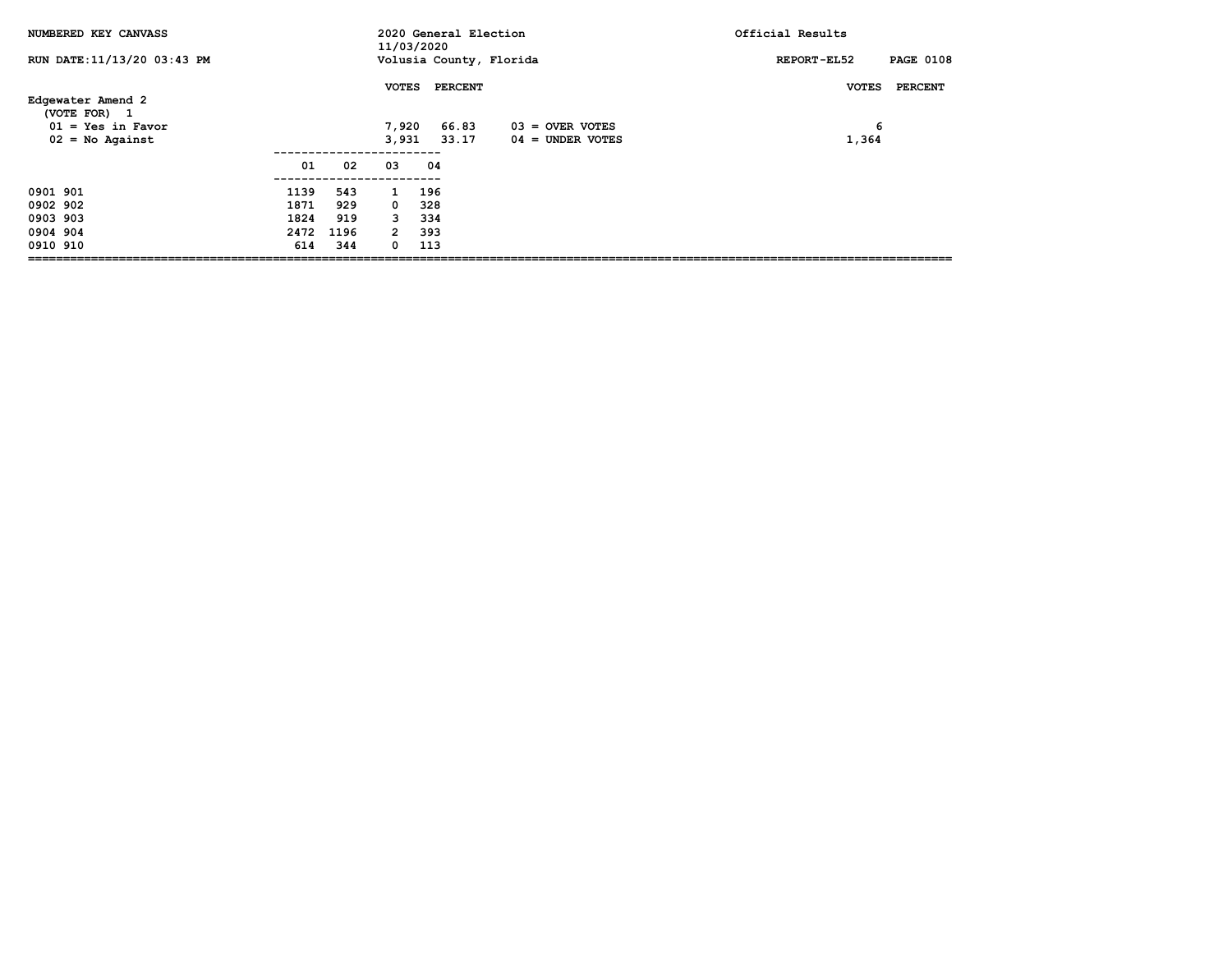NUMBERED KEY CANVASS

RUN DATE:11/13/20 03:43 PM

2020 General Election
11/03/2020
Volusia County, Florida

Official Results

REPORT-EL52

## Edgewater Amend 2

(VOTE FOR) 1

| | VOTES | PERCENT | | VOTES | PERCENT |
|---|---|---|---|---|---|
| 01 = Yes in Favor | 7,920 | 66.83 | 03 = OVER VOTES | 6 | |
| 02 = No Against | 3,931 | 33.17 | 04 = UNDER VOTES | 1,364 | |

| | 01 | 02 | 03 | 04 |
|---|---|---|---|---|
| 0901 901 | 1139 | 543 | 1 | 196 |
| 0902 902 | 1871 | 929 | 0 | 328 |
| 0903 903 | 1824 | 919 | 3 | 334 |
| 0904 904 | 2472 | 1196 | 2 | 393 |
| 0910 910 | 614 | 344 | 0 | 113 |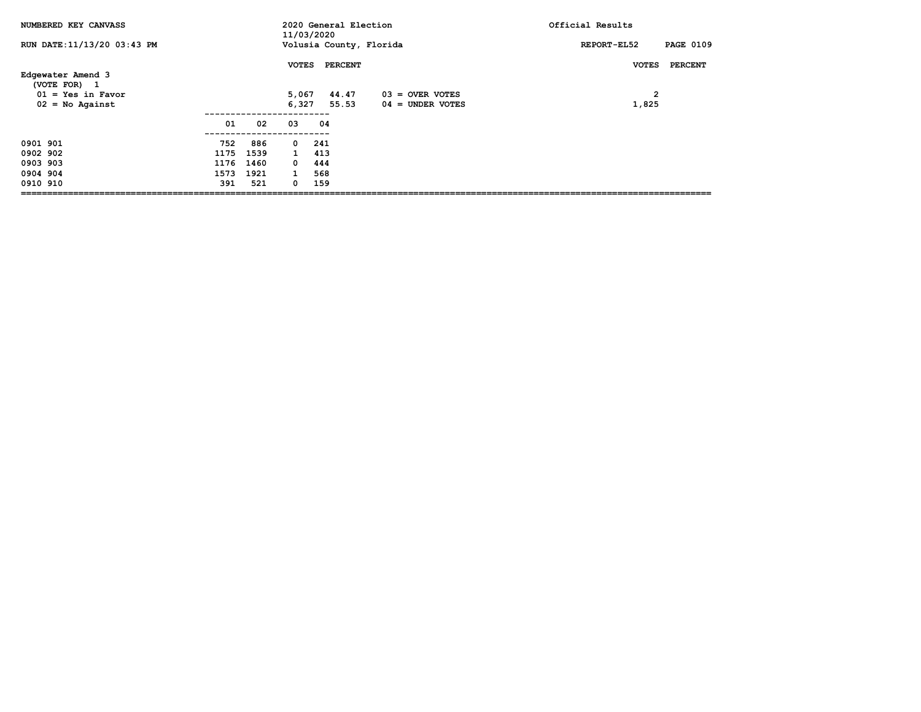NUMBERED KEY CANVASS — 2020 General Election 11/03/2020 — Volusia County, Florida — Official Results

RUN DATE:11/13/20 03:43 PM — REPORT-EL52

## Edgewater Amend 3

(VOTE FOR) 1

| | VOTES | PERCENT |
|---|---|---|
| 01 = Yes in Favor | 5,067 | 44.47 |
| 02 = No Against | 6,327 | 55.53 |

| | VOTES | PERCENT |
|---|---|---|
| 03 = OVER VOTES | 2 | |
| 04 = UNDER VOTES | 1,825 | |

| | 01 | 02 | 03 | 04 |
|---|---|---|---|---|
| 0901 901 | 752 | 886 | 0 | 241 |
| 0902 902 | 1175 | 1539 | 1 | 413 |
| 0903 903 | 1176 | 1460 | 0 | 444 |
| 0904 904 | 1573 | 1921 | 1 | 568 |
| 0910 910 | 391 | 521 | 0 | 159 |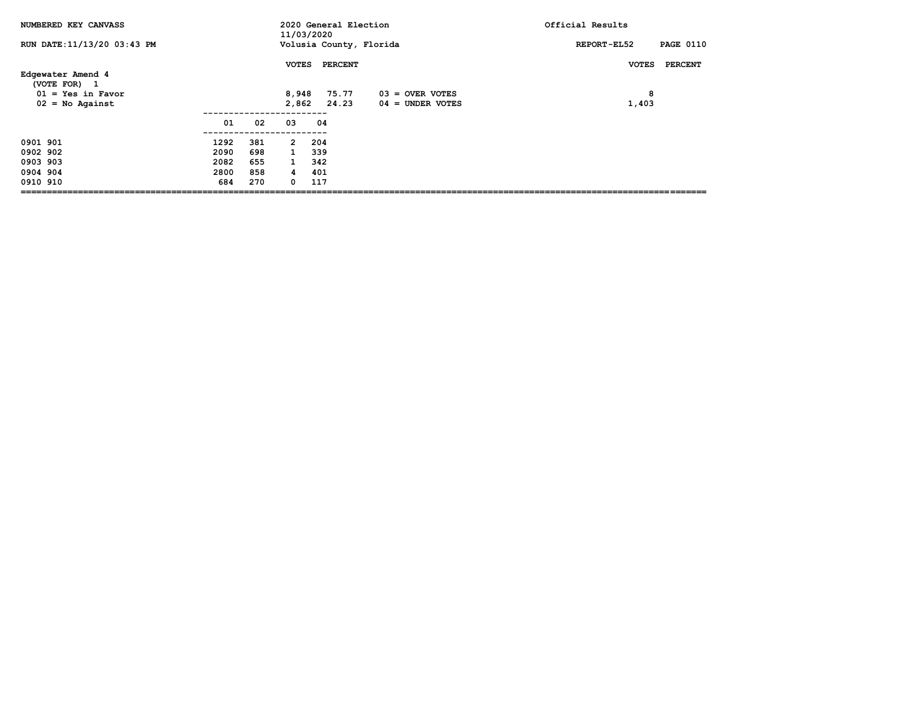NUMBERED KEY CANVASS — 2020 General Election 11/03/2020 — Volusia County, Florida — Official Results

RUN DATE:11/13/20 03:43 PM — REPORT-EL52

## Edgewater Amend 4

(VOTE FOR) 1

| | VOTES | PERCENT | | VOTES | PERCENT |
|---|---|---|---|---|---|
| 01 = Yes in Favor | 8,948 | 75.77 | 03 = OVER VOTES | 8 | |
| 02 = No Against | 2,862 | 24.23 | 04 = UNDER VOTES | 1,403 | |

| | 01 | 02 | 03 | 04 |
|---|---|---|---|---|
| 0901 901 | 1292 | 381 | 2 | 204 |
| 0902 902 | 2090 | 698 | 1 | 339 |
| 0903 903 | 2082 | 655 | 1 | 342 |
| 0904 904 | 2800 | 858 | 4 | 401 |
| 0910 910 | 684 | 270 | 0 | 117 |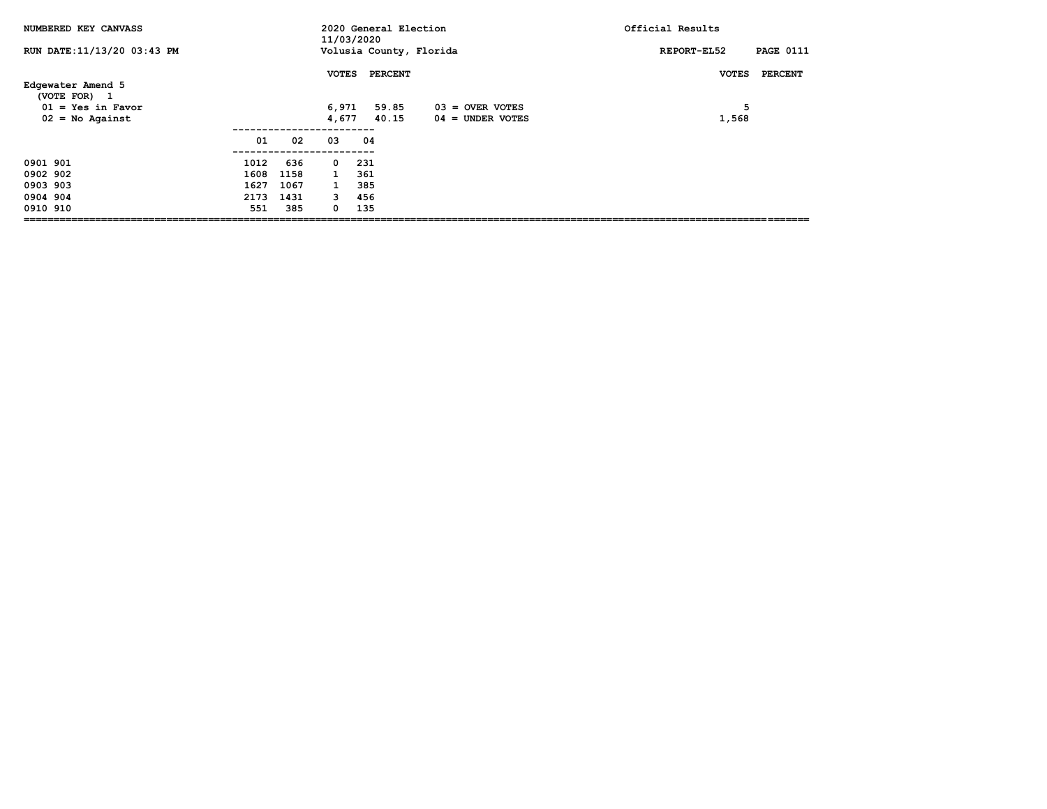NUMBERED KEY CANVASS — 2020 General Election 11/03/2020 — Volusia County, Florida — Official Results

RUN DATE:11/13/20 03:43 PM — REPORT-EL52 — PAGE 0111

## Edgewater Amend 5

(VOTE FOR) 1

| | VOTES | PERCENT |
|---|---|---|
| 01 = Yes in Favor | 6,971 | 59.85 |
| 02 = No Against | 4,677 | 40.15 |

| | VOTES | PERCENT |
|---|---|---|
| 03 = OVER VOTES | 5 | |
| 04 = UNDER VOTES | 1,568 | |

| | 01 | 02 | 03 | 04 |
|---|---|---|---|---|
| 0901 901 | 1012 | 636 | 0 | 231 |
| 0902 902 | 1608 | 1158 | 1 | 361 |
| 0903 903 | 1627 | 1067 | 1 | 385 |
| 0904 904 | 2173 | 1431 | 3 | 456 |
| 0910 910 | 551 | 385 | 0 | 135 |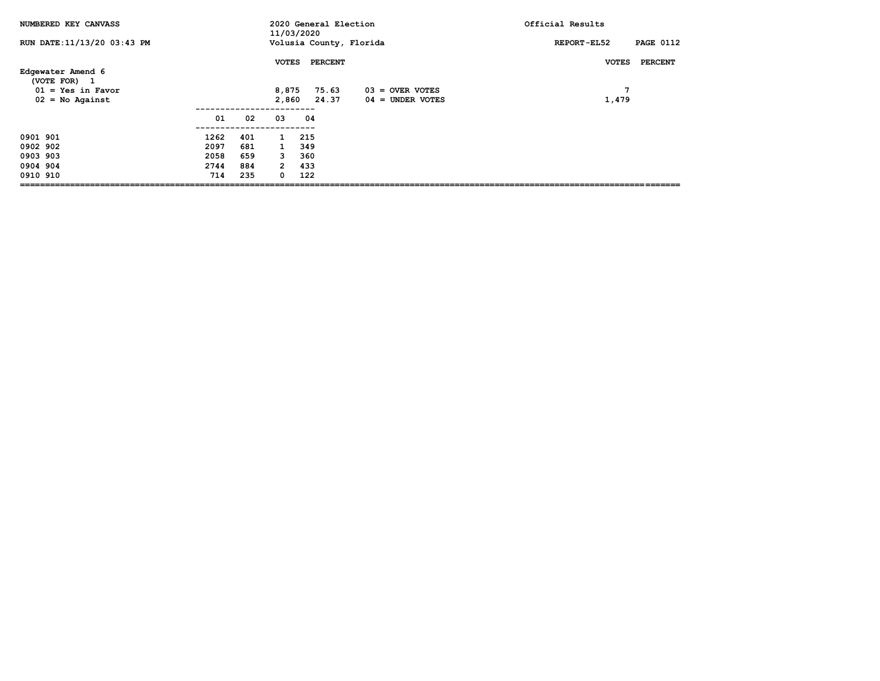NUMBERED KEY CANVASS

RUN DATE:11/13/20 03:43 PM

2020 General Election
11/03/2020
Volusia County, Florida

Official Results

REPORT-EL52

## Edgewater Amend 6

(VOTE FOR) 1

| | VOTES | PERCENT |
|---|---|---|
| 01 = Yes in Favor | 8,875 | 75.63 |
| 02 = No Against | 2,860 | 24.37 |

| | VOTES | PERCENT |
|---|---|---|
| 03 = OVER VOTES | 7 | |
| 04 = UNDER VOTES | 1,479 | |

| | 01 | 02 | 03 | 04 |
|---|---|---|---|---|
| 0901 901 | 1262 | 401 | 1 | 215 |
| 0902 902 | 2097 | 681 | 1 | 349 |
| 0903 903 | 2058 | 659 | 3 | 360 |
| 0904 904 | 2744 | 884 | 2 | 433 |
| 0910 910 | 714 | 235 | 0 | 122 |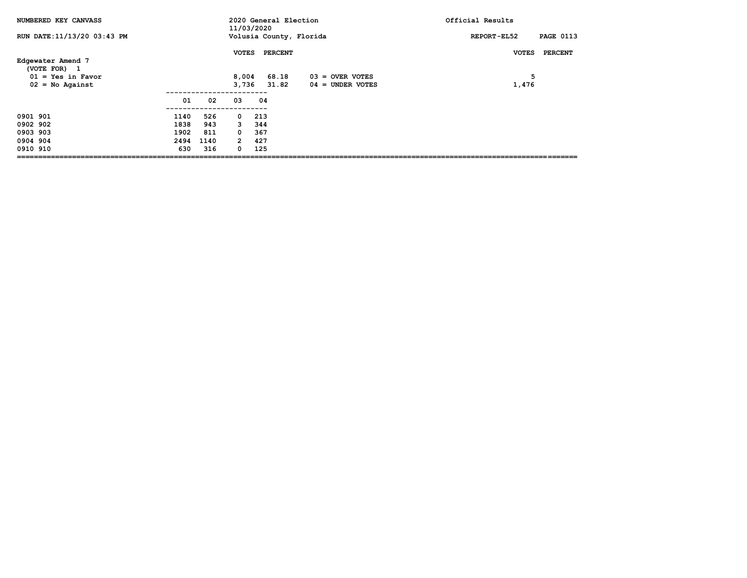NUMBERED KEY CANVASS

2020 General Election
11/03/2020
Volusia County, Florida

Official Results

RUN DATE:11/13/20 03:43 PM

REPORT-EL52

## Edgewater Amend 7

(VOTE FOR) 1

| | VOTES | PERCENT | | VOTES | PERCENT |
|---|---|---|---|---|---|
| 01 = Yes in Favor | 8,004 | 68.18 | 03 = OVER VOTES | 5 | |
| 02 = No Against | 3,736 | 31.82 | 04 = UNDER VOTES | 1,476 | |

| | 01 | 02 | 03 | 04 |
|---|---|---|---|---|
| 0901 901 | 1140 | 526 | 0 | 213 |
| 0902 902 | 1838 | 943 | 3 | 344 |
| 0903 903 | 1902 | 811 | 0 | 367 |
| 0904 904 | 2494 | 1140 | 2 | 427 |
| 0910 910 | 630 | 316 | 0 | 125 |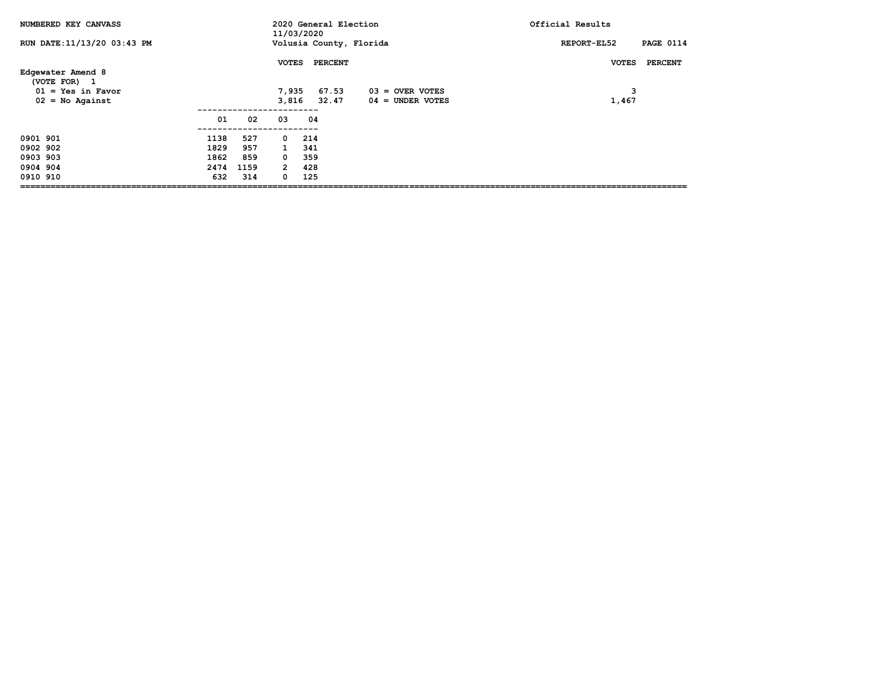NUMBERED KEY CANVASS — 2020 General Election 11/03/2020 — Volusia County, Florida — Official Results

RUN DATE:11/13/20 03:43 PM — REPORT-EL52

## Edgewater Amend 8

(VOTE FOR) 1

| | VOTES | PERCENT | | VOTES | PERCENT |
|---|---|---|---|---|---|
| 01 = Yes in Favor | 7,935 | 67.53 | 03 = OVER VOTES | 3 | |
| 02 = No Against | 3,816 | 32.47 | 04 = UNDER VOTES | 1,467 | |

| | 01 | 02 | 03 | 04 |
|---|---|---|---|---|
| 0901 901 | 1138 | 527 | 0 | 214 |
| 0902 902 | 1829 | 957 | 1 | 341 |
| 0903 903 | 1862 | 859 | 0 | 359 |
| 0904 904 | 2474 | 1159 | 2 | 428 |
| 0910 910 | 632 | 314 | 0 | 125 |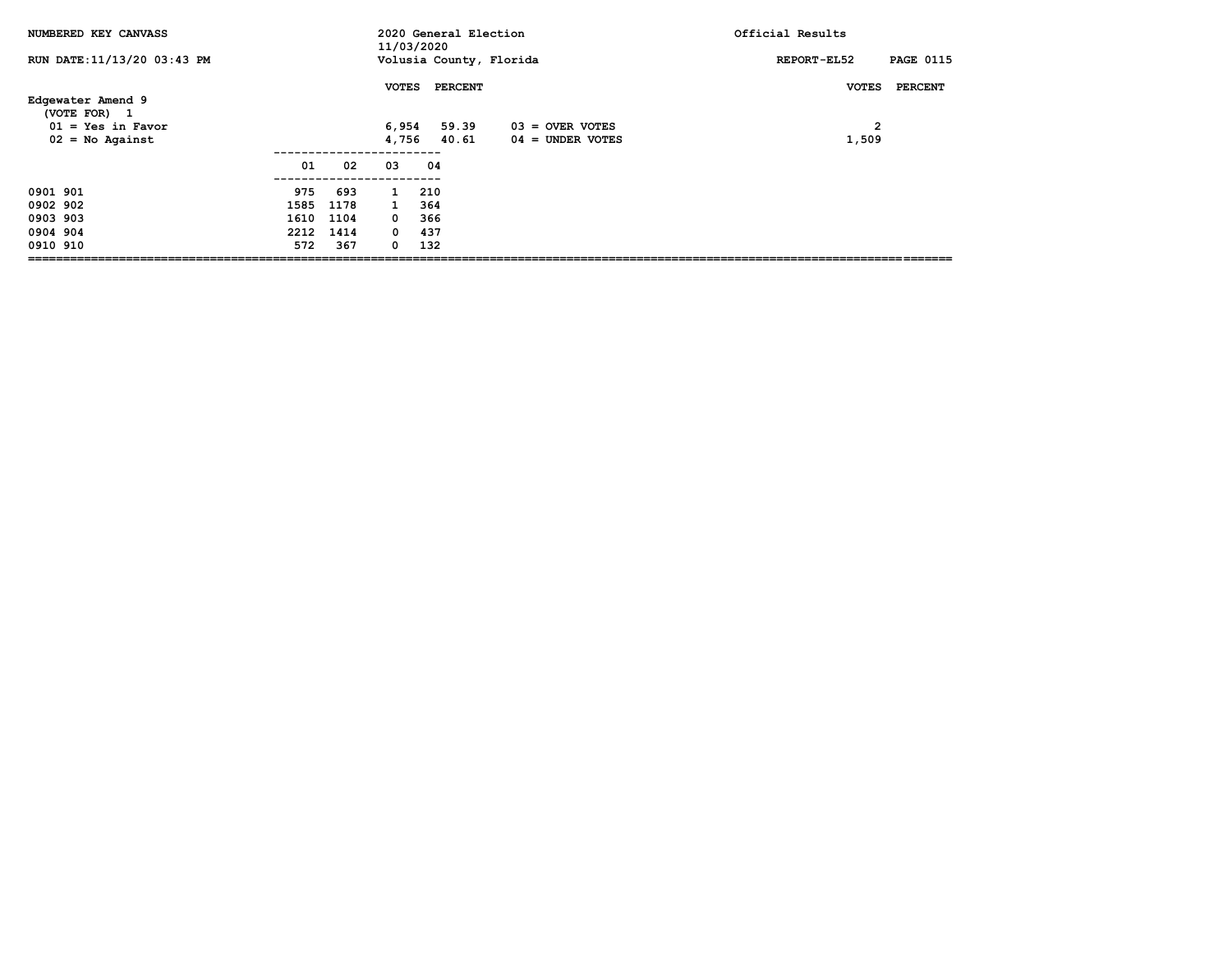NUMBERED KEY CANVASS — 2020 General Election 11/03/2020 — Official Results

RUN DATE:11/13/20 03:43 PM — Volusia County, Florida — REPORT-EL52 PAGE 0115

**Edgewater Amend 9**
(VOTE FOR) 1

| | VOTES | PERCENT | | VOTES | PERCENT |
|---|---|---|---|---|---|
| 01 = Yes in Favor | 6,954 | 59.39 | 03 = OVER VOTES | 2 | |
| 02 = No Against | 4,756 | 40.61 | 04 = UNDER VOTES | 1,509 | |

| | 01 | 02 | 03 | 04 |
|---|---|---|---|---|
| 0901 901 | 975 | 693 | 1 | 210 |
| 0902 902 | 1585 | 1178 | 1 | 364 |
| 0903 903 | 1610 | 1104 | 0 | 366 |
| 0904 904 | 2212 | 1414 | 0 | 437 |
| 0910 910 | 572 | 367 | 0 | 132 |